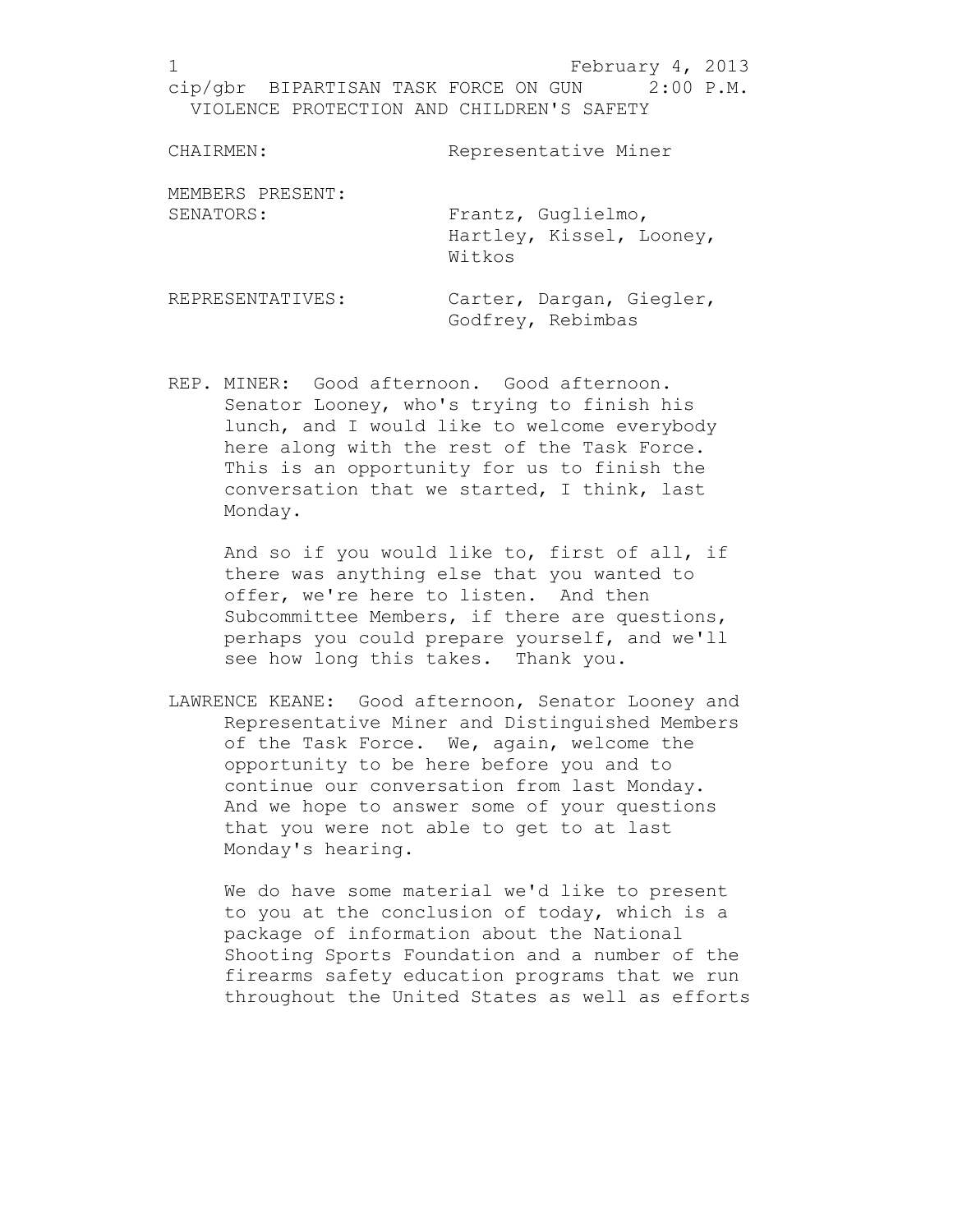February 4, 2013
cip/gbr BIPARTISAN TASK FORCE ON GUN 2:00 P.M.
VIOLENCE PROTECTION AND CHILDREN'S SAFETY

| | |
|---|---|
| CHAIRMEN: | Representative Miner |
| MEMBERS PRESENT: | |
| SENATORS: | Frantz, Guglielmo, Hartley, Kissel, Looney, Witkos |
| REPRESENTATIVES: | Carter, Dargan, Giegler, Godfrey, Rebimbas |

REP. MINER: Good afternoon. Good afternoon. Senator Looney, who's trying to finish his lunch, and I would like to welcome everybody here along with the rest of the Task Force. This is an opportunity for us to finish the conversation that we started, I think, last Monday.

And so if you would like to, first of all, if there was anything else that you wanted to offer, we're here to listen. And then Subcommittee Members, if there are questions, perhaps you could prepare yourself, and we'll see how long this takes. Thank you.

LAWRENCE KEANE: Good afternoon, Senator Looney and Representative Miner and Distinguished Members of the Task Force. We, again, welcome the opportunity to be here before you and to continue our conversation from last Monday. And we hope to answer some of your questions that you were not able to get to at last Monday's hearing.

We do have some material we'd like to present to you at the conclusion of today, which is a package of information about the National Shooting Sports Foundation and a number of the firearms safety education programs that we run throughout the United States as well as efforts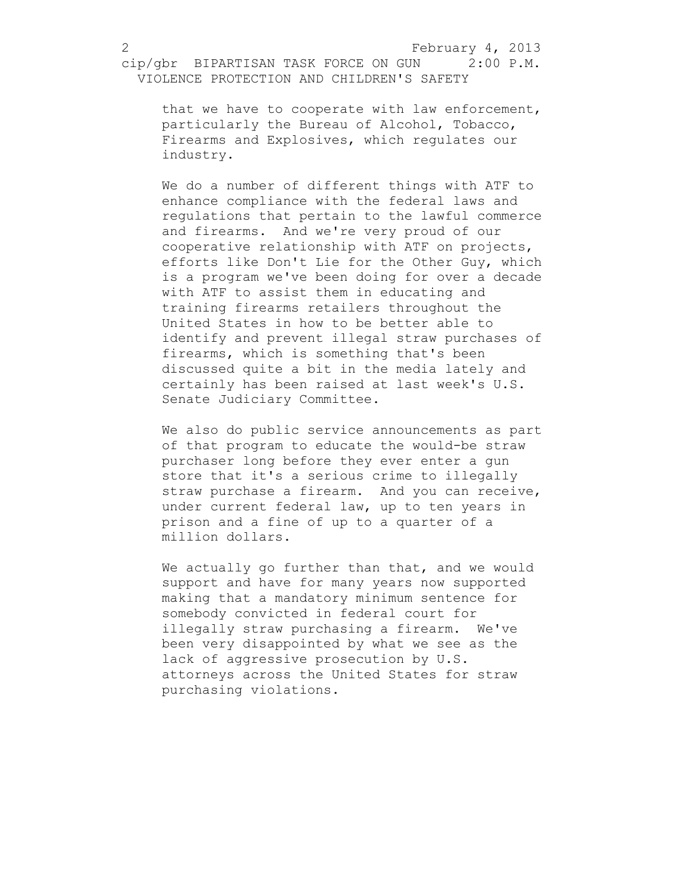that we have to cooperate with law enforcement, particularly the Bureau of Alcohol, Tobacco, Firearms and Explosives, which regulates our industry.

We do a number of different things with ATF to enhance compliance with the federal laws and regulations that pertain to the lawful commerce and firearms. And we're very proud of our cooperative relationship with ATF on projects, efforts like Don't Lie for the Other Guy, which is a program we've been doing for over a decade with ATF to assist them in educating and training firearms retailers throughout the United States in how to be better able to identify and prevent illegal straw purchases of firearms, which is something that's been discussed quite a bit in the media lately and certainly has been raised at last week's U.S. Senate Judiciary Committee.

We also do public service announcements as part of that program to educate the would-be straw purchaser long before they ever enter a gun store that it's a serious crime to illegally straw purchase a firearm. And you can receive, under current federal law, up to ten years in prison and a fine of up to a quarter of a million dollars.

We actually go further than that, and we would support and have for many years now supported making that a mandatory minimum sentence for somebody convicted in federal court for illegally straw purchasing a firearm. We've been very disappointed by what we see as the lack of aggressive prosecution by U.S. attorneys across the United States for straw purchasing violations.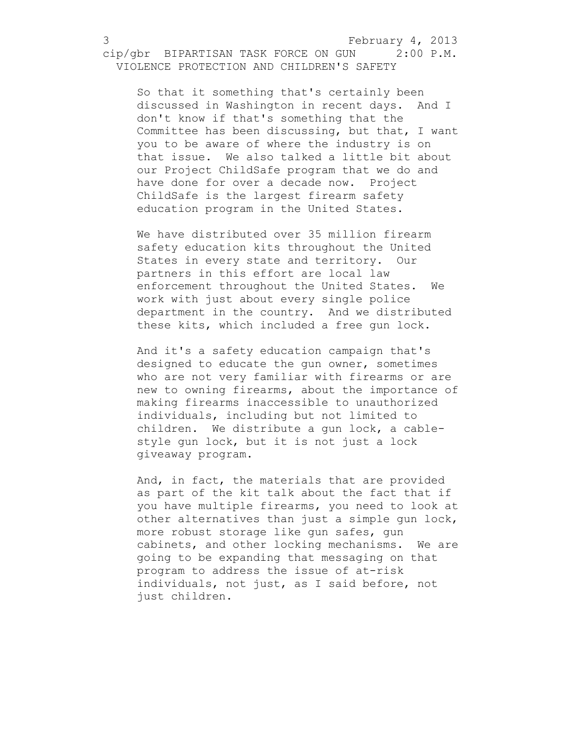So that it something that's certainly been discussed in Washington in recent days. And I don't know if that's something that the Committee has been discussing, but that, I want you to be aware of where the industry is on that issue. We also talked a little bit about our Project ChildSafe program that we do and have done for over a decade now. Project ChildSafe is the largest firearm safety education program in the United States.

We have distributed over 35 million firearm safety education kits throughout the United States in every state and territory. Our partners in this effort are local law enforcement throughout the United States. We work with just about every single police department in the country. And we distributed these kits, which included a free gun lock.

And it's a safety education campaign that's designed to educate the gun owner, sometimes who are not very familiar with firearms or are new to owning firearms, about the importance of making firearms inaccessible to unauthorized individuals, including but not limited to children. We distribute a gun lock, a cable-style gun lock, but it is not just a lock giveaway program.

And, in fact, the materials that are provided as part of the kit talk about the fact that if you have multiple firearms, you need to look at other alternatives than just a simple gun lock, more robust storage like gun safes, gun cabinets, and other locking mechanisms. We are going to be expanding that messaging on that program to address the issue of at-risk individuals, not just, as I said before, not just children.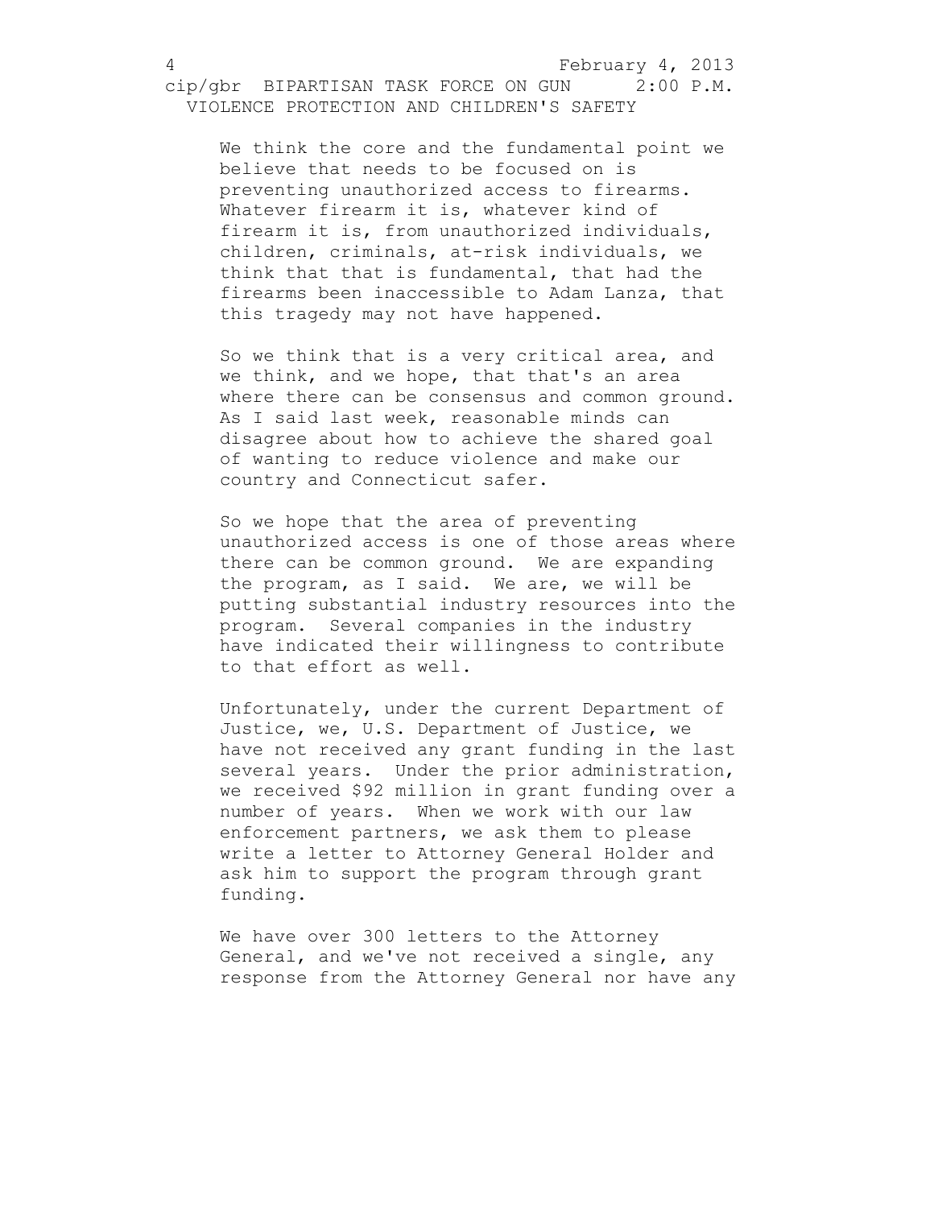We think the core and the fundamental point we believe that needs to be focused on is preventing unauthorized access to firearms. Whatever firearm it is, whatever kind of firearm it is, from unauthorized individuals, children, criminals, at-risk individuals, we think that that is fundamental, that had the firearms been inaccessible to Adam Lanza, that this tragedy may not have happened.

So we think that is a very critical area, and we think, and we hope, that that's an area where there can be consensus and common ground. As I said last week, reasonable minds can disagree about how to achieve the shared goal of wanting to reduce violence and make our country and Connecticut safer.

So we hope that the area of preventing unauthorized access is one of those areas where there can be common ground. We are expanding the program, as I said. We are, we will be putting substantial industry resources into the program. Several companies in the industry have indicated their willingness to contribute to that effort as well.

Unfortunately, under the current Department of Justice, we, U.S. Department of Justice, we have not received any grant funding in the last several years. Under the prior administration, we received $92 million in grant funding over a number of years. When we work with our law enforcement partners, we ask them to please write a letter to Attorney General Holder and ask him to support the program through grant funding.

We have over 300 letters to the Attorney General, and we've not received a single, any response from the Attorney General nor have any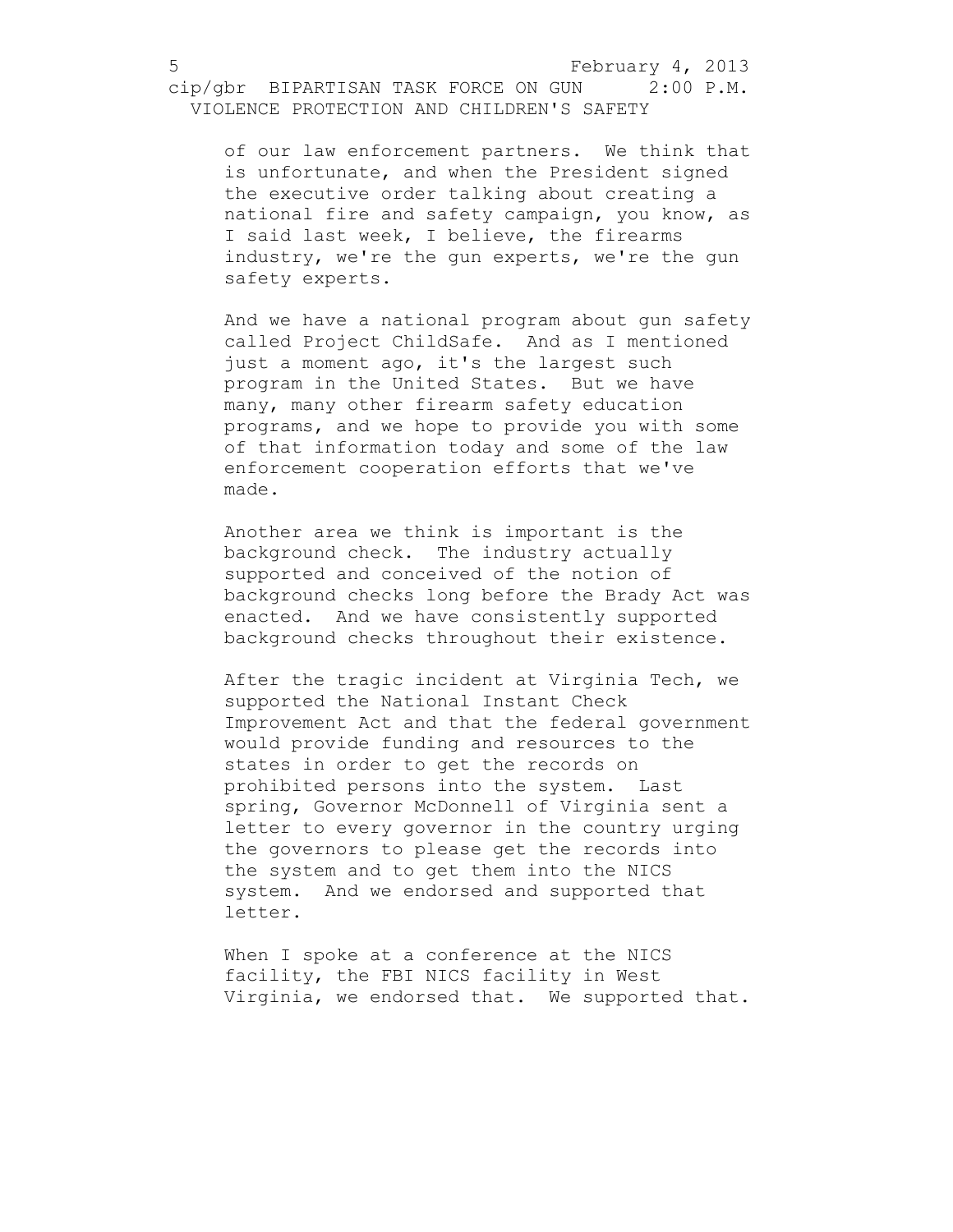of our law enforcement partners. We think that is unfortunate, and when the President signed the executive order talking about creating a national fire and safety campaign, you know, as I said last week, I believe, the firearms industry, we're the gun experts, we're the gun safety experts.

And we have a national program about gun safety called Project ChildSafe. And as I mentioned just a moment ago, it's the largest such program in the United States. But we have many, many other firearm safety education programs, and we hope to provide you with some of that information today and some of the law enforcement cooperation efforts that we've made.

Another area we think is important is the background check. The industry actually supported and conceived of the notion of background checks long before the Brady Act was enacted. And we have consistently supported background checks throughout their existence.

After the tragic incident at Virginia Tech, we supported the National Instant Check Improvement Act and that the federal government would provide funding and resources to the states in order to get the records on prohibited persons into the system. Last spring, Governor McDonnell of Virginia sent a letter to every governor in the country urging the governors to please get the records into the system and to get them into the NICS system. And we endorsed and supported that letter.

When I spoke at a conference at the NICS facility, the FBI NICS facility in West Virginia, we endorsed that. We supported that.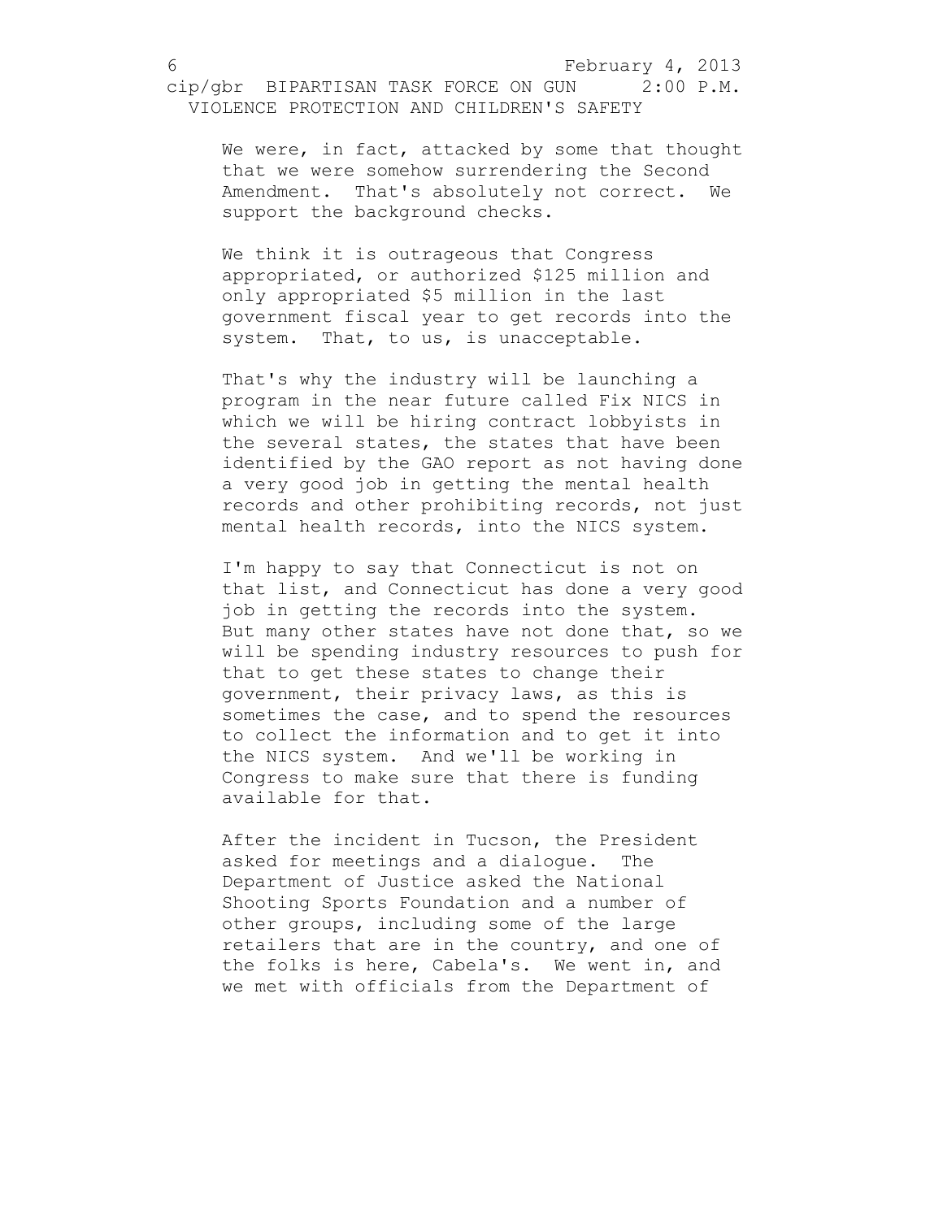We were, in fact, attacked by some that thought that we were somehow surrendering the Second Amendment. That's absolutely not correct. We support the background checks.

We think it is outrageous that Congress appropriated, or authorized $125 million and only appropriated $5 million in the last government fiscal year to get records into the system. That, to us, is unacceptable.

That's why the industry will be launching a program in the near future called Fix NICS in which we will be hiring contract lobbyists in the several states, the states that have been identified by the GAO report as not having done a very good job in getting the mental health records and other prohibiting records, not just mental health records, into the NICS system.

I'm happy to say that Connecticut is not on that list, and Connecticut has done a very good job in getting the records into the system. But many other states have not done that, so we will be spending industry resources to push for that to get these states to change their government, their privacy laws, as this is sometimes the case, and to spend the resources to collect the information and to get it into the NICS system. And we'll be working in Congress to make sure that there is funding available for that.

After the incident in Tucson, the President asked for meetings and a dialogue. The Department of Justice asked the National Shooting Sports Foundation and a number of other groups, including some of the large retailers that are in the country, and one of the folks is here, Cabela's. We went in, and we met with officials from the Department of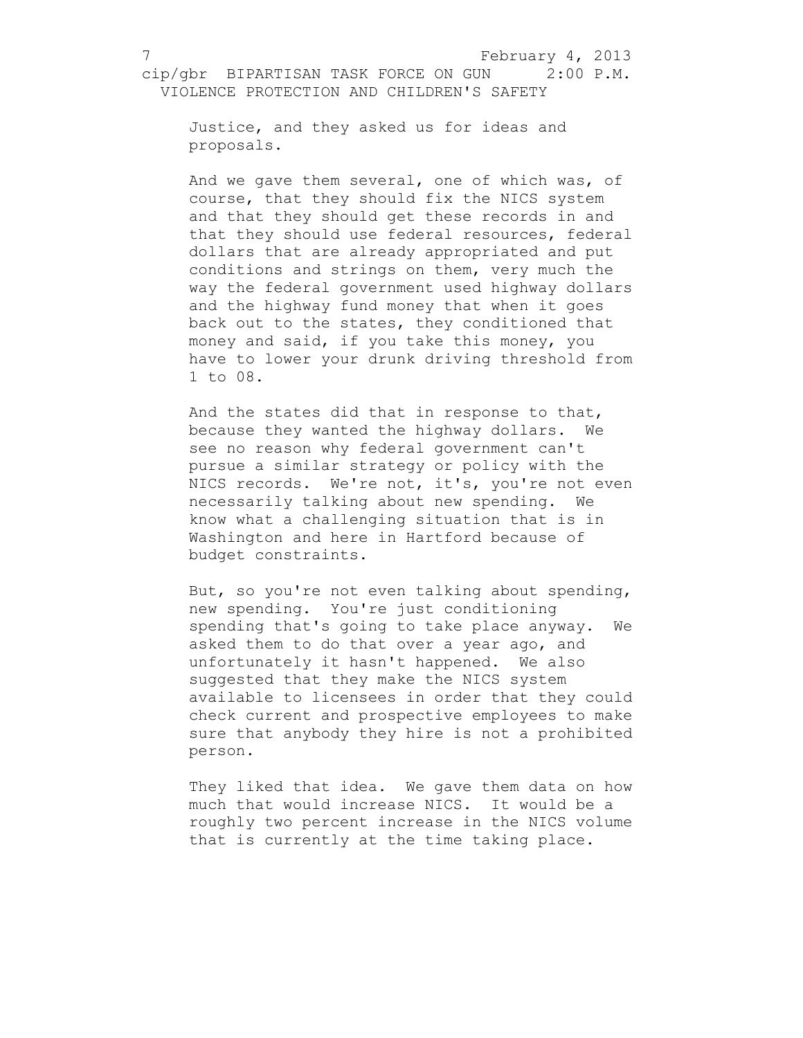Justice, and they asked us for ideas and proposals.

And we gave them several, one of which was, of course, that they should fix the NICS system and that they should get these records in and that they should use federal resources, federal dollars that are already appropriated and put conditions and strings on them, very much the way the federal government used highway dollars and the highway fund money that when it goes back out to the states, they conditioned that money and said, if you take this money, you have to lower your drunk driving threshold from 1 to 08.

And the states did that in response to that, because they wanted the highway dollars. We see no reason why federal government can't pursue a similar strategy or policy with the NICS records. We're not, it's, you're not even necessarily talking about new spending. We know what a challenging situation that is in Washington and here in Hartford because of budget constraints.

But, so you're not even talking about spending, new spending. You're just conditioning spending that's going to take place anyway. We asked them to do that over a year ago, and unfortunately it hasn't happened. We also suggested that they make the NICS system available to licensees in order that they could check current and prospective employees to make sure that anybody they hire is not a prohibited person.

They liked that idea. We gave them data on how much that would increase NICS. It would be a roughly two percent increase in the NICS volume that is currently at the time taking place.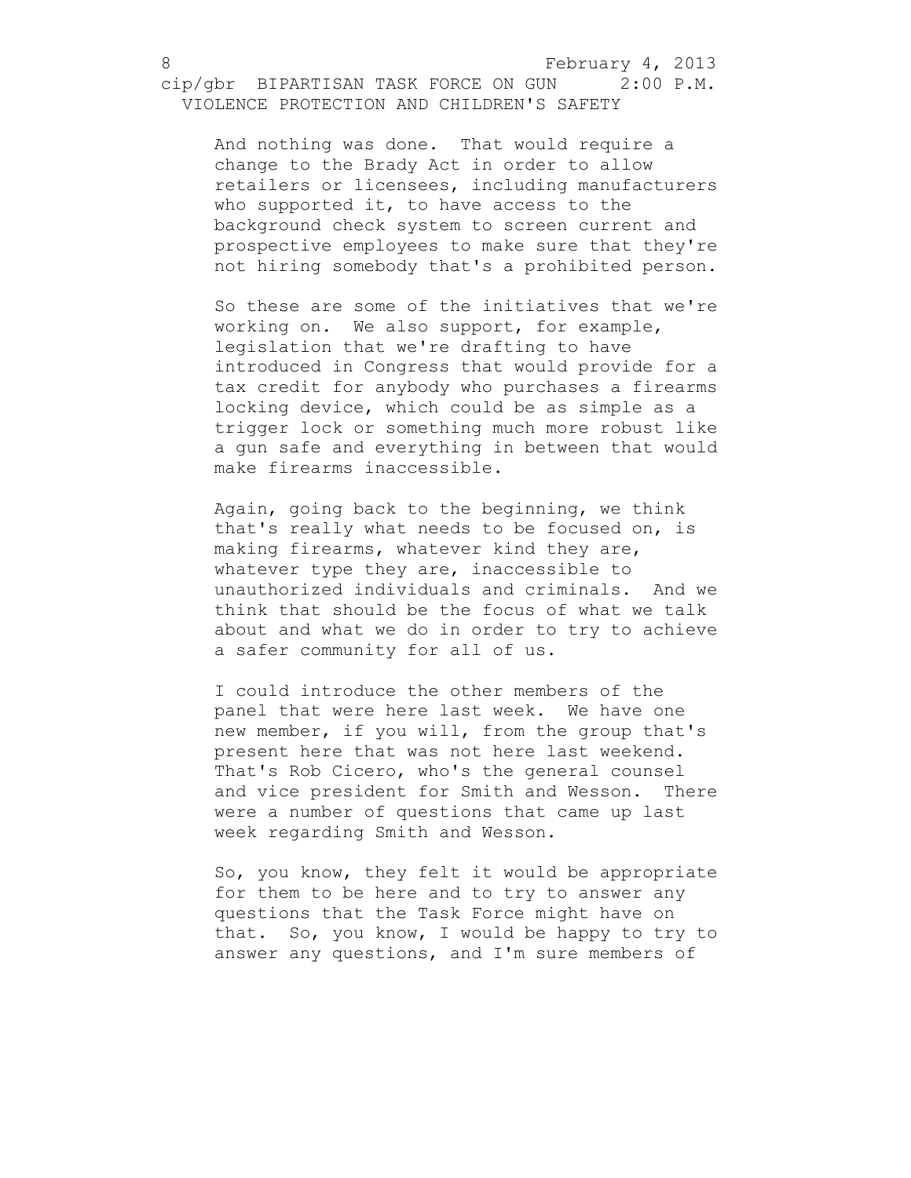And nothing was done. That would require a change to the Brady Act in order to allow retailers or licensees, including manufacturers who supported it, to have access to the background check system to screen current and prospective employees to make sure that they're not hiring somebody that's a prohibited person.

So these are some of the initiatives that we're working on. We also support, for example, legislation that we're drafting to have introduced in Congress that would provide for a tax credit for anybody who purchases a firearms locking device, which could be as simple as a trigger lock or something much more robust like a gun safe and everything in between that would make firearms inaccessible.

Again, going back to the beginning, we think that's really what needs to be focused on, is making firearms, whatever kind they are, whatever type they are, inaccessible to unauthorized individuals and criminals. And we think that should be the focus of what we talk about and what we do in order to try to achieve a safer community for all of us.

I could introduce the other members of the panel that were here last week. We have one new member, if you will, from the group that's present here that was not here last weekend. That's Rob Cicero, who's the general counsel and vice president for Smith and Wesson. There were a number of questions that came up last week regarding Smith and Wesson.

So, you know, they felt it would be appropriate for them to be here and to try to answer any questions that the Task Force might have on that. So, you know, I would be happy to try to answer any questions, and I'm sure members of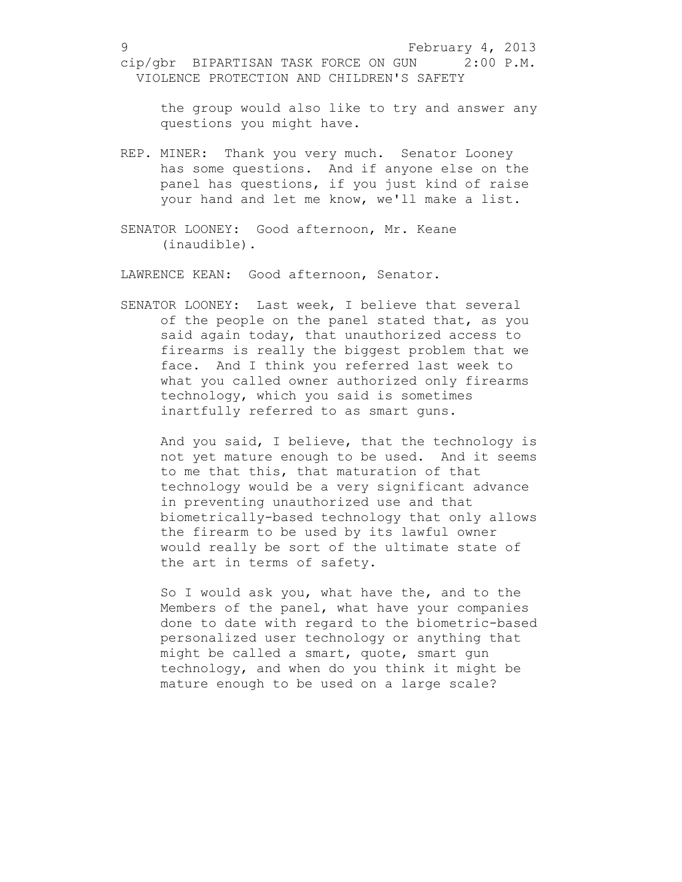the group would also like to try and answer any questions you might have.

REP. MINER: Thank you very much. Senator Looney has some questions. And if anyone else on the panel has questions, if you just kind of raise your hand and let me know, we'll make a list.

SENATOR LOONEY: Good afternoon, Mr. Keane (inaudible).

LAWRENCE KEAN: Good afternoon, Senator.

SENATOR LOONEY: Last week, I believe that several of the people on the panel stated that, as you said again today, that unauthorized access to firearms is really the biggest problem that we face. And I think you referred last week to what you called owner authorized only firearms technology, which you said is sometimes inartfully referred to as smart guns.

And you said, I believe, that the technology is not yet mature enough to be used. And it seems to me that this, that maturation of that technology would be a very significant advance in preventing unauthorized use and that biometrically-based technology that only allows the firearm to be used by its lawful owner would really be sort of the ultimate state of the art in terms of safety.

So I would ask you, what have the, and to the Members of the panel, what have your companies done to date with regard to the biometric-based personalized user technology or anything that might be called a smart, quote, smart gun technology, and when do you think it might be mature enough to be used on a large scale?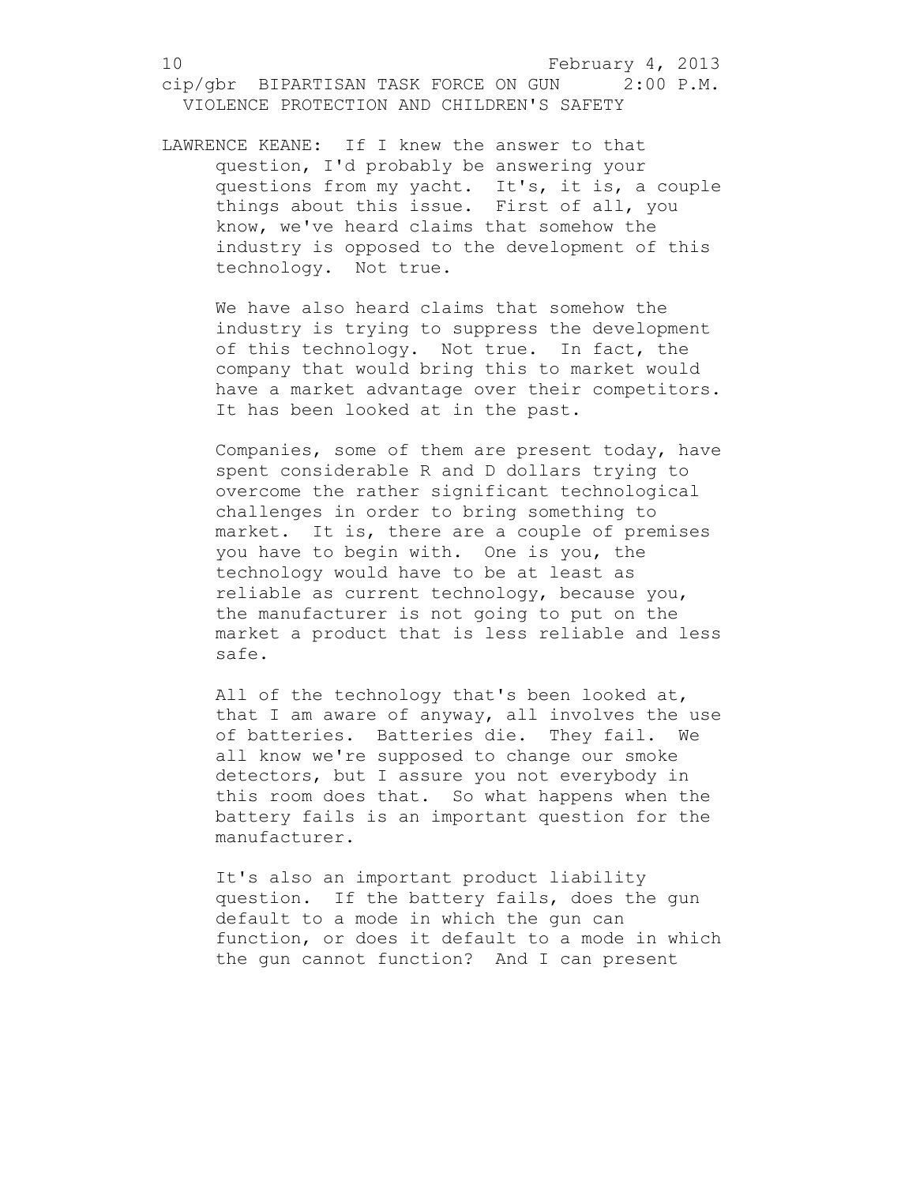LAWRENCE KEANE: If I knew the answer to that question, I'd probably be answering your questions from my yacht. It's, it is, a couple things about this issue. First of all, you know, we've heard claims that somehow the industry is opposed to the development of this technology. Not true.

We have also heard claims that somehow the industry is trying to suppress the development of this technology. Not true. In fact, the company that would bring this to market would have a market advantage over their competitors. It has been looked at in the past.

Companies, some of them are present today, have spent considerable R and D dollars trying to overcome the rather significant technological challenges in order to bring something to market. It is, there are a couple of premises you have to begin with. One is you, the technology would have to be at least as reliable as current technology, because you, the manufacturer is not going to put on the market a product that is less reliable and less safe.

All of the technology that's been looked at, that I am aware of anyway, all involves the use of batteries. Batteries die. They fail. We all know we're supposed to change our smoke detectors, but I assure you not everybody in this room does that. So what happens when the battery fails is an important question for the manufacturer.

It's also an important product liability question. If the battery fails, does the gun default to a mode in which the gun can function, or does it default to a mode in which the gun cannot function? And I can present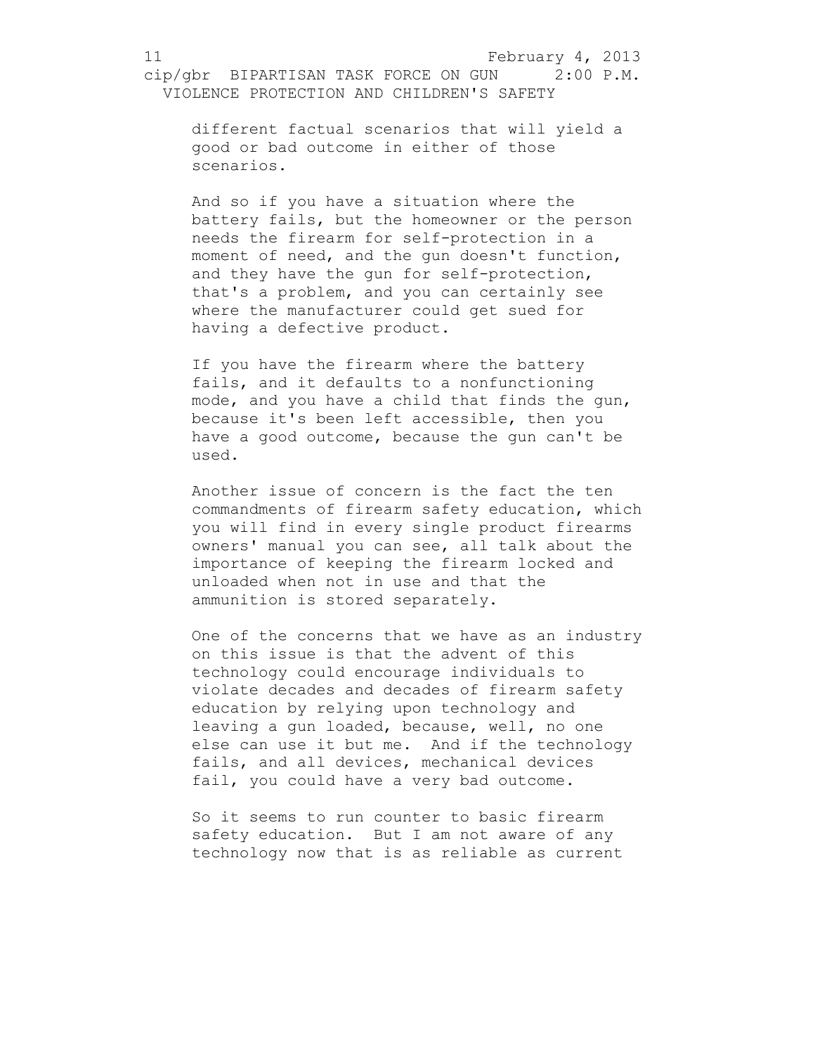different factual scenarios that will yield a good or bad outcome in either of those scenarios.

And so if you have a situation where the battery fails, but the homeowner or the person needs the firearm for self-protection in a moment of need, and the gun doesn't function, and they have the gun for self-protection, that's a problem, and you can certainly see where the manufacturer could get sued for having a defective product.

If you have the firearm where the battery fails, and it defaults to a nonfunctioning mode, and you have a child that finds the gun, because it's been left accessible, then you have a good outcome, because the gun can't be used.

Another issue of concern is the fact the ten commandments of firearm safety education, which you will find in every single product firearms owners' manual you can see, all talk about the importance of keeping the firearm locked and unloaded when not in use and that the ammunition is stored separately.

One of the concerns that we have as an industry on this issue is that the advent of this technology could encourage individuals to violate decades and decades of firearm safety education by relying upon technology and leaving a gun loaded, because, well, no one else can use it but me. And if the technology fails, and all devices, mechanical devices fail, you could have a very bad outcome.

So it seems to run counter to basic firearm safety education. But I am not aware of any technology now that is as reliable as current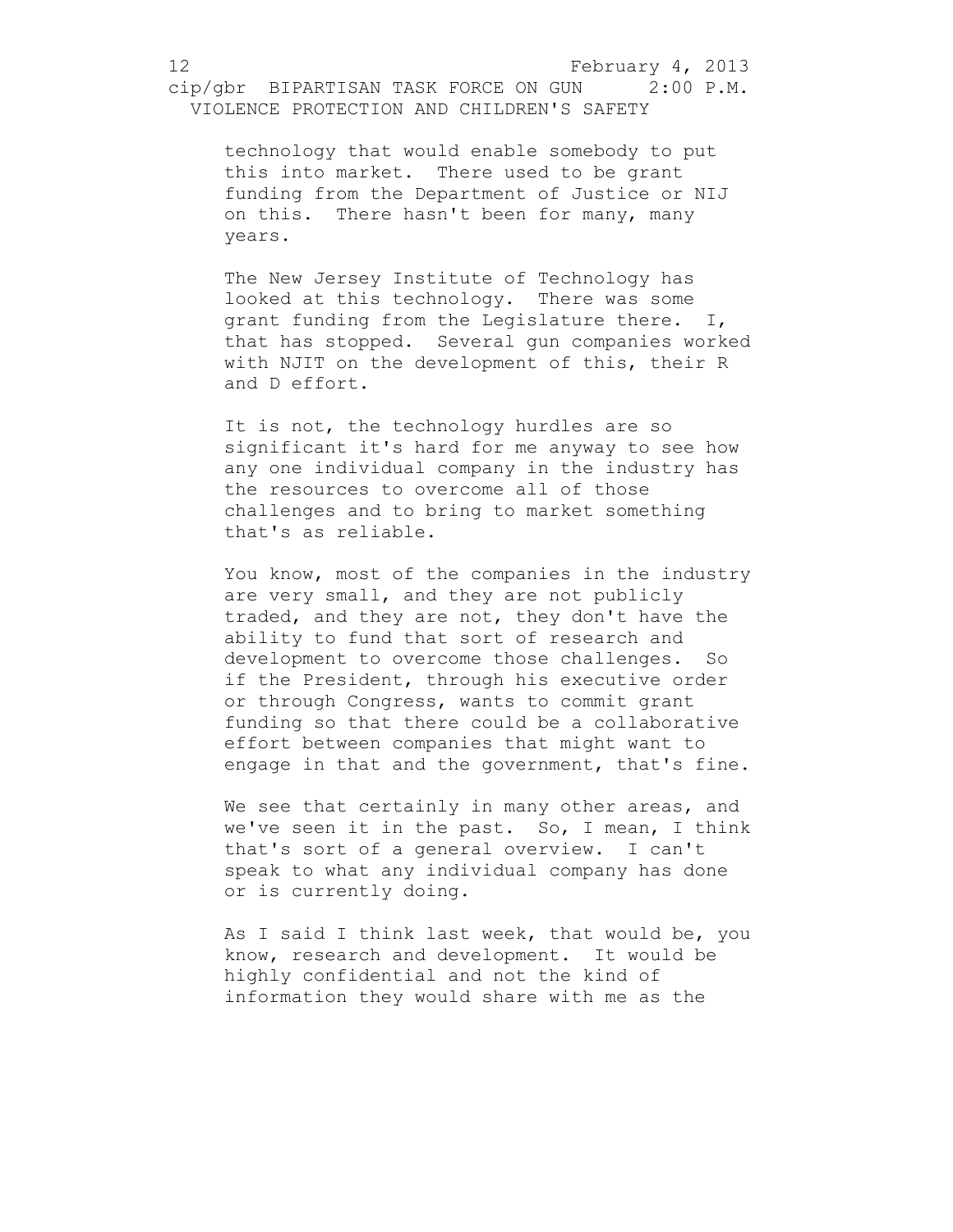technology that would enable somebody to put this into market. There used to be grant funding from the Department of Justice or NIJ on this. There hasn't been for many, many years.

The New Jersey Institute of Technology has looked at this technology. There was some grant funding from the Legislature there. I, that has stopped. Several gun companies worked with NJIT on the development of this, their R and D effort.

It is not, the technology hurdles are so significant it's hard for me anyway to see how any one individual company in the industry has the resources to overcome all of those challenges and to bring to market something that's as reliable.

You know, most of the companies in the industry are very small, and they are not publicly traded, and they are not, they don't have the ability to fund that sort of research and development to overcome those challenges. So if the President, through his executive order or through Congress, wants to commit grant funding so that there could be a collaborative effort between companies that might want to engage in that and the government, that's fine.

We see that certainly in many other areas, and we've seen it in the past. So, I mean, I think that's sort of a general overview. I can't speak to what any individual company has done or is currently doing.

As I said I think last week, that would be, you know, research and development. It would be highly confidential and not the kind of information they would share with me as the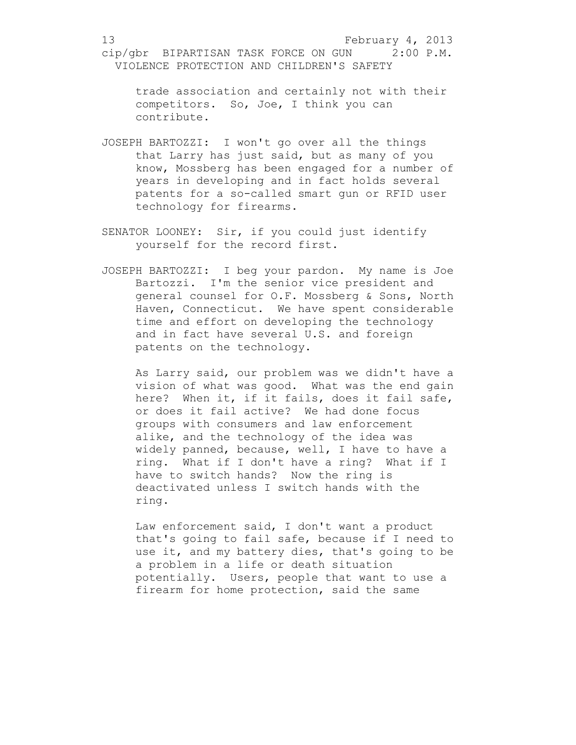trade association and certainly not with their competitors. So, Joe, I think you can contribute.

JOSEPH BARTOZZI: I won't go over all the things that Larry has just said, but as many of you know, Mossberg has been engaged for a number of years in developing and in fact holds several patents for a so-called smart gun or RFID user technology for firearms.

SENATOR LOONEY: Sir, if you could just identify yourself for the record first.

JOSEPH BARTOZZI: I beg your pardon. My name is Joe Bartozzi. I'm the senior vice president and general counsel for O.F. Mossberg & Sons, North Haven, Connecticut. We have spent considerable time and effort on developing the technology and in fact have several U.S. and foreign patents on the technology.

As Larry said, our problem was we didn't have a vision of what was good. What was the end gain here? When it, if it fails, does it fail safe, or does it fail active? We had done focus groups with consumers and law enforcement alike, and the technology of the idea was widely panned, because, well, I have to have a ring. What if I don't have a ring? What if I have to switch hands? Now the ring is deactivated unless I switch hands with the ring.

Law enforcement said, I don't want a product that's going to fail safe, because if I need to use it, and my battery dies, that's going to be a problem in a life or death situation potentially. Users, people that want to use a firearm for home protection, said the same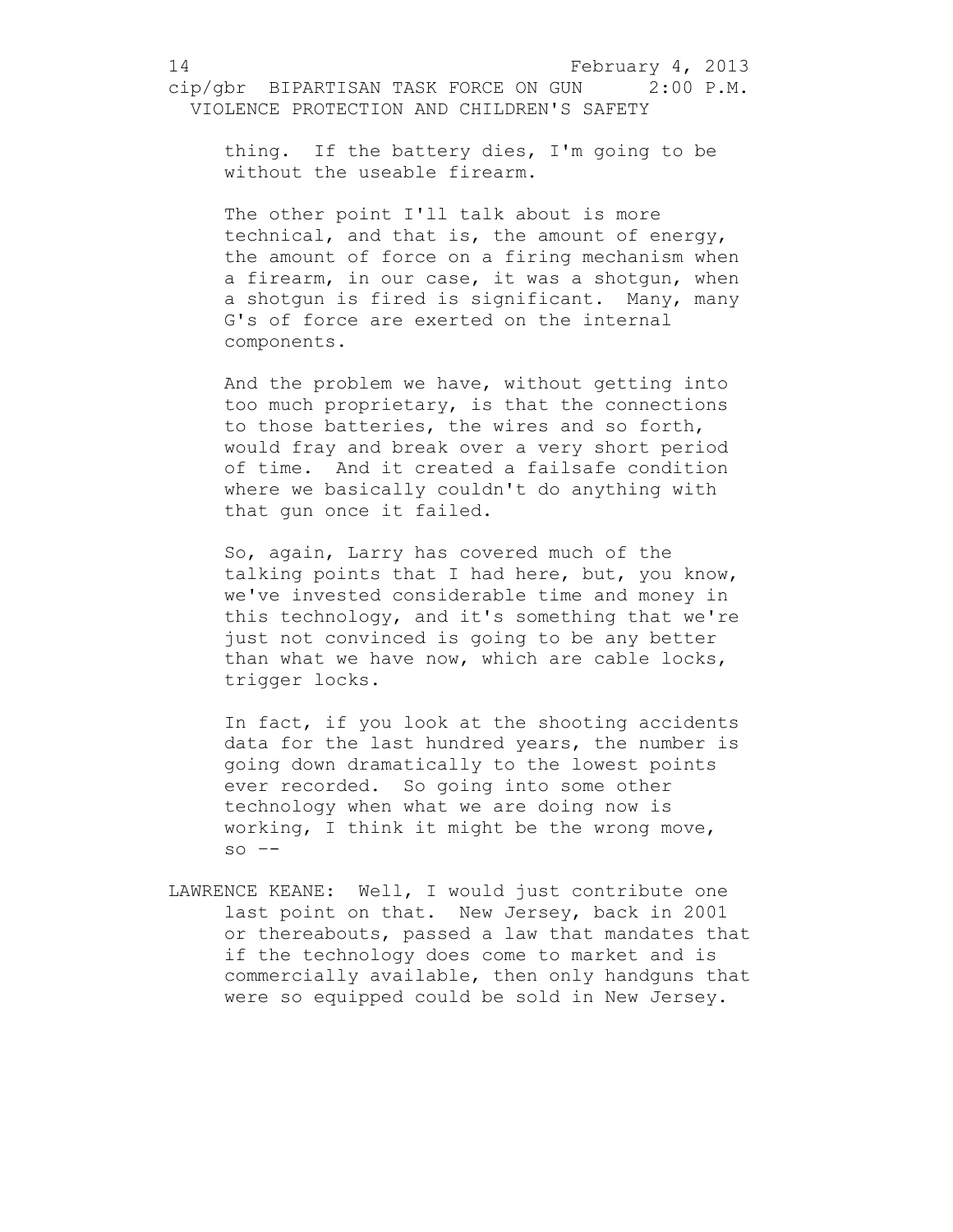thing. If the battery dies, I'm going to be without the useable firearm.

The other point I'll talk about is more technical, and that is, the amount of energy, the amount of force on a firing mechanism when a firearm, in our case, it was a shotgun, when a shotgun is fired is significant. Many, many G's of force are exerted on the internal components.

And the problem we have, without getting into too much proprietary, is that the connections to those batteries, the wires and so forth, would fray and break over a very short period of time. And it created a failsafe condition where we basically couldn't do anything with that gun once it failed.

So, again, Larry has covered much of the talking points that I had here, but, you know, we've invested considerable time and money in this technology, and it's something that we're just not convinced is going to be any better than what we have now, which are cable locks, trigger locks.

In fact, if you look at the shooting accidents data for the last hundred years, the number is going down dramatically to the lowest points ever recorded. So going into some other technology when what we are doing now is working, I think it might be the wrong move, so --

LAWRENCE KEANE: Well, I would just contribute one last point on that. New Jersey, back in 2001 or thereabouts, passed a law that mandates that if the technology does come to market and is commercially available, then only handguns that were so equipped could be sold in New Jersey.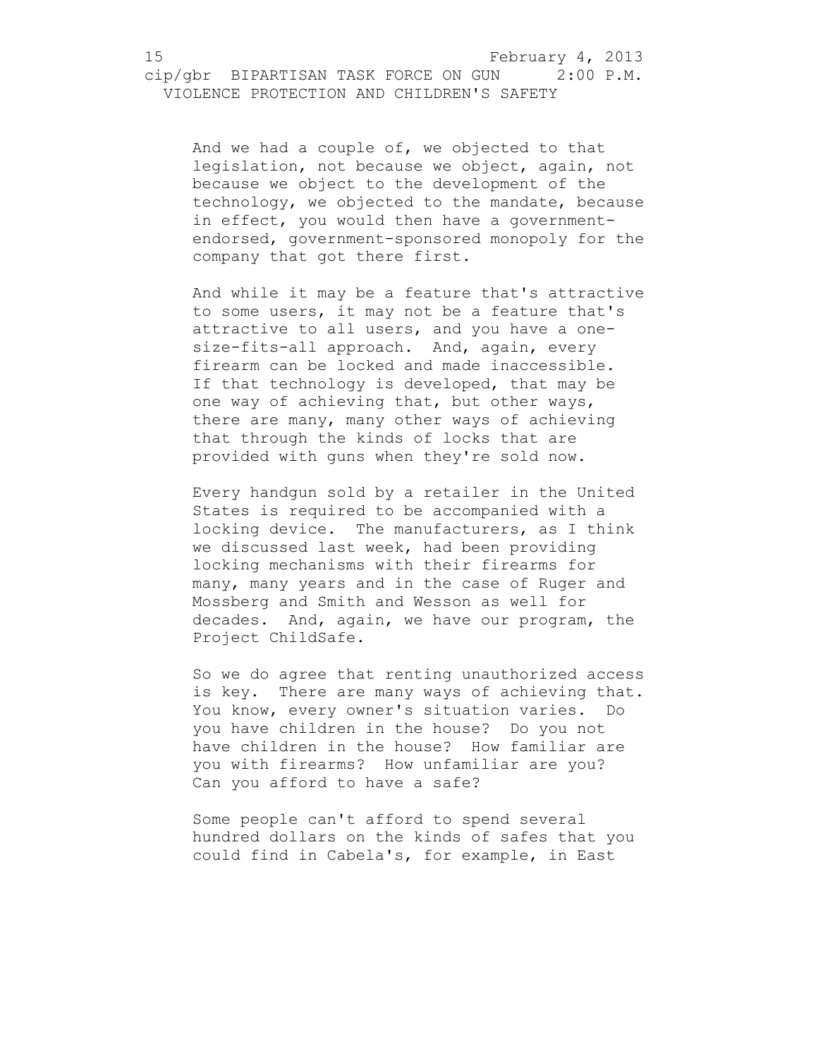And we had a couple of, we objected to that legislation, not because we object, again, not because we object to the development of the technology, we objected to the mandate, because in effect, you would then have a government-endorsed, government-sponsored monopoly for the company that got there first.

And while it may be a feature that's attractive to some users, it may not be a feature that's attractive to all users, and you have a one-size-fits-all approach. And, again, every firearm can be locked and made inaccessible. If that technology is developed, that may be one way of achieving that, but other ways, there are many, many other ways of achieving that through the kinds of locks that are provided with guns when they're sold now.

Every handgun sold by a retailer in the United States is required to be accompanied with a locking device. The manufacturers, as I think we discussed last week, had been providing locking mechanisms with their firearms for many, many years and in the case of Ruger and Mossberg and Smith and Wesson as well for decades. And, again, we have our program, the Project ChildSafe.

So we do agree that renting unauthorized access is key. There are many ways of achieving that. You know, every owner's situation varies. Do you have children in the house? Do you not have children in the house? How familiar are you with firearms? How unfamiliar are you? Can you afford to have a safe?

Some people can't afford to spend several hundred dollars on the kinds of safes that you could find in Cabela's, for example, in East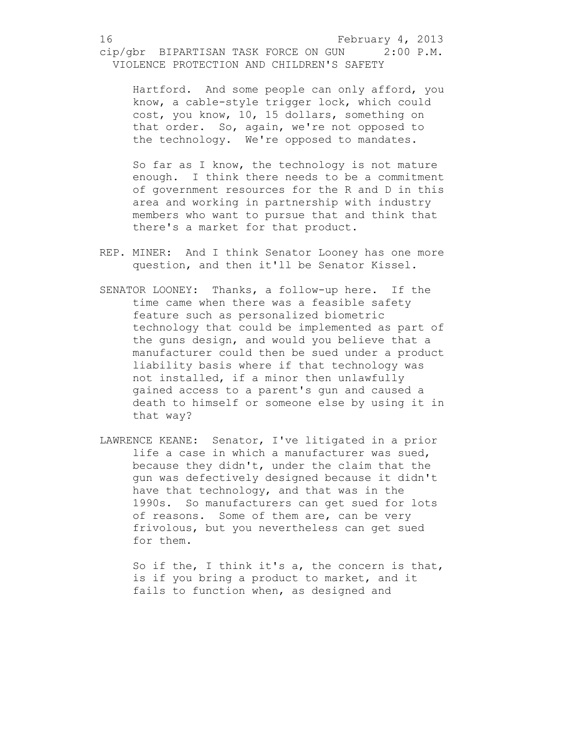Hartford. And some people can only afford, you know, a cable-style trigger lock, which could cost, you know, 10, 15 dollars, something on that order. So, again, we're not opposed to the technology. We're opposed to mandates.

So far as I know, the technology is not mature enough. I think there needs to be a commitment of government resources for the R and D in this area and working in partnership with industry members who want to pursue that and think that there's a market for that product.

REP. MINER: And I think Senator Looney has one more question, and then it'll be Senator Kissel.

SENATOR LOONEY: Thanks, a follow-up here. If the time came when there was a feasible safety feature such as personalized biometric technology that could be implemented as part of the guns design, and would you believe that a manufacturer could then be sued under a product liability basis where if that technology was not installed, if a minor then unlawfully gained access to a parent's gun and caused a death to himself or someone else by using it in that way?

LAWRENCE KEANE: Senator, I've litigated in a prior life a case in which a manufacturer was sued, because they didn't, under the claim that the gun was defectively designed because it didn't have that technology, and that was in the 1990s. So manufacturers can get sued for lots of reasons. Some of them are, can be very frivolous, but you nevertheless can get sued for them.

So if the, I think it's a, the concern is that, is if you bring a product to market, and it fails to function when, as designed and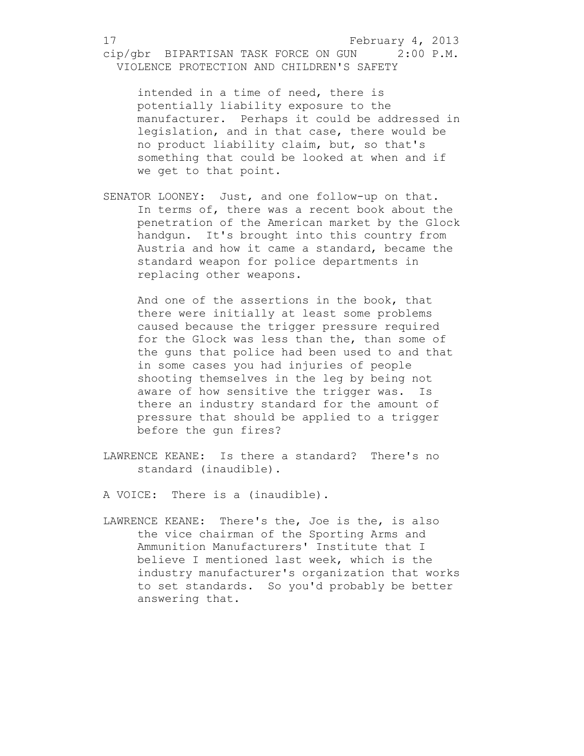intended in a time of need, there is potentially liability exposure to the manufacturer. Perhaps it could be addressed in legislation, and in that case, there would be no product liability claim, but, so that's something that could be looked at when and if we get to that point.

SENATOR LOONEY: Just, and one follow-up on that. In terms of, there was a recent book about the penetration of the American market by the Glock handgun. It's brought into this country from Austria and how it came a standard, became the standard weapon for police departments in replacing other weapons.

And one of the assertions in the book, that there were initially at least some problems caused because the trigger pressure required for the Glock was less than the, than some of the guns that police had been used to and that in some cases you had injuries of people shooting themselves in the leg by being not aware of how sensitive the trigger was. Is there an industry standard for the amount of pressure that should be applied to a trigger before the gun fires?

LAWRENCE KEANE: Is there a standard? There's no standard (inaudible).

A VOICE: There is a (inaudible).

LAWRENCE KEANE: There's the, Joe is the, is also the vice chairman of the Sporting Arms and Ammunition Manufacturers' Institute that I believe I mentioned last week, which is the industry manufacturer's organization that works to set standards. So you'd probably be better answering that.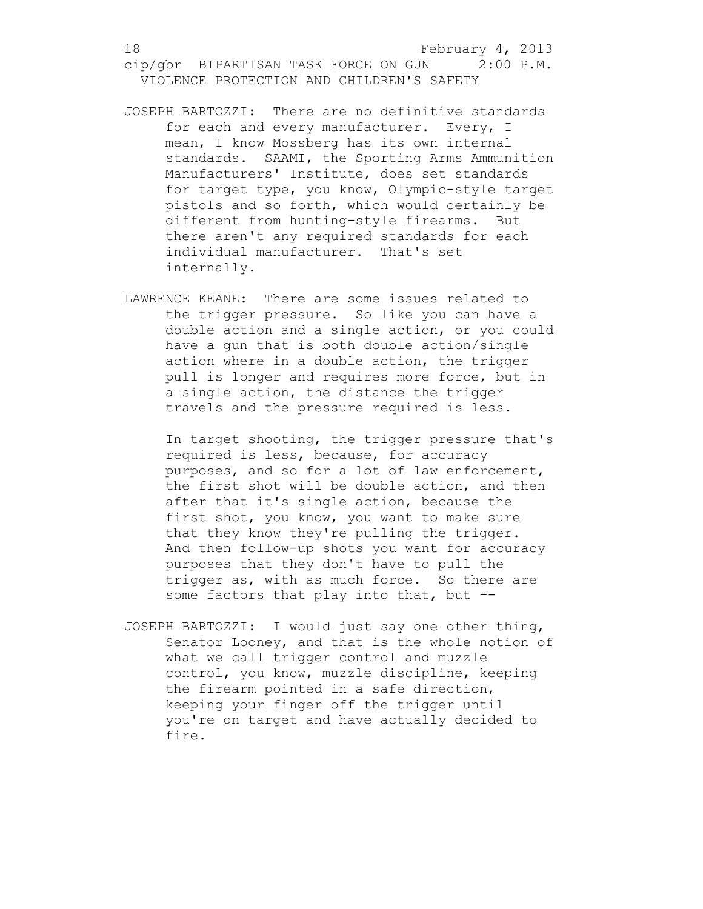JOSEPH BARTOZZI: There are no definitive standards for each and every manufacturer. Every, I mean, I know Mossberg has its own internal standards. SAAMI, the Sporting Arms Ammunition Manufacturers' Institute, does set standards for target type, you know, Olympic-style target pistols and so forth, which would certainly be different from hunting-style firearms. But there aren't any required standards for each individual manufacturer. That's set internally.

LAWRENCE KEANE: There are some issues related to the trigger pressure. So like you can have a double action and a single action, or you could have a gun that is both double action/single action where in a double action, the trigger pull is longer and requires more force, but in a single action, the distance the trigger travels and the pressure required is less.

In target shooting, the trigger pressure that's required is less, because, for accuracy purposes, and so for a lot of law enforcement, the first shot will be double action, and then after that it's single action, because the first shot, you know, you want to make sure that they know they're pulling the trigger. And then follow-up shots you want for accuracy purposes that they don't have to pull the trigger as, with as much force. So there are some factors that play into that, but --

JOSEPH BARTOZZI: I would just say one other thing, Senator Looney, and that is the whole notion of what we call trigger control and muzzle control, you know, muzzle discipline, keeping the firearm pointed in a safe direction, keeping your finger off the trigger until you're on target and have actually decided to fire.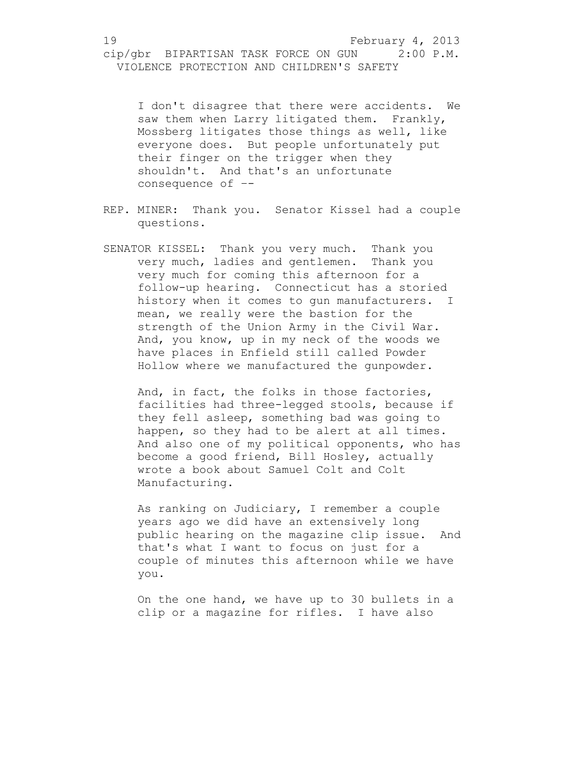I don't disagree that there were accidents. We saw them when Larry litigated them. Frankly, Mossberg litigates those things as well, like everyone does. But people unfortunately put their finger on the trigger when they shouldn't. And that's an unfortunate consequence of --

REP. MINER: Thank you. Senator Kissel had a couple questions.

SENATOR KISSEL: Thank you very much. Thank you very much, ladies and gentlemen. Thank you very much for coming this afternoon for a follow-up hearing. Connecticut has a storied history when it comes to gun manufacturers. I mean, we really were the bastion for the strength of the Union Army in the Civil War. And, you know, up in my neck of the woods we have places in Enfield still called Powder Hollow where we manufactured the gunpowder.

And, in fact, the folks in those factories, facilities had three-legged stools, because if they fell asleep, something bad was going to happen, so they had to be alert at all times. And also one of my political opponents, who has become a good friend, Bill Hosley, actually wrote a book about Samuel Colt and Colt Manufacturing.

As ranking on Judiciary, I remember a couple years ago we did have an extensively long public hearing on the magazine clip issue. And that's what I want to focus on just for a couple of minutes this afternoon while we have you.

On the one hand, we have up to 30 bullets in a clip or a magazine for rifles. I have also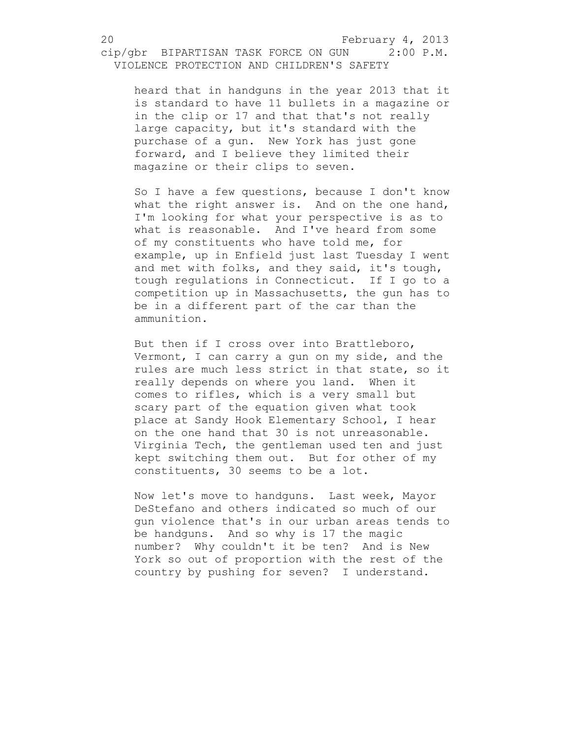heard that in handguns in the year 2013 that it is standard to have 11 bullets in a magazine or in the clip or 17 and that that's not really large capacity, but it's standard with the purchase of a gun. New York has just gone forward, and I believe they limited their magazine or their clips to seven.

So I have a few questions, because I don't know what the right answer is. And on the one hand, I'm looking for what your perspective is as to what is reasonable. And I've heard from some of my constituents who have told me, for example, up in Enfield just last Tuesday I went and met with folks, and they said, it's tough, tough regulations in Connecticut. If I go to a competition up in Massachusetts, the gun has to be in a different part of the car than the ammunition.

But then if I cross over into Brattleboro, Vermont, I can carry a gun on my side, and the rules are much less strict in that state, so it really depends on where you land. When it comes to rifles, which is a very small but scary part of the equation given what took place at Sandy Hook Elementary School, I hear on the one hand that 30 is not unreasonable. Virginia Tech, the gentleman used ten and just kept switching them out. But for other of my constituents, 30 seems to be a lot.

Now let's move to handguns. Last week, Mayor DeStefano and others indicated so much of our gun violence that's in our urban areas tends to be handguns. And so why is 17 the magic number? Why couldn't it be ten? And is New York so out of proportion with the rest of the country by pushing for seven? I understand.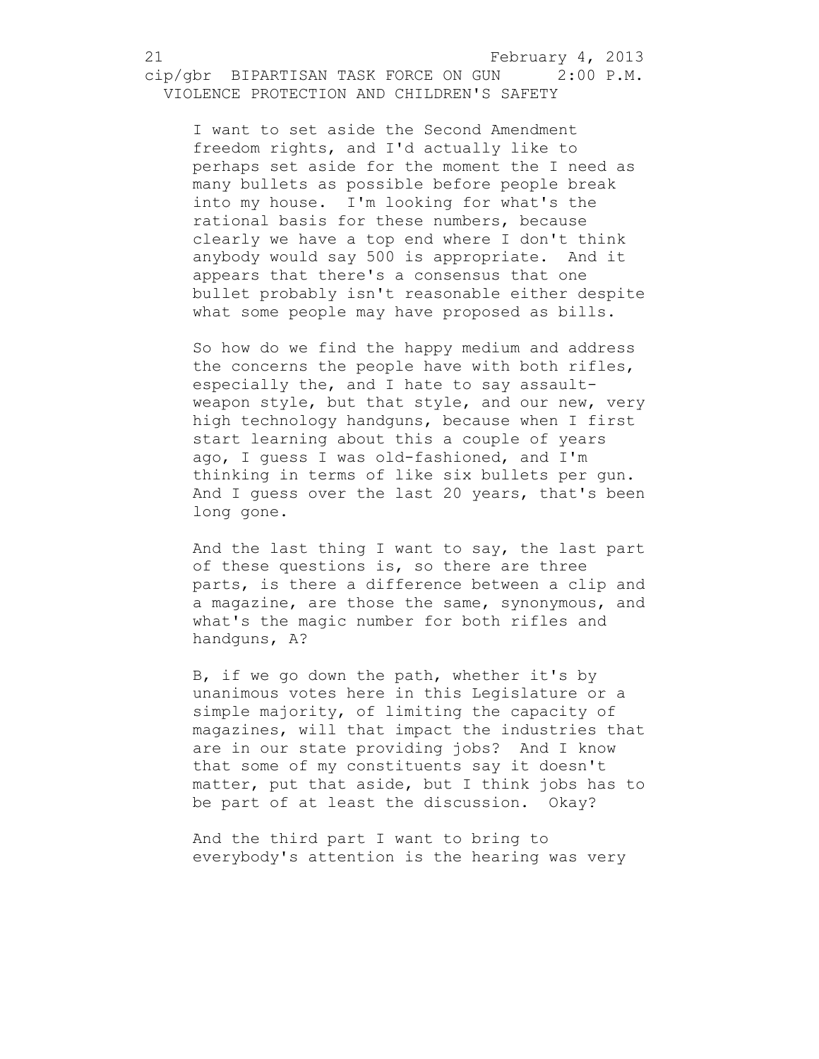I want to set aside the Second Amendment freedom rights, and I'd actually like to perhaps set aside for the moment the I need as many bullets as possible before people break into my house. I'm looking for what's the rational basis for these numbers, because clearly we have a top end where I don't think anybody would say 500 is appropriate. And it appears that there's a consensus that one bullet probably isn't reasonable either despite what some people may have proposed as bills.

So how do we find the happy medium and address the concerns the people have with both rifles, especially the, and I hate to say assault-weapon style, but that style, and our new, very high technology handguns, because when I first start learning about this a couple of years ago, I guess I was old-fashioned, and I'm thinking in terms of like six bullets per gun. And I guess over the last 20 years, that's been long gone.

And the last thing I want to say, the last part of these questions is, so there are three parts, is there a difference between a clip and a magazine, are those the same, synonymous, and what's the magic number for both rifles and handguns, A?

B, if we go down the path, whether it's by unanimous votes here in this Legislature or a simple majority, of limiting the capacity of magazines, will that impact the industries that are in our state providing jobs? And I know that some of my constituents say it doesn't matter, put that aside, but I think jobs has to be part of at least the discussion. Okay?

And the third part I want to bring to everybody's attention is the hearing was very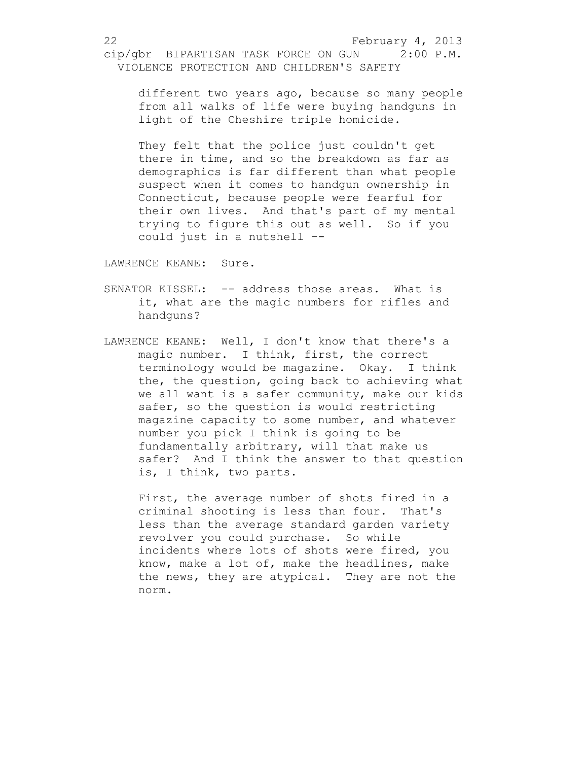different two years ago, because so many people from all walks of life were buying handguns in light of the Cheshire triple homicide.

They felt that the police just couldn't get there in time, and so the breakdown as far as demographics is far different than what people suspect when it comes to handgun ownership in Connecticut, because people were fearful for their own lives. And that's part of my mental trying to figure this out as well. So if you could just in a nutshell --

LAWRENCE KEANE: Sure.

SENATOR KISSEL: -- address those areas. What is it, what are the magic numbers for rifles and handguns?

LAWRENCE KEANE: Well, I don't know that there's a magic number. I think, first, the correct terminology would be magazine. Okay. I think the, the question, going back to achieving what we all want is a safer community, make our kids safer, so the question is would restricting magazine capacity to some number, and whatever number you pick I think is going to be fundamentally arbitrary, will that make us safer? And I think the answer to that question is, I think, two parts.

First, the average number of shots fired in a criminal shooting is less than four. That's less than the average standard garden variety revolver you could purchase. So while incidents where lots of shots were fired, you know, make a lot of, make the headlines, make the news, they are atypical. They are not the norm.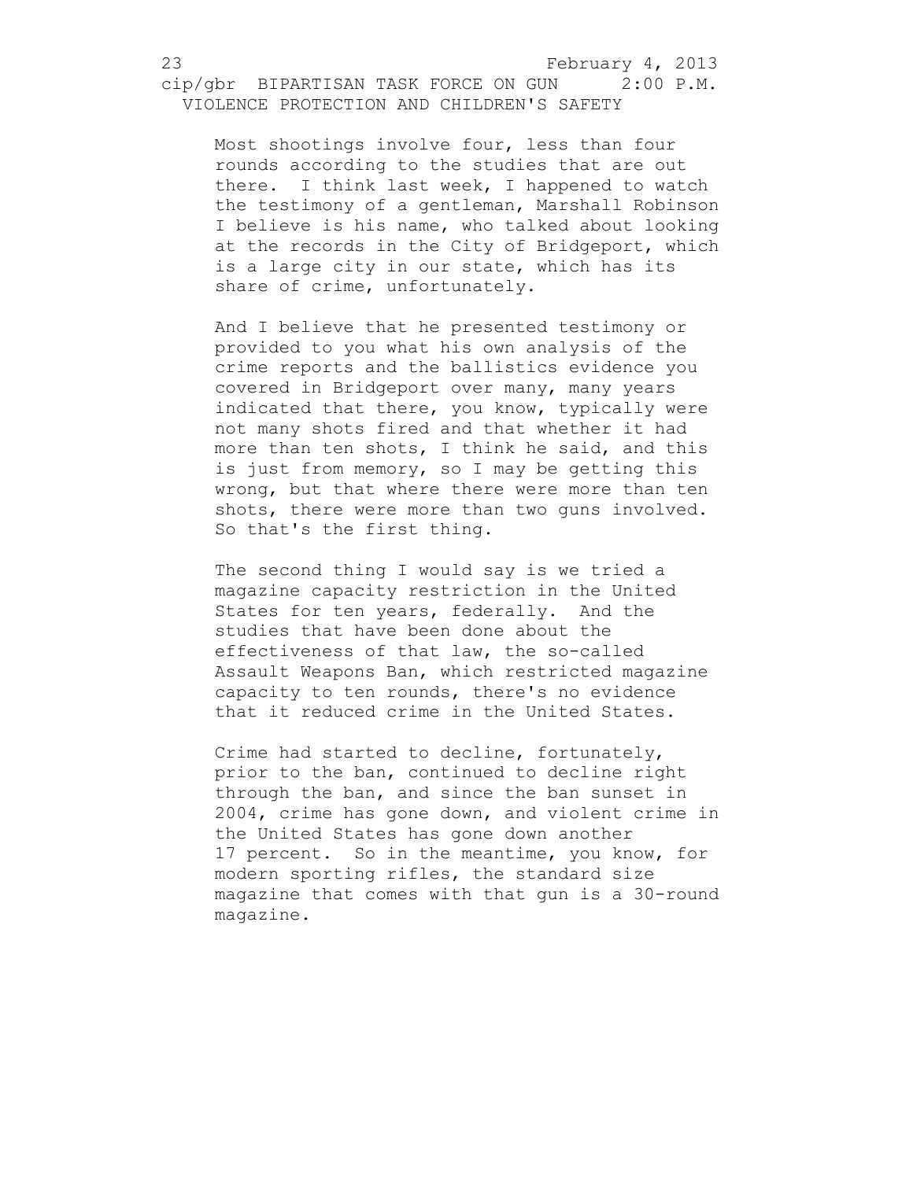Most shootings involve four, less than four rounds according to the studies that are out there. I think last week, I happened to watch the testimony of a gentleman, Marshall Robinson I believe is his name, who talked about looking at the records in the City of Bridgeport, which is a large city in our state, which has its share of crime, unfortunately.

And I believe that he presented testimony or provided to you what his own analysis of the crime reports and the ballistics evidence you covered in Bridgeport over many, many years indicated that there, you know, typically were not many shots fired and that whether it had more than ten shots, I think he said, and this is just from memory, so I may be getting this wrong, but that where there were more than ten shots, there were more than two guns involved. So that's the first thing.

The second thing I would say is we tried a magazine capacity restriction in the United States for ten years, federally. And the studies that have been done about the effectiveness of that law, the so-called Assault Weapons Ban, which restricted magazine capacity to ten rounds, there's no evidence that it reduced crime in the United States.

Crime had started to decline, fortunately, prior to the ban, continued to decline right through the ban, and since the ban sunset in 2004, crime has gone down, and violent crime in the United States has gone down another 17 percent. So in the meantime, you know, for modern sporting rifles, the standard size magazine that comes with that gun is a 30-round magazine.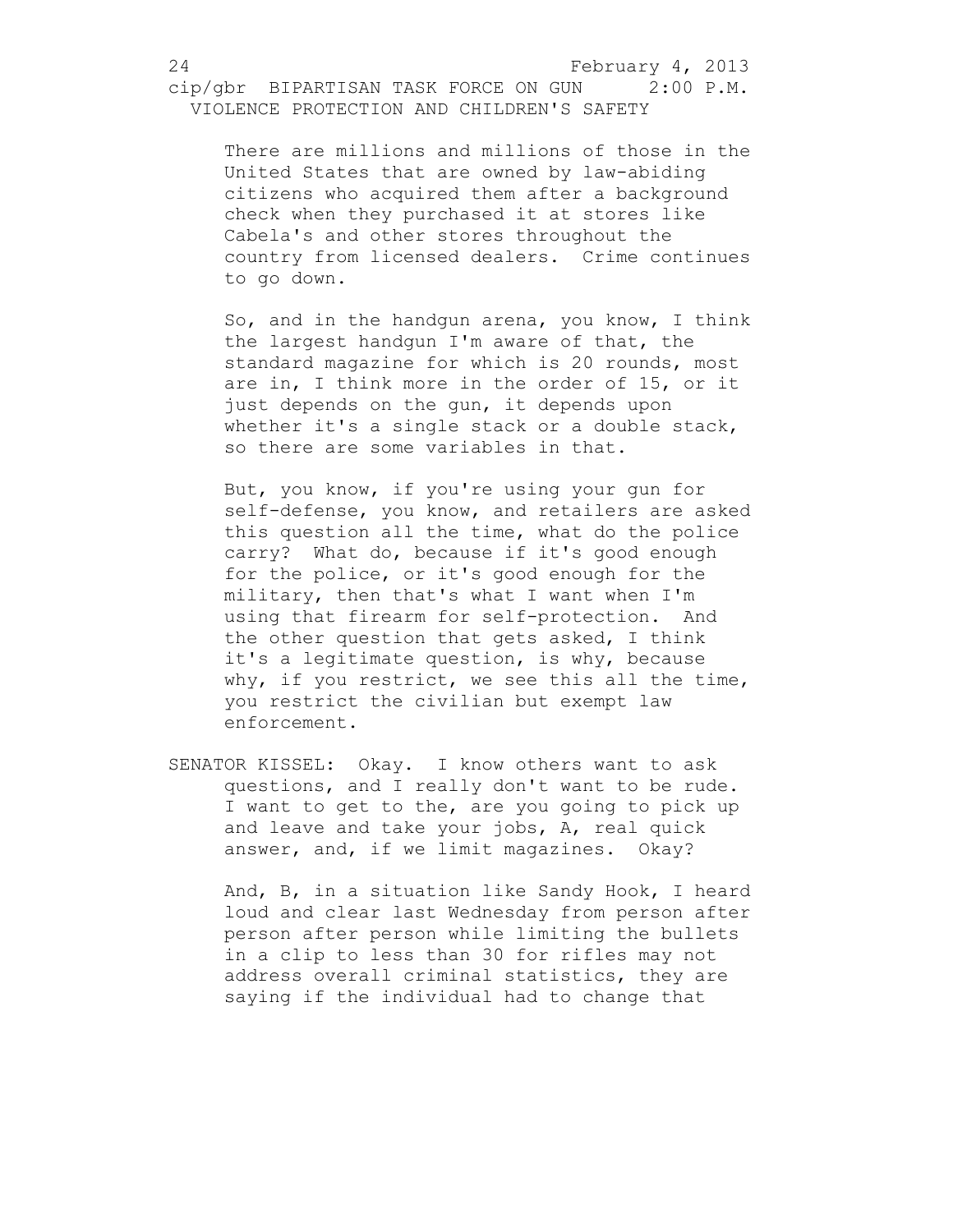There are millions and millions of those in the United States that are owned by law-abiding citizens who acquired them after a background check when they purchased it at stores like Cabela's and other stores throughout the country from licensed dealers. Crime continues to go down.

So, and in the handgun arena, you know, I think the largest handgun I'm aware of that, the standard magazine for which is 20 rounds, most are in, I think more in the order of 15, or it just depends on the gun, it depends upon whether it's a single stack or a double stack, so there are some variables in that.

But, you know, if you're using your gun for self-defense, you know, and retailers are asked this question all the time, what do the police carry? What do, because if it's good enough for the police, or it's good enough for the military, then that's what I want when I'm using that firearm for self-protection. And the other question that gets asked, I think it's a legitimate question, is why, because why, if you restrict, we see this all the time, you restrict the civilian but exempt law enforcement.

SENATOR KISSEL: Okay. I know others want to ask questions, and I really don't want to be rude. I want to get to the, are you going to pick up and leave and take your jobs, A, real quick answer, and, if we limit magazines. Okay?

And, B, in a situation like Sandy Hook, I heard loud and clear last Wednesday from person after person after person while limiting the bullets in a clip to less than 30 for rifles may not address overall criminal statistics, they are saying if the individual had to change that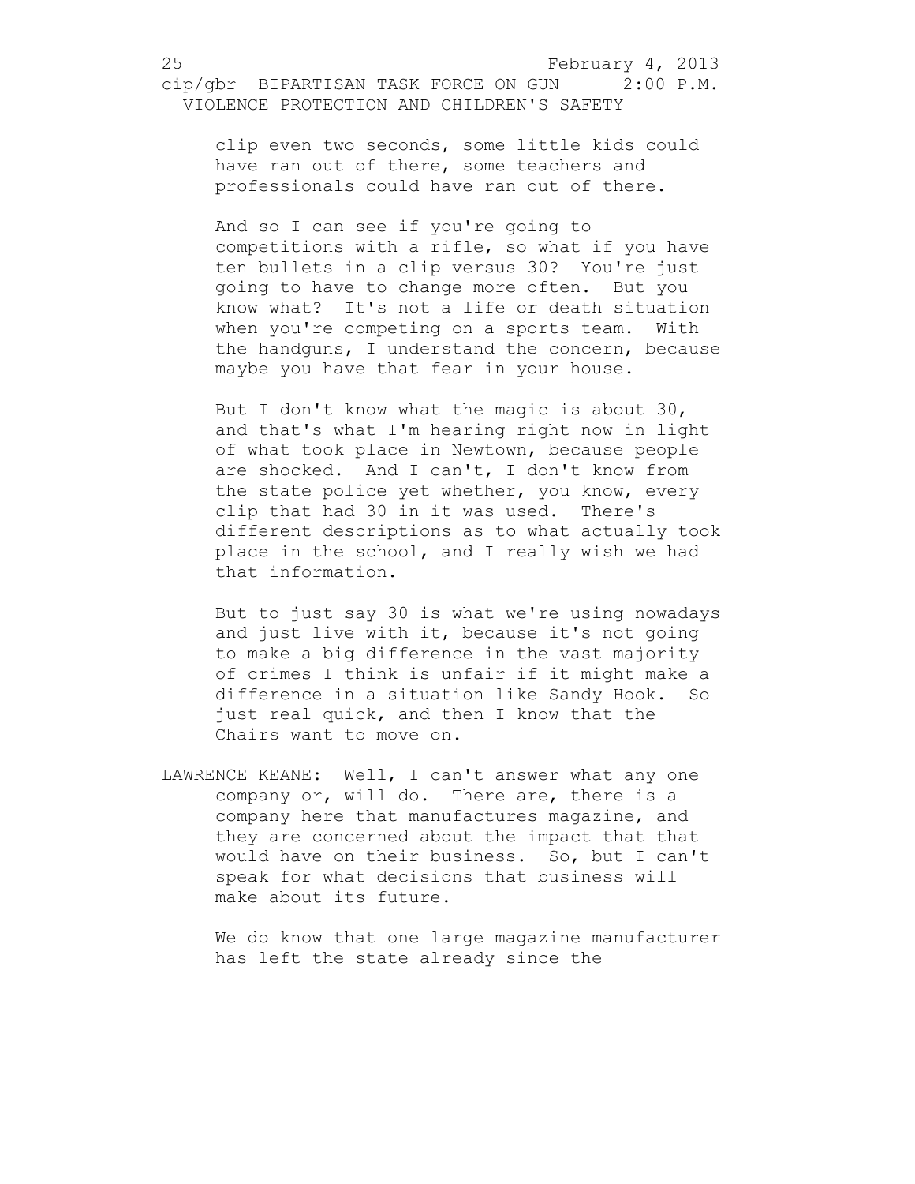clip even two seconds, some little kids could have ran out of there, some teachers and professionals could have ran out of there.

And so I can see if you're going to competitions with a rifle, so what if you have ten bullets in a clip versus 30? You're just going to have to change more often. But you know what? It's not a life or death situation when you're competing on a sports team. With the handguns, I understand the concern, because maybe you have that fear in your house.

But I don't know what the magic is about 30, and that's what I'm hearing right now in light of what took place in Newtown, because people are shocked. And I can't, I don't know from the state police yet whether, you know, every clip that had 30 in it was used. There's different descriptions as to what actually took place in the school, and I really wish we had that information.

But to just say 30 is what we're using nowadays and just live with it, because it's not going to make a big difference in the vast majority of crimes I think is unfair if it might make a difference in a situation like Sandy Hook. So just real quick, and then I know that the Chairs want to move on.

LAWRENCE KEANE: Well, I can't answer what any one company or, will do. There are, there is a company here that manufactures magazine, and they are concerned about the impact that that would have on their business. So, but I can't speak for what decisions that business will make about its future.

We do know that one large magazine manufacturer has left the state already since the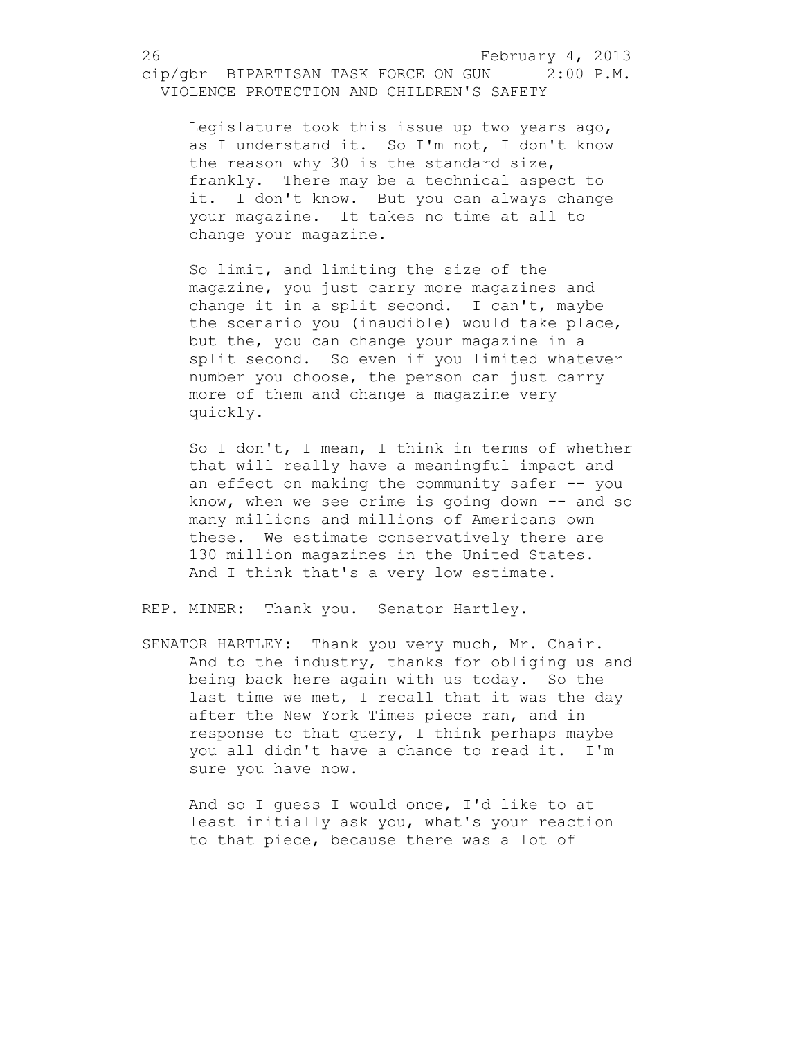Legislature took this issue up two years ago, as I understand it. So I'm not, I don't know the reason why 30 is the standard size, frankly. There may be a technical aspect to it. I don't know. But you can always change your magazine. It takes no time at all to change your magazine.

So limit, and limiting the size of the magazine, you just carry more magazines and change it in a split second. I can't, maybe the scenario you (inaudible) would take place, but the, you can change your magazine in a split second. So even if you limited whatever number you choose, the person can just carry more of them and change a magazine very quickly.

So I don't, I mean, I think in terms of whether that will really have a meaningful impact and an effect on making the community safer -- you know, when we see crime is going down -- and so many millions and millions of Americans own these. We estimate conservatively there are 130 million magazines in the United States. And I think that's a very low estimate.

REP. MINER: Thank you. Senator Hartley.

SENATOR HARTLEY: Thank you very much, Mr. Chair. And to the industry, thanks for obliging us and being back here again with us today. So the last time we met, I recall that it was the day after the New York Times piece ran, and in response to that query, I think perhaps maybe you all didn't have a chance to read it. I'm sure you have now.

And so I guess I would once, I'd like to at least initially ask you, what's your reaction to that piece, because there was a lot of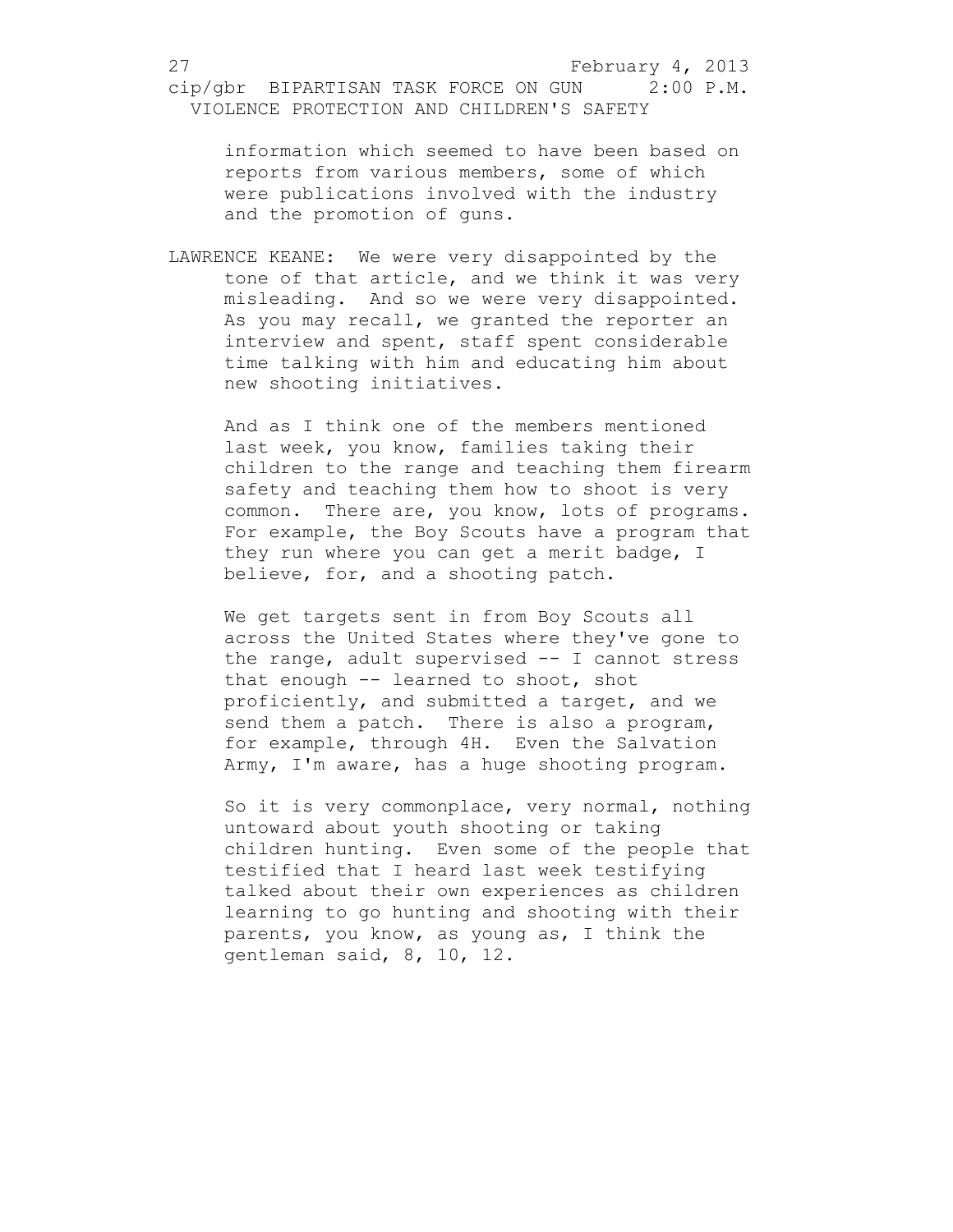information which seemed to have been based on reports from various members, some of which were publications involved with the industry and the promotion of guns.

LAWRENCE KEANE: We were very disappointed by the tone of that article, and we think it was very misleading. And so we were very disappointed. As you may recall, we granted the reporter an interview and spent, staff spent considerable time talking with him and educating him about new shooting initiatives.

And as I think one of the members mentioned last week, you know, families taking their children to the range and teaching them firearm safety and teaching them how to shoot is very common. There are, you know, lots of programs. For example, the Boy Scouts have a program that they run where you can get a merit badge, I believe, for, and a shooting patch.

We get targets sent in from Boy Scouts all across the United States where they've gone to the range, adult supervised -- I cannot stress that enough -- learned to shoot, shot proficiently, and submitted a target, and we send them a patch. There is also a program, for example, through 4H. Even the Salvation Army, I'm aware, has a huge shooting program.

So it is very commonplace, very normal, nothing untoward about youth shooting or taking children hunting. Even some of the people that testified that I heard last week testifying talked about their own experiences as children learning to go hunting and shooting with their parents, you know, as young as, I think the gentleman said, 8, 10, 12.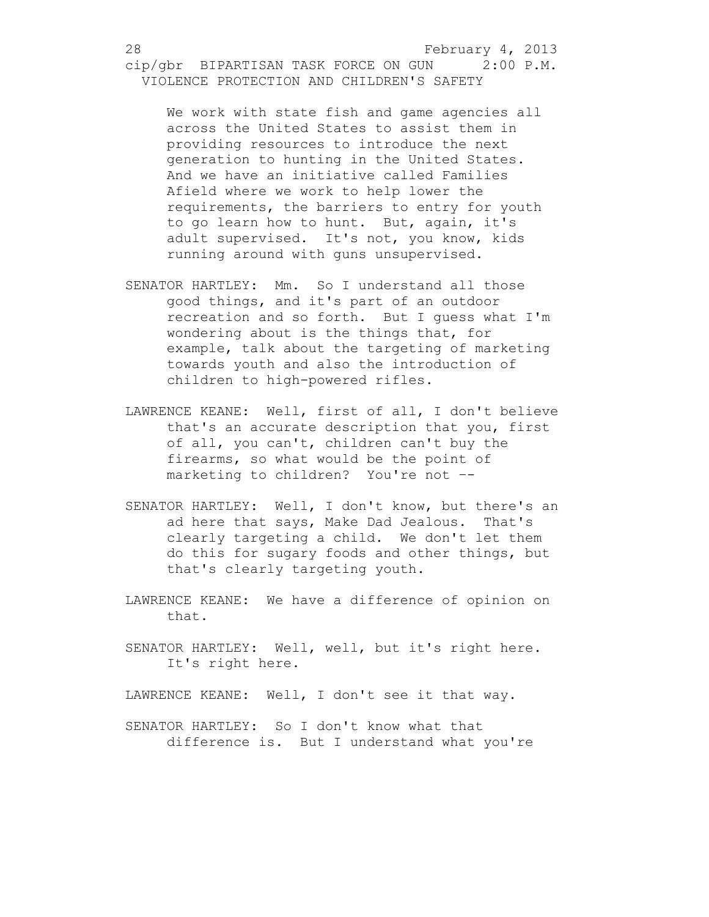We work with state fish and game agencies all across the United States to assist them in providing resources to introduce the next generation to hunting in the United States. And we have an initiative called Families Afield where we work to help lower the requirements, the barriers to entry for youth to go learn how to hunt. But, again, it's adult supervised. It's not, you know, kids running around with guns unsupervised.

SENATOR HARTLEY: Mm. So I understand all those good things, and it's part of an outdoor recreation and so forth. But I guess what I'm wondering about is the things that, for example, talk about the targeting of marketing towards youth and also the introduction of children to high-powered rifles.

LAWRENCE KEANE: Well, first of all, I don't believe that's an accurate description that you, first of all, you can't, children can't buy the firearms, so what would be the point of marketing to children? You're not --

SENATOR HARTLEY: Well, I don't know, but there's an ad here that says, Make Dad Jealous. That's clearly targeting a child. We don't let them do this for sugary foods and other things, but that's clearly targeting youth.

LAWRENCE KEANE: We have a difference of opinion on that.

SENATOR HARTLEY: Well, well, but it's right here. It's right here.

LAWRENCE KEANE: Well, I don't see it that way.

SENATOR HARTLEY: So I don't know what that difference is. But I understand what you're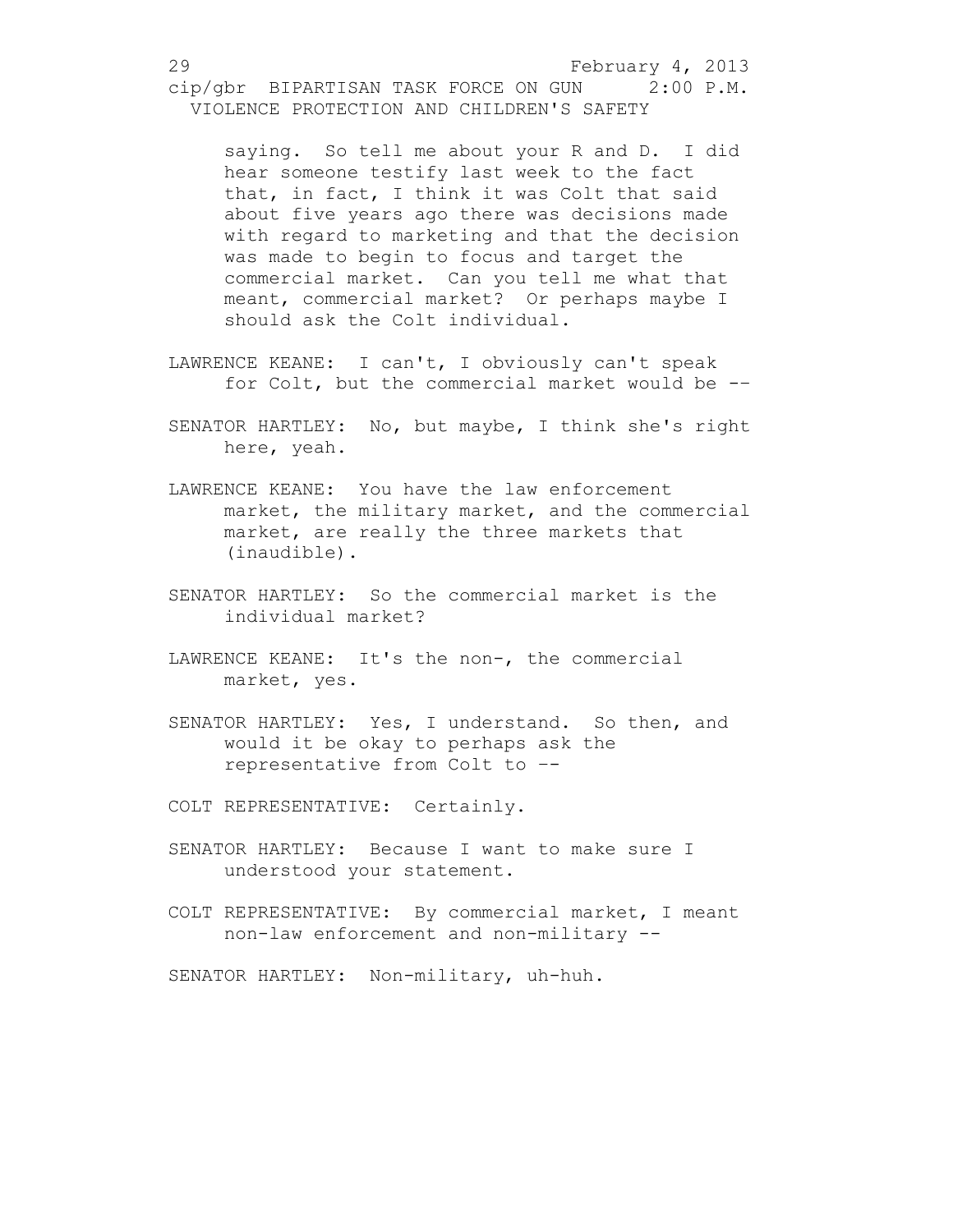saying. So tell me about your R and D. I did hear someone testify last week to the fact that, in fact, I think it was Colt that said about five years ago there was decisions made with regard to marketing and that the decision was made to begin to focus and target the commercial market. Can you tell me what that meant, commercial market? Or perhaps maybe I should ask the Colt individual.

LAWRENCE KEANE: I can't, I obviously can't speak for Colt, but the commercial market would be --

SENATOR HARTLEY: No, but maybe, I think she's right here, yeah.

LAWRENCE KEANE: You have the law enforcement market, the military market, and the commercial market, are really the three markets that (inaudible).

SENATOR HARTLEY: So the commercial market is the individual market?

LAWRENCE KEANE: It's the non-, the commercial market, yes.

SENATOR HARTLEY: Yes, I understand. So then, and would it be okay to perhaps ask the representative from Colt to --

COLT REPRESENTATIVE: Certainly.

SENATOR HARTLEY: Because I want to make sure I understood your statement.

COLT REPRESENTATIVE: By commercial market, I meant non-law enforcement and non-military --

SENATOR HARTLEY: Non-military, uh-huh.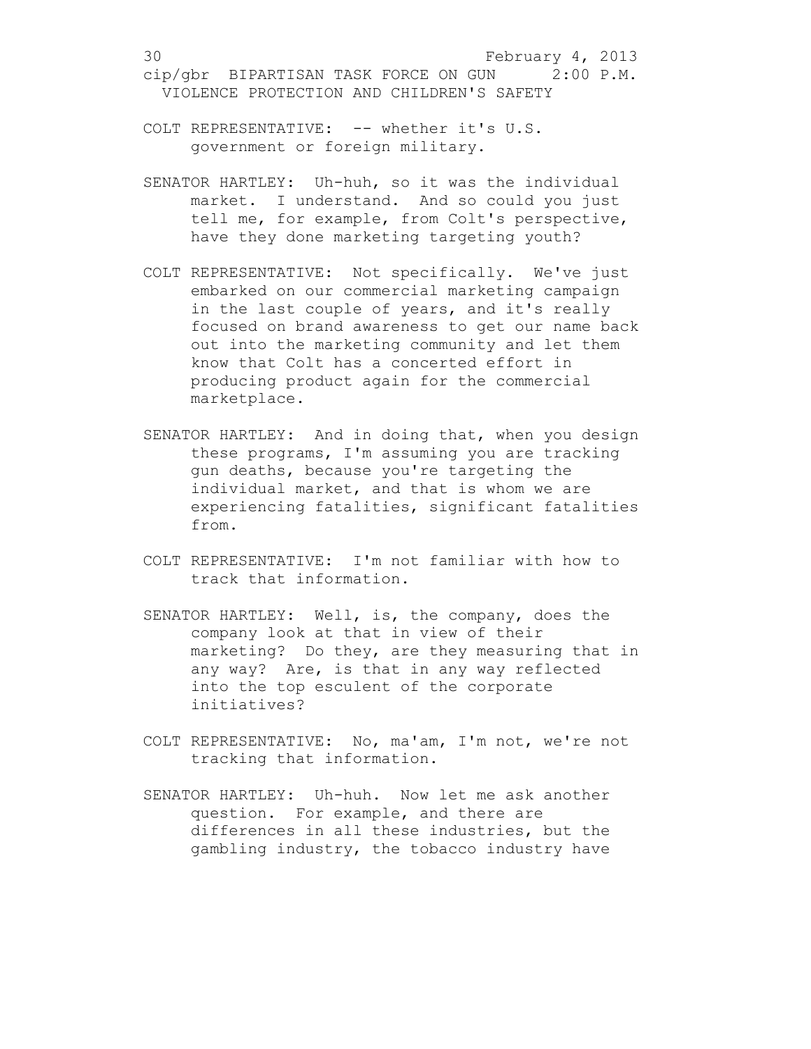COLT REPRESENTATIVE: -- whether it's U.S. government or foreign military.

SENATOR HARTLEY: Uh-huh, so it was the individual market. I understand. And so could you just tell me, for example, from Colt's perspective, have they done marketing targeting youth?

COLT REPRESENTATIVE: Not specifically. We've just embarked on our commercial marketing campaign in the last couple of years, and it's really focused on brand awareness to get our name back out into the marketing community and let them know that Colt has a concerted effort in producing product again for the commercial marketplace.

SENATOR HARTLEY: And in doing that, when you design these programs, I'm assuming you are tracking gun deaths, because you're targeting the individual market, and that is whom we are experiencing fatalities, significant fatalities from.

COLT REPRESENTATIVE: I'm not familiar with how to track that information.

SENATOR HARTLEY: Well, is, the company, does the company look at that in view of their marketing? Do they, are they measuring that in any way? Are, is that in any way reflected into the top esculent of the corporate initiatives?

COLT REPRESENTATIVE: No, ma'am, I'm not, we're not tracking that information.

SENATOR HARTLEY: Uh-huh. Now let me ask another question. For example, and there are differences in all these industries, but the gambling industry, the tobacco industry have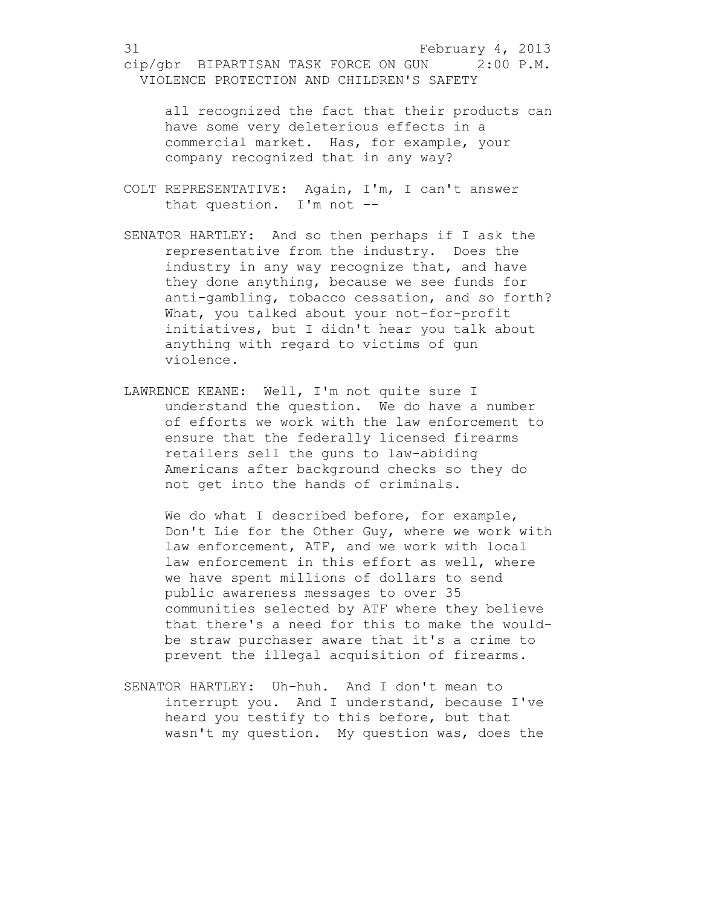all recognized the fact that their products can have some very deleterious effects in a commercial market. Has, for example, your company recognized that in any way?

COLT REPRESENTATIVE: Again, I'm, I can't answer that question. I'm not --

SENATOR HARTLEY: And so then perhaps if I ask the representative from the industry. Does the industry in any way recognize that, and have they done anything, because we see funds for anti-gambling, tobacco cessation, and so forth? What, you talked about your not-for-profit initiatives, but I didn't hear you talk about anything with regard to victims of gun violence.

LAWRENCE KEANE: Well, I'm not quite sure I understand the question. We do have a number of efforts we work with the law enforcement to ensure that the federally licensed firearms retailers sell the guns to law-abiding Americans after background checks so they do not get into the hands of criminals.

We do what I described before, for example, Don't Lie for the Other Guy, where we work with law enforcement, ATF, and we work with local law enforcement in this effort as well, where we have spent millions of dollars to send public awareness messages to over 35 communities selected by ATF where they believe that there's a need for this to make the would-be straw purchaser aware that it's a crime to prevent the illegal acquisition of firearms.

SENATOR HARTLEY: Uh-huh. And I don't mean to interrupt you. And I understand, because I've heard you testify to this before, but that wasn't my question. My question was, does the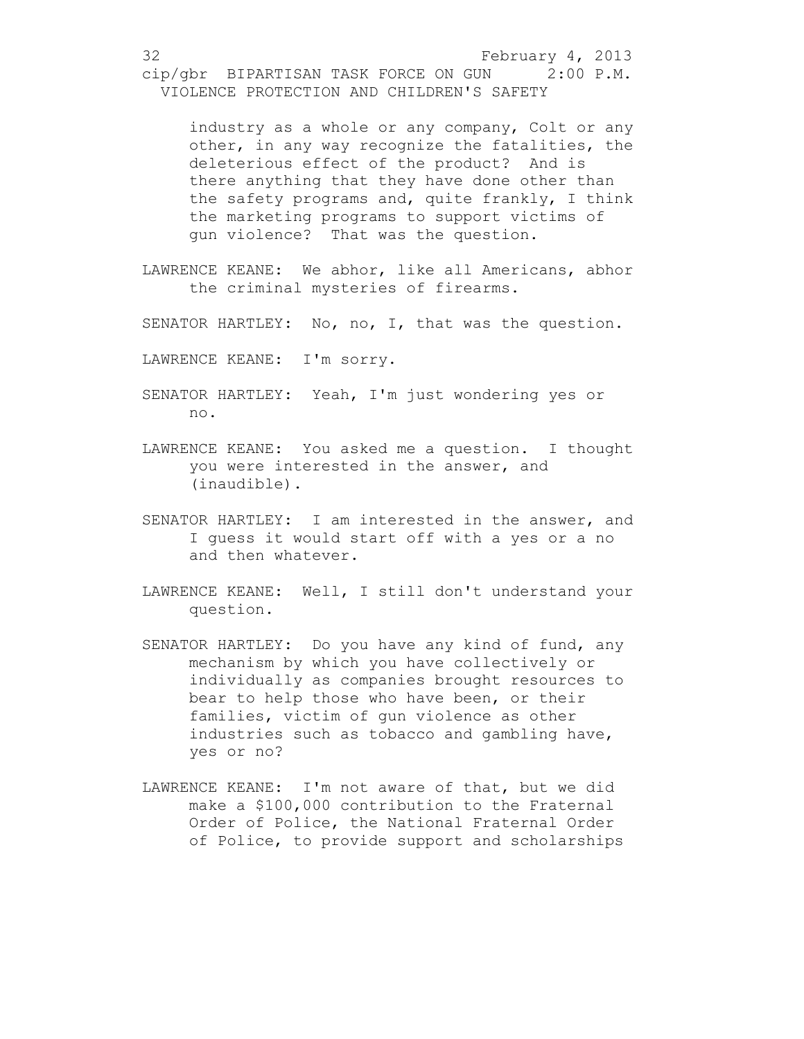industry as a whole or any company, Colt or any other, in any way recognize the fatalities, the deleterious effect of the product? And is there anything that they have done other than the safety programs and, quite frankly, I think the marketing programs to support victims of gun violence? That was the question.

LAWRENCE KEANE: We abhor, like all Americans, abhor the criminal mysteries of firearms.

SENATOR HARTLEY: No, no, I, that was the question.

LAWRENCE KEANE: I'm sorry.

SENATOR HARTLEY: Yeah, I'm just wondering yes or no.

LAWRENCE KEANE: You asked me a question. I thought you were interested in the answer, and (inaudible).

SENATOR HARTLEY: I am interested in the answer, and I guess it would start off with a yes or a no and then whatever.

LAWRENCE KEANE: Well, I still don't understand your question.

SENATOR HARTLEY: Do you have any kind of fund, any mechanism by which you have collectively or individually as companies brought resources to bear to help those who have been, or their families, victim of gun violence as other industries such as tobacco and gambling have, yes or no?

LAWRENCE KEANE: I'm not aware of that, but we did make a $100,000 contribution to the Fraternal Order of Police, the National Fraternal Order of Police, to provide support and scholarships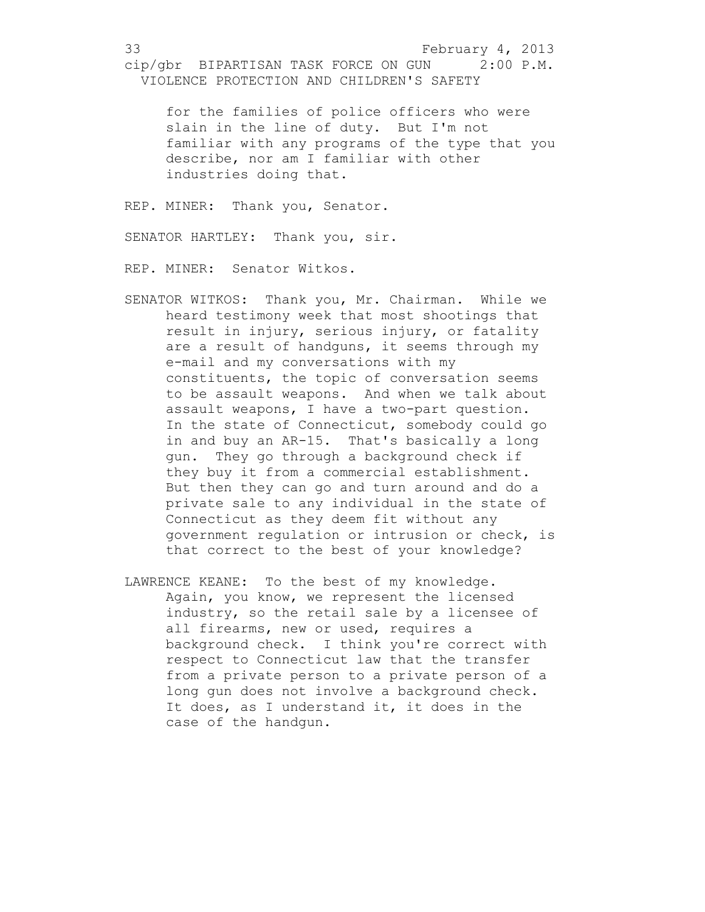for the families of police officers who were slain in the line of duty. But I'm not familiar with any programs of the type that you describe, nor am I familiar with other industries doing that.

REP. MINER: Thank you, Senator.

SENATOR HARTLEY: Thank you, sir.

REP. MINER: Senator Witkos.

SENATOR WITKOS: Thank you, Mr. Chairman. While we heard testimony week that most shootings that result in injury, serious injury, or fatality are a result of handguns, it seems through my e-mail and my conversations with my constituents, the topic of conversation seems to be assault weapons. And when we talk about assault weapons, I have a two-part question. In the state of Connecticut, somebody could go in and buy an AR-15. That's basically a long gun. They go through a background check if they buy it from a commercial establishment. But then they can go and turn around and do a private sale to any individual in the state of Connecticut as they deem fit without any government regulation or intrusion or check, is that correct to the best of your knowledge?

LAWRENCE KEANE: To the best of my knowledge. Again, you know, we represent the licensed industry, so the retail sale by a licensee of all firearms, new or used, requires a background check. I think you're correct with respect to Connecticut law that the transfer from a private person to a private person of a long gun does not involve a background check. It does, as I understand it, it does in the case of the handgun.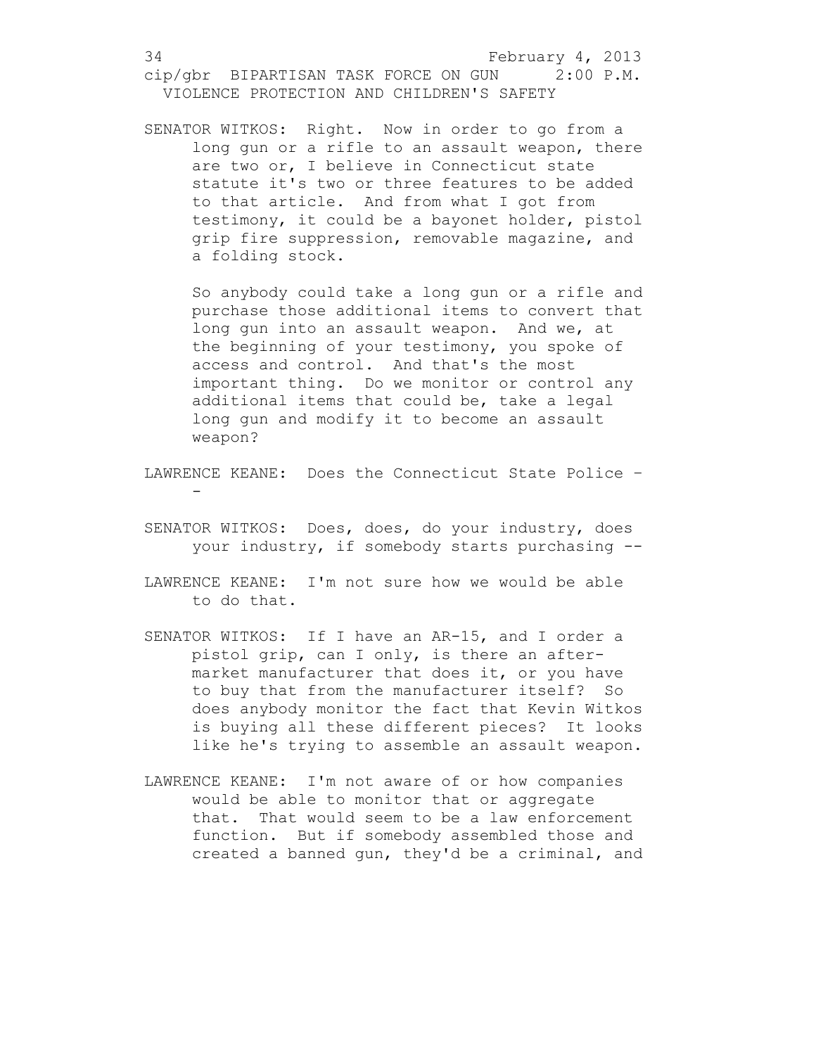SENATOR WITKOS: Right. Now in order to go from a long gun or a rifle to an assault weapon, there are two or, I believe in Connecticut state statute it's two or three features to be added to that article. And from what I got from testimony, it could be a bayonet holder, pistol grip fire suppression, removable magazine, and a folding stock.

So anybody could take a long gun or a rifle and purchase those additional items to convert that long gun into an assault weapon. And we, at the beginning of your testimony, you spoke of access and control. And that's the most important thing. Do we monitor or control any additional items that could be, take a legal long gun and modify it to become an assault weapon?

LAWRENCE KEANE: Does the Connecticut State Police --

SENATOR WITKOS: Does, does, do your industry, does your industry, if somebody starts purchasing --

LAWRENCE KEANE: I'm not sure how we would be able to do that.

SENATOR WITKOS: If I have an AR-15, and I order a pistol grip, can I only, is there an after-market manufacturer that does it, or you have to buy that from the manufacturer itself? So does anybody monitor the fact that Kevin Witkos is buying all these different pieces? It looks like he's trying to assemble an assault weapon.

LAWRENCE KEANE: I'm not aware of or how companies would be able to monitor that or aggregate that. That would seem to be a law enforcement function. But if somebody assembled those and created a banned gun, they'd be a criminal, and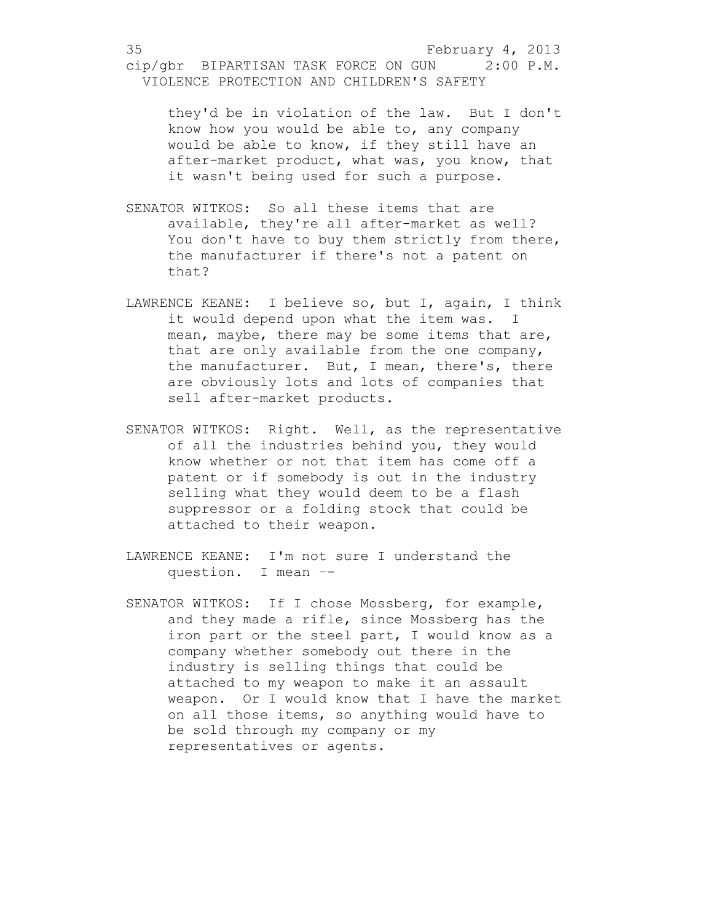they'd be in violation of the law. But I don't know how you would be able to, any company would be able to know, if they still have an after-market product, what was, you know, that it wasn't being used for such a purpose.

SENATOR WITKOS: So all these items that are available, they're all after-market as well? You don't have to buy them strictly from there, the manufacturer if there's not a patent on that?

LAWRENCE KEANE: I believe so, but I, again, I think it would depend upon what the item was. I mean, maybe, there may be some items that are, that are only available from the one company, the manufacturer. But, I mean, there's, there are obviously lots and lots of companies that sell after-market products.

SENATOR WITKOS: Right. Well, as the representative of all the industries behind you, they would know whether or not that item has come off a patent or if somebody is out in the industry selling what they would deem to be a flash suppressor or a folding stock that could be attached to their weapon.

LAWRENCE KEANE: I'm not sure I understand the question. I mean --

SENATOR WITKOS: If I chose Mossberg, for example, and they made a rifle, since Mossberg has the iron part or the steel part, I would know as a company whether somebody out there in the industry is selling things that could be attached to my weapon to make it an assault weapon. Or I would know that I have the market on all those items, so anything would have to be sold through my company or my representatives or agents.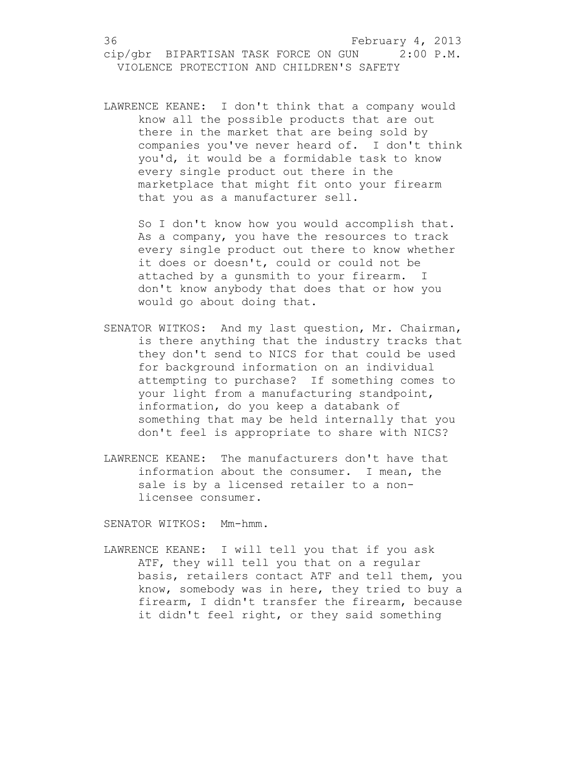LAWRENCE KEANE: I don't think that a company would know all the possible products that are out there in the market that are being sold by companies you've never heard of. I don't think you'd, it would be a formidable task to know every single product out there in the marketplace that might fit onto your firearm that you as a manufacturer sell.

So I don't know how you would accomplish that. As a company, you have the resources to track every single product out there to know whether it does or doesn't, could or could not be attached by a gunsmith to your firearm. I don't know anybody that does that or how you would go about doing that.

SENATOR WITKOS: And my last question, Mr. Chairman, is there anything that the industry tracks that they don't send to NICS for that could be used for background information on an individual attempting to purchase? If something comes to your light from a manufacturing standpoint, information, do you keep a databank of something that may be held internally that you don't feel is appropriate to share with NICS?

LAWRENCE KEANE: The manufacturers don't have that information about the consumer. I mean, the sale is by a licensed retailer to a non-licensee consumer.

SENATOR WITKOS: Mm-hmm.

LAWRENCE KEANE: I will tell you that if you ask ATF, they will tell you that on a regular basis, retailers contact ATF and tell them, you know, somebody was in here, they tried to buy a firearm, I didn't transfer the firearm, because it didn't feel right, or they said something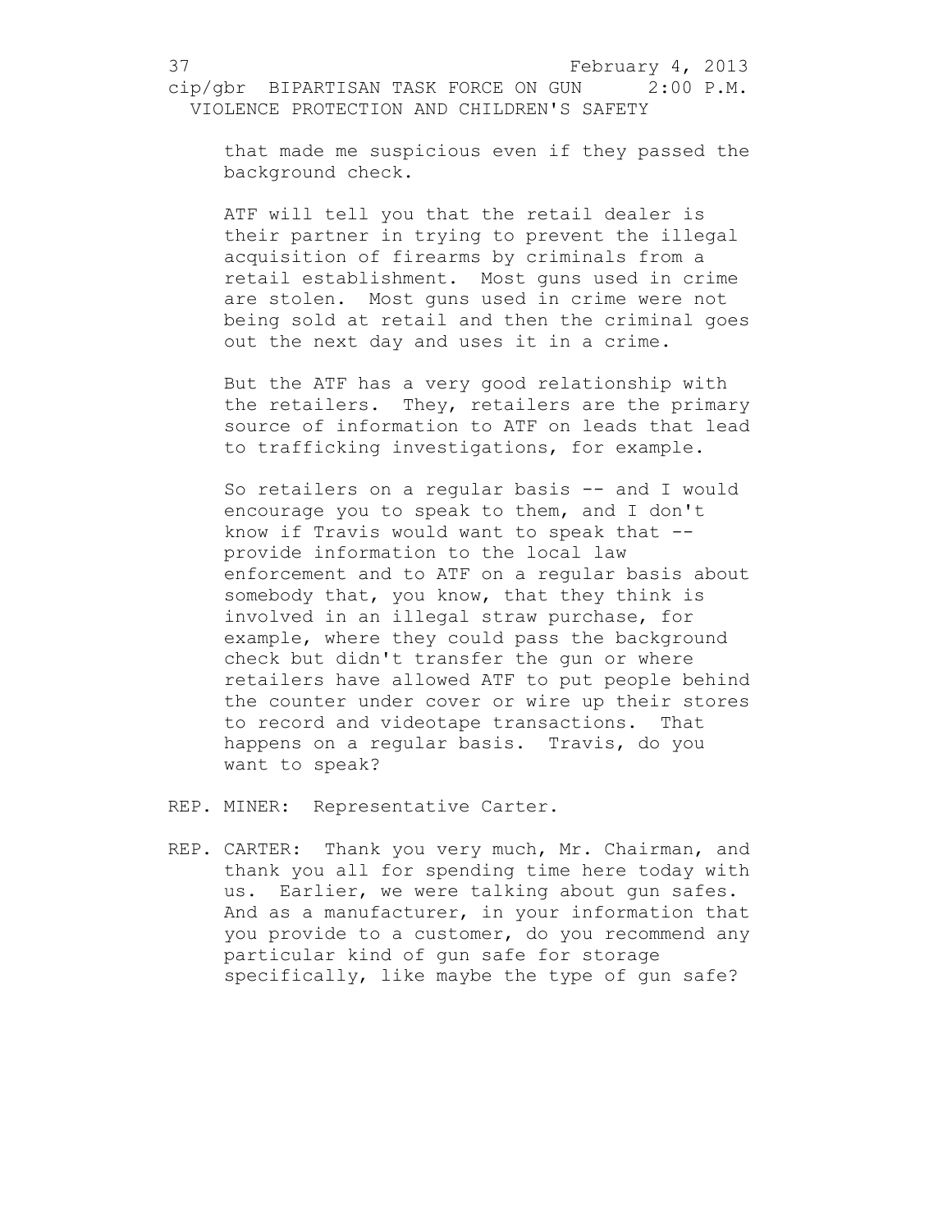that made me suspicious even if they passed the background check.

ATF will tell you that the retail dealer is their partner in trying to prevent the illegal acquisition of firearms by criminals from a retail establishment. Most guns used in crime are stolen. Most guns used in crime were not being sold at retail and then the criminal goes out the next day and uses it in a crime.

But the ATF has a very good relationship with the retailers. They, retailers are the primary source of information to ATF on leads that lead to trafficking investigations, for example.

So retailers on a regular basis -- and I would encourage you to speak to them, and I don't know if Travis would want to speak that -- provide information to the local law enforcement and to ATF on a regular basis about somebody that, you know, that they think is involved in an illegal straw purchase, for example, where they could pass the background check but didn't transfer the gun or where retailers have allowed ATF to put people behind the counter under cover or wire up their stores to record and videotape transactions. That happens on a regular basis. Travis, do you want to speak?

REP. MINER: Representative Carter.

REP. CARTER: Thank you very much, Mr. Chairman, and thank you all for spending time here today with us. Earlier, we were talking about gun safes. And as a manufacturer, in your information that you provide to a customer, do you recommend any particular kind of gun safe for storage specifically, like maybe the type of gun safe?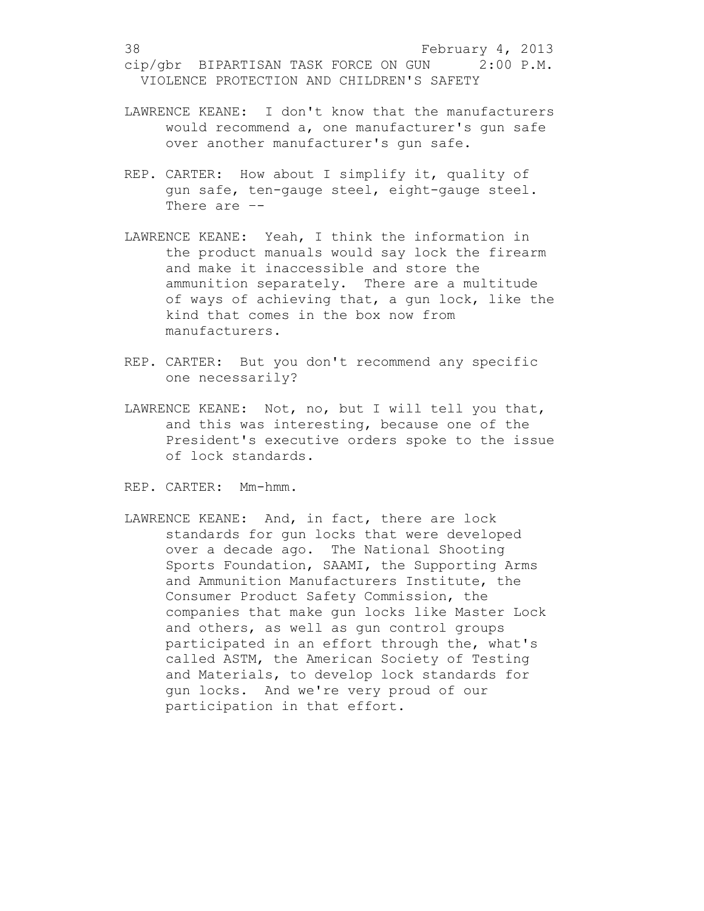LAWRENCE KEANE: I don't know that the manufacturers would recommend a, one manufacturer's gun safe over another manufacturer's gun safe.

REP. CARTER: How about I simplify it, quality of gun safe, ten-gauge steel, eight-gauge steel. There are --

LAWRENCE KEANE: Yeah, I think the information in the product manuals would say lock the firearm and make it inaccessible and store the ammunition separately. There are a multitude of ways of achieving that, a gun lock, like the kind that comes in the box now from manufacturers.

REP. CARTER: But you don't recommend any specific one necessarily?

LAWRENCE KEANE: Not, no, but I will tell you that, and this was interesting, because one of the President's executive orders spoke to the issue of lock standards.

REP. CARTER: Mm-hmm.

LAWRENCE KEANE: And, in fact, there are lock standards for gun locks that were developed over a decade ago. The National Shooting Sports Foundation, SAAMI, the Supporting Arms and Ammunition Manufacturers Institute, the Consumer Product Safety Commission, the companies that make gun locks like Master Lock and others, as well as gun control groups participated in an effort through the, what's called ASTM, the American Society of Testing and Materials, to develop lock standards for gun locks. And we're very proud of our participation in that effort.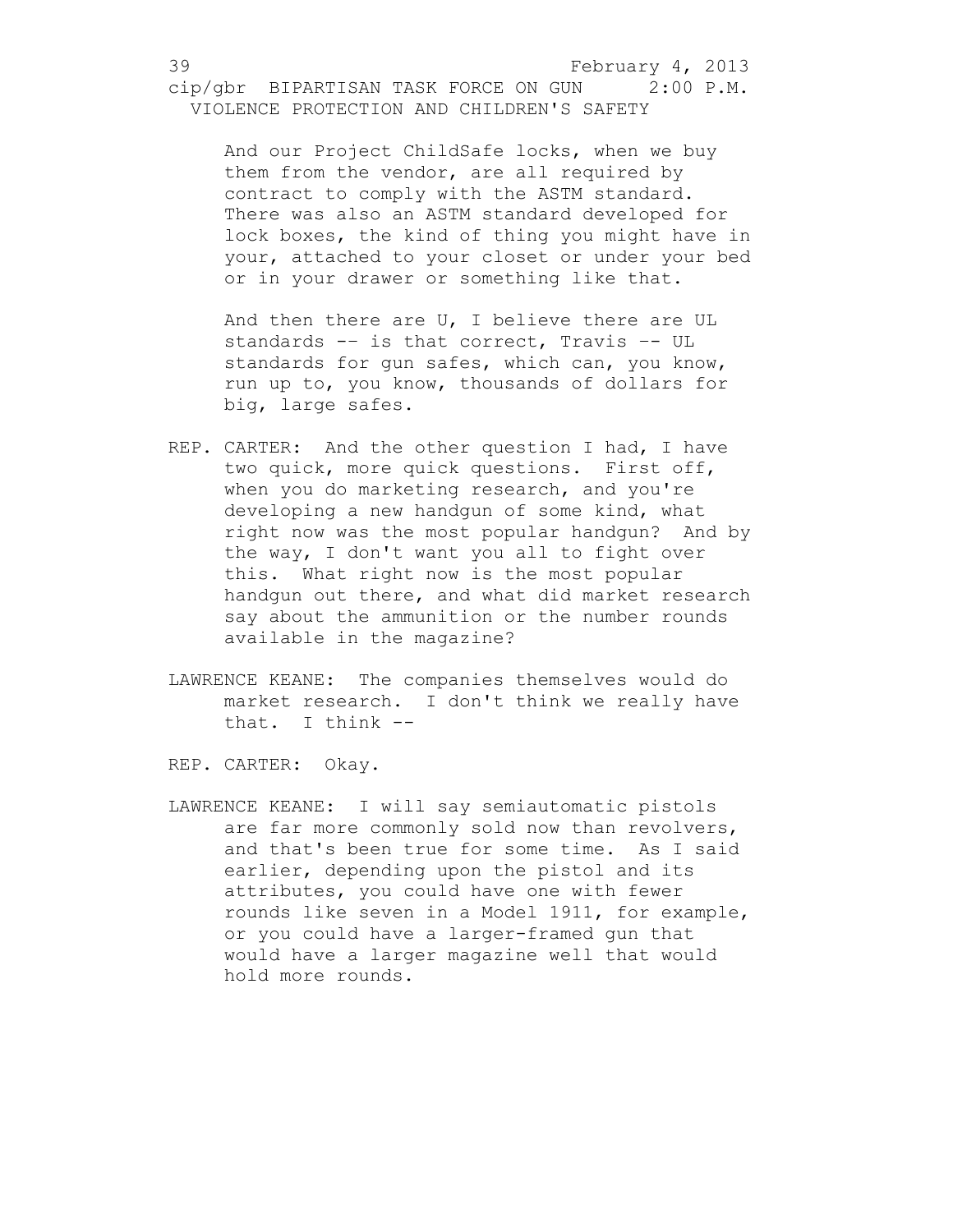And our Project ChildSafe locks, when we buy them from the vendor, are all required by contract to comply with the ASTM standard. There was also an ASTM standard developed for lock boxes, the kind of thing you might have in your, attached to your closet or under your bed or in your drawer or something like that.

And then there are U, I believe there are UL standards -- is that correct, Travis -- UL standards for gun safes, which can, you know, run up to, you know, thousands of dollars for big, large safes.

REP. CARTER: And the other question I had, I have two quick, more quick questions. First off, when you do marketing research, and you're developing a new handgun of some kind, what right now was the most popular handgun? And by the way, I don't want you all to fight over this. What right now is the most popular handgun out there, and what did market research say about the ammunition or the number rounds available in the magazine?

LAWRENCE KEANE: The companies themselves would do market research. I don't think we really have that. I think --

REP. CARTER: Okay.

LAWRENCE KEANE: I will say semiautomatic pistols are far more commonly sold now than revolvers, and that's been true for some time. As I said earlier, depending upon the pistol and its attributes, you could have one with fewer rounds like seven in a Model 1911, for example, or you could have a larger-framed gun that would have a larger magazine well that would hold more rounds.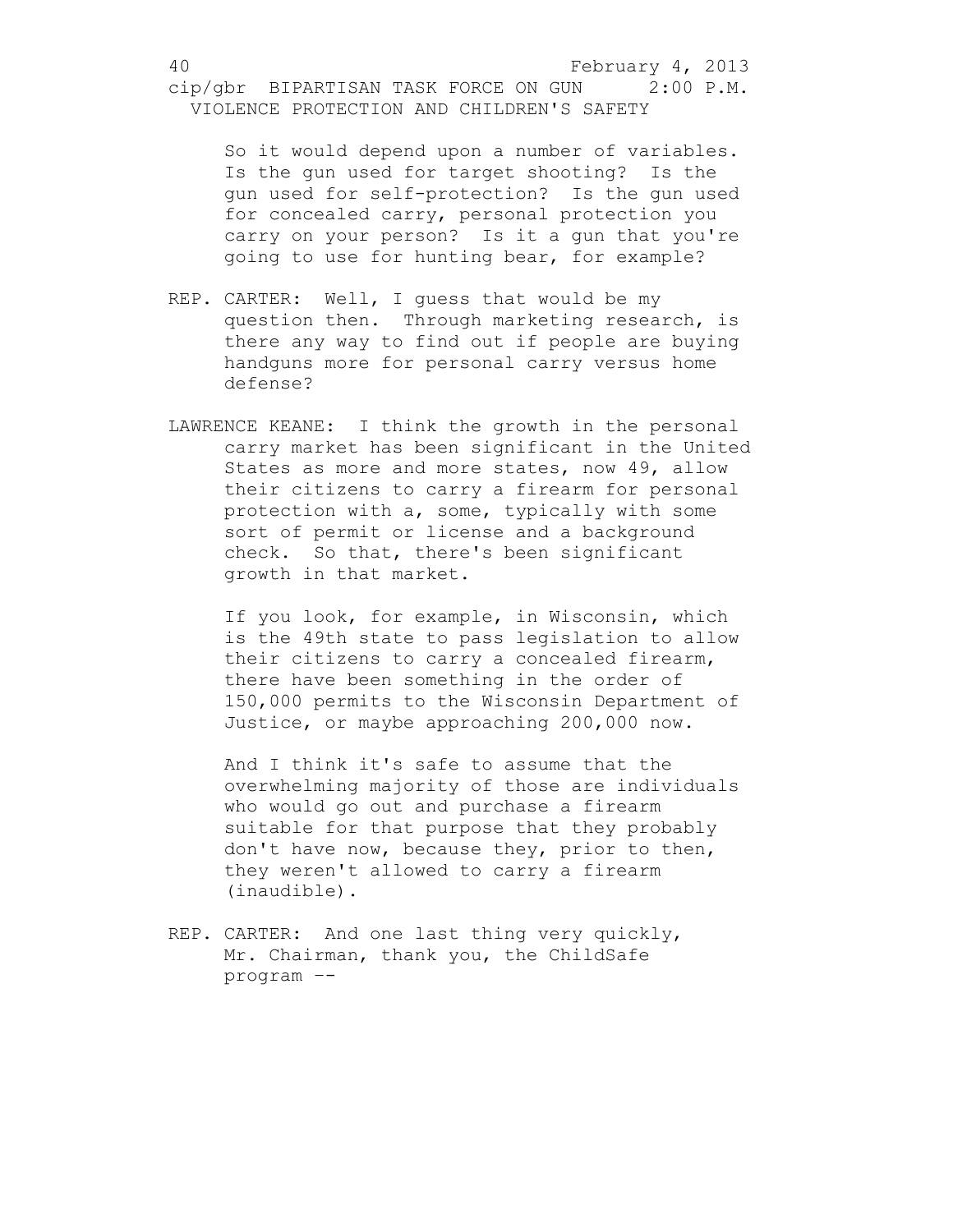So it would depend upon a number of variables. Is the gun used for target shooting? Is the gun used for self-protection? Is the gun used for concealed carry, personal protection you carry on your person? Is it a gun that you're going to use for hunting bear, for example?

REP. CARTER: Well, I guess that would be my question then. Through marketing research, is there any way to find out if people are buying handguns more for personal carry versus home defense?

LAWRENCE KEANE: I think the growth in the personal carry market has been significant in the United States as more and more states, now 49, allow their citizens to carry a firearm for personal protection with a, some, typically with some sort of permit or license and a background check. So that, there's been significant growth in that market.

If you look, for example, in Wisconsin, which is the 49th state to pass legislation to allow their citizens to carry a concealed firearm, there have been something in the order of 150,000 permits to the Wisconsin Department of Justice, or maybe approaching 200,000 now.

And I think it's safe to assume that the overwhelming majority of those are individuals who would go out and purchase a firearm suitable for that purpose that they probably don't have now, because they, prior to then, they weren't allowed to carry a firearm (inaudible).

REP. CARTER: And one last thing very quickly, Mr. Chairman, thank you, the ChildSafe program --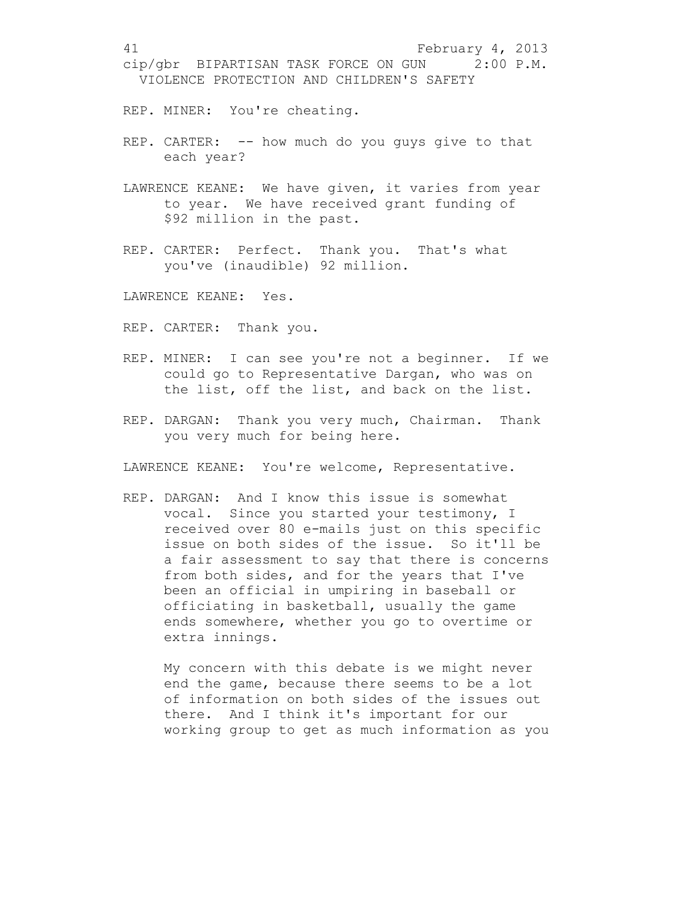REP. MINER: You're cheating.

REP. CARTER: -- how much do you guys give to that each year?

LAWRENCE KEANE: We have given, it varies from year to year. We have received grant funding of $92 million in the past.

REP. CARTER: Perfect. Thank you. That's what you've (inaudible) 92 million.

LAWRENCE KEANE: Yes.

REP. CARTER: Thank you.

REP. MINER: I can see you're not a beginner. If we could go to Representative Dargan, who was on the list, off the list, and back on the list.

REP. DARGAN: Thank you very much, Chairman. Thank you very much for being here.

LAWRENCE KEANE: You're welcome, Representative.

REP. DARGAN: And I know this issue is somewhat vocal. Since you started your testimony, I received over 80 e-mails just on this specific issue on both sides of the issue. So it'll be a fair assessment to say that there is concerns from both sides, and for the years that I've been an official in umpiring in baseball or officiating in basketball, usually the game ends somewhere, whether you go to overtime or extra innings.

My concern with this debate is we might never end the game, because there seems to be a lot of information on both sides of the issues out there. And I think it's important for our working group to get as much information as you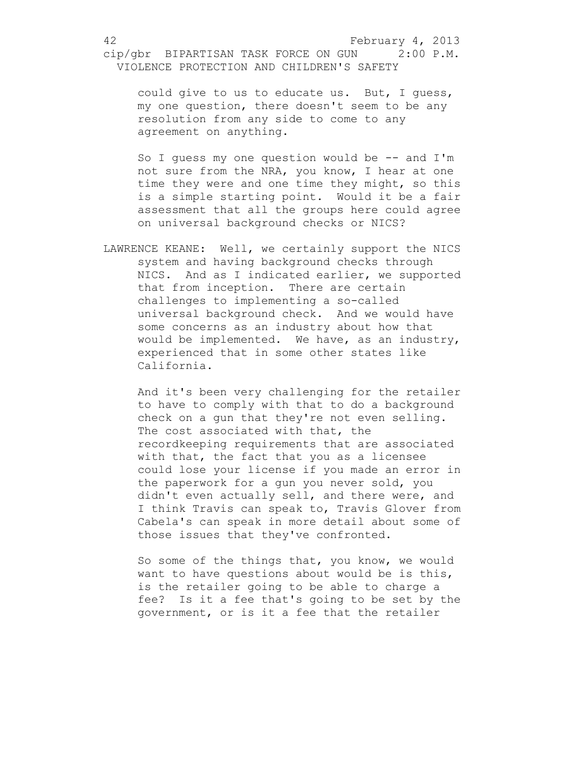could give to us to educate us. But, I guess, my one question, there doesn't seem to be any resolution from any side to come to any agreement on anything.

So I guess my one question would be -- and I'm not sure from the NRA, you know, I hear at one time they were and one time they might, so this is a simple starting point. Would it be a fair assessment that all the groups here could agree on universal background checks or NICS?

LAWRENCE KEANE: Well, we certainly support the NICS system and having background checks through NICS. And as I indicated earlier, we supported that from inception. There are certain challenges to implementing a so-called universal background check. And we would have some concerns as an industry about how that would be implemented. We have, as an industry, experienced that in some other states like California.

And it's been very challenging for the retailer to have to comply with that to do a background check on a gun that they're not even selling. The cost associated with that, the recordkeeping requirements that are associated with that, the fact that you as a licensee could lose your license if you made an error in the paperwork for a gun you never sold, you didn't even actually sell, and there were, and I think Travis can speak to, Travis Glover from Cabela's can speak in more detail about some of those issues that they've confronted.

So some of the things that, you know, we would want to have questions about would be is this, is the retailer going to be able to charge a fee? Is it a fee that's going to be set by the government, or is it a fee that the retailer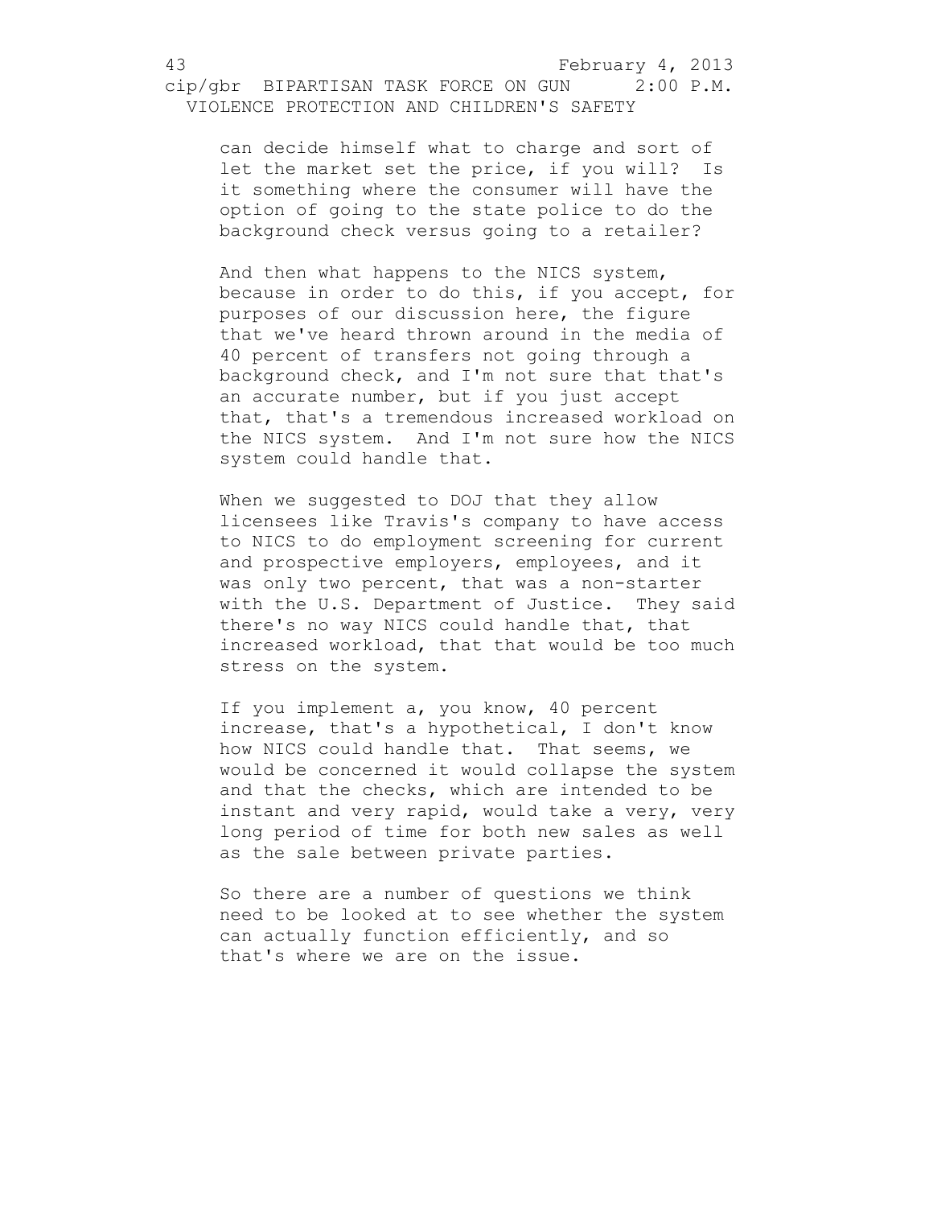can decide himself what to charge and sort of let the market set the price, if you will? Is it something where the consumer will have the option of going to the state police to do the background check versus going to a retailer?

And then what happens to the NICS system, because in order to do this, if you accept, for purposes of our discussion here, the figure that we've heard thrown around in the media of 40 percent of transfers not going through a background check, and I'm not sure that that's an accurate number, but if you just accept that, that's a tremendous increased workload on the NICS system. And I'm not sure how the NICS system could handle that.

When we suggested to DOJ that they allow licensees like Travis's company to have access to NICS to do employment screening for current and prospective employers, employees, and it was only two percent, that was a non-starter with the U.S. Department of Justice. They said there's no way NICS could handle that, that increased workload, that that would be too much stress on the system.

If you implement a, you know, 40 percent increase, that's a hypothetical, I don't know how NICS could handle that. That seems, we would be concerned it would collapse the system and that the checks, which are intended to be instant and very rapid, would take a very, very long period of time for both new sales as well as the sale between private parties.

So there are a number of questions we think need to be looked at to see whether the system can actually function efficiently, and so that's where we are on the issue.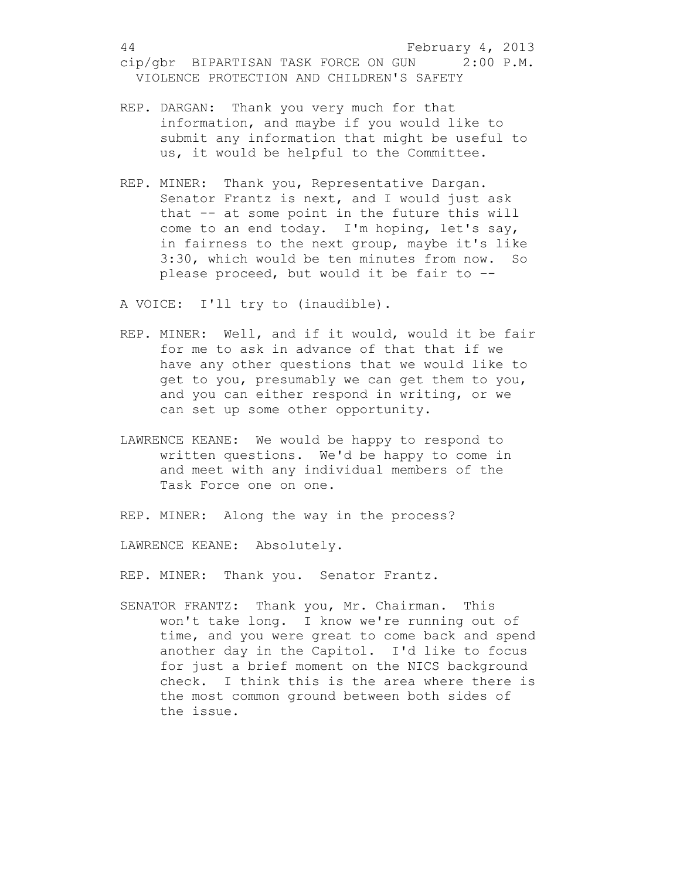REP. DARGAN: Thank you very much for that information, and maybe if you would like to submit any information that might be useful to us, it would be helpful to the Committee.

REP. MINER: Thank you, Representative Dargan. Senator Frantz is next, and I would just ask that -- at some point in the future this will come to an end today. I'm hoping, let's say, in fairness to the next group, maybe it's like 3:30, which would be ten minutes from now. So please proceed, but would it be fair to --

A VOICE: I'll try to (inaudible).

REP. MINER: Well, and if it would, would it be fair for me to ask in advance of that that if we have any other questions that we would like to get to you, presumably we can get them to you, and you can either respond in writing, or we can set up some other opportunity.

LAWRENCE KEANE: We would be happy to respond to written questions. We'd be happy to come in and meet with any individual members of the Task Force one on one.

REP. MINER: Along the way in the process?

LAWRENCE KEANE: Absolutely.

REP. MINER: Thank you. Senator Frantz.

SENATOR FRANTZ: Thank you, Mr. Chairman. This won't take long. I know we're running out of time, and you were great to come back and spend another day in the Capitol. I'd like to focus for just a brief moment on the NICS background check. I think this is the area where there is the most common ground between both sides of the issue.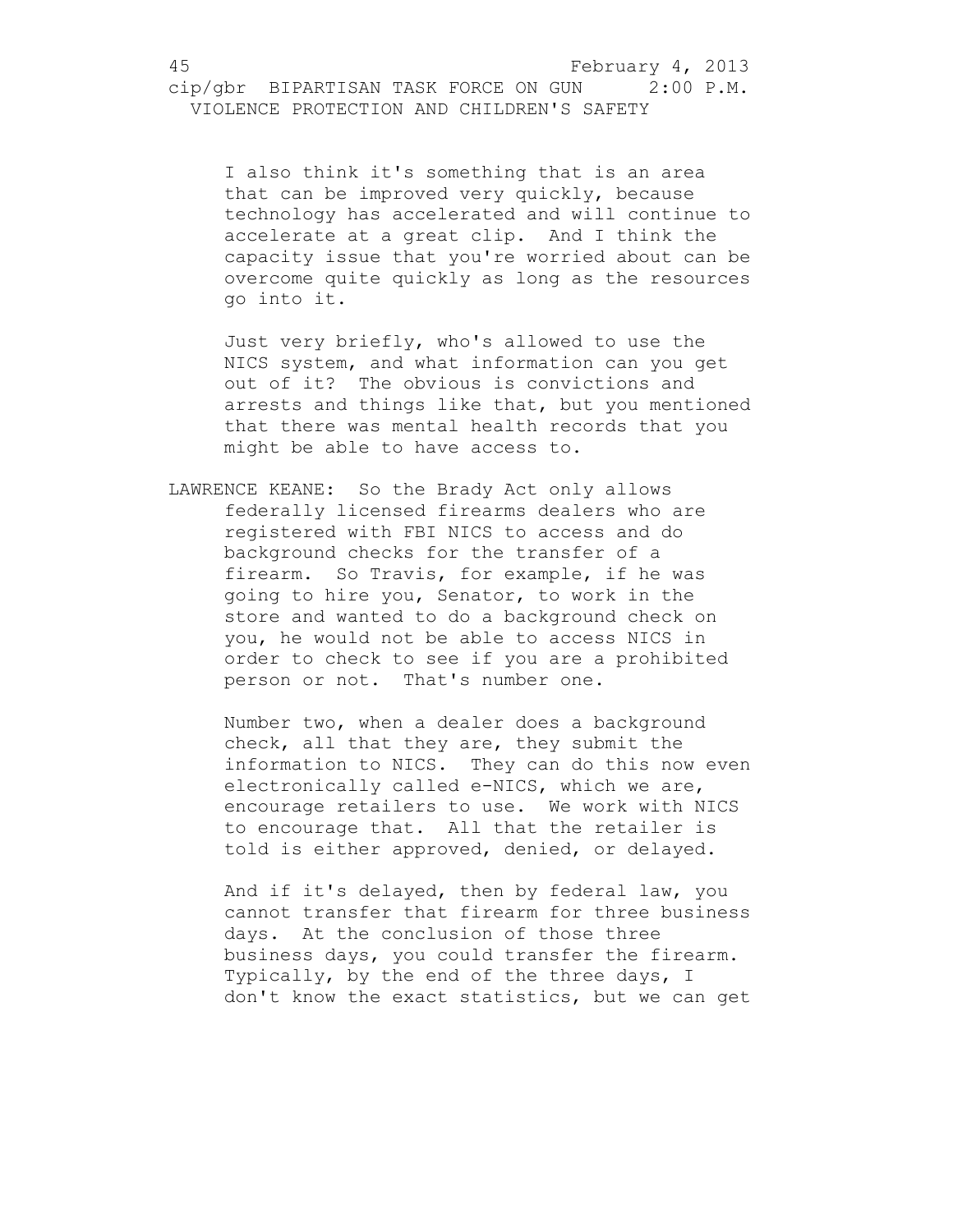I also think it's something that is an area that can be improved very quickly, because technology has accelerated and will continue to accelerate at a great clip. And I think the capacity issue that you're worried about can be overcome quite quickly as long as the resources go into it.

Just very briefly, who's allowed to use the NICS system, and what information can you get out of it? The obvious is convictions and arrests and things like that, but you mentioned that there was mental health records that you might be able to have access to.

LAWRENCE KEANE: So the Brady Act only allows federally licensed firearms dealers who are registered with FBI NICS to access and do background checks for the transfer of a firearm. So Travis, for example, if he was going to hire you, Senator, to work in the store and wanted to do a background check on you, he would not be able to access NICS in order to check to see if you are a prohibited person or not. That's number one.

Number two, when a dealer does a background check, all that they are, they submit the information to NICS. They can do this now even electronically called e-NICS, which we are, encourage retailers to use. We work with NICS to encourage that. All that the retailer is told is either approved, denied, or delayed.

And if it's delayed, then by federal law, you cannot transfer that firearm for three business days. At the conclusion of those three business days, you could transfer the firearm. Typically, by the end of the three days, I don't know the exact statistics, but we can get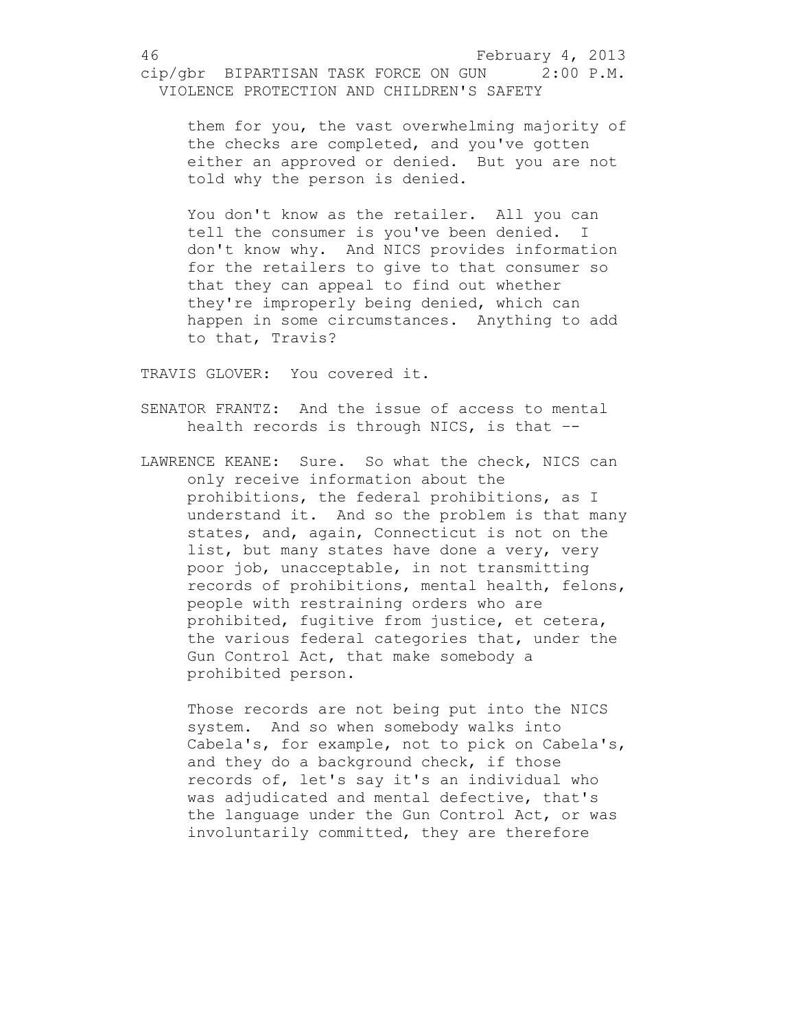them for you, the vast overwhelming majority of the checks are completed, and you've gotten either an approved or denied. But you are not told why the person is denied.

You don't know as the retailer. All you can tell the consumer is you've been denied. I don't know why. And NICS provides information for the retailers to give to that consumer so that they can appeal to find out whether they're improperly being denied, which can happen in some circumstances. Anything to add to that, Travis?

TRAVIS GLOVER: You covered it.

SENATOR FRANTZ: And the issue of access to mental health records is through NICS, is that --

LAWRENCE KEANE: Sure. So what the check, NICS can only receive information about the prohibitions, the federal prohibitions, as I understand it. And so the problem is that many states, and, again, Connecticut is not on the list, but many states have done a very, very poor job, unacceptable, in not transmitting records of prohibitions, mental health, felons, people with restraining orders who are prohibited, fugitive from justice, et cetera, the various federal categories that, under the Gun Control Act, that make somebody a prohibited person.

Those records are not being put into the NICS system. And so when somebody walks into Cabela's, for example, not to pick on Cabela's, and they do a background check, if those records of, let's say it's an individual who was adjudicated and mental defective, that's the language under the Gun Control Act, or was involuntarily committed, they are therefore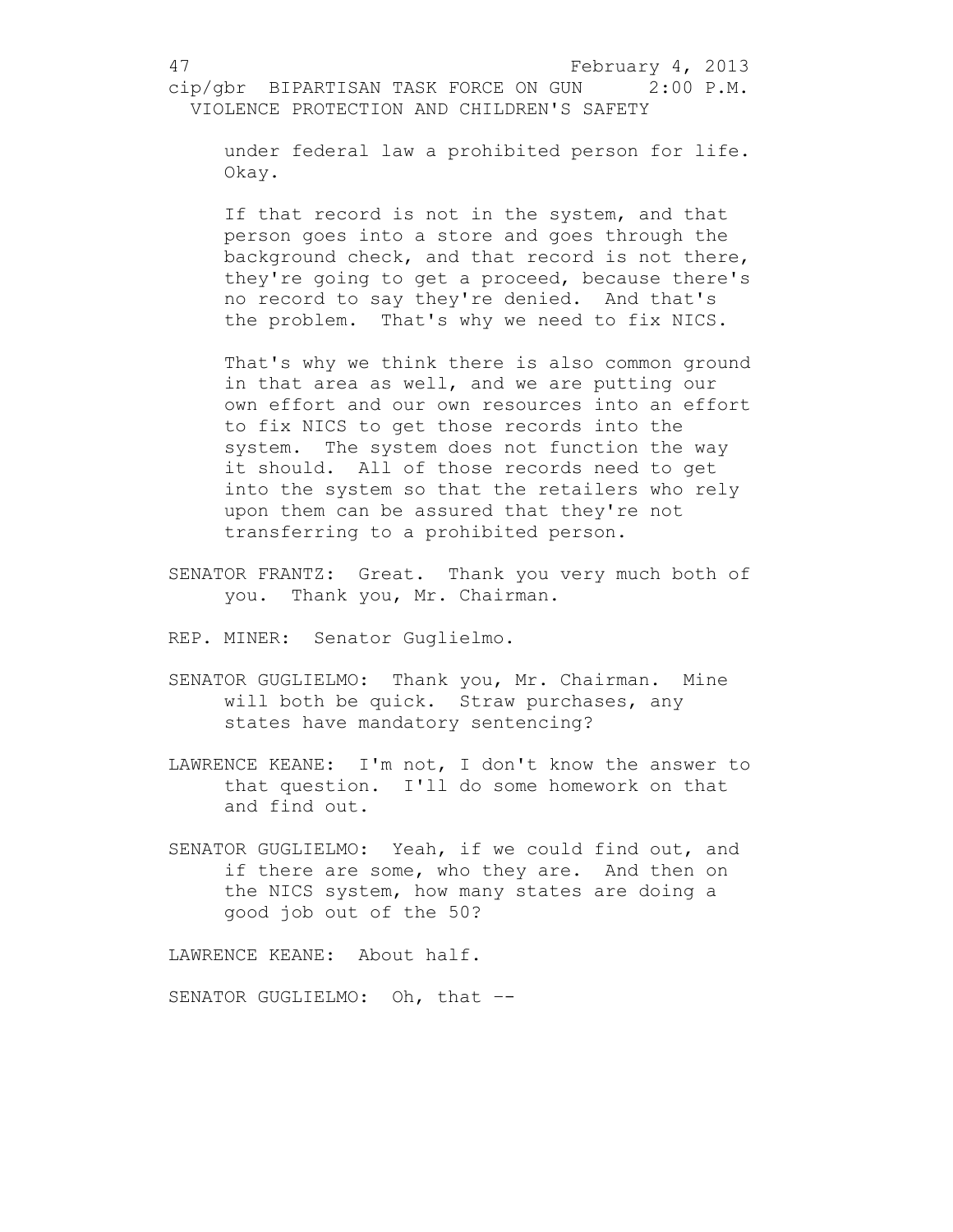under federal law a prohibited person for life. Okay.

If that record is not in the system, and that person goes into a store and goes through the background check, and that record is not there, they're going to get a proceed, because there's no record to say they're denied. And that's the problem. That's why we need to fix NICS.

That's why we think there is also common ground in that area as well, and we are putting our own effort and our own resources into an effort to fix NICS to get those records into the system. The system does not function the way it should. All of those records need to get into the system so that the retailers who rely upon them can be assured that they're not transferring to a prohibited person.

SENATOR FRANTZ: Great. Thank you very much both of you. Thank you, Mr. Chairman.

REP. MINER: Senator Guglielmo.

SENATOR GUGLIELMO: Thank you, Mr. Chairman. Mine will both be quick. Straw purchases, any states have mandatory sentencing?

LAWRENCE KEANE: I'm not, I don't know the answer to that question. I'll do some homework on that and find out.

SENATOR GUGLIELMO: Yeah, if we could find out, and if there are some, who they are. And then on the NICS system, how many states are doing a good job out of the 50?

LAWRENCE KEANE: About half.

SENATOR GUGLIELMO: Oh, that --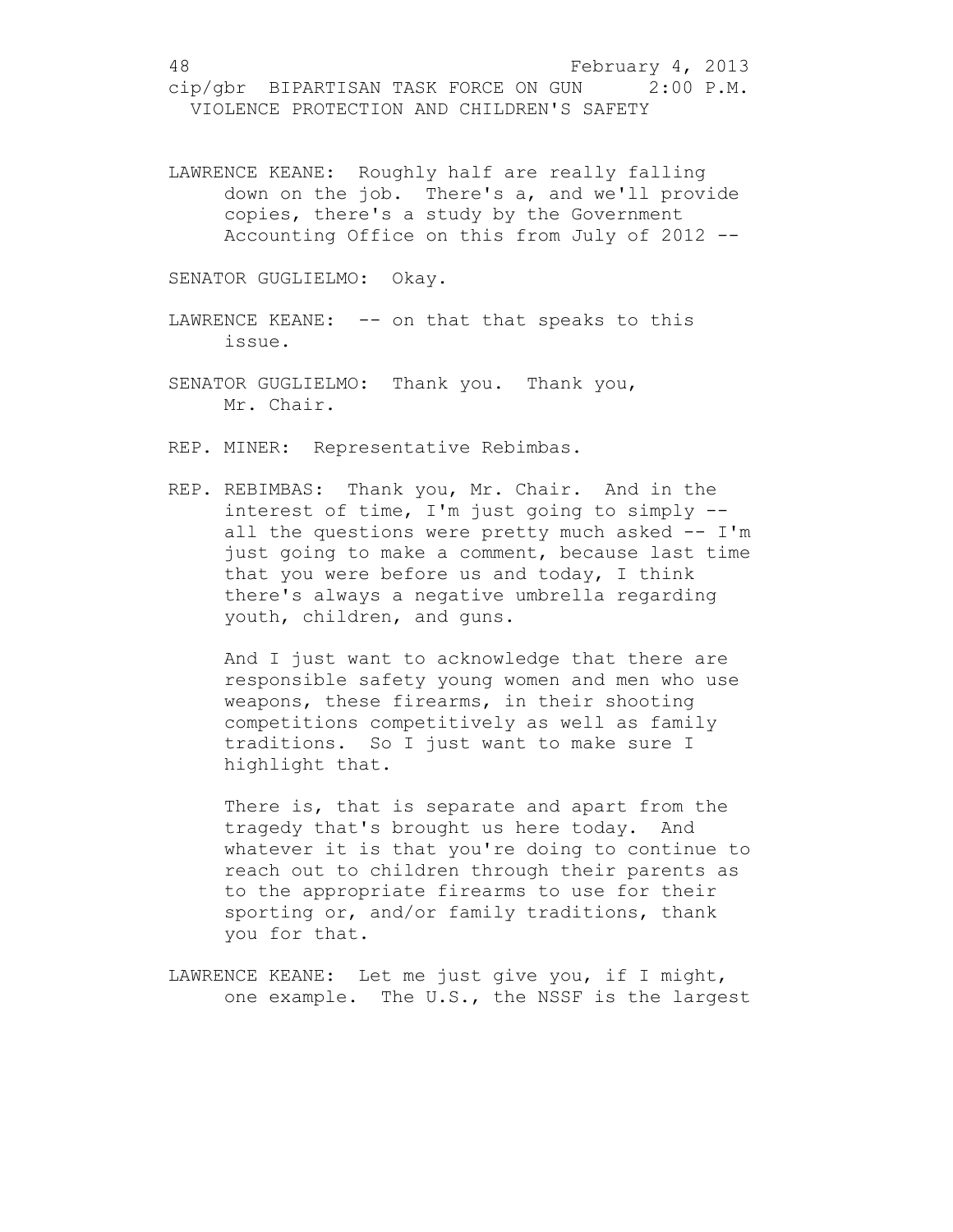LAWRENCE KEANE: Roughly half are really falling down on the job. There's a, and we'll provide copies, there's a study by the Government Accounting Office on this from July of 2012 --

SENATOR GUGLIELMO: Okay.

LAWRENCE KEANE: -- on that that speaks to this issue.

SENATOR GUGLIELMO: Thank you. Thank you, Mr. Chair.

REP. MINER: Representative Rebimbas.

REP. REBIMBAS: Thank you, Mr. Chair. And in the interest of time, I'm just going to simply -- all the questions were pretty much asked -- I'm just going to make a comment, because last time that you were before us and today, I think there's always a negative umbrella regarding youth, children, and guns.

And I just want to acknowledge that there are responsible safety young women and men who use weapons, these firearms, in their shooting competitions competitively as well as family traditions. So I just want to make sure I highlight that.

There is, that is separate and apart from the tragedy that's brought us here today. And whatever it is that you're doing to continue to reach out to children through their parents as to the appropriate firearms to use for their sporting or, and/or family traditions, thank you for that.

LAWRENCE KEANE: Let me just give you, if I might, one example. The U.S., the NSSF is the largest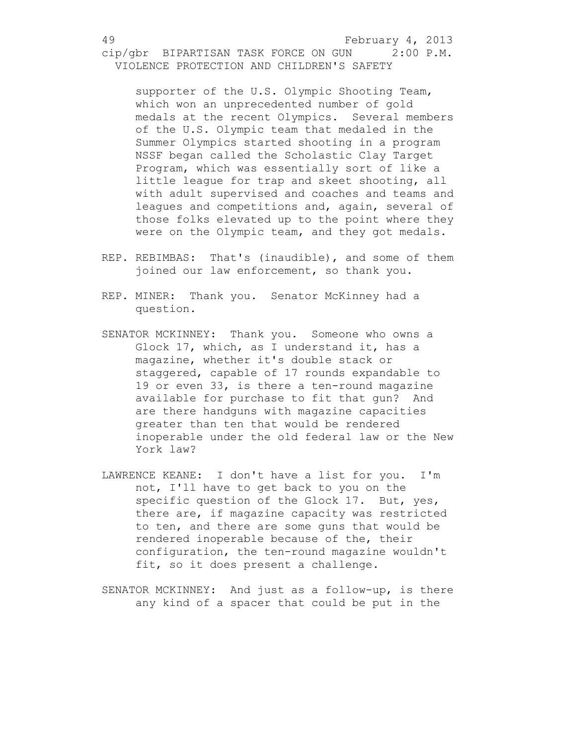supporter of the U.S. Olympic Shooting Team, which won an unprecedented number of gold medals at the recent Olympics. Several members of the U.S. Olympic team that medaled in the Summer Olympics started shooting in a program NSSF began called the Scholastic Clay Target Program, which was essentially sort of like a little league for trap and skeet shooting, all with adult supervised and coaches and teams and leagues and competitions and, again, several of those folks elevated up to the point where they were on the Olympic team, and they got medals.

REP. REBIMBAS: That's (inaudible), and some of them joined our law enforcement, so thank you.

REP. MINER: Thank you. Senator McKinney had a question.

SENATOR MCKINNEY: Thank you. Someone who owns a Glock 17, which, as I understand it, has a magazine, whether it's double stack or staggered, capable of 17 rounds expandable to 19 or even 33, is there a ten-round magazine available for purchase to fit that gun? And are there handguns with magazine capacities greater than ten that would be rendered inoperable under the old federal law or the New York law?

LAWRENCE KEANE: I don't have a list for you. I'm not, I'll have to get back to you on the specific question of the Glock 17. But, yes, there are, if magazine capacity was restricted to ten, and there are some guns that would be rendered inoperable because of the, their configuration, the ten-round magazine wouldn't fit, so it does present a challenge.

SENATOR MCKINNEY: And just as a follow-up, is there any kind of a spacer that could be put in the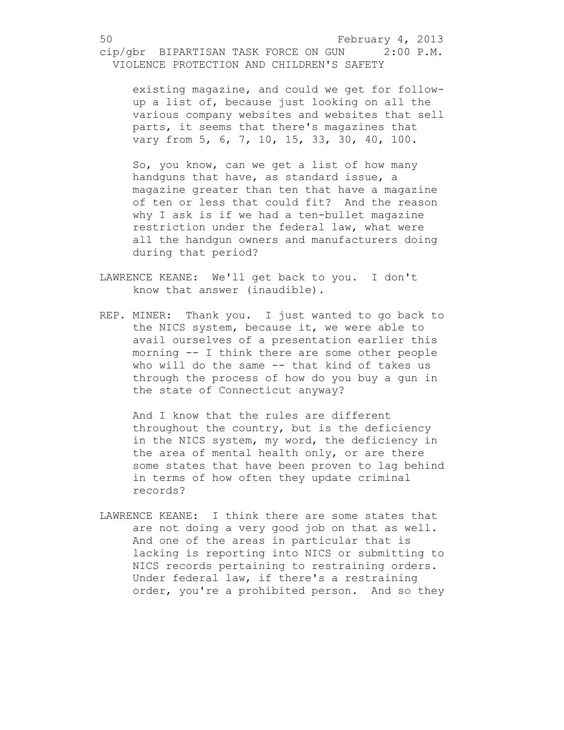existing magazine, and could we get for follow-up a list of, because just looking on all the various company websites and websites that sell parts, it seems that there's magazines that vary from 5, 6, 7, 10, 15, 33, 30, 40, 100.

So, you know, can we get a list of how many handguns that have, as standard issue, a magazine greater than ten that have a magazine of ten or less that could fit? And the reason why I ask is if we had a ten-bullet magazine restriction under the federal law, what were all the handgun owners and manufacturers doing during that period?

LAWRENCE KEANE: We'll get back to you. I don't know that answer (inaudible).

REP. MINER: Thank you. I just wanted to go back to the NICS system, because it, we were able to avail ourselves of a presentation earlier this morning -- I think there are some other people who will do the same -- that kind of takes us through the process of how do you buy a gun in the state of Connecticut anyway?

And I know that the rules are different throughout the country, but is the deficiency in the NICS system, my word, the deficiency in the area of mental health only, or are there some states that have been proven to lag behind in terms of how often they update criminal records?

LAWRENCE KEANE: I think there are some states that are not doing a very good job on that as well. And one of the areas in particular that is lacking is reporting into NICS or submitting to NICS records pertaining to restraining orders. Under federal law, if there's a restraining order, you're a prohibited person. And so they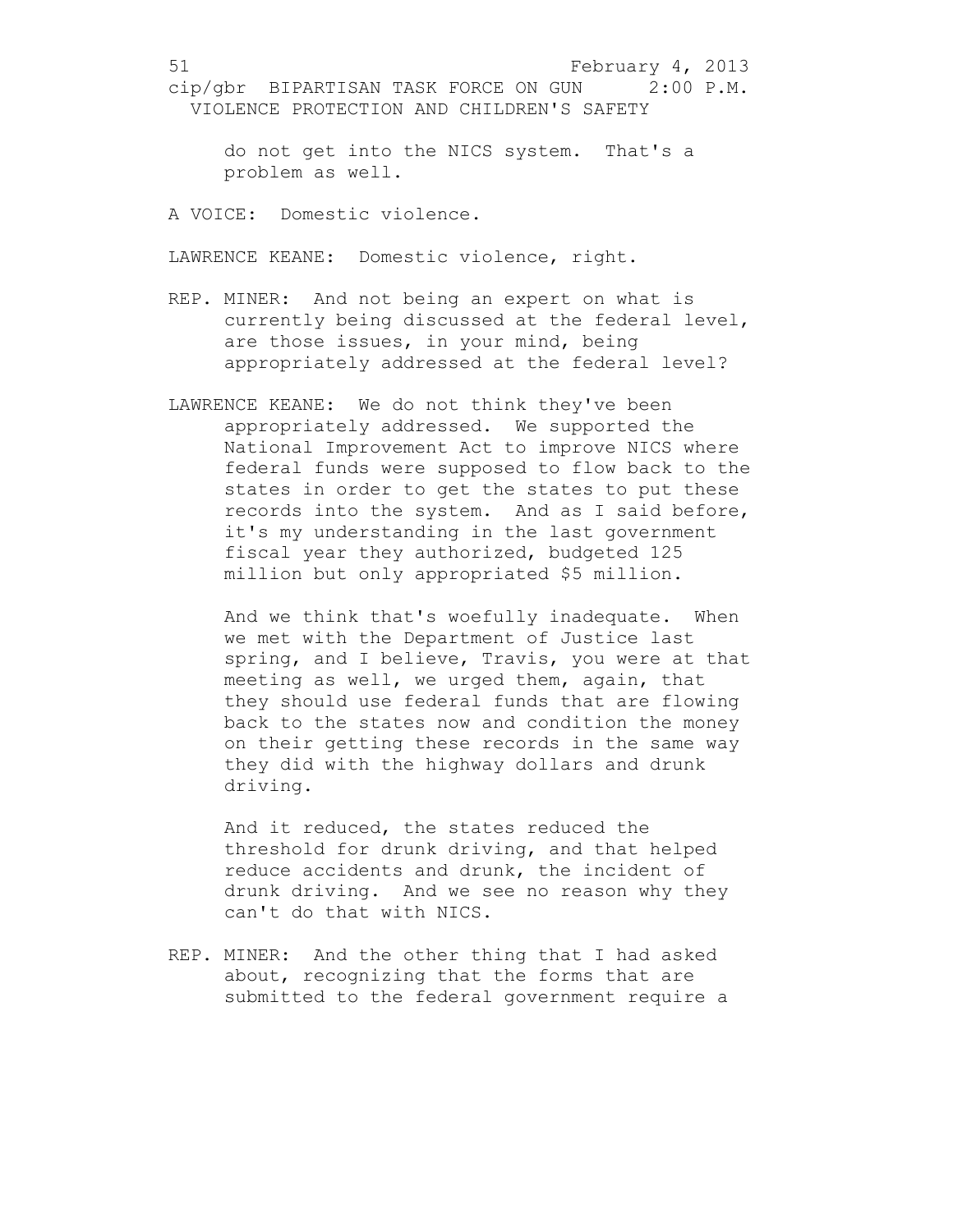do not get into the NICS system. That's a problem as well.

A VOICE: Domestic violence.

LAWRENCE KEANE: Domestic violence, right.

REP. MINER: And not being an expert on what is currently being discussed at the federal level, are those issues, in your mind, being appropriately addressed at the federal level?

LAWRENCE KEANE: We do not think they've been appropriately addressed. We supported the National Improvement Act to improve NICS where federal funds were supposed to flow back to the states in order to get the states to put these records into the system. And as I said before, it's my understanding in the last government fiscal year they authorized, budgeted 125 million but only appropriated $5 million.

And we think that's woefully inadequate. When we met with the Department of Justice last spring, and I believe, Travis, you were at that meeting as well, we urged them, again, that they should use federal funds that are flowing back to the states now and condition the money on their getting these records in the same way they did with the highway dollars and drunk driving.

And it reduced, the states reduced the threshold for drunk driving, and that helped reduce accidents and drunk, the incident of drunk driving. And we see no reason why they can't do that with NICS.

REP. MINER: And the other thing that I had asked about, recognizing that the forms that are submitted to the federal government require a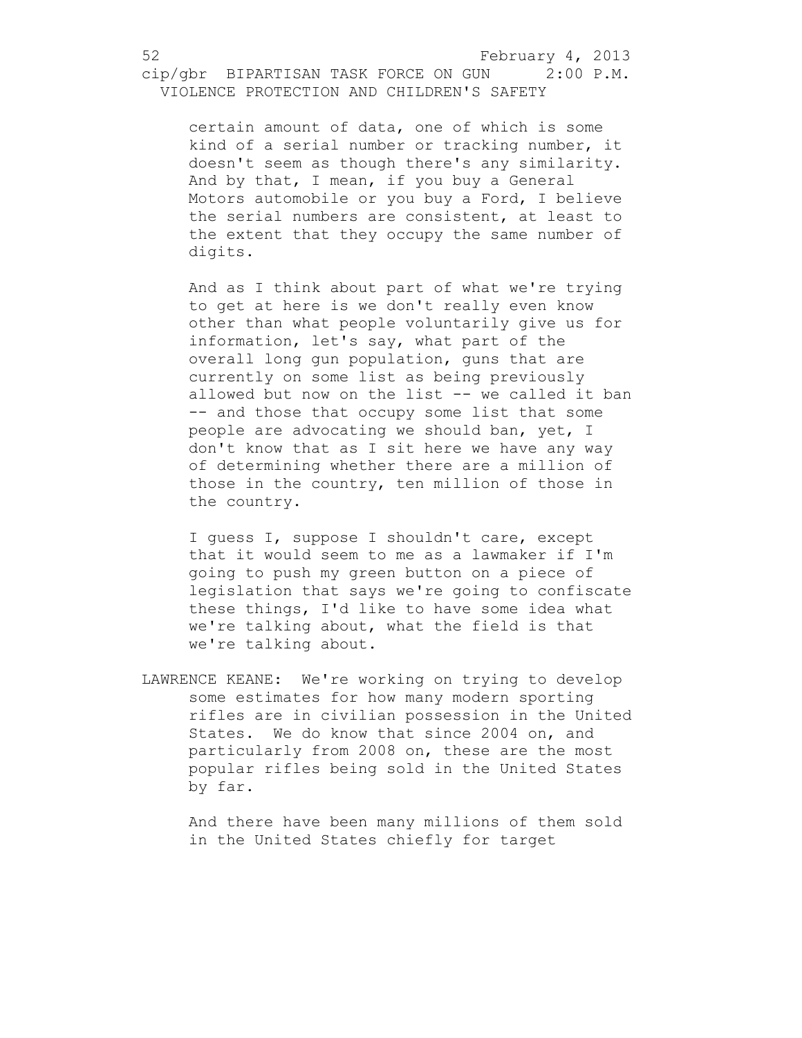certain amount of data, one of which is some kind of a serial number or tracking number, it doesn't seem as though there's any similarity. And by that, I mean, if you buy a General Motors automobile or you buy a Ford, I believe the serial numbers are consistent, at least to the extent that they occupy the same number of digits.

And as I think about part of what we're trying to get at here is we don't really even know other than what people voluntarily give us for information, let's say, what part of the overall long gun population, guns that are currently on some list as being previously allowed but now on the list -- we called it ban -- and those that occupy some list that some people are advocating we should ban, yet, I don't know that as I sit here we have any way of determining whether there are a million of those in the country, ten million of those in the country.

I guess I, suppose I shouldn't care, except that it would seem to me as a lawmaker if I'm going to push my green button on a piece of legislation that says we're going to confiscate these things, I'd like to have some idea what we're talking about, what the field is that we're talking about.

LAWRENCE KEANE: We're working on trying to develop some estimates for how many modern sporting rifles are in civilian possession in the United States. We do know that since 2004 on, and particularly from 2008 on, these are the most popular rifles being sold in the United States by far.

And there have been many millions of them sold in the United States chiefly for target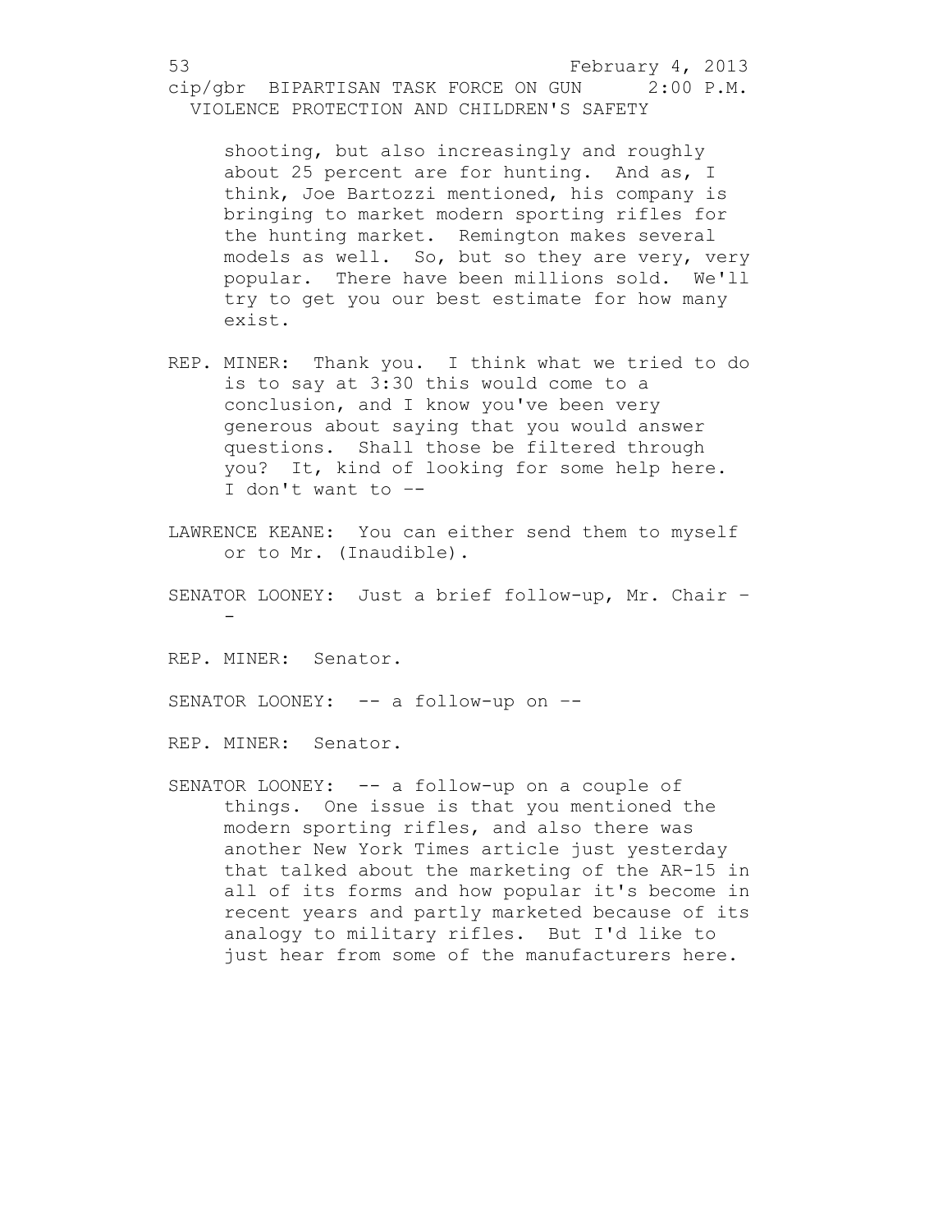shooting, but also increasingly and roughly about 25 percent are for hunting. And as, I think, Joe Bartozzi mentioned, his company is bringing to market modern sporting rifles for the hunting market. Remington makes several models as well. So, but so they are very, very popular. There have been millions sold. We'll try to get you our best estimate for how many exist.

REP. MINER: Thank you. I think what we tried to do is to say at 3:30 this would come to a conclusion, and I know you've been very generous about saying that you would answer questions. Shall those be filtered through you? It, kind of looking for some help here. I don't want to --

LAWRENCE KEANE: You can either send them to myself or to Mr. (Inaudible).

SENATOR LOONEY: Just a brief follow-up, Mr. Chair --

REP. MINER: Senator.

SENATOR LOONEY: -- a follow-up on --

REP. MINER: Senator.

SENATOR LOONEY: -- a follow-up on a couple of things. One issue is that you mentioned the modern sporting rifles, and also there was another New York Times article just yesterday that talked about the marketing of the AR-15 in all of its forms and how popular it's become in recent years and partly marketed because of its analogy to military rifles. But I'd like to just hear from some of the manufacturers here.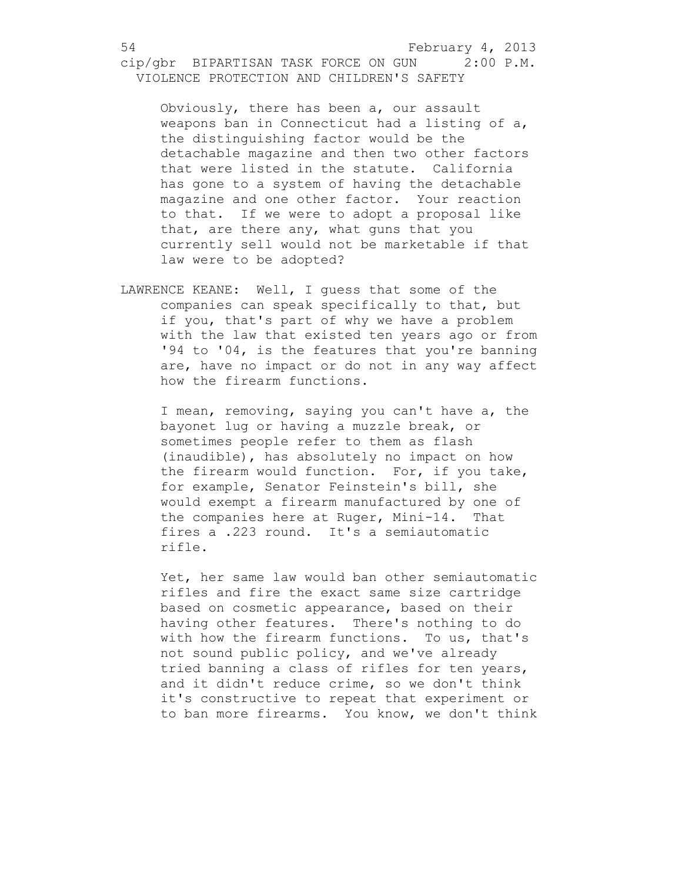Obviously, there has been a, our assault weapons ban in Connecticut had a listing of a, the distinguishing factor would be the detachable magazine and then two other factors that were listed in the statute. California has gone to a system of having the detachable magazine and one other factor. Your reaction to that. If we were to adopt a proposal like that, are there any, what guns that you currently sell would not be marketable if that law were to be adopted?

LAWRENCE KEANE: Well, I guess that some of the companies can speak specifically to that, but if you, that's part of why we have a problem with the law that existed ten years ago or from '94 to '04, is the features that you're banning are, have no impact or do not in any way affect how the firearm functions.

I mean, removing, saying you can't have a, the bayonet lug or having a muzzle break, or sometimes people refer to them as flash (inaudible), has absolutely no impact on how the firearm would function. For, if you take, for example, Senator Feinstein's bill, she would exempt a firearm manufactured by one of the companies here at Ruger, Mini-14. That fires a .223 round. It's a semiautomatic rifle.

Yet, her same law would ban other semiautomatic rifles and fire the exact same size cartridge based on cosmetic appearance, based on their having other features. There's nothing to do with how the firearm functions. To us, that's not sound public policy, and we've already tried banning a class of rifles for ten years, and it didn't reduce crime, so we don't think it's constructive to repeat that experiment or to ban more firearms. You know, we don't think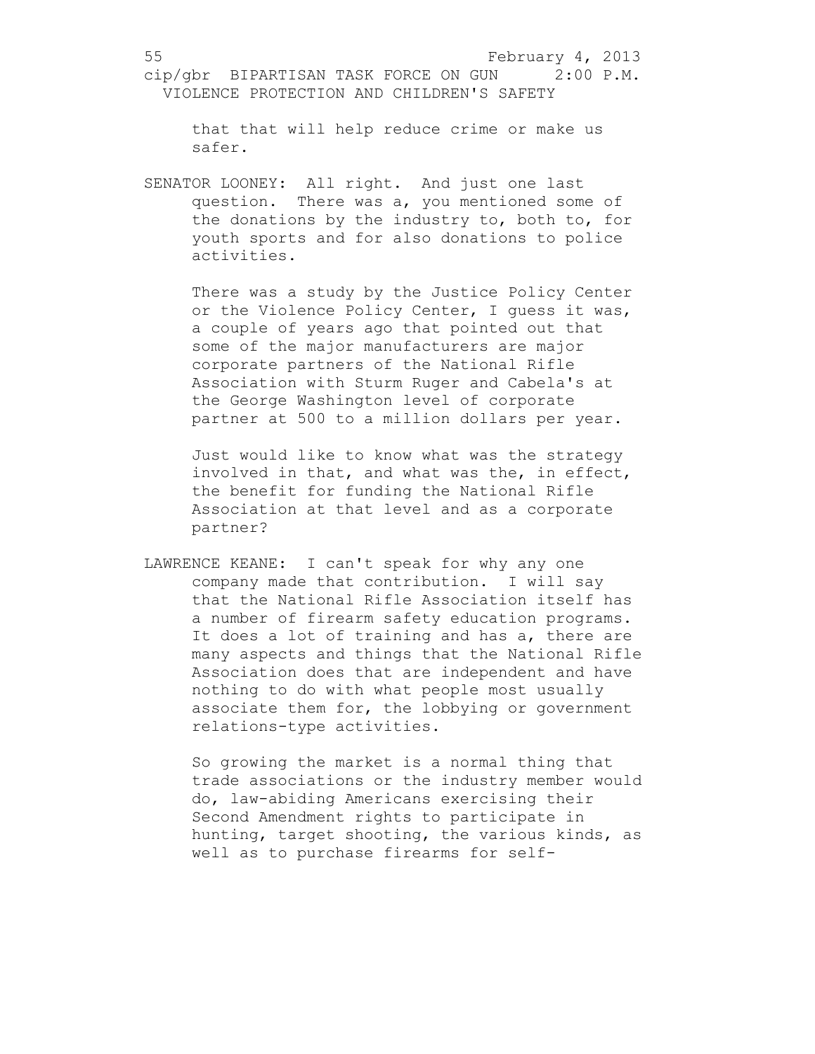that that will help reduce crime or make us safer.

SENATOR LOONEY: All right. And just one last question. There was a, you mentioned some of the donations by the industry to, both to, for youth sports and for also donations to police activities.

There was a study by the Justice Policy Center or the Violence Policy Center, I guess it was, a couple of years ago that pointed out that some of the major manufacturers are major corporate partners of the National Rifle Association with Sturm Ruger and Cabela's at the George Washington level of corporate partner at 500 to a million dollars per year.

Just would like to know what was the strategy involved in that, and what was the, in effect, the benefit for funding the National Rifle Association at that level and as a corporate partner?

LAWRENCE KEANE: I can't speak for why any one company made that contribution. I will say that the National Rifle Association itself has a number of firearm safety education programs. It does a lot of training and has a, there are many aspects and things that the National Rifle Association does that are independent and have nothing to do with what people most usually associate them for, the lobbying or government relations-type activities.

So growing the market is a normal thing that trade associations or the industry member would do, law-abiding Americans exercising their Second Amendment rights to participate in hunting, target shooting, the various kinds, as well as to purchase firearms for self-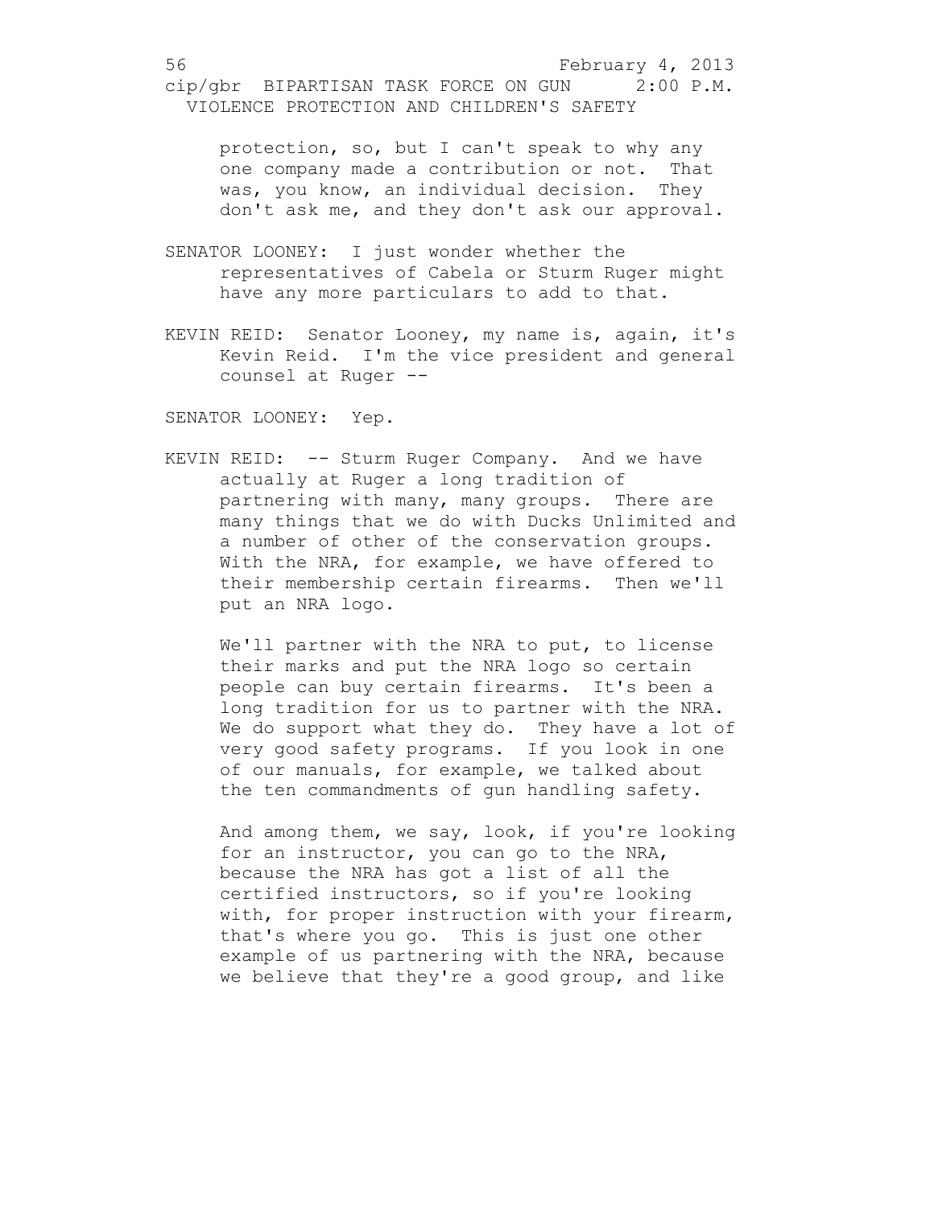protection, so, but I can't speak to why any one company made a contribution or not. That was, you know, an individual decision. They don't ask me, and they don't ask our approval.

SENATOR LOONEY: I just wonder whether the representatives of Cabela or Sturm Ruger might have any more particulars to add to that.

KEVIN REID: Senator Looney, my name is, again, it's Kevin Reid. I'm the vice president and general counsel at Ruger --

SENATOR LOONEY: Yep.

KEVIN REID: -- Sturm Ruger Company. And we have actually at Ruger a long tradition of partnering with many, many groups. There are many things that we do with Ducks Unlimited and a number of other of the conservation groups. With the NRA, for example, we have offered to their membership certain firearms. Then we'll put an NRA logo.

We'll partner with the NRA to put, to license their marks and put the NRA logo so certain people can buy certain firearms. It's been a long tradition for us to partner with the NRA. We do support what they do. They have a lot of very good safety programs. If you look in one of our manuals, for example, we talked about the ten commandments of gun handling safety.

And among them, we say, look, if you're looking for an instructor, you can go to the NRA, because the NRA has got a list of all the certified instructors, so if you're looking with, for proper instruction with your firearm, that's where you go. This is just one other example of us partnering with the NRA, because we believe that they're a good group, and like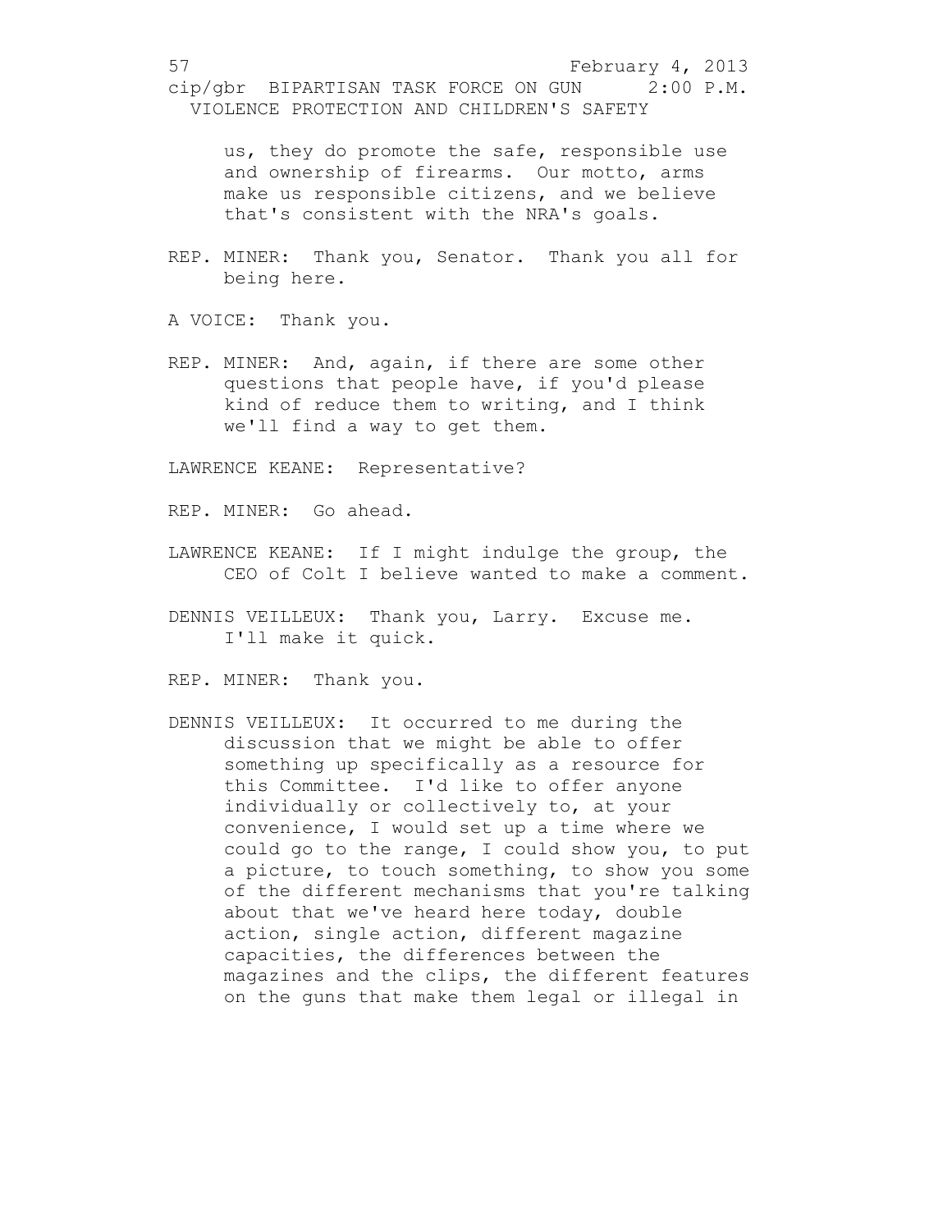us, they do promote the safe, responsible use and ownership of firearms. Our motto, arms make us responsible citizens, and we believe that's consistent with the NRA's goals.

REP. MINER: Thank you, Senator. Thank you all for being here.

A VOICE: Thank you.

REP. MINER: And, again, if there are some other questions that people have, if you'd please kind of reduce them to writing, and I think we'll find a way to get them.

LAWRENCE KEANE: Representative?

REP. MINER: Go ahead.

LAWRENCE KEANE: If I might indulge the group, the CEO of Colt I believe wanted to make a comment.

DENNIS VEILLEUX: Thank you, Larry. Excuse me. I'll make it quick.

REP. MINER: Thank you.

DENNIS VEILLEUX: It occurred to me during the discussion that we might be able to offer something up specifically as a resource for this Committee. I'd like to offer anyone individually or collectively to, at your convenience, I would set up a time where we could go to the range, I could show you, to put a picture, to touch something, to show you some of the different mechanisms that you're talking about that we've heard here today, double action, single action, different magazine capacities, the differences between the magazines and the clips, the different features on the guns that make them legal or illegal in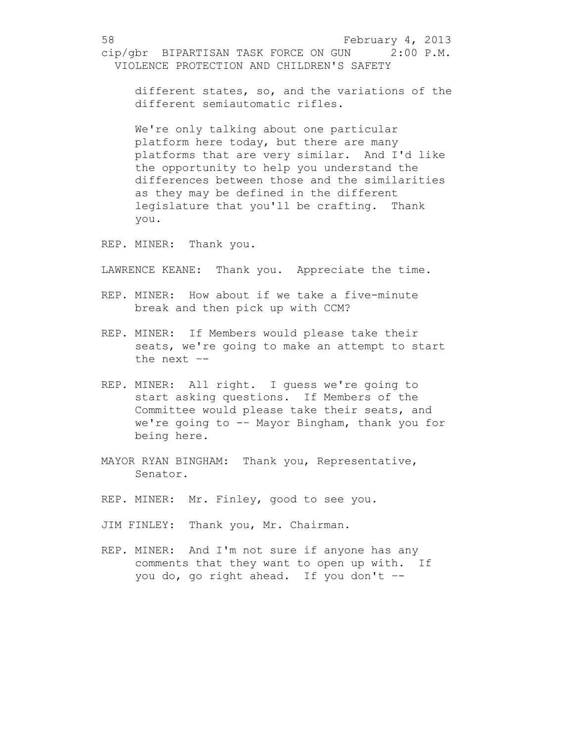different states, so, and the variations of the different semiautomatic rifles.

We're only talking about one particular platform here today, but there are many platforms that are very similar. And I'd like the opportunity to help you understand the differences between those and the similarities as they may be defined in the different legislature that you'll be crafting. Thank you.

REP. MINER: Thank you.

LAWRENCE KEANE: Thank you. Appreciate the time.

REP. MINER: How about if we take a five-minute break and then pick up with CCM?

REP. MINER: If Members would please take their seats, we're going to make an attempt to start the next --

REP. MINER: All right. I guess we're going to start asking questions. If Members of the Committee would please take their seats, and we're going to -- Mayor Bingham, thank you for being here.

MAYOR RYAN BINGHAM: Thank you, Representative, Senator.

REP. MINER: Mr. Finley, good to see you.

JIM FINLEY: Thank you, Mr. Chairman.

REP. MINER: And I'm not sure if anyone has any comments that they want to open up with. If you do, go right ahead. If you don't --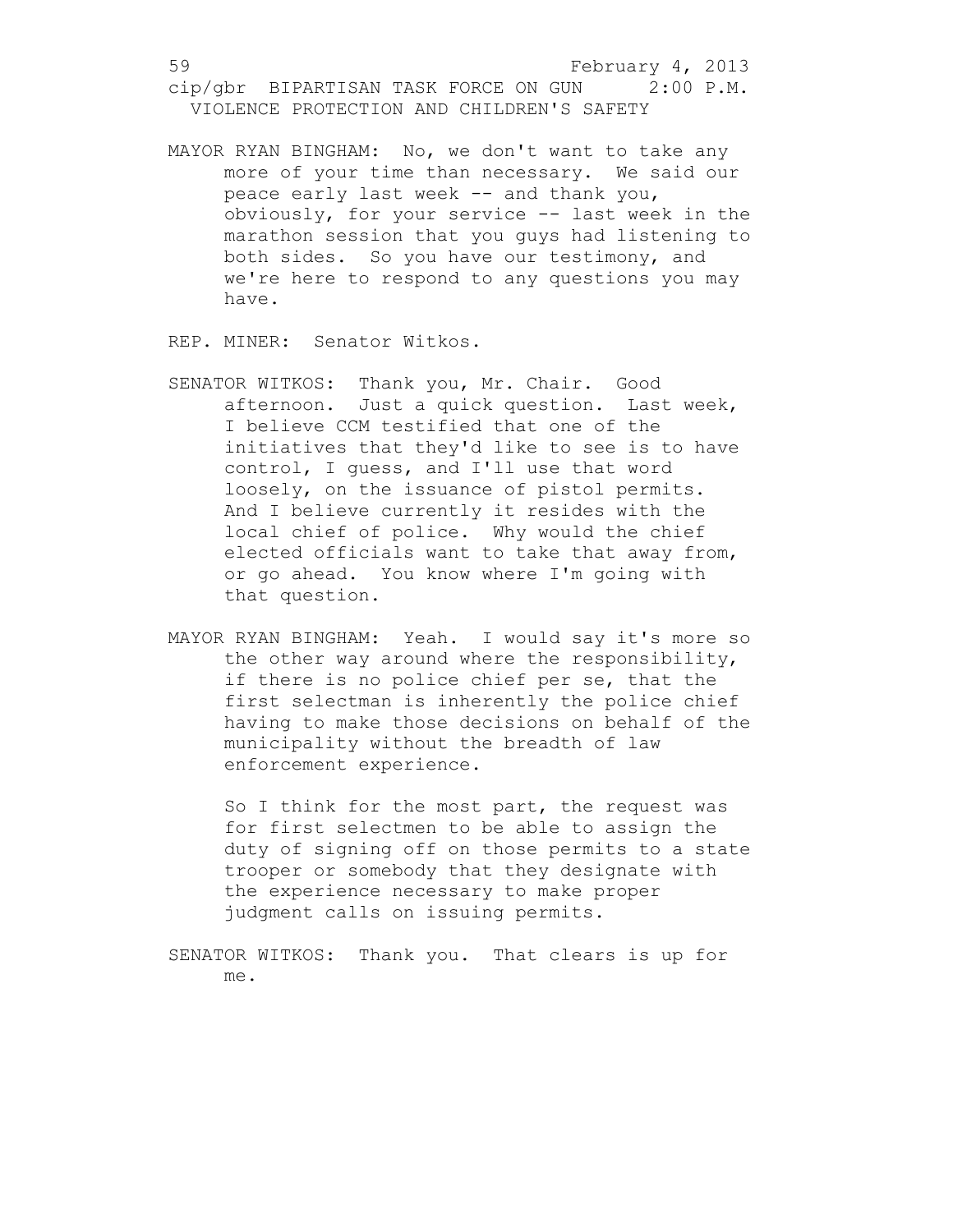MAYOR RYAN BINGHAM: No, we don't want to take any more of your time than necessary. We said our peace early last week -- and thank you, obviously, for your service -- last week in the marathon session that you guys had listening to both sides. So you have our testimony, and we're here to respond to any questions you may have.

REP. MINER: Senator Witkos.

SENATOR WITKOS: Thank you, Mr. Chair. Good afternoon. Just a quick question. Last week, I believe CCM testified that one of the initiatives that they'd like to see is to have control, I guess, and I'll use that word loosely, on the issuance of pistol permits. And I believe currently it resides with the local chief of police. Why would the chief elected officials want to take that away from, or go ahead. You know where I'm going with that question.

MAYOR RYAN BINGHAM: Yeah. I would say it's more so the other way around where the responsibility, if there is no police chief per se, that the first selectman is inherently the police chief having to make those decisions on behalf of the municipality without the breadth of law enforcement experience.

So I think for the most part, the request was for first selectmen to be able to assign the duty of signing off on those permits to a state trooper or somebody that they designate with the experience necessary to make proper judgment calls on issuing permits.

SENATOR WITKOS: Thank you. That clears is up for me.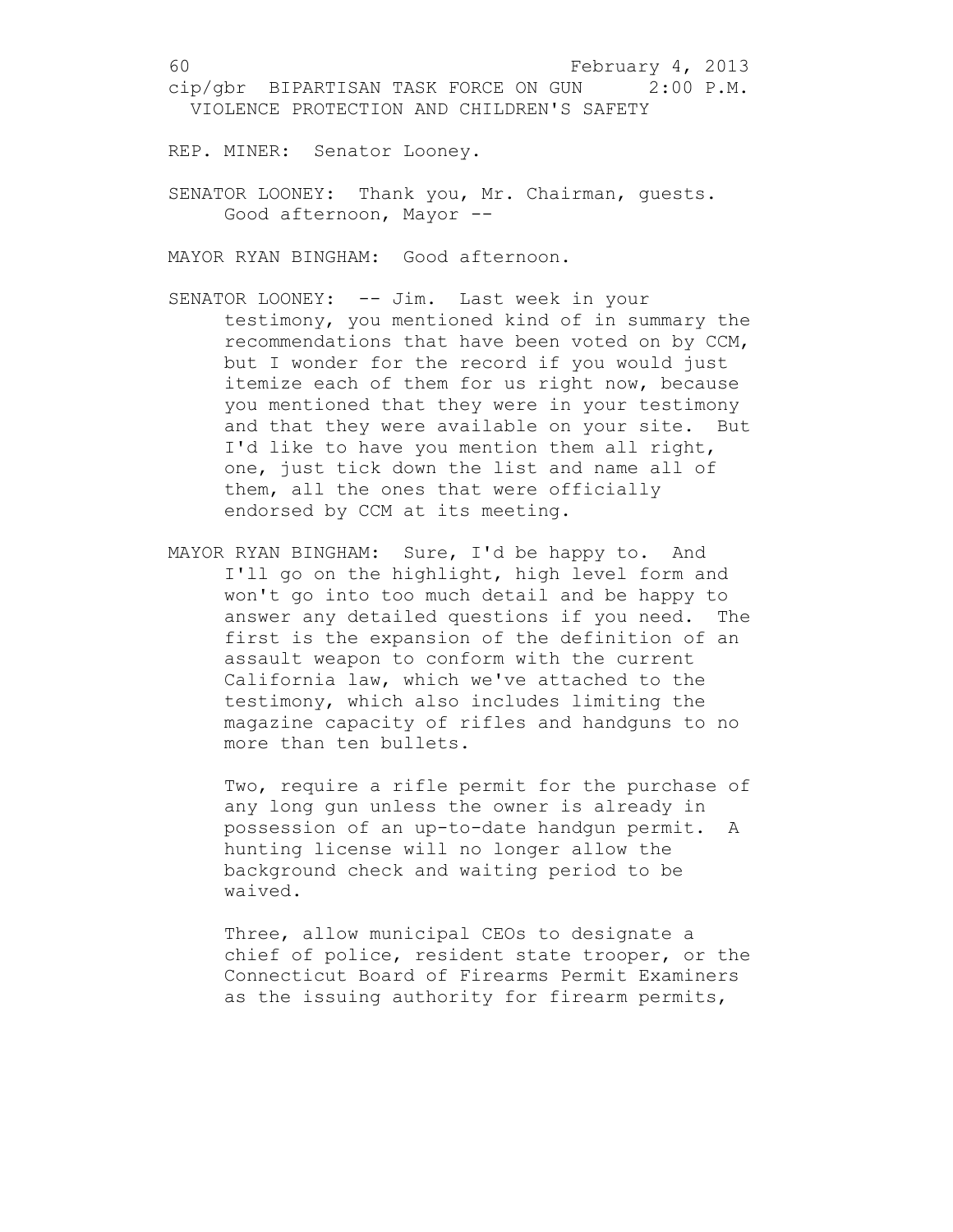REP. MINER: Senator Looney.

SENATOR LOONEY: Thank you, Mr. Chairman, guests. Good afternoon, Mayor --

MAYOR RYAN BINGHAM: Good afternoon.

SENATOR LOONEY: -- Jim. Last week in your testimony, you mentioned kind of in summary the recommendations that have been voted on by CCM, but I wonder for the record if you would just itemize each of them for us right now, because you mentioned that they were in your testimony and that they were available on your site. But I'd like to have you mention them all right, one, just tick down the list and name all of them, all the ones that were officially endorsed by CCM at its meeting.

MAYOR RYAN BINGHAM: Sure, I'd be happy to. And I'll go on the highlight, high level form and won't go into too much detail and be happy to answer any detailed questions if you need. The first is the expansion of the definition of an assault weapon to conform with the current California law, which we've attached to the testimony, which also includes limiting the magazine capacity of rifles and handguns to no more than ten bullets.

Two, require a rifle permit for the purchase of any long gun unless the owner is already in possession of an up-to-date handgun permit. A hunting license will no longer allow the background check and waiting period to be waived.

Three, allow municipal CEOs to designate a chief of police, resident state trooper, or the Connecticut Board of Firearms Permit Examiners as the issuing authority for firearm permits,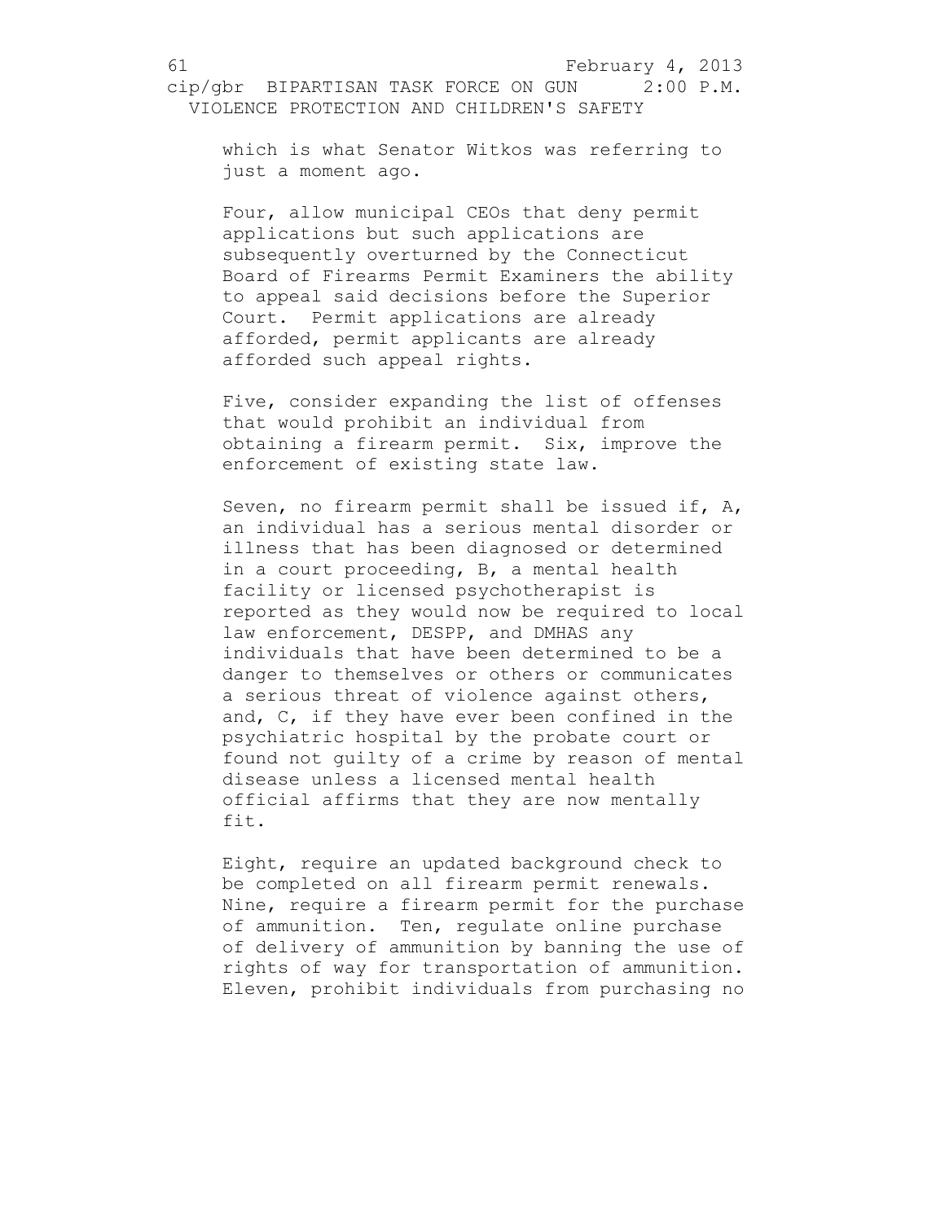which is what Senator Witkos was referring to just a moment ago.

Four, allow municipal CEOs that deny permit applications but such applications are subsequently overturned by the Connecticut Board of Firearms Permit Examiners the ability to appeal said decisions before the Superior Court. Permit applications are already afforded, permit applicants are already afforded such appeal rights.

Five, consider expanding the list of offenses that would prohibit an individual from obtaining a firearm permit. Six, improve the enforcement of existing state law.

Seven, no firearm permit shall be issued if, A, an individual has a serious mental disorder or illness that has been diagnosed or determined in a court proceeding, B, a mental health facility or licensed psychotherapist is reported as they would now be required to local law enforcement, DESPP, and DMHAS any individuals that have been determined to be a danger to themselves or others or communicates a serious threat of violence against others, and, C, if they have ever been confined in the psychiatric hospital by the probate court or found not guilty of a crime by reason of mental disease unless a licensed mental health official affirms that they are now mentally fit.

Eight, require an updated background check to be completed on all firearm permit renewals. Nine, require a firearm permit for the purchase of ammunition. Ten, regulate online purchase of delivery of ammunition by banning the use of rights of way for transportation of ammunition. Eleven, prohibit individuals from purchasing no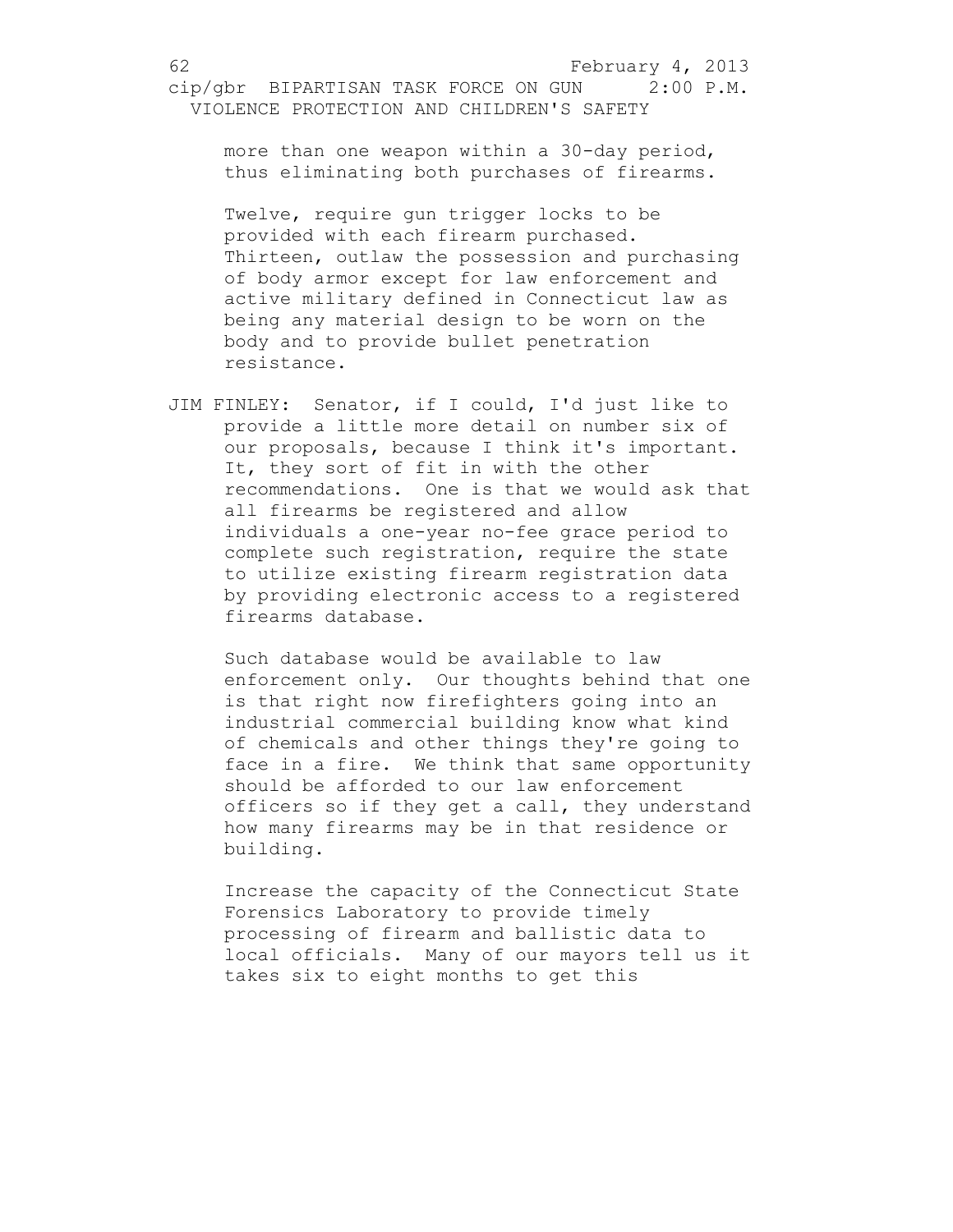more than one weapon within a 30-day period, thus eliminating both purchases of firearms.

Twelve, require gun trigger locks to be provided with each firearm purchased. Thirteen, outlaw the possession and purchasing of body armor except for law enforcement and active military defined in Connecticut law as being any material design to be worn on the body and to provide bullet penetration resistance.

JIM FINLEY: Senator, if I could, I'd just like to provide a little more detail on number six of our proposals, because I think it's important. It, they sort of fit in with the other recommendations. One is that we would ask that all firearms be registered and allow individuals a one-year no-fee grace period to complete such registration, require the state to utilize existing firearm registration data by providing electronic access to a registered firearms database.

Such database would be available to law enforcement only. Our thoughts behind that one is that right now firefighters going into an industrial commercial building know what kind of chemicals and other things they're going to face in a fire. We think that same opportunity should be afforded to our law enforcement officers so if they get a call, they understand how many firearms may be in that residence or building.

Increase the capacity of the Connecticut State Forensics Laboratory to provide timely processing of firearm and ballistic data to local officials. Many of our mayors tell us it takes six to eight months to get this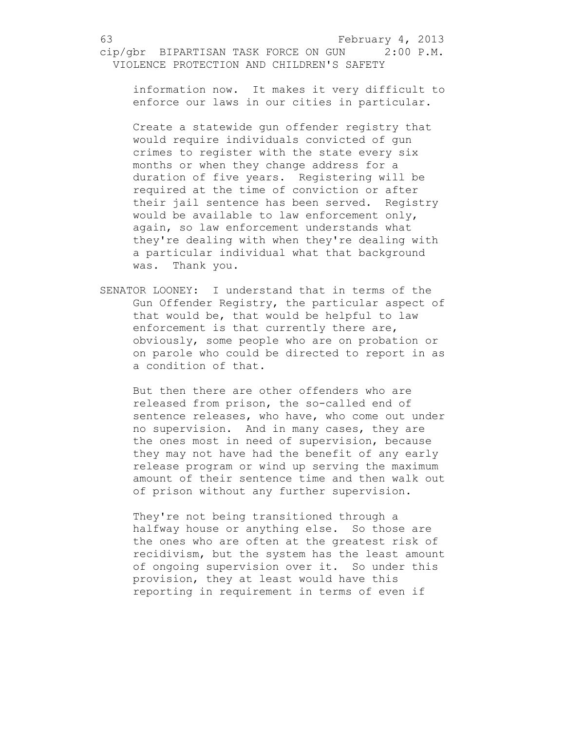information now. It makes it very difficult to enforce our laws in our cities in particular.

Create a statewide gun offender registry that would require individuals convicted of gun crimes to register with the state every six months or when they change address for a duration of five years. Registering will be required at the time of conviction or after their jail sentence has been served. Registry would be available to law enforcement only, again, so law enforcement understands what they're dealing with when they're dealing with a particular individual what that background was. Thank you.

SENATOR LOONEY: I understand that in terms of the Gun Offender Registry, the particular aspect of that would be, that would be helpful to law enforcement is that currently there are, obviously, some people who are on probation or on parole who could be directed to report in as a condition of that.

But then there are other offenders who are released from prison, the so-called end of sentence releases, who have, who come out under no supervision. And in many cases, they are the ones most in need of supervision, because they may not have had the benefit of any early release program or wind up serving the maximum amount of their sentence time and then walk out of prison without any further supervision.

They're not being transitioned through a halfway house or anything else. So those are the ones who are often at the greatest risk of recidivism, but the system has the least amount of ongoing supervision over it. So under this provision, they at least would have this reporting in requirement in terms of even if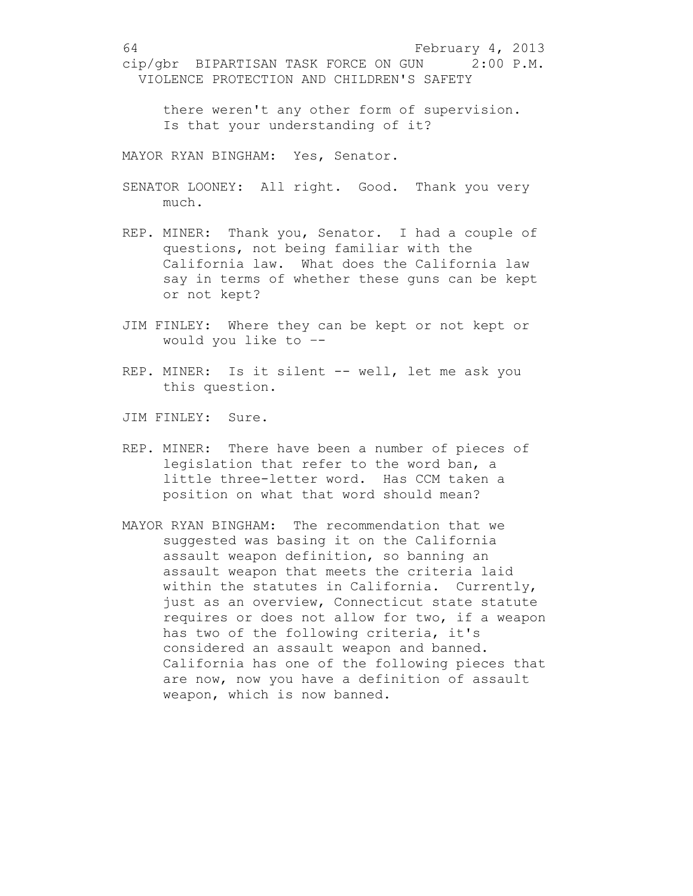there weren't any other form of supervision. Is that your understanding of it?

MAYOR RYAN BINGHAM: Yes, Senator.

SENATOR LOONEY: All right. Good. Thank you very much.

REP. MINER: Thank you, Senator. I had a couple of questions, not being familiar with the California law. What does the California law say in terms of whether these guns can be kept or not kept?

JIM FINLEY: Where they can be kept or not kept or would you like to --

REP. MINER: Is it silent -- well, let me ask you this question.

JIM FINLEY: Sure.

REP. MINER: There have been a number of pieces of legislation that refer to the word ban, a little three-letter word. Has CCM taken a position on what that word should mean?

MAYOR RYAN BINGHAM: The recommendation that we suggested was basing it on the California assault weapon definition, so banning an assault weapon that meets the criteria laid within the statutes in California. Currently, just as an overview, Connecticut state statute requires or does not allow for two, if a weapon has two of the following criteria, it's considered an assault weapon and banned. California has one of the following pieces that are now, now you have a definition of assault weapon, which is now banned.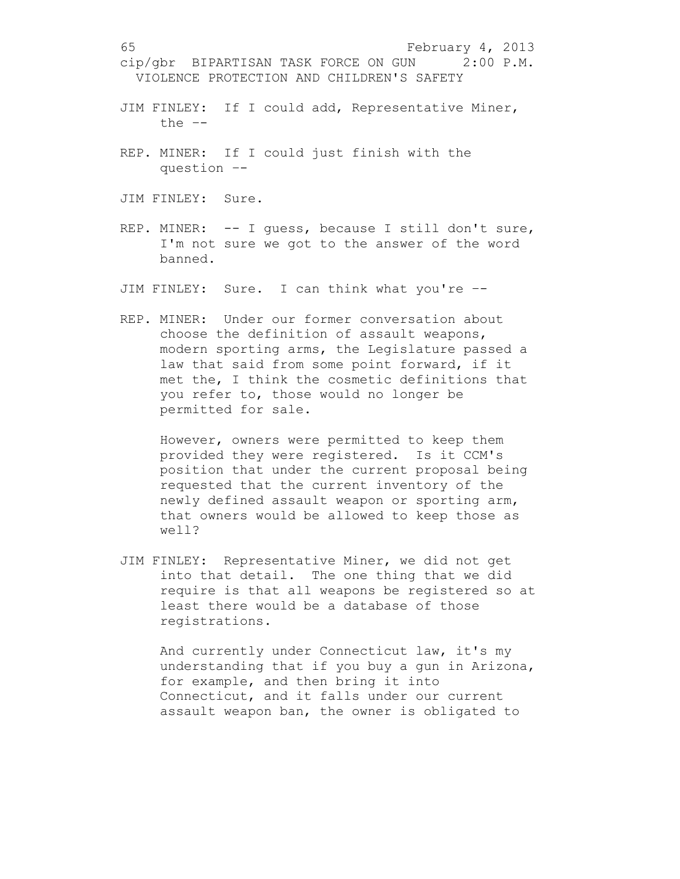JIM FINLEY: If I could add, Representative Miner, the --

REP. MINER: If I could just finish with the question --

JIM FINLEY: Sure.

REP. MINER: -- I guess, because I still don't sure, I'm not sure we got to the answer of the word banned.

JIM FINLEY: Sure. I can think what you're --

REP. MINER: Under our former conversation about choose the definition of assault weapons, modern sporting arms, the Legislature passed a law that said from some point forward, if it met the, I think the cosmetic definitions that you refer to, those would no longer be permitted for sale.

However, owners were permitted to keep them provided they were registered. Is it CCM's position that under the current proposal being requested that the current inventory of the newly defined assault weapon or sporting arm, that owners would be allowed to keep those as well?

JIM FINLEY: Representative Miner, we did not get into that detail. The one thing that we did require is that all weapons be registered so at least there would be a database of those registrations.

And currently under Connecticut law, it's my understanding that if you buy a gun in Arizona, for example, and then bring it into Connecticut, and it falls under our current assault weapon ban, the owner is obligated to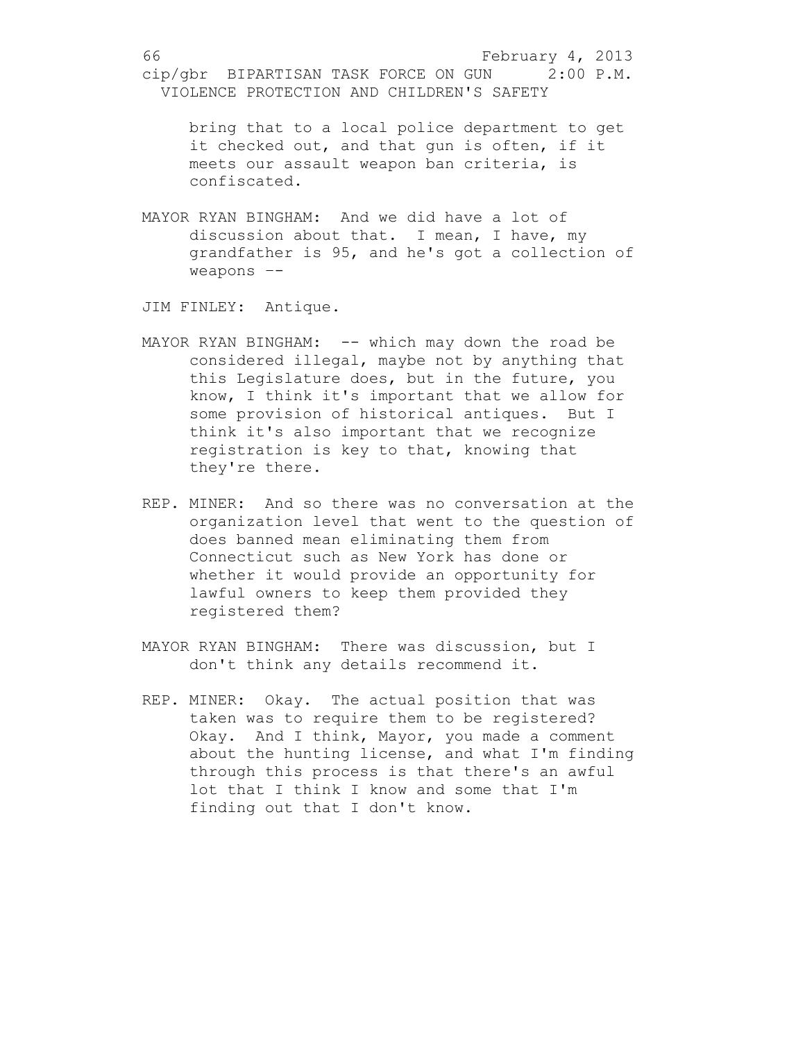bring that to a local police department to get it checked out, and that gun is often, if it meets our assault weapon ban criteria, is confiscated.

MAYOR RYAN BINGHAM: And we did have a lot of discussion about that. I mean, I have, my grandfather is 95, and he's got a collection of weapons --

JIM FINLEY: Antique.

MAYOR RYAN BINGHAM: -- which may down the road be considered illegal, maybe not by anything that this Legislature does, but in the future, you know, I think it's important that we allow for some provision of historical antiques. But I think it's also important that we recognize registration is key to that, knowing that they're there.

REP. MINER: And so there was no conversation at the organization level that went to the question of does banned mean eliminating them from Connecticut such as New York has done or whether it would provide an opportunity for lawful owners to keep them provided they registered them?

MAYOR RYAN BINGHAM: There was discussion, but I don't think any details recommend it.

REP. MINER: Okay. The actual position that was taken was to require them to be registered? Okay. And I think, Mayor, you made a comment about the hunting license, and what I'm finding through this process is that there's an awful lot that I think I know and some that I'm finding out that I don't know.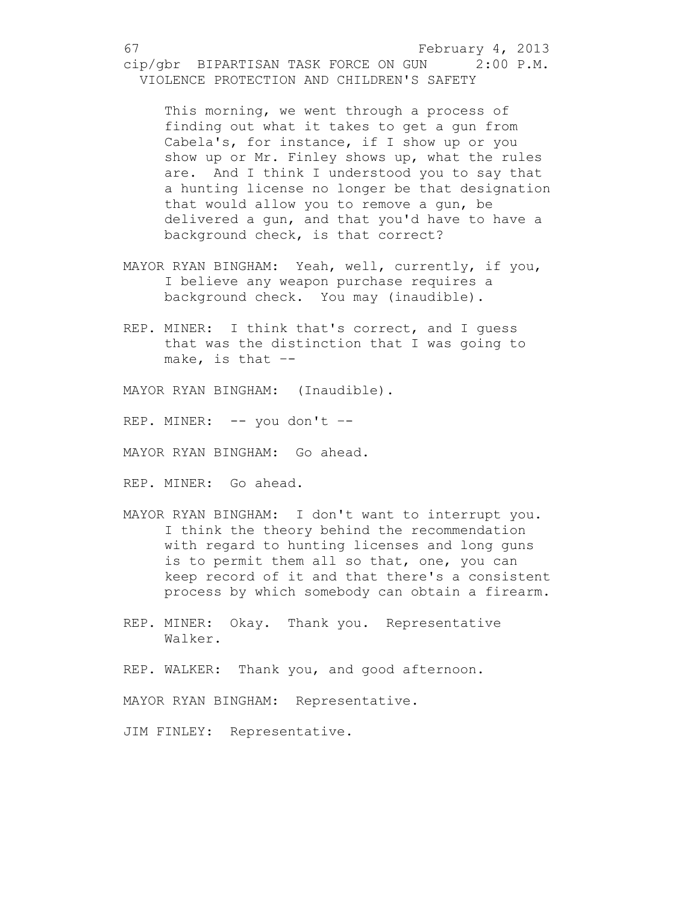This morning, we went through a process of finding out what it takes to get a gun from Cabela's, for instance, if I show up or you show up or Mr. Finley shows up, what the rules are. And I think I understood you to say that a hunting license no longer be that designation that would allow you to remove a gun, be delivered a gun, and that you'd have to have a background check, is that correct?

MAYOR RYAN BINGHAM: Yeah, well, currently, if you, I believe any weapon purchase requires a background check. You may (inaudible).

REP. MINER: I think that's correct, and I guess that was the distinction that I was going to make, is that --

MAYOR RYAN BINGHAM: (Inaudible).

REP. MINER: -- you don't --

MAYOR RYAN BINGHAM: Go ahead.

REP. MINER: Go ahead.

MAYOR RYAN BINGHAM: I don't want to interrupt you. I think the theory behind the recommendation with regard to hunting licenses and long guns is to permit them all so that, one, you can keep record of it and that there's a consistent process by which somebody can obtain a firearm.

REP. MINER: Okay. Thank you. Representative Walker.

REP. WALKER: Thank you, and good afternoon.

MAYOR RYAN BINGHAM: Representative.

JIM FINLEY: Representative.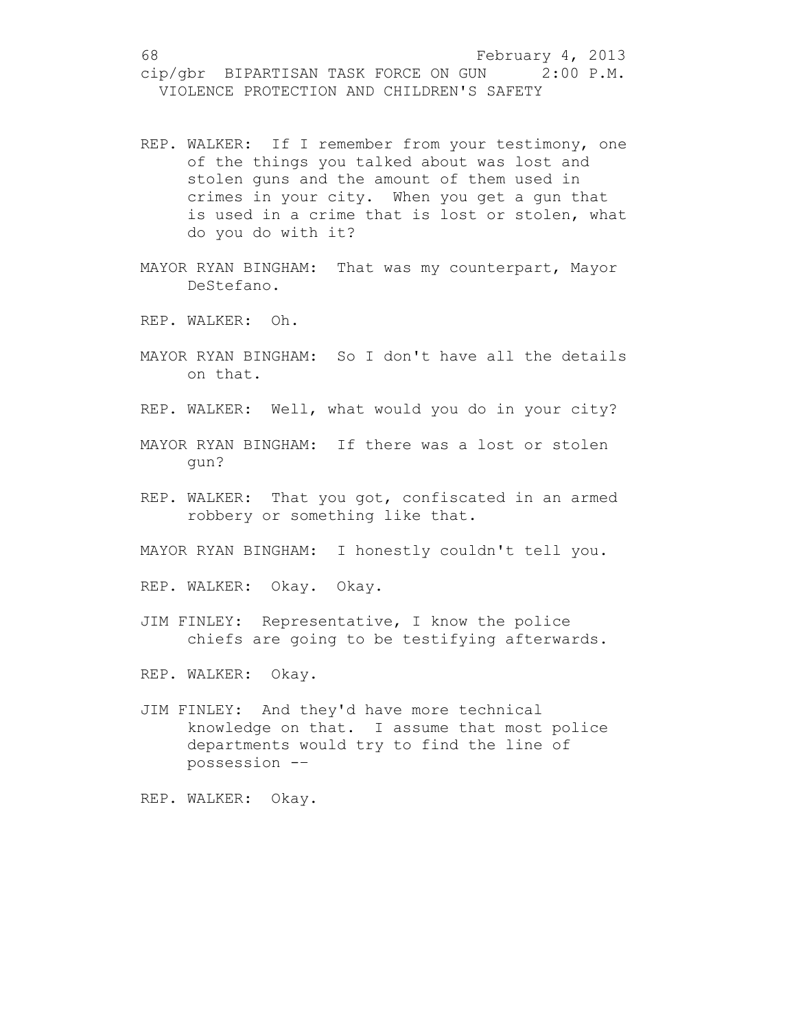REP. WALKER: If I remember from your testimony, one of the things you talked about was lost and stolen guns and the amount of them used in crimes in your city. When you get a gun that is used in a crime that is lost or stolen, what do you do with it?

MAYOR RYAN BINGHAM: That was my counterpart, Mayor DeStefano.

REP. WALKER: Oh.

MAYOR RYAN BINGHAM: So I don't have all the details on that.

REP. WALKER: Well, what would you do in your city?

MAYOR RYAN BINGHAM: If there was a lost or stolen gun?

REP. WALKER: That you got, confiscated in an armed robbery or something like that.

MAYOR RYAN BINGHAM: I honestly couldn't tell you.

REP. WALKER: Okay. Okay.

JIM FINLEY: Representative, I know the police chiefs are going to be testifying afterwards.

REP. WALKER: Okay.

JIM FINLEY: And they'd have more technical knowledge on that. I assume that most police departments would try to find the line of possession --

REP. WALKER: Okay.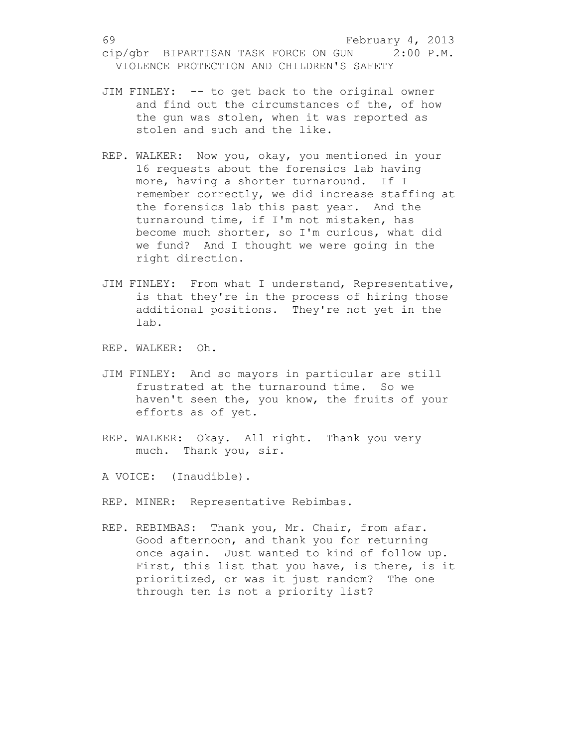JIM FINLEY: -- to get back to the original owner and find out the circumstances of the, of how the gun was stolen, when it was reported as stolen and such and the like.

REP. WALKER: Now you, okay, you mentioned in your 16 requests about the forensics lab having more, having a shorter turnaround. If I remember correctly, we did increase staffing at the forensics lab this past year. And the turnaround time, if I'm not mistaken, has become much shorter, so I'm curious, what did we fund? And I thought we were going in the right direction.

JIM FINLEY: From what I understand, Representative, is that they're in the process of hiring those additional positions. They're not yet in the lab.

REP. WALKER: Oh.

JIM FINLEY: And so mayors in particular are still frustrated at the turnaround time. So we haven't seen the, you know, the fruits of your efforts as of yet.

REP. WALKER: Okay. All right. Thank you very much. Thank you, sir.

A VOICE: (Inaudible).

REP. MINER: Representative Rebimbas.

REP. REBIMBAS: Thank you, Mr. Chair, from afar. Good afternoon, and thank you for returning once again. Just wanted to kind of follow up. First, this list that you have, is there, is it prioritized, or was it just random? The one through ten is not a priority list?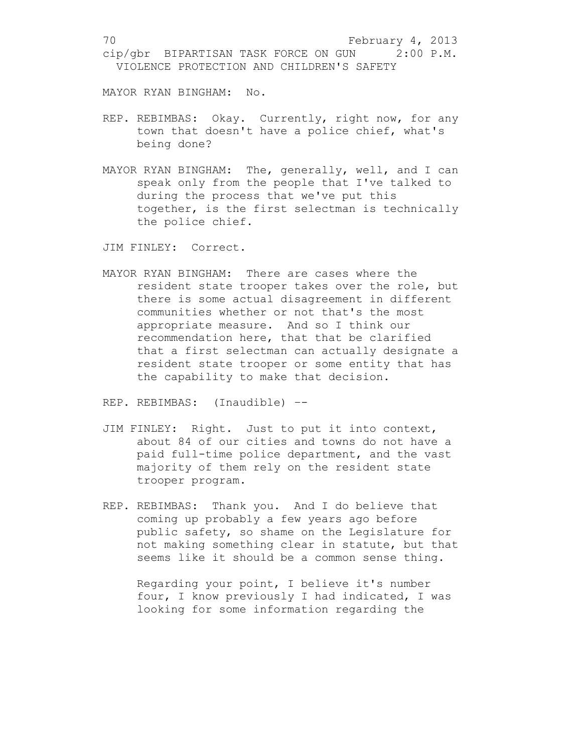MAYOR RYAN BINGHAM: No.

REP. REBIMBAS: Okay. Currently, right now, for any town that doesn't have a police chief, what's being done?

MAYOR RYAN BINGHAM: The, generally, well, and I can speak only from the people that I've talked to during the process that we've put this together, is the first selectman is technically the police chief.

JIM FINLEY: Correct.

MAYOR RYAN BINGHAM: There are cases where the resident state trooper takes over the role, but there is some actual disagreement in different communities whether or not that's the most appropriate measure. And so I think our recommendation here, that that be clarified that a first selectman can actually designate a resident state trooper or some entity that has the capability to make that decision.

REP. REBIMBAS: (Inaudible) --

JIM FINLEY: Right. Just to put it into context, about 84 of our cities and towns do not have a paid full-time police department, and the vast majority of them rely on the resident state trooper program.

REP. REBIMBAS: Thank you. And I do believe that coming up probably a few years ago before public safety, so shame on the Legislature for not making something clear in statute, but that seems like it should be a common sense thing.

Regarding your point, I believe it's number four, I know previously I had indicated, I was looking for some information regarding the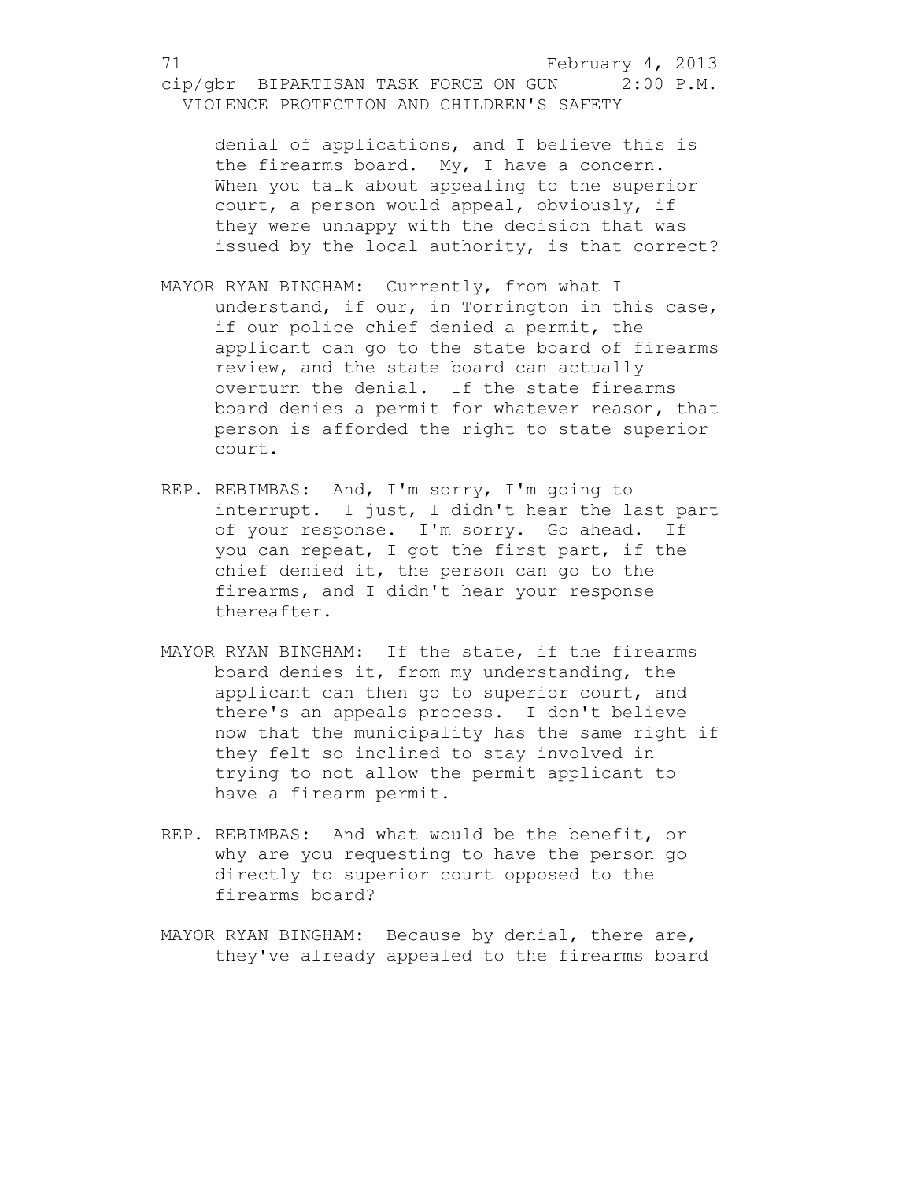denial of applications, and I believe this is the firearms board. My, I have a concern. When you talk about appealing to the superior court, a person would appeal, obviously, if they were unhappy with the decision that was issued by the local authority, is that correct?

MAYOR RYAN BINGHAM: Currently, from what I understand, if our, in Torrington in this case, if our police chief denied a permit, the applicant can go to the state board of firearms review, and the state board can actually overturn the denial. If the state firearms board denies a permit for whatever reason, that person is afforded the right to state superior court.

REP. REBIMBAS: And, I'm sorry, I'm going to interrupt. I just, I didn't hear the last part of your response. I'm sorry. Go ahead. If you can repeat, I got the first part, if the chief denied it, the person can go to the firearms, and I didn't hear your response thereafter.

MAYOR RYAN BINGHAM: If the state, if the firearms board denies it, from my understanding, the applicant can then go to superior court, and there's an appeals process. I don't believe now that the municipality has the same right if they felt so inclined to stay involved in trying to not allow the permit applicant to have a firearm permit.

REP. REBIMBAS: And what would be the benefit, or why are you requesting to have the person go directly to superior court opposed to the firearms board?

MAYOR RYAN BINGHAM: Because by denial, there are, they've already appealed to the firearms board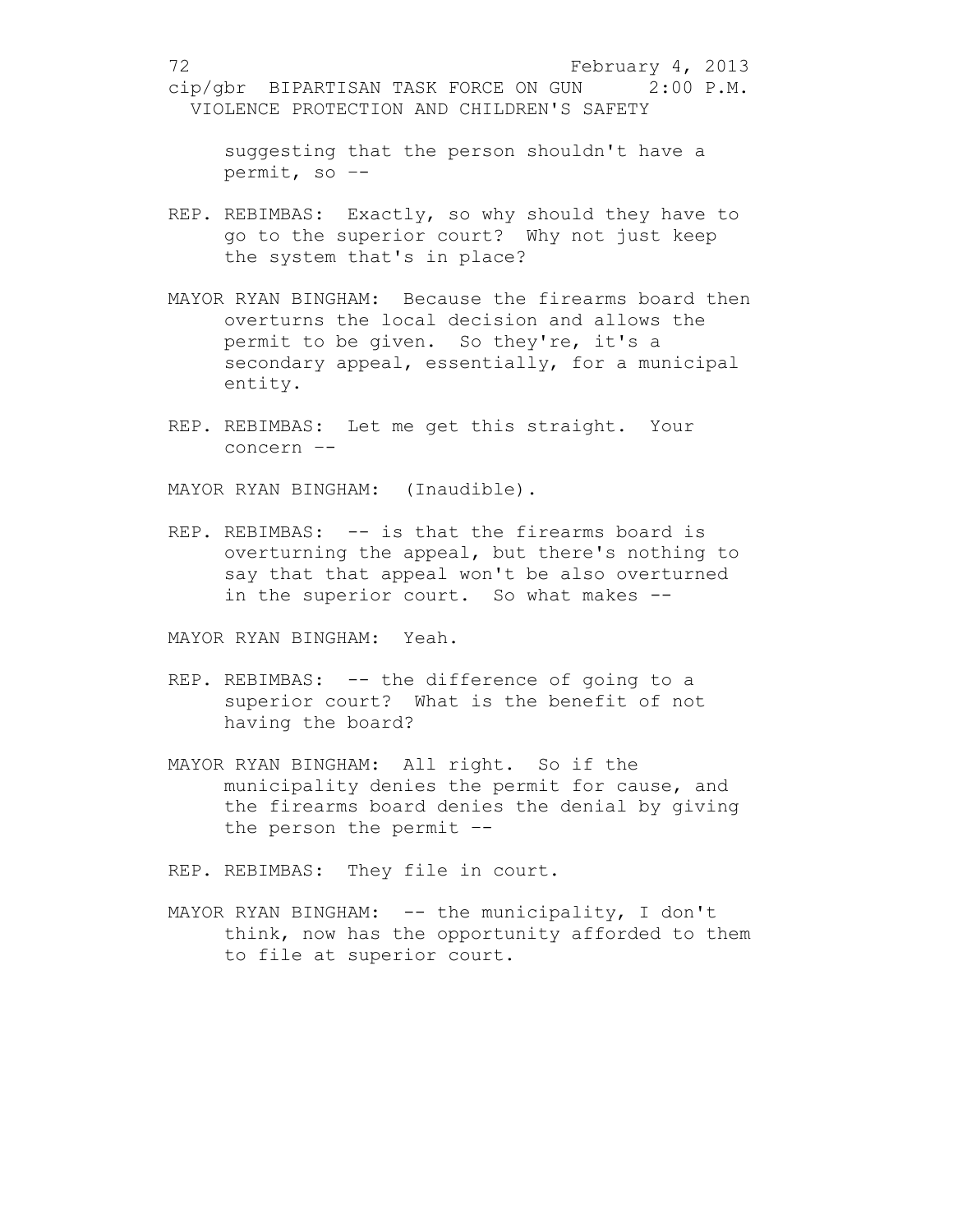suggesting that the person shouldn't have a permit, so --

REP. REBIMBAS: Exactly, so why should they have to go to the superior court? Why not just keep the system that's in place?

MAYOR RYAN BINGHAM: Because the firearms board then overturns the local decision and allows the permit to be given. So they're, it's a secondary appeal, essentially, for a municipal entity.

REP. REBIMBAS: Let me get this straight. Your concern --

MAYOR RYAN BINGHAM: (Inaudible).

REP. REBIMBAS: -- is that the firearms board is overturning the appeal, but there's nothing to say that that appeal won't be also overturned in the superior court. So what makes --

MAYOR RYAN BINGHAM: Yeah.

REP. REBIMBAS: -- the difference of going to a superior court? What is the benefit of not having the board?

MAYOR RYAN BINGHAM: All right. So if the municipality denies the permit for cause, and the firearms board denies the denial by giving the person the permit --

REP. REBIMBAS: They file in court.

MAYOR RYAN BINGHAM: -- the municipality, I don't think, now has the opportunity afforded to them to file at superior court.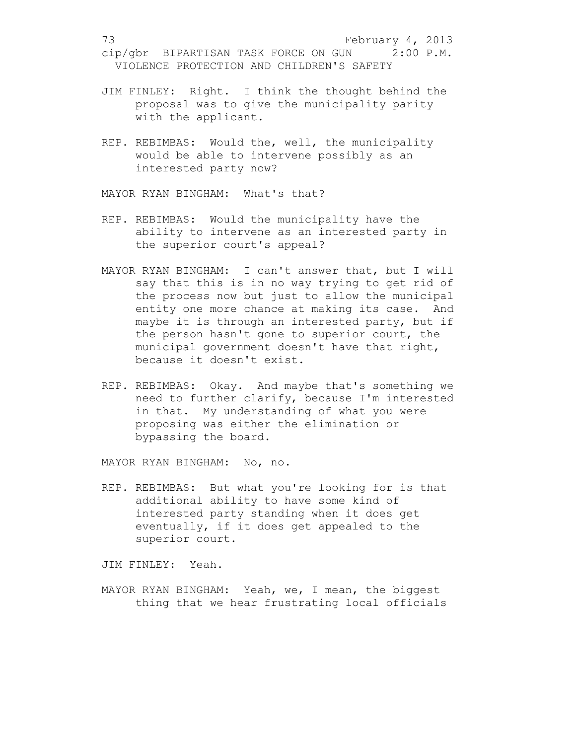JIM FINLEY: Right. I think the thought behind the proposal was to give the municipality parity with the applicant.

REP. REBIMBAS: Would the, well, the municipality would be able to intervene possibly as an interested party now?

MAYOR RYAN BINGHAM: What's that?

REP. REBIMBAS: Would the municipality have the ability to intervene as an interested party in the superior court's appeal?

MAYOR RYAN BINGHAM: I can't answer that, but I will say that this is in no way trying to get rid of the process now but just to allow the municipal entity one more chance at making its case. And maybe it is through an interested party, but if the person hasn't gone to superior court, the municipal government doesn't have that right, because it doesn't exist.

REP. REBIMBAS: Okay. And maybe that's something we need to further clarify, because I'm interested in that. My understanding of what you were proposing was either the elimination or bypassing the board.

MAYOR RYAN BINGHAM: No, no.

REP. REBIMBAS: But what you're looking for is that additional ability to have some kind of interested party standing when it does get eventually, if it does get appealed to the superior court.

JIM FINLEY: Yeah.

MAYOR RYAN BINGHAM: Yeah, we, I mean, the biggest thing that we hear frustrating local officials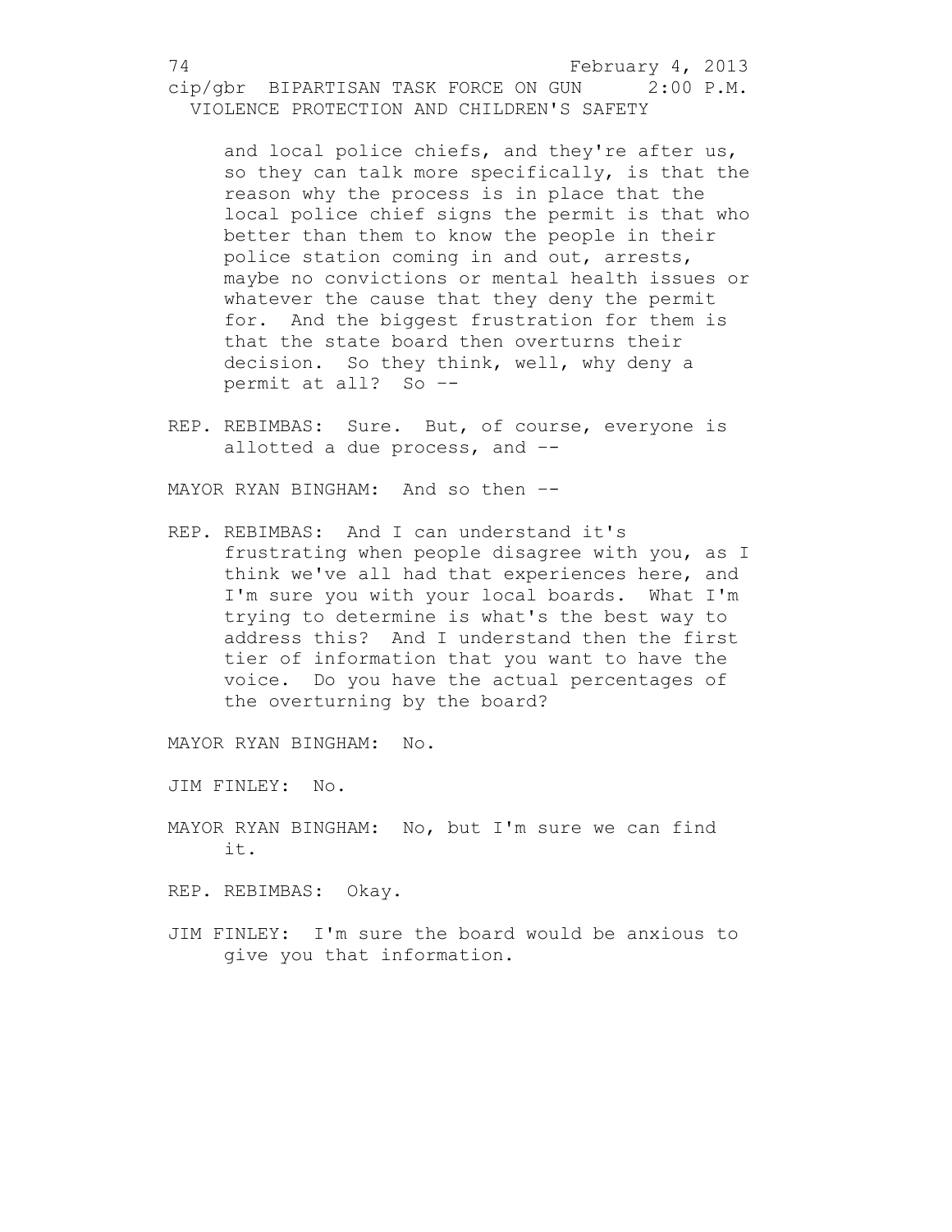and local police chiefs, and they're after us, so they can talk more specifically, is that the reason why the process is in place that the local police chief signs the permit is that who better than them to know the people in their police station coming in and out, arrests, maybe no convictions or mental health issues or whatever the cause that they deny the permit for. And the biggest frustration for them is that the state board then overturns their decision. So they think, well, why deny a permit at all? So --

REP. REBIMBAS: Sure. But, of course, everyone is allotted a due process, and --

MAYOR RYAN BINGHAM: And so then --

REP. REBIMBAS: And I can understand it's frustrating when people disagree with you, as I think we've all had that experiences here, and I'm sure you with your local boards. What I'm trying to determine is what's the best way to address this? And I understand then the first tier of information that you want to have the voice. Do you have the actual percentages of the overturning by the board?

MAYOR RYAN BINGHAM: No.

JIM FINLEY: No.

MAYOR RYAN BINGHAM: No, but I'm sure we can find it.

REP. REBIMBAS: Okay.

JIM FINLEY: I'm sure the board would be anxious to give you that information.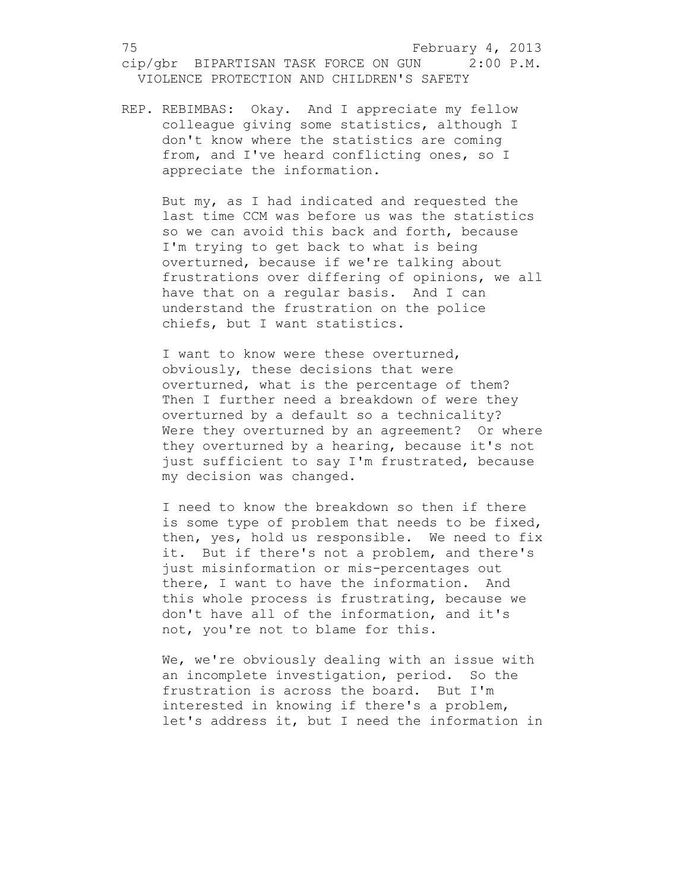REP. REBIMBAS: Okay. And I appreciate my fellow colleague giving some statistics, although I don't know where the statistics are coming from, and I've heard conflicting ones, so I appreciate the information.

But my, as I had indicated and requested the last time CCM was before us was the statistics so we can avoid this back and forth, because I'm trying to get back to what is being overturned, because if we're talking about frustrations over differing of opinions, we all have that on a regular basis. And I can understand the frustration on the police chiefs, but I want statistics.

I want to know were these overturned, obviously, these decisions that were overturned, what is the percentage of them? Then I further need a breakdown of were they overturned by a default so a technicality? Were they overturned by an agreement? Or where they overturned by a hearing, because it's not just sufficient to say I'm frustrated, because my decision was changed.

I need to know the breakdown so then if there is some type of problem that needs to be fixed, then, yes, hold us responsible. We need to fix it. But if there's not a problem, and there's just misinformation or mis-percentages out there, I want to have the information. And this whole process is frustrating, because we don't have all of the information, and it's not, you're not to blame for this.

We, we're obviously dealing with an issue with an incomplete investigation, period. So the frustration is across the board. But I'm interested in knowing if there's a problem, let's address it, but I need the information in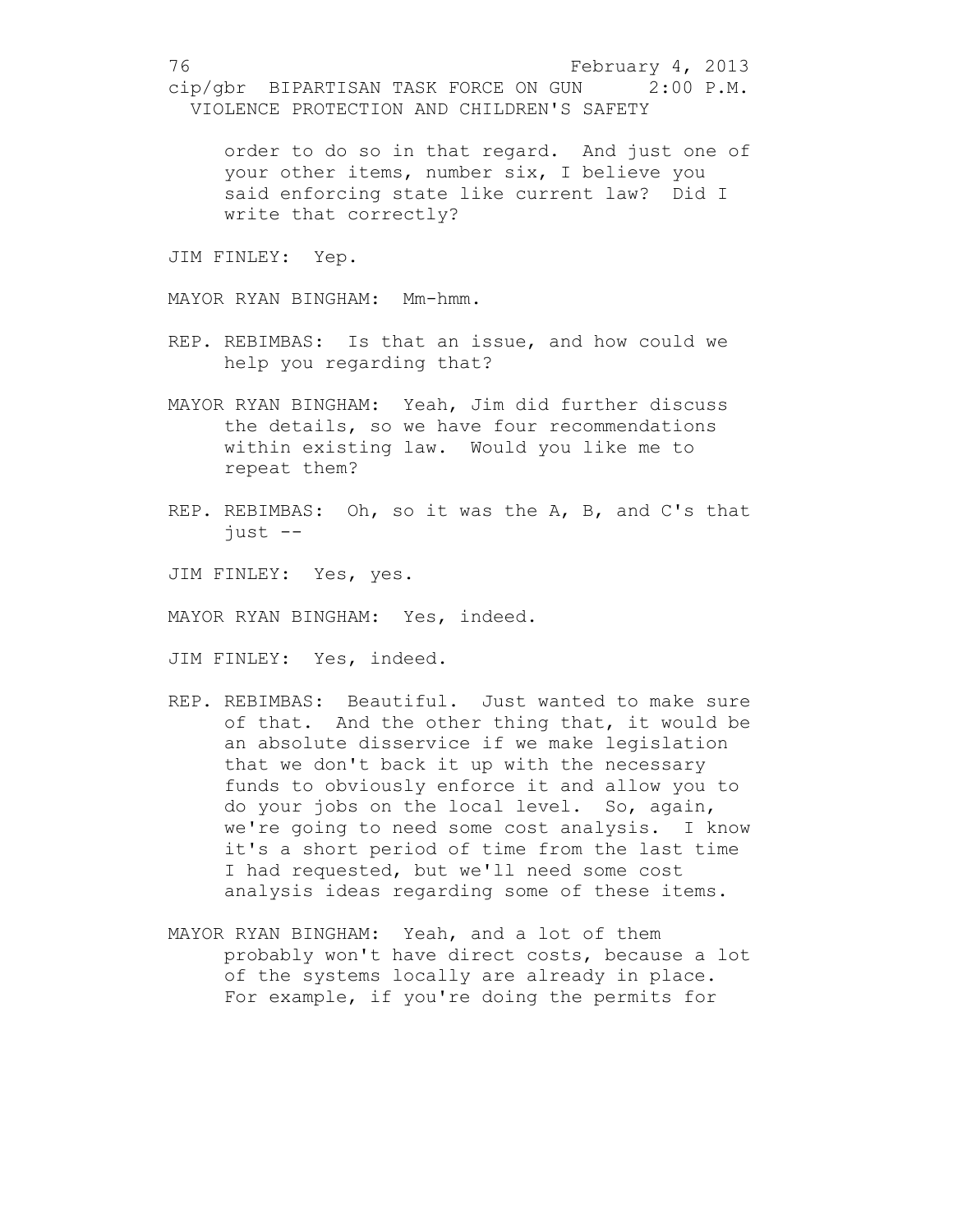order to do so in that regard. And just one of your other items, number six, I believe you said enforcing state like current law? Did I write that correctly?

JIM FINLEY: Yep.

MAYOR RYAN BINGHAM: Mm-hmm.

REP. REBIMBAS: Is that an issue, and how could we help you regarding that?

MAYOR RYAN BINGHAM: Yeah, Jim did further discuss the details, so we have four recommendations within existing law. Would you like me to repeat them?

REP. REBIMBAS: Oh, so it was the A, B, and C's that just --

JIM FINLEY: Yes, yes.

MAYOR RYAN BINGHAM: Yes, indeed.

JIM FINLEY: Yes, indeed.

REP. REBIMBAS: Beautiful. Just wanted to make sure of that. And the other thing that, it would be an absolute disservice if we make legislation that we don't back it up with the necessary funds to obviously enforce it and allow you to do your jobs on the local level. So, again, we're going to need some cost analysis. I know it's a short period of time from the last time I had requested, but we'll need some cost analysis ideas regarding some of these items.

MAYOR RYAN BINGHAM: Yeah, and a lot of them probably won't have direct costs, because a lot of the systems locally are already in place. For example, if you're doing the permits for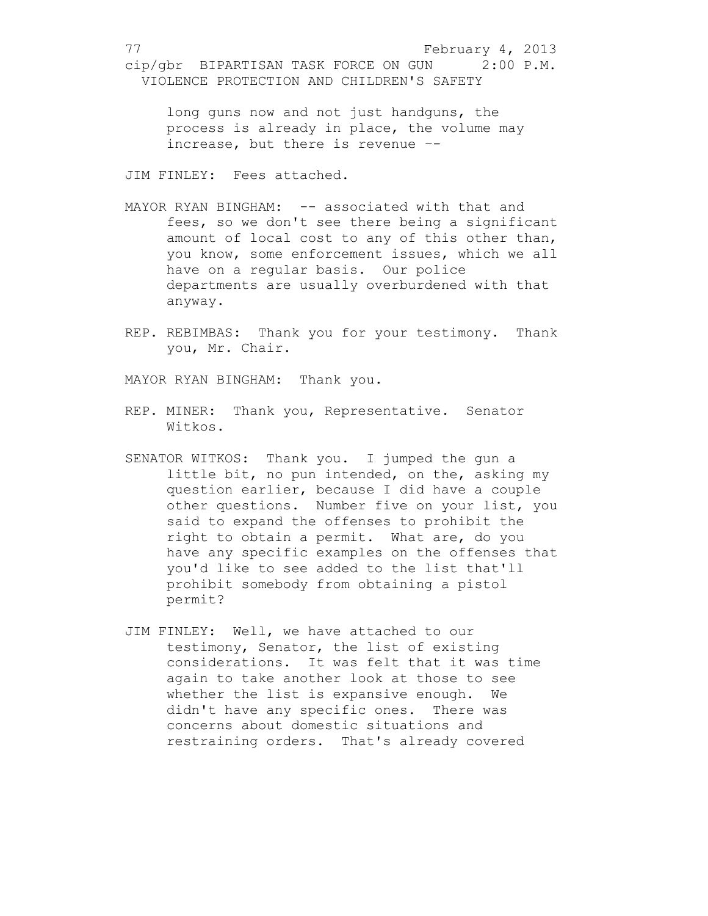long guns now and not just handguns, the process is already in place, the volume may increase, but there is revenue --

JIM FINLEY: Fees attached.

MAYOR RYAN BINGHAM: -- associated with that and fees, so we don't see there being a significant amount of local cost to any of this other than, you know, some enforcement issues, which we all have on a regular basis. Our police departments are usually overburdened with that anyway.

REP. REBIMBAS: Thank you for your testimony. Thank you, Mr. Chair.

MAYOR RYAN BINGHAM: Thank you.

REP. MINER: Thank you, Representative. Senator Witkos.

SENATOR WITKOS: Thank you. I jumped the gun a little bit, no pun intended, on the, asking my question earlier, because I did have a couple other questions. Number five on your list, you said to expand the offenses to prohibit the right to obtain a permit. What are, do you have any specific examples on the offenses that you'd like to see added to the list that'll prohibit somebody from obtaining a pistol permit?

JIM FINLEY: Well, we have attached to our testimony, Senator, the list of existing considerations. It was felt that it was time again to take another look at those to see whether the list is expansive enough. We didn't have any specific ones. There was concerns about domestic situations and restraining orders. That's already covered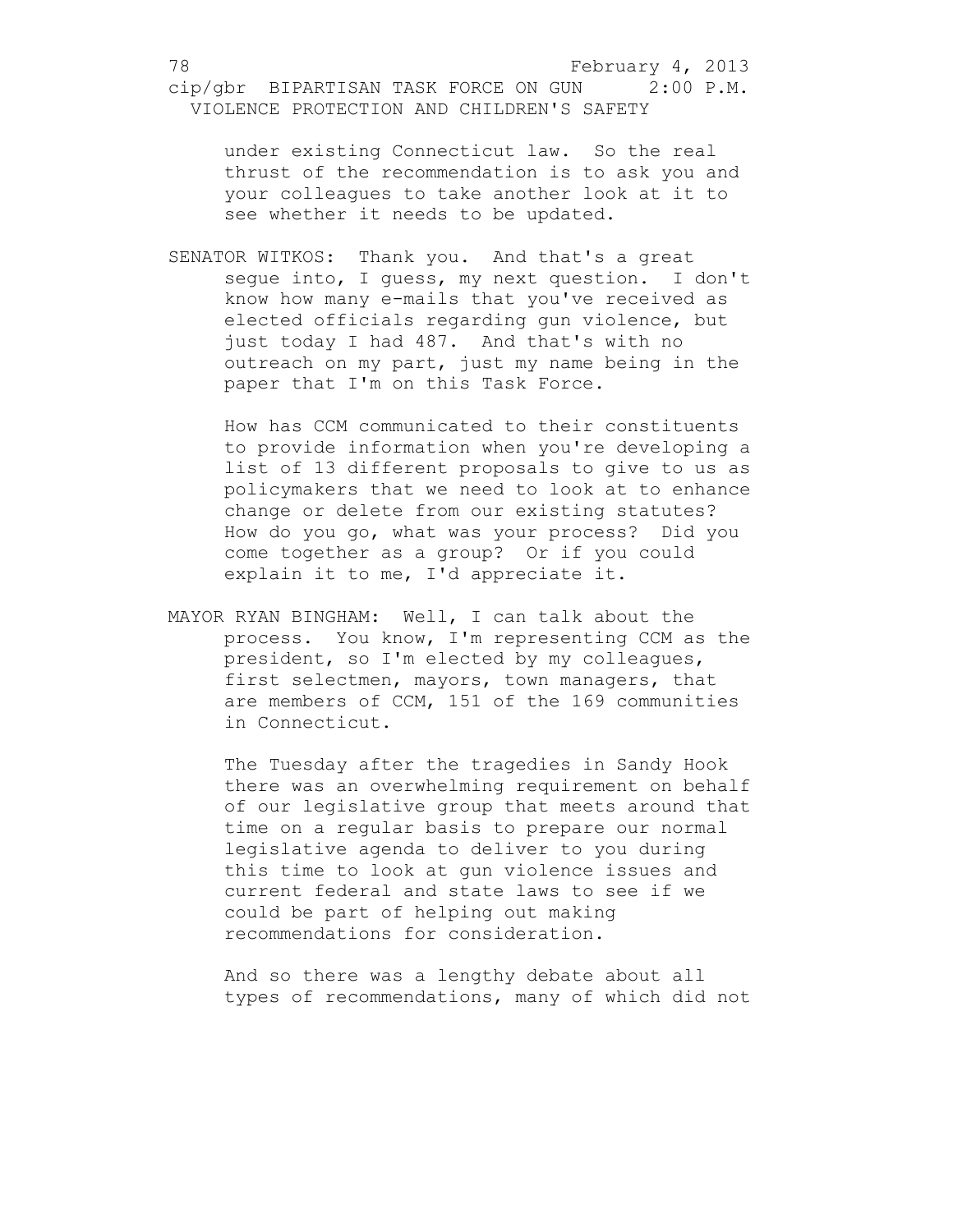under existing Connecticut law. So the real thrust of the recommendation is to ask you and your colleagues to take another look at it to see whether it needs to be updated.

SENATOR WITKOS: Thank you. And that's a great segue into, I guess, my next question. I don't know how many e-mails that you've received as elected officials regarding gun violence, but just today I had 487. And that's with no outreach on my part, just my name being in the paper that I'm on this Task Force.

How has CCM communicated to their constituents to provide information when you're developing a list of 13 different proposals to give to us as policymakers that we need to look at to enhance change or delete from our existing statutes? How do you go, what was your process? Did you come together as a group? Or if you could explain it to me, I'd appreciate it.

MAYOR RYAN BINGHAM: Well, I can talk about the process. You know, I'm representing CCM as the president, so I'm elected by my colleagues, first selectmen, mayors, town managers, that are members of CCM, 151 of the 169 communities in Connecticut.

The Tuesday after the tragedies in Sandy Hook there was an overwhelming requirement on behalf of our legislative group that meets around that time on a regular basis to prepare our normal legislative agenda to deliver to you during this time to look at gun violence issues and current federal and state laws to see if we could be part of helping out making recommendations for consideration.

And so there was a lengthy debate about all types of recommendations, many of which did not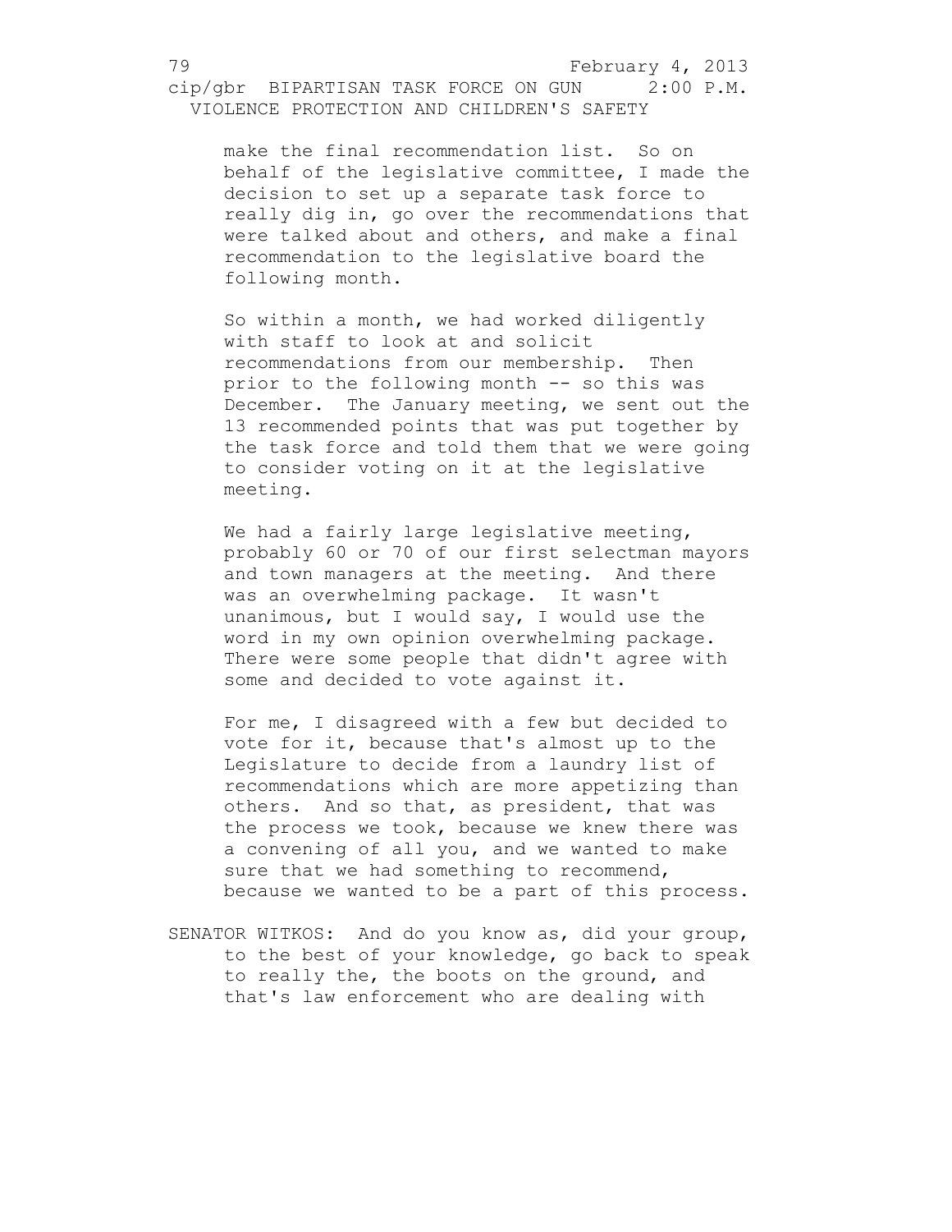make the final recommendation list. So on behalf of the legislative committee, I made the decision to set up a separate task force to really dig in, go over the recommendations that were talked about and others, and make a final recommendation to the legislative board the following month.

So within a month, we had worked diligently with staff to look at and solicit recommendations from our membership. Then prior to the following month -- so this was December. The January meeting, we sent out the 13 recommended points that was put together by the task force and told them that we were going to consider voting on it at the legislative meeting.

We had a fairly large legislative meeting, probably 60 or 70 of our first selectman mayors and town managers at the meeting. And there was an overwhelming package. It wasn't unanimous, but I would say, I would use the word in my own opinion overwhelming package. There were some people that didn't agree with some and decided to vote against it.

For me, I disagreed with a few but decided to vote for it, because that's almost up to the Legislature to decide from a laundry list of recommendations which are more appetizing than others. And so that, as president, that was the process we took, because we knew there was a convening of all you, and we wanted to make sure that we had something to recommend, because we wanted to be a part of this process.

SENATOR WITKOS: And do you know as, did your group, to the best of your knowledge, go back to speak to really the, the boots on the ground, and that's law enforcement who are dealing with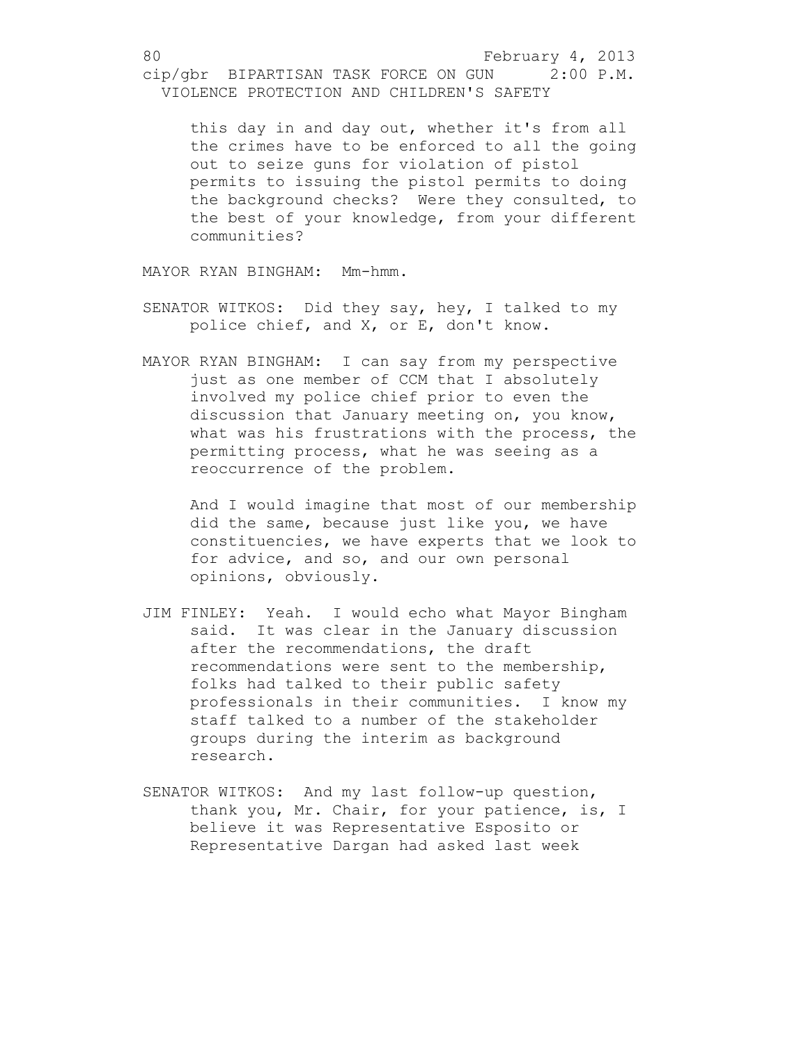this day in and day out, whether it's from all the crimes have to be enforced to all the going out to seize guns for violation of pistol permits to issuing the pistol permits to doing the background checks? Were they consulted, to the best of your knowledge, from your different communities?

MAYOR RYAN BINGHAM: Mm-hmm.

SENATOR WITKOS: Did they say, hey, I talked to my police chief, and X, or E, don't know.

MAYOR RYAN BINGHAM: I can say from my perspective just as one member of CCM that I absolutely involved my police chief prior to even the discussion that January meeting on, you know, what was his frustrations with the process, the permitting process, what he was seeing as a reoccurrence of the problem.

And I would imagine that most of our membership did the same, because just like you, we have constituencies, we have experts that we look to for advice, and so, and our own personal opinions, obviously.

JIM FINLEY: Yeah. I would echo what Mayor Bingham said. It was clear in the January discussion after the recommendations, the draft recommendations were sent to the membership, folks had talked to their public safety professionals in their communities. I know my staff talked to a number of the stakeholder groups during the interim as background research.

SENATOR WITKOS: And my last follow-up question, thank you, Mr. Chair, for your patience, is, I believe it was Representative Esposito or Representative Dargan had asked last week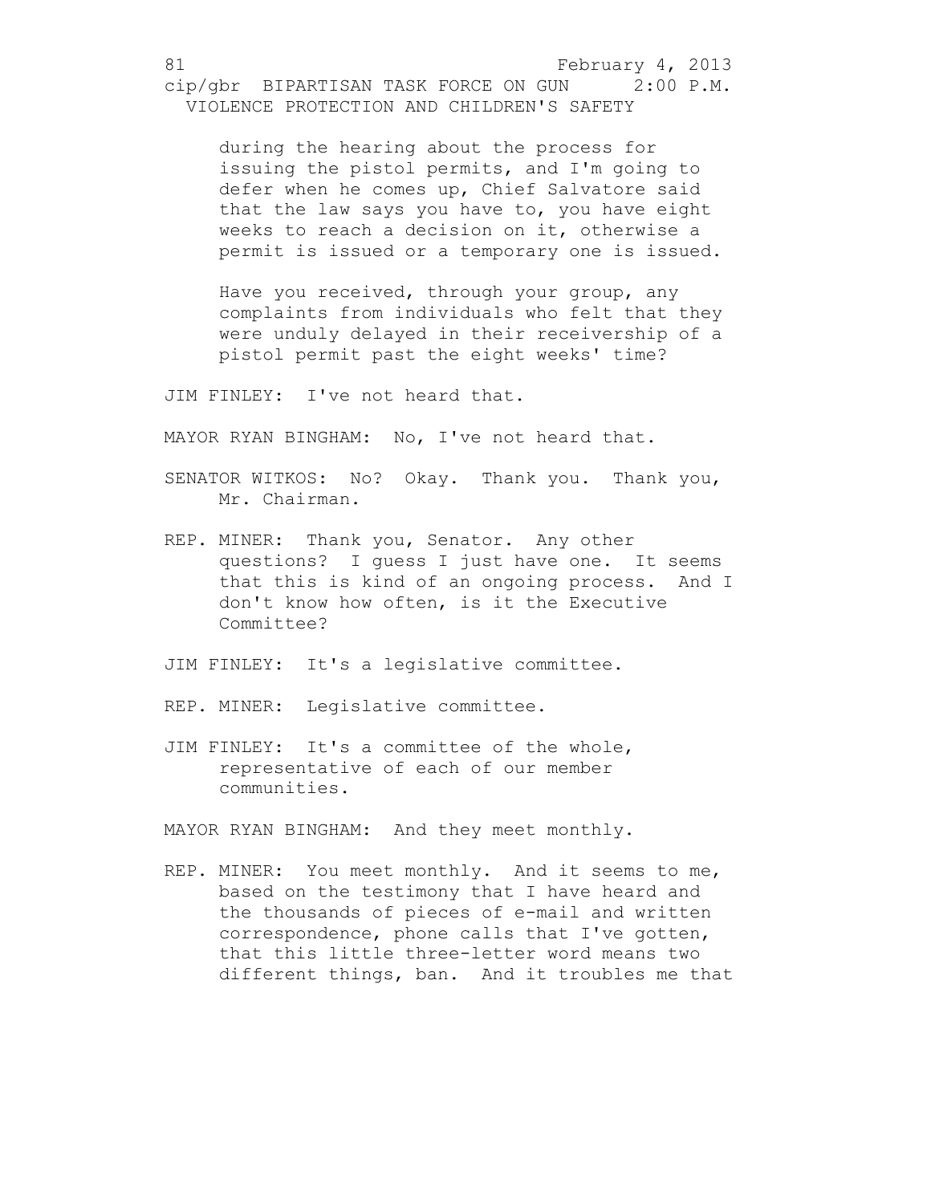during the hearing about the process for issuing the pistol permits, and I'm going to defer when he comes up, Chief Salvatore said that the law says you have to, you have eight weeks to reach a decision on it, otherwise a permit is issued or a temporary one is issued.

Have you received, through your group, any complaints from individuals who felt that they were unduly delayed in their receivership of a pistol permit past the eight weeks' time?

JIM FINLEY: I've not heard that.

MAYOR RYAN BINGHAM: No, I've not heard that.

SENATOR WITKOS: No? Okay. Thank you. Thank you, Mr. Chairman.

REP. MINER: Thank you, Senator. Any other questions? I guess I just have one. It seems that this is kind of an ongoing process. And I don't know how often, is it the Executive Committee?

JIM FINLEY: It's a legislative committee.

REP. MINER: Legislative committee.

JIM FINLEY: It's a committee of the whole, representative of each of our member communities.

MAYOR RYAN BINGHAM: And they meet monthly.

REP. MINER: You meet monthly. And it seems to me, based on the testimony that I have heard and the thousands of pieces of e-mail and written correspondence, phone calls that I've gotten, that this little three-letter word means two different things, ban. And it troubles me that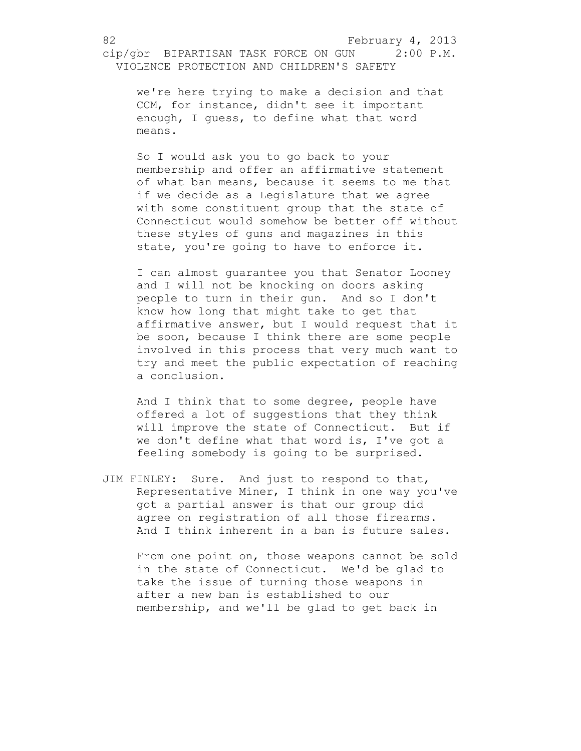we're here trying to make a decision and that CCM, for instance, didn't see it important enough, I guess, to define what that word means.

So I would ask you to go back to your membership and offer an affirmative statement of what ban means, because it seems to me that if we decide as a Legislature that we agree with some constituent group that the state of Connecticut would somehow be better off without these styles of guns and magazines in this state, you're going to have to enforce it.

I can almost guarantee you that Senator Looney and I will not be knocking on doors asking people to turn in their gun. And so I don't know how long that might take to get that affirmative answer, but I would request that it be soon, because I think there are some people involved in this process that very much want to try and meet the public expectation of reaching a conclusion.

And I think that to some degree, people have offered a lot of suggestions that they think will improve the state of Connecticut. But if we don't define what that word is, I've got a feeling somebody is going to be surprised.

JIM FINLEY: Sure. And just to respond to that, Representative Miner, I think in one way you've got a partial answer is that our group did agree on registration of all those firearms. And I think inherent in a ban is future sales.

From one point on, those weapons cannot be sold in the state of Connecticut. We'd be glad to take the issue of turning those weapons in after a new ban is established to our membership, and we'll be glad to get back in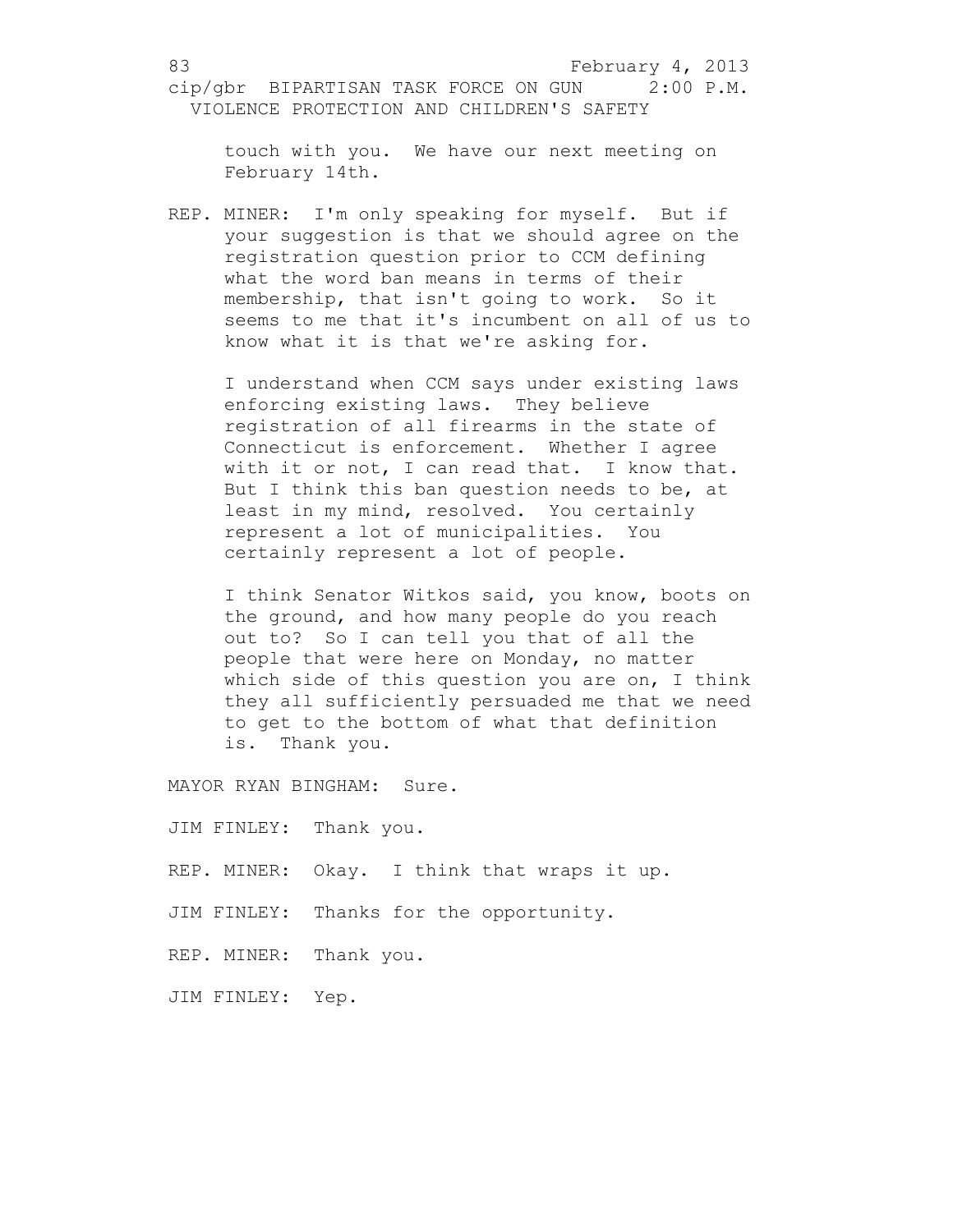touch with you. We have our next meeting on February 14th.

REP. MINER: I'm only speaking for myself. But if your suggestion is that we should agree on the registration question prior to CCM defining what the word ban means in terms of their membership, that isn't going to work. So it seems to me that it's incumbent on all of us to know what it is that we're asking for.

I understand when CCM says under existing laws enforcing existing laws. They believe registration of all firearms in the state of Connecticut is enforcement. Whether I agree with it or not, I can read that. I know that. But I think this ban question needs to be, at least in my mind, resolved. You certainly represent a lot of municipalities. You certainly represent a lot of people.

I think Senator Witkos said, you know, boots on the ground, and how many people do you reach out to? So I can tell you that of all the people that were here on Monday, no matter which side of this question you are on, I think they all sufficiently persuaded me that we need to get to the bottom of what that definition is. Thank you.

MAYOR RYAN BINGHAM: Sure.

JIM FINLEY: Thank you.

REP. MINER: Okay. I think that wraps it up.

JIM FINLEY: Thanks for the opportunity.

REP. MINER: Thank you.

JIM FINLEY: Yep.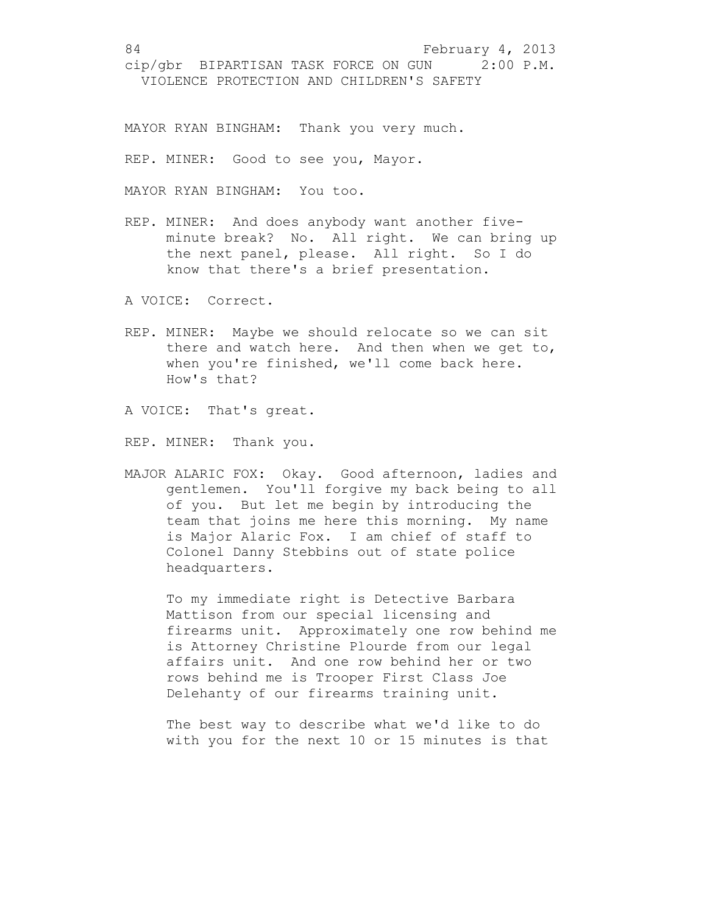MAYOR RYAN BINGHAM: Thank you very much.

REP. MINER: Good to see you, Mayor.

MAYOR RYAN BINGHAM: You too.

REP. MINER: And does anybody want another five-minute break? No. All right. We can bring up the next panel, please. All right. So I do know that there's a brief presentation.

A VOICE: Correct.

REP. MINER: Maybe we should relocate so we can sit there and watch here. And then when we get to, when you're finished, we'll come back here. How's that?

A VOICE: That's great.

REP. MINER: Thank you.

MAJOR ALARIC FOX: Okay. Good afternoon, ladies and gentlemen. You'll forgive my back being to all of you. But let me begin by introducing the team that joins me here this morning. My name is Major Alaric Fox. I am chief of staff to Colonel Danny Stebbins out of state police headquarters.

To my immediate right is Detective Barbara Mattison from our special licensing and firearms unit. Approximately one row behind me is Attorney Christine Plourde from our legal affairs unit. And one row behind her or two rows behind me is Trooper First Class Joe Delehanty of our firearms training unit.

The best way to describe what we'd like to do with you for the next 10 or 15 minutes is that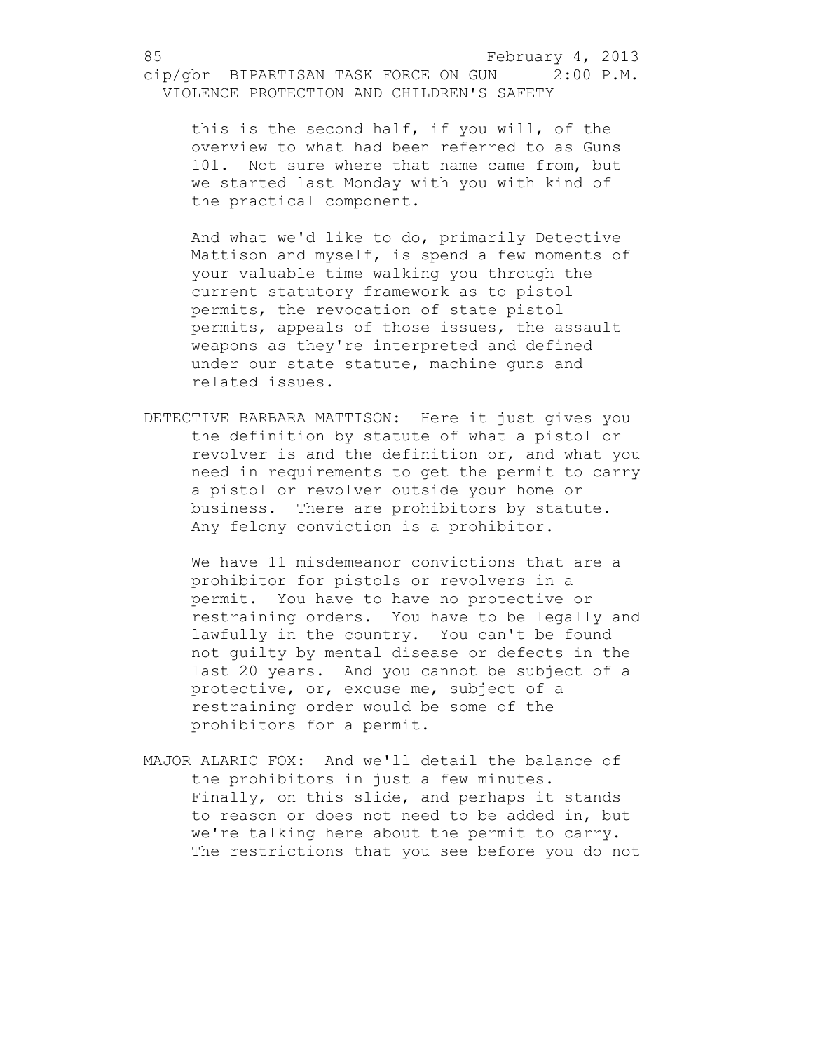this is the second half, if you will, of the overview to what had been referred to as Guns 101. Not sure where that name came from, but we started last Monday with you with kind of the practical component.

And what we'd like to do, primarily Detective Mattison and myself, is spend a few moments of your valuable time walking you through the current statutory framework as to pistol permits, the revocation of state pistol permits, appeals of those issues, the assault weapons as they're interpreted and defined under our state statute, machine guns and related issues.

DETECTIVE BARBARA MATTISON: Here it just gives you the definition by statute of what a pistol or revolver is and the definition or, and what you need in requirements to get the permit to carry a pistol or revolver outside your home or business. There are prohibitors by statute. Any felony conviction is a prohibitor.

We have 11 misdemeanor convictions that are a prohibitor for pistols or revolvers in a permit. You have to have no protective or restraining orders. You have to be legally and lawfully in the country. You can't be found not guilty by mental disease or defects in the last 20 years. And you cannot be subject of a protective, or, excuse me, subject of a restraining order would be some of the prohibitors for a permit.

MAJOR ALARIC FOX: And we'll detail the balance of the prohibitors in just a few minutes. Finally, on this slide, and perhaps it stands to reason or does not need to be added in, but we're talking here about the permit to carry. The restrictions that you see before you do not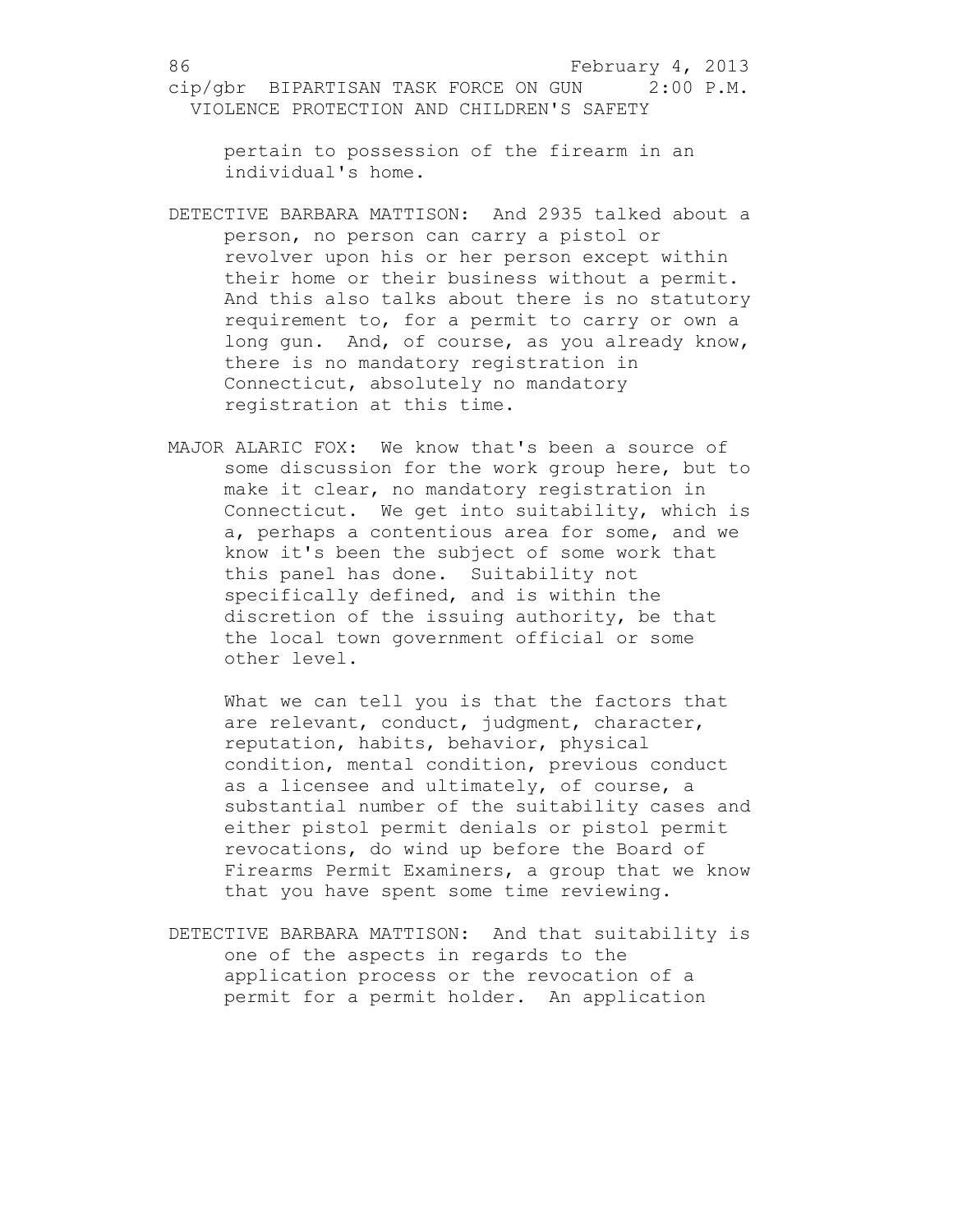pertain to possession of the firearm in an individual's home.

DETECTIVE BARBARA MATTISON: And 2935 talked about a person, no person can carry a pistol or revolver upon his or her person except within their home or their business without a permit. And this also talks about there is no statutory requirement to, for a permit to carry or own a long gun. And, of course, as you already know, there is no mandatory registration in Connecticut, absolutely no mandatory registration at this time.

MAJOR ALARIC FOX: We know that's been a source of some discussion for the work group here, but to make it clear, no mandatory registration in Connecticut. We get into suitability, which is a, perhaps a contentious area for some, and we know it's been the subject of some work that this panel has done. Suitability not specifically defined, and is within the discretion of the issuing authority, be that the local town government official or some other level.

What we can tell you is that the factors that are relevant, conduct, judgment, character, reputation, habits, behavior, physical condition, mental condition, previous conduct as a licensee and ultimately, of course, a substantial number of the suitability cases and either pistol permit denials or pistol permit revocations, do wind up before the Board of Firearms Permit Examiners, a group that we know that you have spent some time reviewing.

DETECTIVE BARBARA MATTISON: And that suitability is one of the aspects in regards to the application process or the revocation of a permit for a permit holder. An application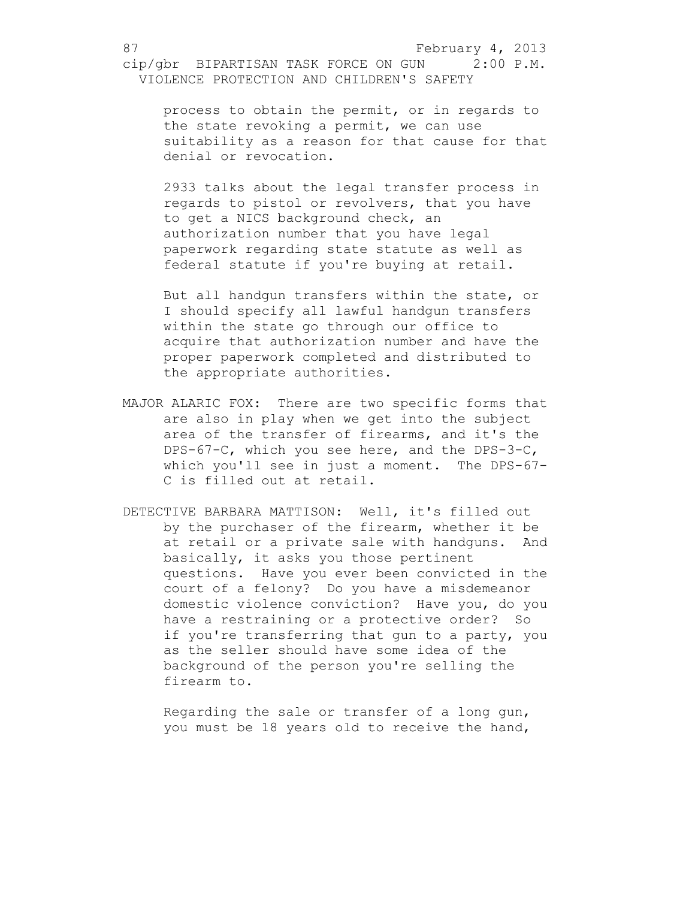process to obtain the permit, or in regards to the state revoking a permit, we can use suitability as a reason for that cause for that denial or revocation.

2933 talks about the legal transfer process in regards to pistol or revolvers, that you have to get a NICS background check, an authorization number that you have legal paperwork regarding state statute as well as federal statute if you're buying at retail.

But all handgun transfers within the state, or I should specify all lawful handgun transfers within the state go through our office to acquire that authorization number and have the proper paperwork completed and distributed to the appropriate authorities.

MAJOR ALARIC FOX: There are two specific forms that are also in play when we get into the subject area of the transfer of firearms, and it's the DPS-67-C, which you see here, and the DPS-3-C, which you'll see in just a moment. The DPS-67-C is filled out at retail.

DETECTIVE BARBARA MATTISON: Well, it's filled out by the purchaser of the firearm, whether it be at retail or a private sale with handguns. And basically, it asks you those pertinent questions. Have you ever been convicted in the court of a felony? Do you have a misdemeanor domestic violence conviction? Have you, do you have a restraining or a protective order? So if you're transferring that gun to a party, you as the seller should have some idea of the background of the person you're selling the firearm to.

Regarding the sale or transfer of a long gun, you must be 18 years old to receive the hand,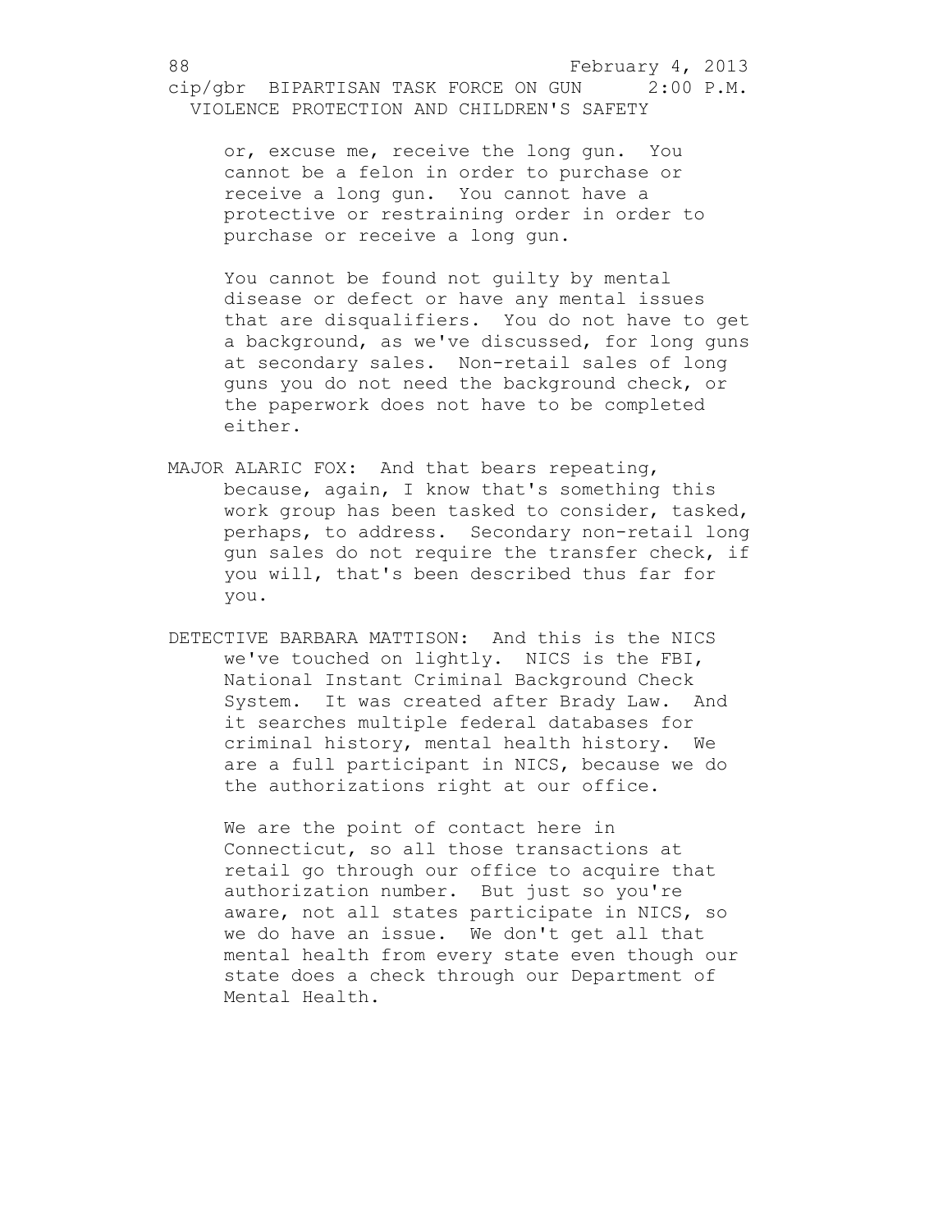or, excuse me, receive the long gun. You cannot be a felon in order to purchase or receive a long gun. You cannot have a protective or restraining order in order to purchase or receive a long gun.

You cannot be found not guilty by mental disease or defect or have any mental issues that are disqualifiers. You do not have to get a background, as we've discussed, for long guns at secondary sales. Non-retail sales of long guns you do not need the background check, or the paperwork does not have to be completed either.

MAJOR ALARIC FOX: And that bears repeating, because, again, I know that's something this work group has been tasked to consider, tasked, perhaps, to address. Secondary non-retail long gun sales do not require the transfer check, if you will, that's been described thus far for you.

DETECTIVE BARBARA MATTISON: And this is the NICS we've touched on lightly. NICS is the FBI, National Instant Criminal Background Check System. It was created after Brady Law. And it searches multiple federal databases for criminal history, mental health history. We are a full participant in NICS, because we do the authorizations right at our office.

We are the point of contact here in Connecticut, so all those transactions at retail go through our office to acquire that authorization number. But just so you're aware, not all states participate in NICS, so we do have an issue. We don't get all that mental health from every state even though our state does a check through our Department of Mental Health.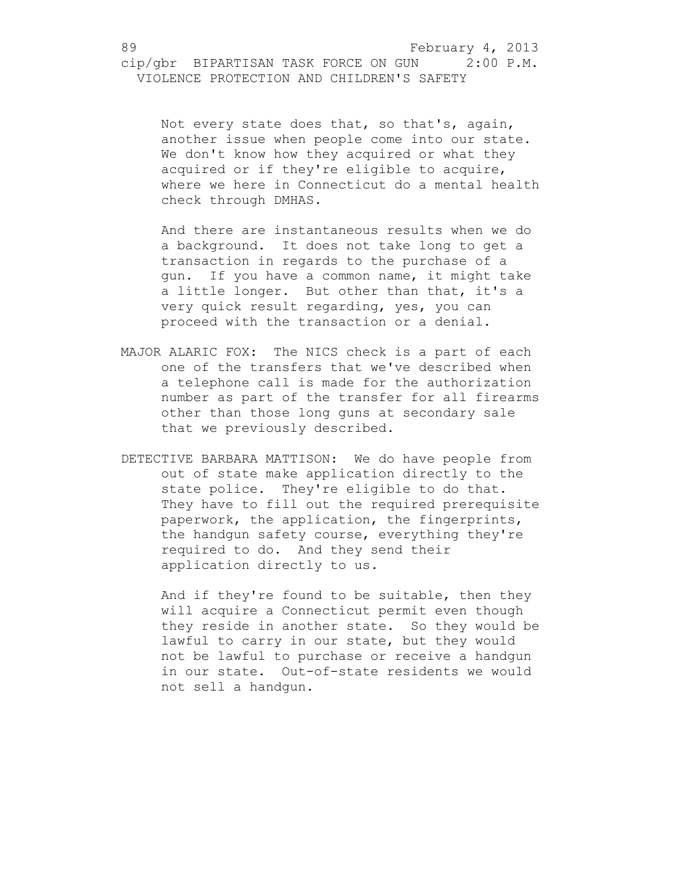Not every state does that, so that's, again, another issue when people come into our state. We don't know how they acquired or what they acquired or if they're eligible to acquire, where we here in Connecticut do a mental health check through DMHAS.

And there are instantaneous results when we do a background. It does not take long to get a transaction in regards to the purchase of a gun. If you have a common name, it might take a little longer. But other than that, it's a very quick result regarding, yes, you can proceed with the transaction or a denial.

MAJOR ALARIC FOX: The NICS check is a part of each one of the transfers that we've described when a telephone call is made for the authorization number as part of the transfer for all firearms other than those long guns at secondary sale that we previously described.

DETECTIVE BARBARA MATTISON: We do have people from out of state make application directly to the state police. They're eligible to do that. They have to fill out the required prerequisite paperwork, the application, the fingerprints, the handgun safety course, everything they're required to do. And they send their application directly to us.

And if they're found to be suitable, then they will acquire a Connecticut permit even though they reside in another state. So they would be lawful to carry in our state, but they would not be lawful to purchase or receive a handgun in our state. Out-of-state residents we would not sell a handgun.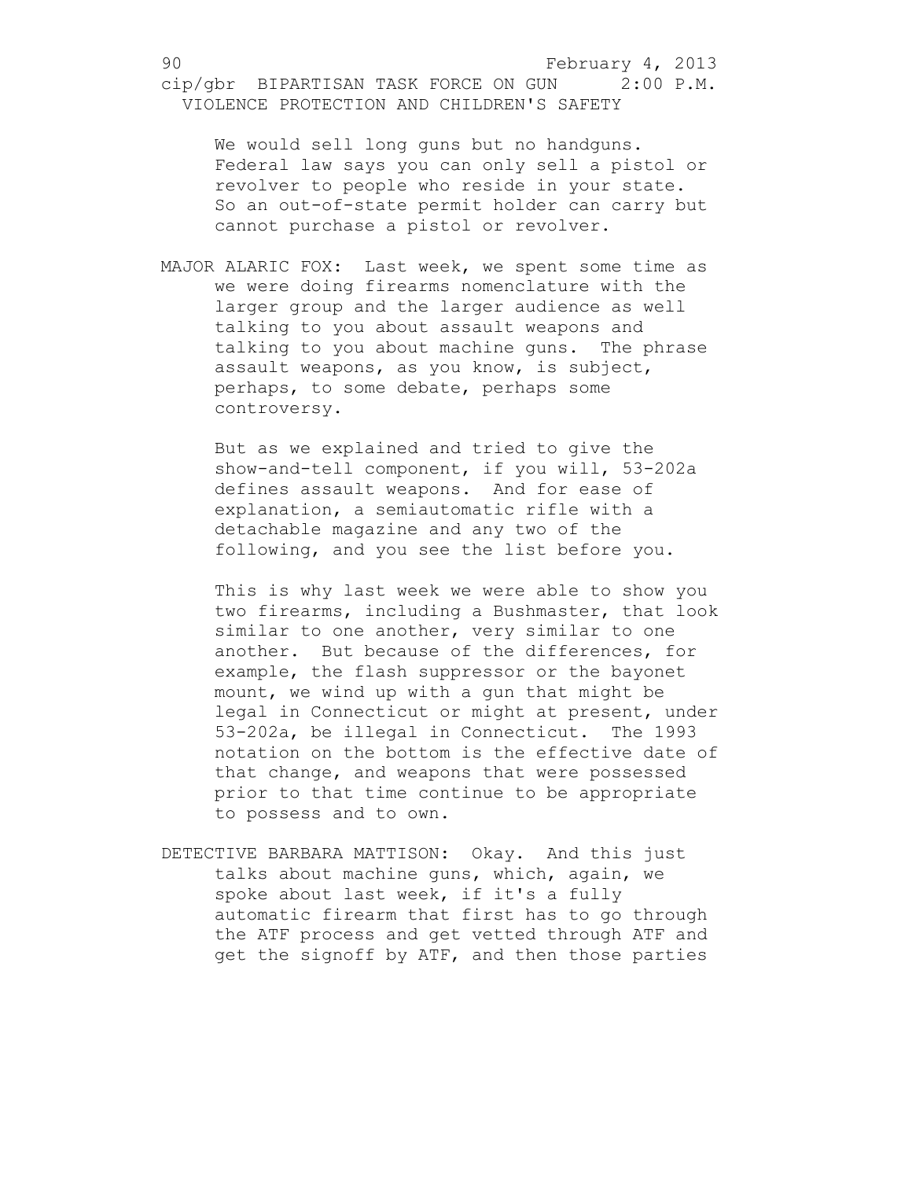We would sell long guns but no handguns. Federal law says you can only sell a pistol or revolver to people who reside in your state. So an out-of-state permit holder can carry but cannot purchase a pistol or revolver.

MAJOR ALARIC FOX: Last week, we spent some time as we were doing firearms nomenclature with the larger group and the larger audience as well talking to you about assault weapons and talking to you about machine guns. The phrase assault weapons, as you know, is subject, perhaps, to some debate, perhaps some controversy.

But as we explained and tried to give the show-and-tell component, if you will, 53-202a defines assault weapons. And for ease of explanation, a semiautomatic rifle with a detachable magazine and any two of the following, and you see the list before you.

This is why last week we were able to show you two firearms, including a Bushmaster, that look similar to one another, very similar to one another. But because of the differences, for example, the flash suppressor or the bayonet mount, we wind up with a gun that might be legal in Connecticut or might at present, under 53-202a, be illegal in Connecticut. The 1993 notation on the bottom is the effective date of that change, and weapons that were possessed prior to that time continue to be appropriate to possess and to own.

DETECTIVE BARBARA MATTISON: Okay. And this just talks about machine guns, which, again, we spoke about last week, if it's a fully automatic firearm that first has to go through the ATF process and get vetted through ATF and get the signoff by ATF, and then those parties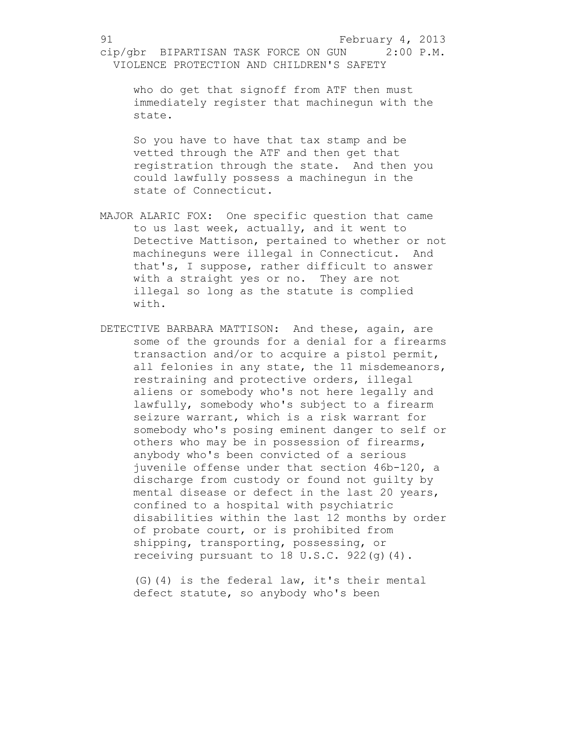who do get that signoff from ATF then must immediately register that machinegun with the state.

So you have to have that tax stamp and be vetted through the ATF and then get that registration through the state. And then you could lawfully possess a machinegun in the state of Connecticut.

MAJOR ALARIC FOX: One specific question that came to us last week, actually, and it went to Detective Mattison, pertained to whether or not machineguns were illegal in Connecticut. And that's, I suppose, rather difficult to answer with a straight yes or no. They are not illegal so long as the statute is complied with.

DETECTIVE BARBARA MATTISON: And these, again, are some of the grounds for a denial for a firearms transaction and/or to acquire a pistol permit, all felonies in any state, the 11 misdemeanors, restraining and protective orders, illegal aliens or somebody who's not here legally and lawfully, somebody who's subject to a firearm seizure warrant, which is a risk warrant for somebody who's posing eminent danger to self or others who may be in possession of firearms, anybody who's been convicted of a serious juvenile offense under that section 46b-120, a discharge from custody or found not guilty by mental disease or defect in the last 20 years, confined to a hospital with psychiatric disabilities within the last 12 months by order of probate court, or is prohibited from shipping, transporting, possessing, or receiving pursuant to 18 U.S.C. 922(g)(4).

(G)(4) is the federal law, it's their mental defect statute, so anybody who's been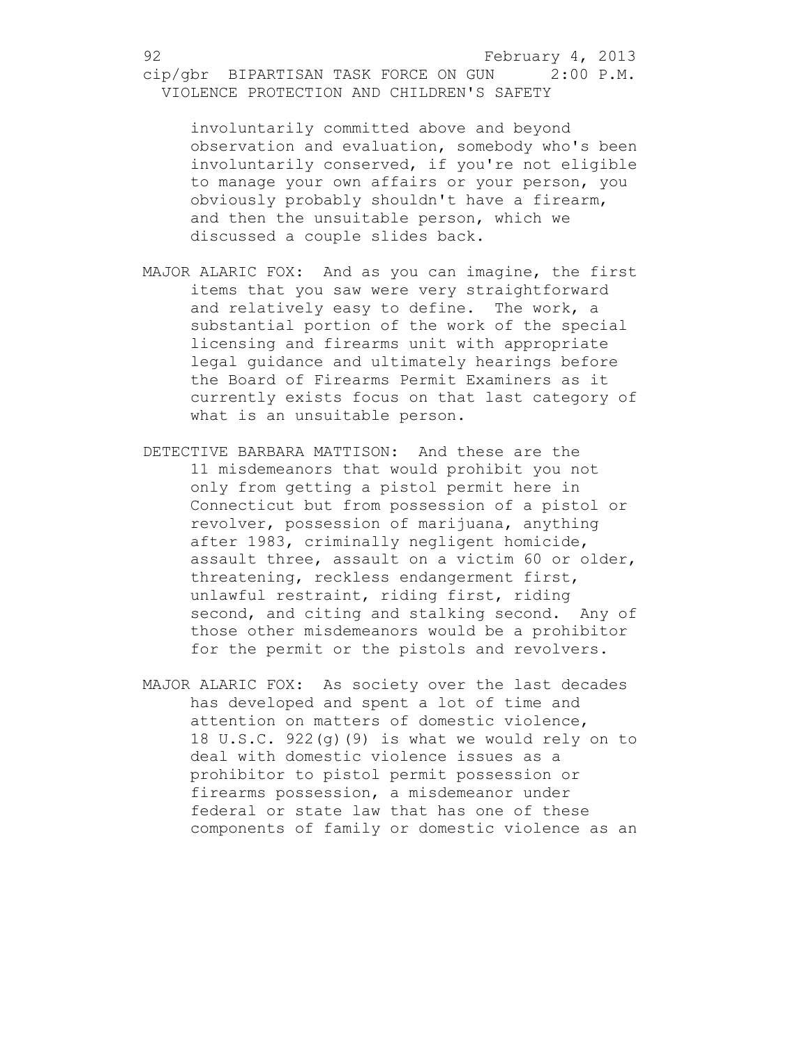involuntarily committed above and beyond observation and evaluation, somebody who's been involuntarily conserved, if you're not eligible to manage your own affairs or your person, you obviously probably shouldn't have a firearm, and then the unsuitable person, which we discussed a couple slides back.

MAJOR ALARIC FOX: And as you can imagine, the first items that you saw were very straightforward and relatively easy to define. The work, a substantial portion of the work of the special licensing and firearms unit with appropriate legal guidance and ultimately hearings before the Board of Firearms Permit Examiners as it currently exists focus on that last category of what is an unsuitable person.

DETECTIVE BARBARA MATTISON: And these are the 11 misdemeanors that would prohibit you not only from getting a pistol permit here in Connecticut but from possession of a pistol or revolver, possession of marijuana, anything after 1983, criminally negligent homicide, assault three, assault on a victim 60 or older, threatening, reckless endangerment first, unlawful restraint, riding first, riding second, and citing and stalking second. Any of those other misdemeanors would be a prohibitor for the permit or the pistols and revolvers.

MAJOR ALARIC FOX: As society over the last decades has developed and spent a lot of time and attention on matters of domestic violence, 18 U.S.C. 922(g)(9) is what we would rely on to deal with domestic violence issues as a prohibitor to pistol permit possession or firearms possession, a misdemeanor under federal or state law that has one of these components of family or domestic violence as an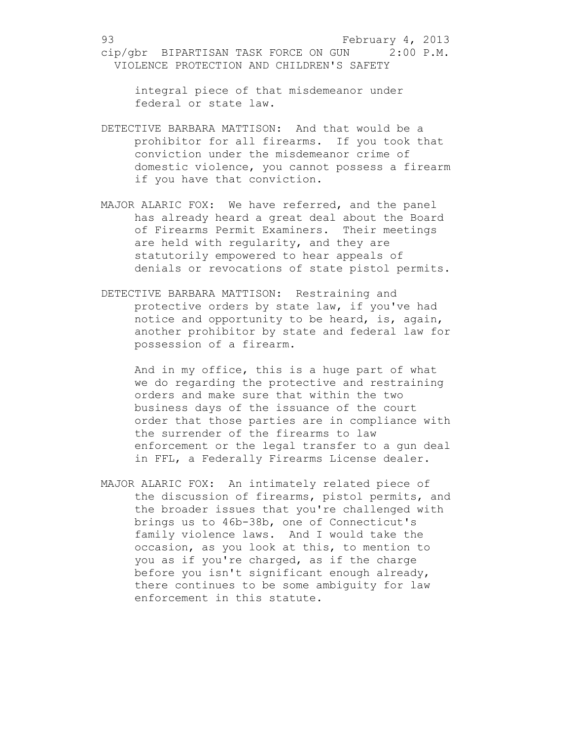integral piece of that misdemeanor under federal or state law.

DETECTIVE BARBARA MATTISON: And that would be a prohibitor for all firearms. If you took that conviction under the misdemeanor crime of domestic violence, you cannot possess a firearm if you have that conviction.

MAJOR ALARIC FOX: We have referred, and the panel has already heard a great deal about the Board of Firearms Permit Examiners. Their meetings are held with regularity, and they are statutorily empowered to hear appeals of denials or revocations of state pistol permits.

DETECTIVE BARBARA MATTISON: Restraining and protective orders by state law, if you've had notice and opportunity to be heard, is, again, another prohibitor by state and federal law for possession of a firearm.

And in my office, this is a huge part of what we do regarding the protective and restraining orders and make sure that within the two business days of the issuance of the court order that those parties are in compliance with the surrender of the firearms to law enforcement or the legal transfer to a gun deal in FFL, a Federally Firearms License dealer.

MAJOR ALARIC FOX: An intimately related piece of the discussion of firearms, pistol permits, and the broader issues that you're challenged with brings us to 46b-38b, one of Connecticut's family violence laws. And I would take the occasion, as you look at this, to mention to you as if you're charged, as if the charge before you isn't significant enough already, there continues to be some ambiguity for law enforcement in this statute.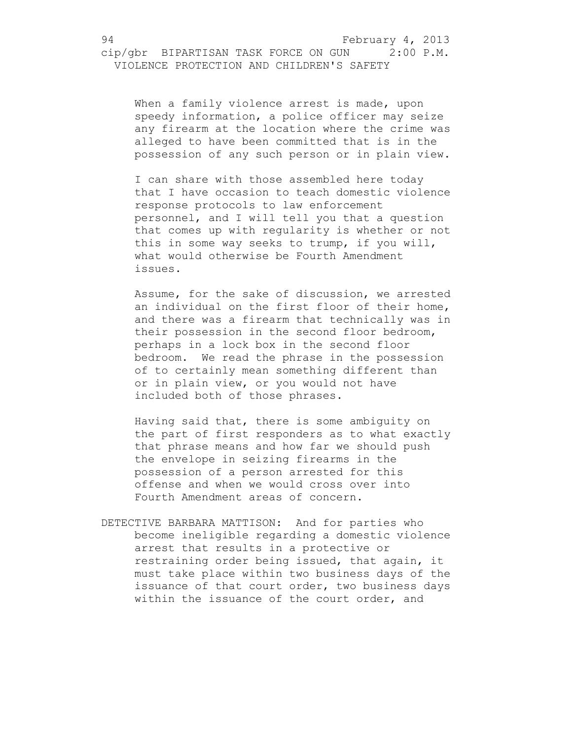When a family violence arrest is made, upon speedy information, a police officer may seize any firearm at the location where the crime was alleged to have been committed that is in the possession of any such person or in plain view.

I can share with those assembled here today that I have occasion to teach domestic violence response protocols to law enforcement personnel, and I will tell you that a question that comes up with regularity is whether or not this in some way seeks to trump, if you will, what would otherwise be Fourth Amendment issues.

Assume, for the sake of discussion, we arrested an individual on the first floor of their home, and there was a firearm that technically was in their possession in the second floor bedroom, perhaps in a lock box in the second floor bedroom. We read the phrase in the possession of to certainly mean something different than or in plain view, or you would not have included both of those phrases.

Having said that, there is some ambiguity on the part of first responders as to what exactly that phrase means and how far we should push the envelope in seizing firearms in the possession of a person arrested for this offense and when we would cross over into Fourth Amendment areas of concern.

DETECTIVE BARBARA MATTISON: And for parties who become ineligible regarding a domestic violence arrest that results in a protective or restraining order being issued, that again, it must take place within two business days of the issuance of that court order, two business days within the issuance of the court order, and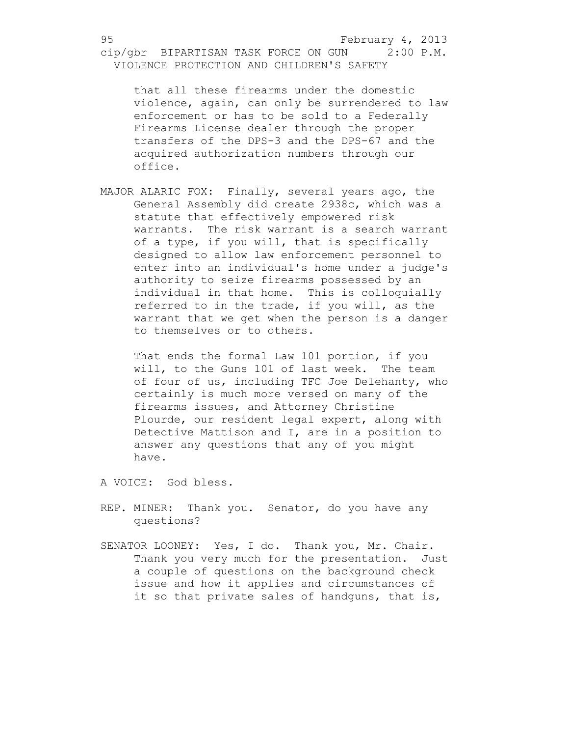that all these firearms under the domestic violence, again, can only be surrendered to law enforcement or has to be sold to a Federally Firearms License dealer through the proper transfers of the DPS-3 and the DPS-67 and the acquired authorization numbers through our office.

MAJOR ALARIC FOX: Finally, several years ago, the General Assembly did create 2938c, which was a statute that effectively empowered risk warrants. The risk warrant is a search warrant of a type, if you will, that is specifically designed to allow law enforcement personnel to enter into an individual's home under a judge's authority to seize firearms possessed by an individual in that home. This is colloquially referred to in the trade, if you will, as the warrant that we get when the person is a danger to themselves or to others.

That ends the formal Law 101 portion, if you will, to the Guns 101 of last week. The team of four of us, including TFC Joe Delehanty, who certainly is much more versed on many of the firearms issues, and Attorney Christine Plourde, our resident legal expert, along with Detective Mattison and I, are in a position to answer any questions that any of you might have.

A VOICE: God bless.

REP. MINER: Thank you. Senator, do you have any questions?

SENATOR LOONEY: Yes, I do. Thank you, Mr. Chair. Thank you very much for the presentation. Just a couple of questions on the background check issue and how it applies and circumstances of it so that private sales of handguns, that is,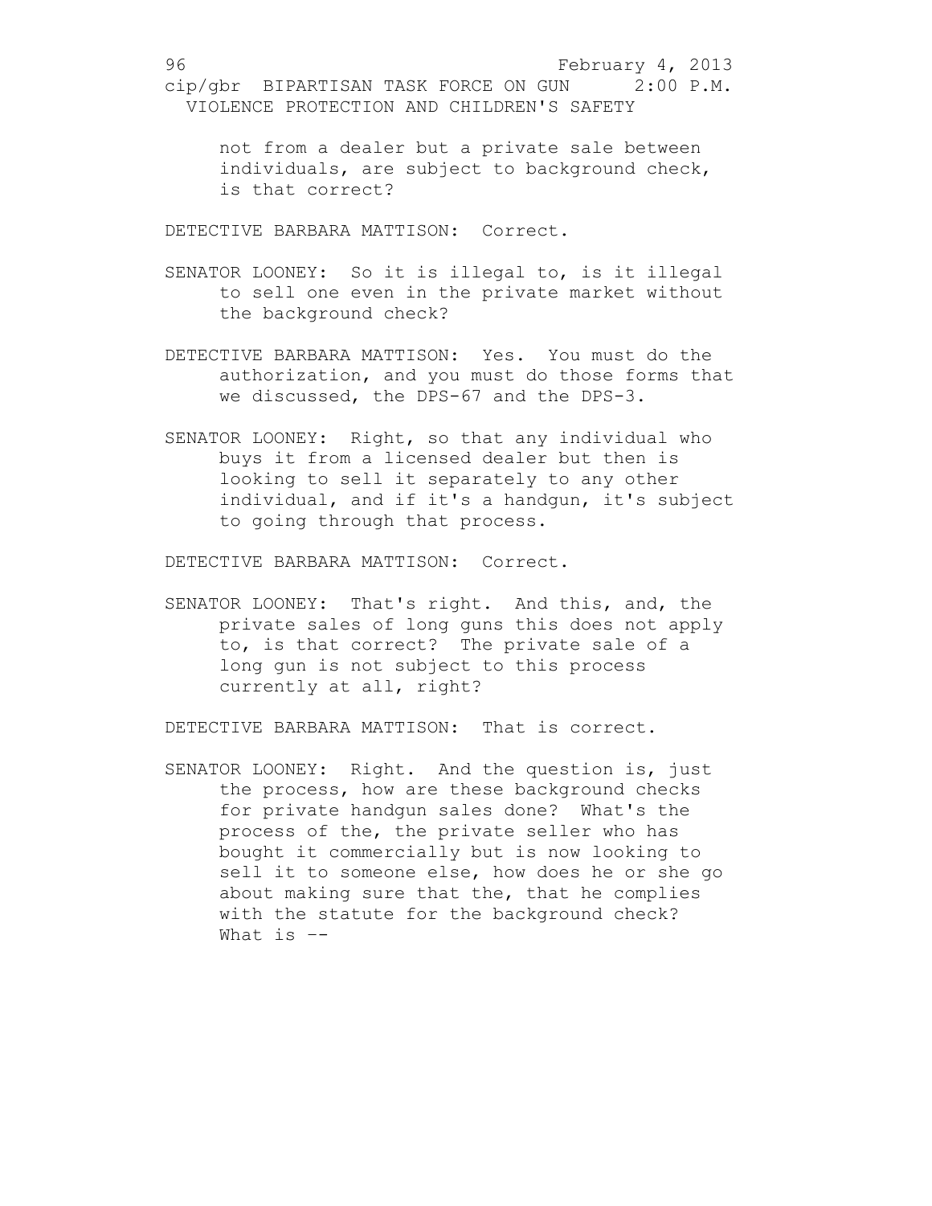not from a dealer but a private sale between individuals, are subject to background check, is that correct?

DETECTIVE BARBARA MATTISON: Correct.

SENATOR LOONEY: So it is illegal to, is it illegal to sell one even in the private market without the background check?

DETECTIVE BARBARA MATTISON: Yes. You must do the authorization, and you must do those forms that we discussed, the DPS-67 and the DPS-3.

SENATOR LOONEY: Right, so that any individual who buys it from a licensed dealer but then is looking to sell it separately to any other individual, and if it's a handgun, it's subject to going through that process.

DETECTIVE BARBARA MATTISON: Correct.

SENATOR LOONEY: That's right. And this, and, the private sales of long guns this does not apply to, is that correct? The private sale of a long gun is not subject to this process currently at all, right?

DETECTIVE BARBARA MATTISON: That is correct.

SENATOR LOONEY: Right. And the question is, just the process, how are these background checks for private handgun sales done? What's the process of the, the private seller who has bought it commercially but is now looking to sell it to someone else, how does he or she go about making sure that the, that he complies with the statute for the background check? What is --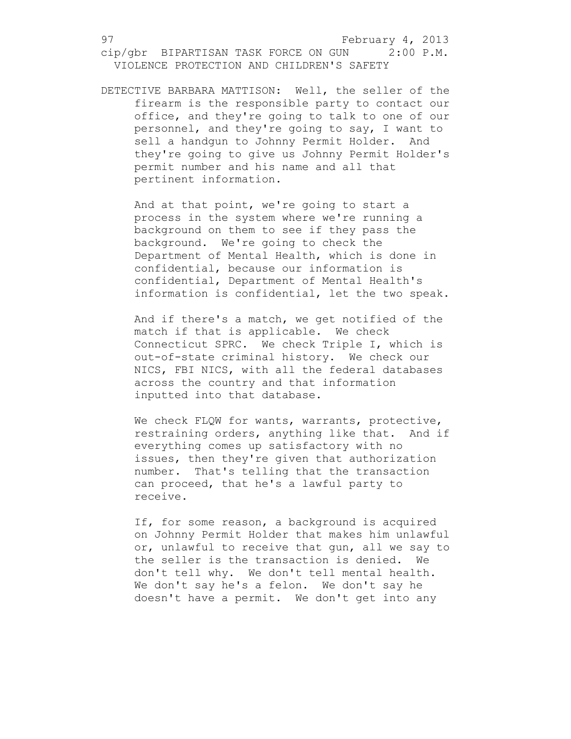DETECTIVE BARBARA MATTISON: Well, the seller of the firearm is the responsible party to contact our office, and they're going to talk to one of our personnel, and they're going to say, I want to sell a handgun to Johnny Permit Holder. And they're going to give us Johnny Permit Holder's permit number and his name and all that pertinent information.

And at that point, we're going to start a process in the system where we're running a background on them to see if they pass the background. We're going to check the Department of Mental Health, which is done in confidential, because our information is confidential, Department of Mental Health's information is confidential, let the two speak.

And if there's a match, we get notified of the match if that is applicable. We check Connecticut SPRC. We check Triple I, which is out-of-state criminal history. We check our NICS, FBI NICS, with all the federal databases across the country and that information inputted into that database.

We check FLQW for wants, warrants, protective, restraining orders, anything like that. And if everything comes up satisfactory with no issues, then they're given that authorization number. That's telling that the transaction can proceed, that he's a lawful party to receive.

If, for some reason, a background is acquired on Johnny Permit Holder that makes him unlawful or, unlawful to receive that gun, all we say to the seller is the transaction is denied. We don't tell why. We don't tell mental health. We don't say he's a felon. We don't say he doesn't have a permit. We don't get into any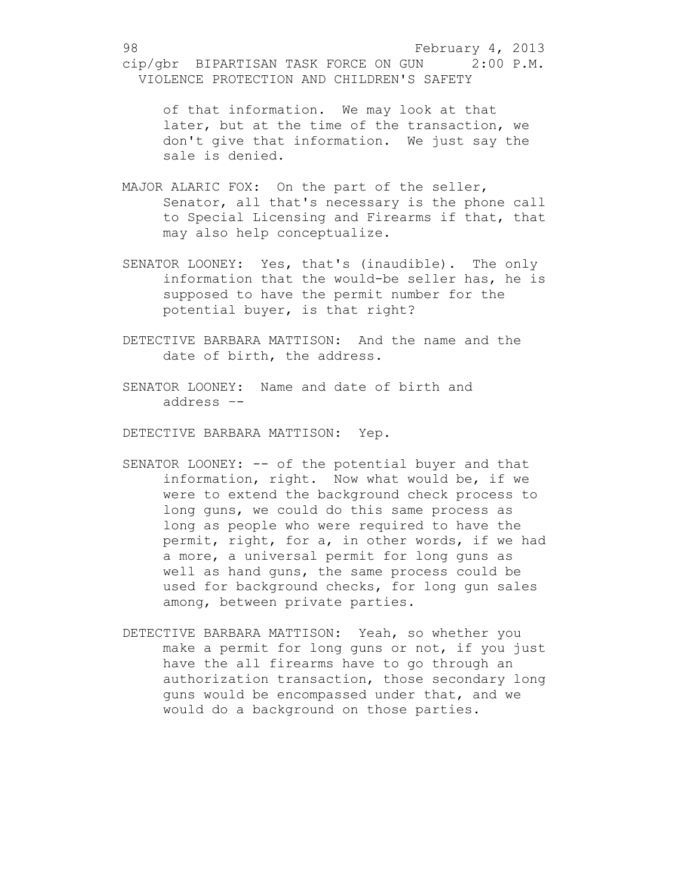of that information. We may look at that later, but at the time of the transaction, we don't give that information. We just say the sale is denied.

MAJOR ALARIC FOX: On the part of the seller, Senator, all that's necessary is the phone call to Special Licensing and Firearms if that, that may also help conceptualize.

SENATOR LOONEY: Yes, that's (inaudible). The only information that the would-be seller has, he is supposed to have the permit number for the potential buyer, is that right?

DETECTIVE BARBARA MATTISON: And the name and the date of birth, the address.

SENATOR LOONEY: Name and date of birth and address --

DETECTIVE BARBARA MATTISON: Yep.

SENATOR LOONEY: -- of the potential buyer and that information, right. Now what would be, if we were to extend the background check process to long guns, we could do this same process as long as people who were required to have the permit, right, for a, in other words, if we had a more, a universal permit for long guns as well as hand guns, the same process could be used for background checks, for long gun sales among, between private parties.

DETECTIVE BARBARA MATTISON: Yeah, so whether you make a permit for long guns or not, if you just have the all firearms have to go through an authorization transaction, those secondary long guns would be encompassed under that, and we would do a background on those parties.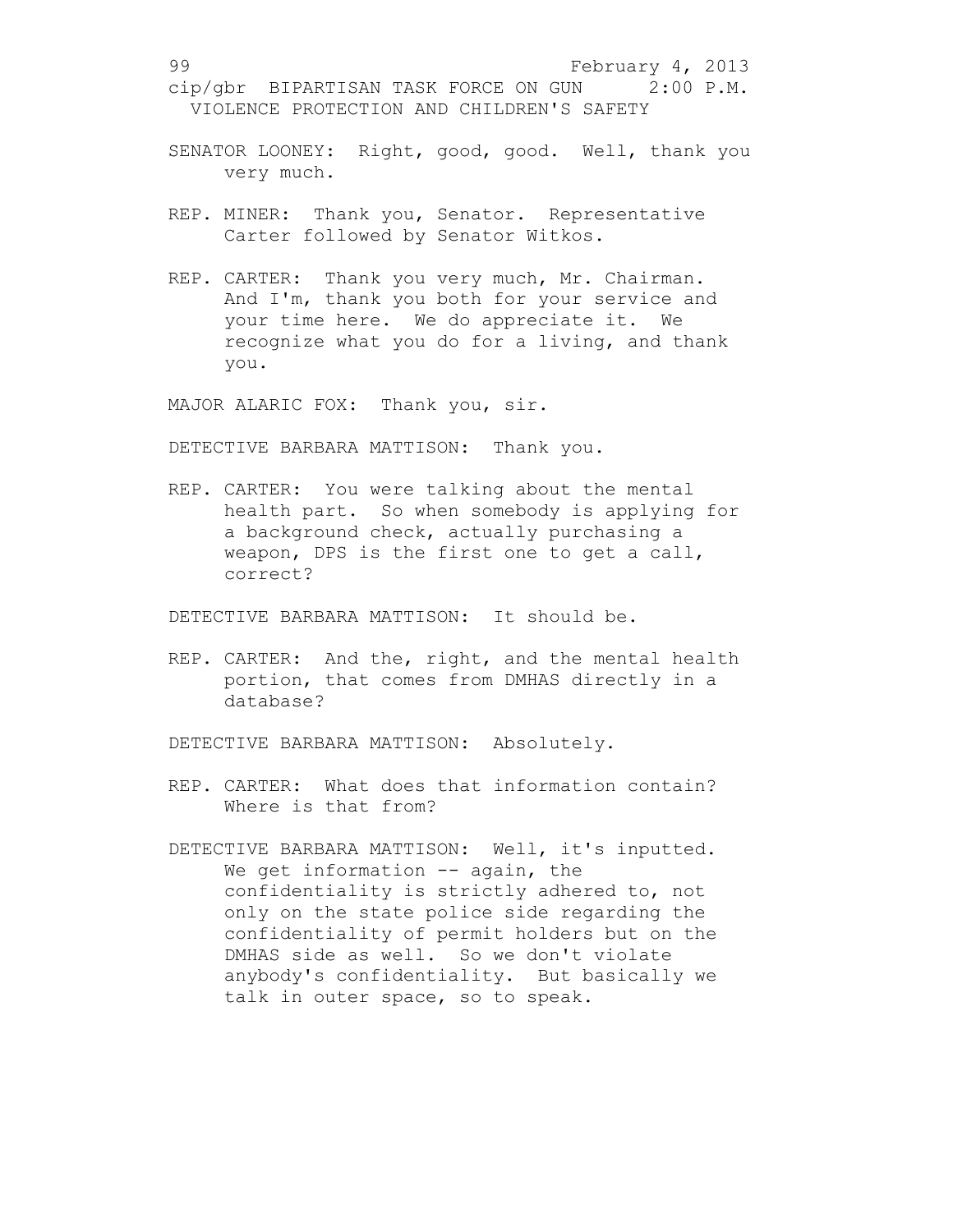SENATOR LOONEY: Right, good, good. Well, thank you very much.

REP. MINER: Thank you, Senator. Representative Carter followed by Senator Witkos.

REP. CARTER: Thank you very much, Mr. Chairman. And I'm, thank you both for your service and your time here. We do appreciate it. We recognize what you do for a living, and thank you.

MAJOR ALARIC FOX: Thank you, sir.

DETECTIVE BARBARA MATTISON: Thank you.

REP. CARTER: You were talking about the mental health part. So when somebody is applying for a background check, actually purchasing a weapon, DPS is the first one to get a call, correct?

DETECTIVE BARBARA MATTISON: It should be.

REP. CARTER: And the, right, and the mental health portion, that comes from DMHAS directly in a database?

DETECTIVE BARBARA MATTISON: Absolutely.

REP. CARTER: What does that information contain? Where is that from?

DETECTIVE BARBARA MATTISON: Well, it's inputted. We get information -- again, the confidentiality is strictly adhered to, not only on the state police side regarding the confidentiality of permit holders but on the DMHAS side as well. So we don't violate anybody's confidentiality. But basically we talk in outer space, so to speak.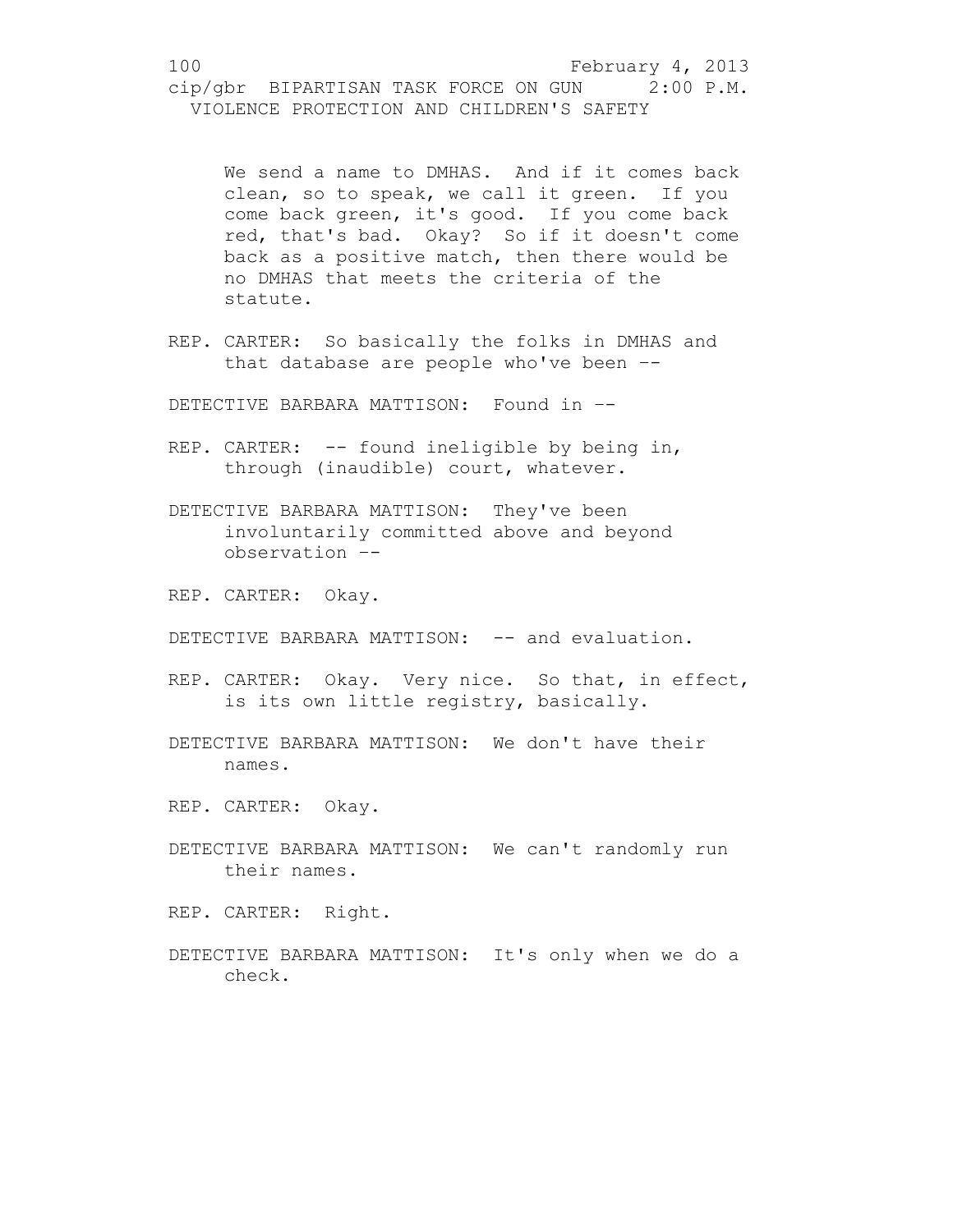We send a name to DMHAS. And if it comes back clean, so to speak, we call it green. If you come back green, it's good. If you come back red, that's bad. Okay? So if it doesn't come back as a positive match, then there would be no DMHAS that meets the criteria of the statute.

REP. CARTER: So basically the folks in DMHAS and that database are people who've been --

DETECTIVE BARBARA MATTISON: Found in --

REP. CARTER: -- found ineligible by being in, through (inaudible) court, whatever.

DETECTIVE BARBARA MATTISON: They've been involuntarily committed above and beyond observation --

REP. CARTER: Okay.

DETECTIVE BARBARA MATTISON: -- and evaluation.

REP. CARTER: Okay. Very nice. So that, in effect, is its own little registry, basically.

DETECTIVE BARBARA MATTISON: We don't have their names.

REP. CARTER: Okay.

DETECTIVE BARBARA MATTISON: We can't randomly run their names.

REP. CARTER: Right.

DETECTIVE BARBARA MATTISON: It's only when we do a check.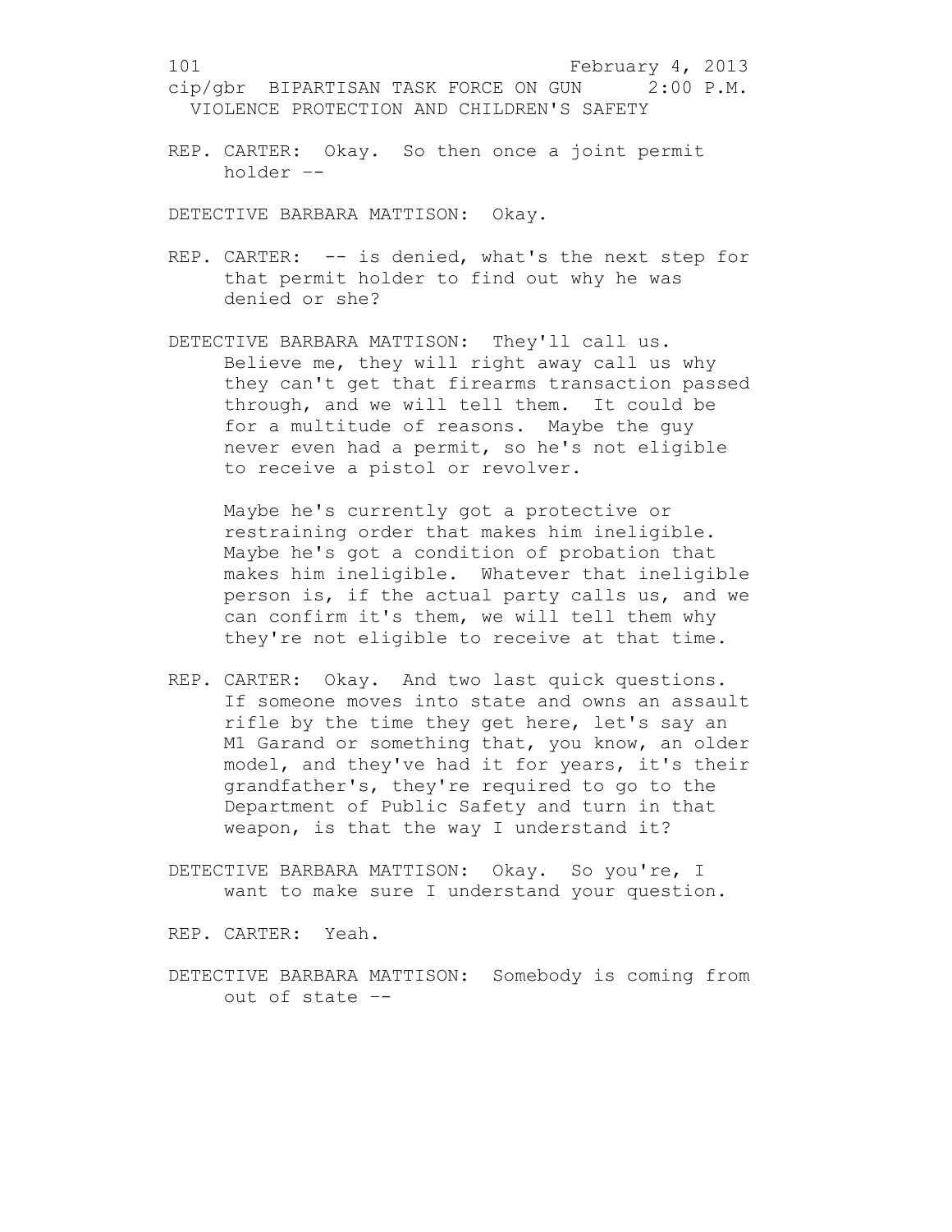REP. CARTER: Okay. So then once a joint permit holder --

DETECTIVE BARBARA MATTISON: Okay.

REP. CARTER: -- is denied, what's the next step for that permit holder to find out why he was denied or she?

DETECTIVE BARBARA MATTISON: They'll call us. Believe me, they will right away call us why they can't get that firearms transaction passed through, and we will tell them. It could be for a multitude of reasons. Maybe the guy never even had a permit, so he's not eligible to receive a pistol or revolver.

Maybe he's currently got a protective or restraining order that makes him ineligible. Maybe he's got a condition of probation that makes him ineligible. Whatever that ineligible person is, if the actual party calls us, and we can confirm it's them, we will tell them why they're not eligible to receive at that time.

REP. CARTER: Okay. And two last quick questions. If someone moves into state and owns an assault rifle by the time they get here, let's say an M1 Garand or something that, you know, an older model, and they've had it for years, it's their grandfather's, they're required to go to the Department of Public Safety and turn in that weapon, is that the way I understand it?

DETECTIVE BARBARA MATTISON: Okay. So you're, I want to make sure I understand your question.

REP. CARTER: Yeah.

DETECTIVE BARBARA MATTISON: Somebody is coming from out of state --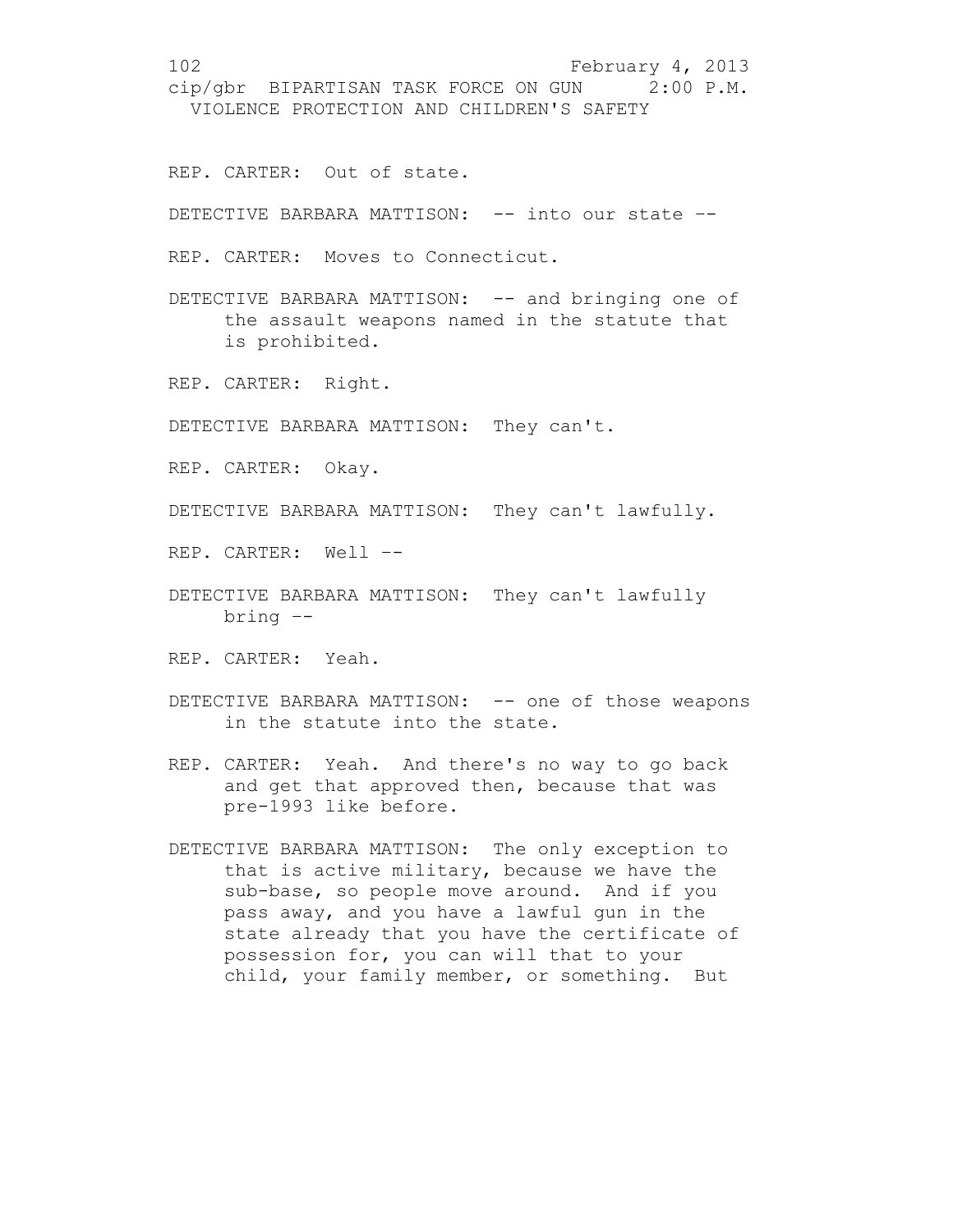REP. CARTER: Out of state.

DETECTIVE BARBARA MATTISON: -- into our state --

REP. CARTER: Moves to Connecticut.

DETECTIVE BARBARA MATTISON: -- and bringing one of the assault weapons named in the statute that is prohibited.

REP. CARTER: Right.

DETECTIVE BARBARA MATTISON: They can't.

REP. CARTER: Okay.

DETECTIVE BARBARA MATTISON: They can't lawfully.

REP. CARTER: Well --

DETECTIVE BARBARA MATTISON: They can't lawfully bring --

REP. CARTER: Yeah.

DETECTIVE BARBARA MATTISON: -- one of those weapons in the statute into the state.

REP. CARTER: Yeah. And there's no way to go back and get that approved then, because that was pre-1993 like before.

DETECTIVE BARBARA MATTISON: The only exception to that is active military, because we have the sub-base, so people move around. And if you pass away, and you have a lawful gun in the state already that you have the certificate of possession for, you can will that to your child, your family member, or something. But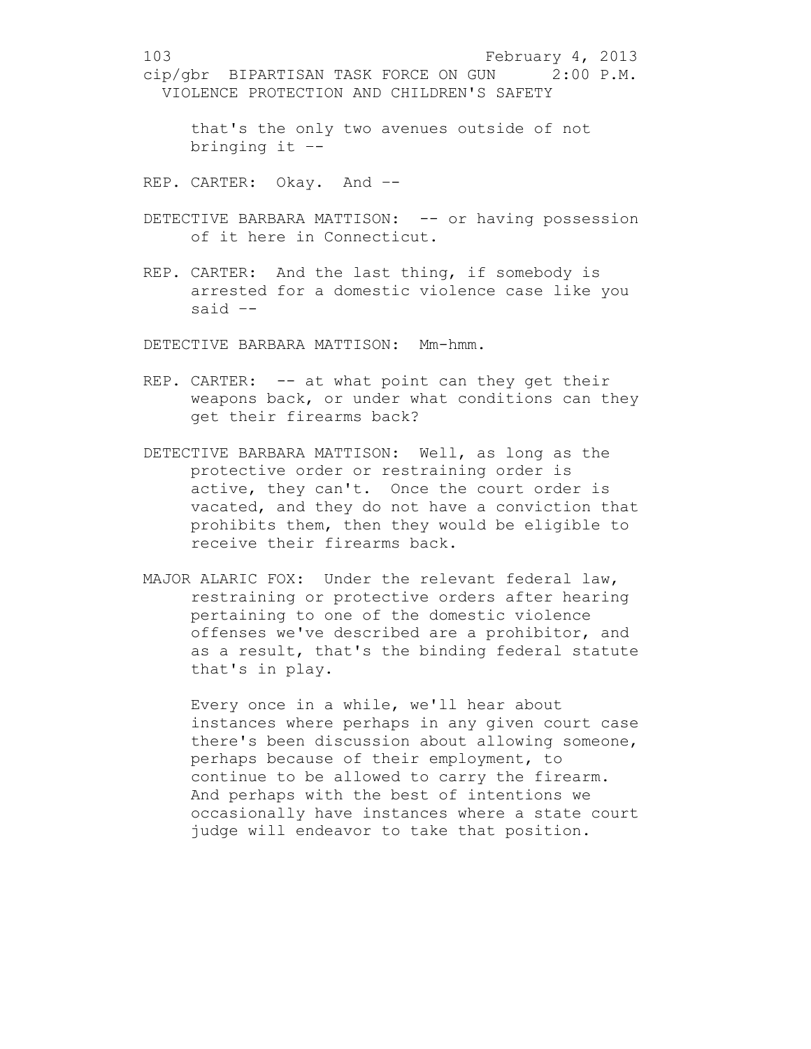that's the only two avenues outside of not bringing it --

REP. CARTER: Okay. And --

DETECTIVE BARBARA MATTISON: -- or having possession of it here in Connecticut.

REP. CARTER: And the last thing, if somebody is arrested for a domestic violence case like you said --

DETECTIVE BARBARA MATTISON: Mm-hmm.

REP. CARTER: -- at what point can they get their weapons back, or under what conditions can they get their firearms back?

DETECTIVE BARBARA MATTISON: Well, as long as the protective order or restraining order is active, they can't. Once the court order is vacated, and they do not have a conviction that prohibits them, then they would be eligible to receive their firearms back.

MAJOR ALARIC FOX: Under the relevant federal law, restraining or protective orders after hearing pertaining to one of the domestic violence offenses we've described are a prohibitor, and as a result, that's the binding federal statute that's in play.

Every once in a while, we'll hear about instances where perhaps in any given court case there's been discussion about allowing someone, perhaps because of their employment, to continue to be allowed to carry the firearm. And perhaps with the best of intentions we occasionally have instances where a state court judge will endeavor to take that position.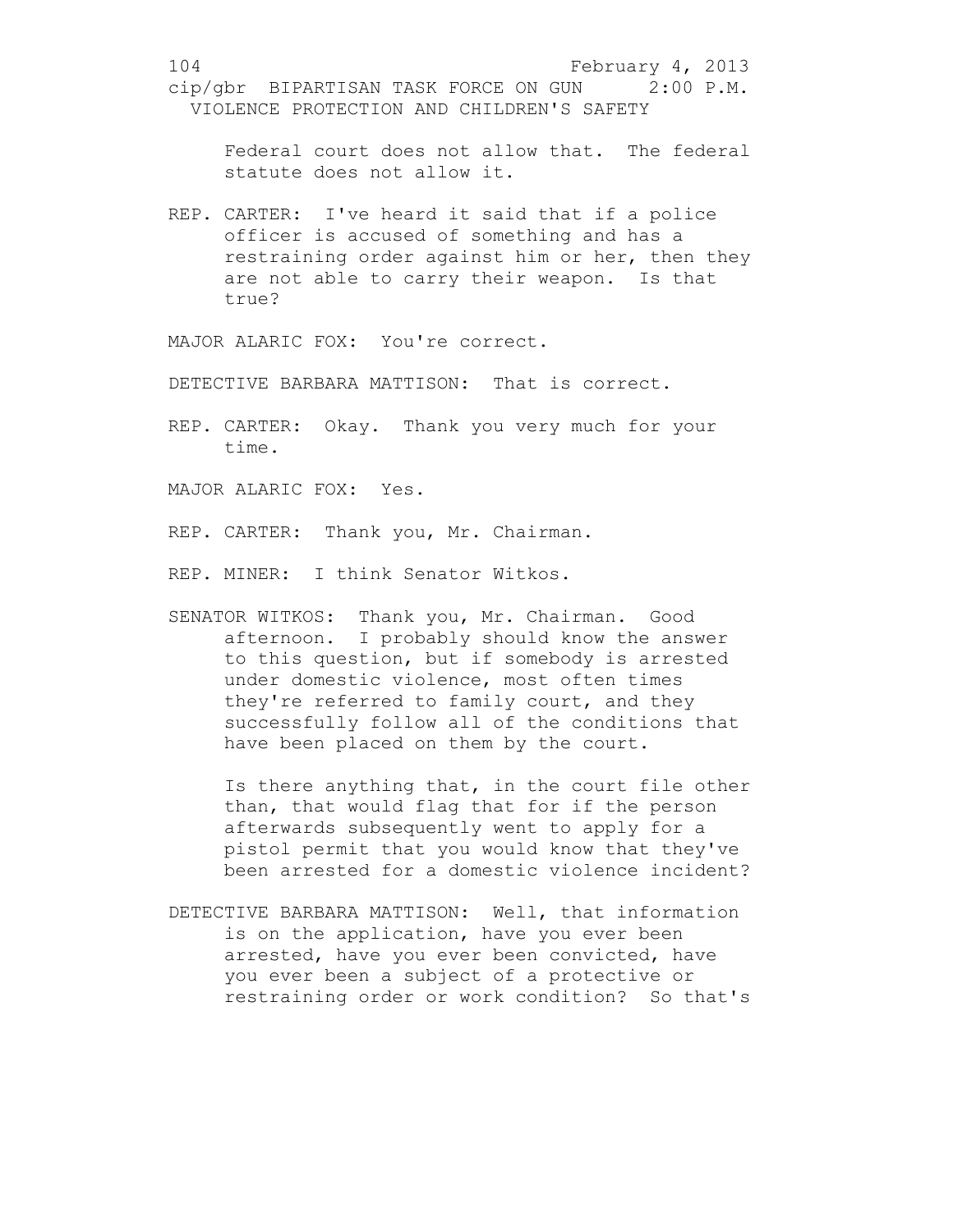Federal court does not allow that. The federal statute does not allow it.

REP. CARTER: I've heard it said that if a police officer is accused of something and has a restraining order against him or her, then they are not able to carry their weapon. Is that true?

MAJOR ALARIC FOX: You're correct.

DETECTIVE BARBARA MATTISON: That is correct.

REP. CARTER: Okay. Thank you very much for your time.

MAJOR ALARIC FOX: Yes.

REP. CARTER: Thank you, Mr. Chairman.

REP. MINER: I think Senator Witkos.

SENATOR WITKOS: Thank you, Mr. Chairman. Good afternoon. I probably should know the answer to this question, but if somebody is arrested under domestic violence, most often times they're referred to family court, and they successfully follow all of the conditions that have been placed on them by the court.

Is there anything that, in the court file other than, that would flag that for if the person afterwards subsequently went to apply for a pistol permit that you would know that they've been arrested for a domestic violence incident?

DETECTIVE BARBARA MATTISON: Well, that information is on the application, have you ever been arrested, have you ever been convicted, have you ever been a subject of a protective or restraining order or work condition? So that's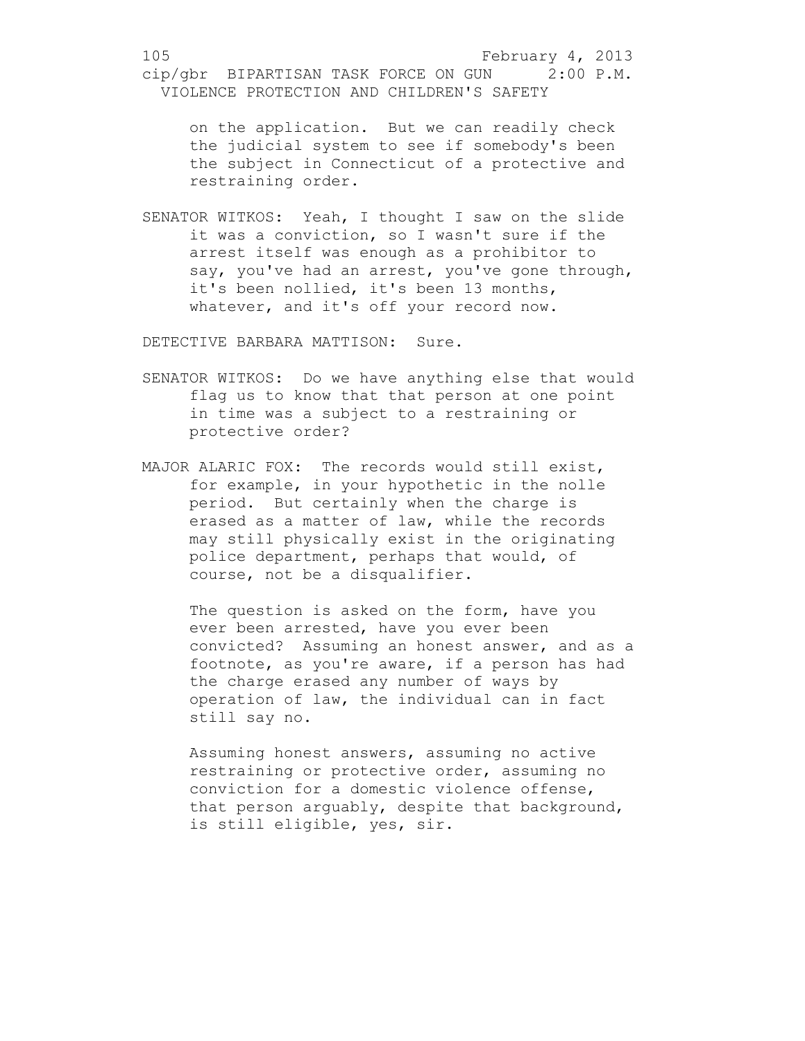on the application. But we can readily check the judicial system to see if somebody's been the subject in Connecticut of a protective and restraining order.

SENATOR WITKOS: Yeah, I thought I saw on the slide it was a conviction, so I wasn't sure if the arrest itself was enough as a prohibitor to say, you've had an arrest, you've gone through, it's been nollied, it's been 13 months, whatever, and it's off your record now.

DETECTIVE BARBARA MATTISON: Sure.

SENATOR WITKOS: Do we have anything else that would flag us to know that that person at one point in time was a subject to a restraining or protective order?

MAJOR ALARIC FOX: The records would still exist, for example, in your hypothetic in the nolle period. But certainly when the charge is erased as a matter of law, while the records may still physically exist in the originating police department, perhaps that would, of course, not be a disqualifier.

The question is asked on the form, have you ever been arrested, have you ever been convicted? Assuming an honest answer, and as a footnote, as you're aware, if a person has had the charge erased any number of ways by operation of law, the individual can in fact still say no.

Assuming honest answers, assuming no active restraining or protective order, assuming no conviction for a domestic violence offense, that person arguably, despite that background, is still eligible, yes, sir.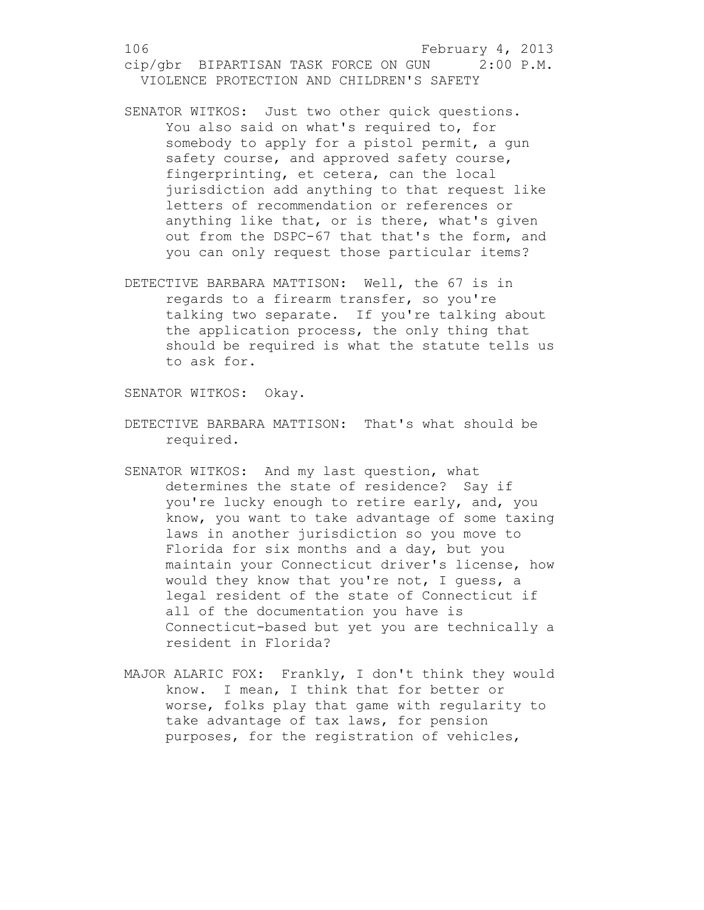SENATOR WITKOS: Just two other quick questions. You also said on what's required to, for somebody to apply for a pistol permit, a gun safety course, and approved safety course, fingerprinting, et cetera, can the local jurisdiction add anything to that request like letters of recommendation or references or anything like that, or is there, what's given out from the DSPC-67 that that's the form, and you can only request those particular items?

DETECTIVE BARBARA MATTISON: Well, the 67 is in regards to a firearm transfer, so you're talking two separate. If you're talking about the application process, the only thing that should be required is what the statute tells us to ask for.

SENATOR WITKOS: Okay.

DETECTIVE BARBARA MATTISON: That's what should be required.

SENATOR WITKOS: And my last question, what determines the state of residence? Say if you're lucky enough to retire early, and, you know, you want to take advantage of some taxing laws in another jurisdiction so you move to Florida for six months and a day, but you maintain your Connecticut driver's license, how would they know that you're not, I guess, a legal resident of the state of Connecticut if all of the documentation you have is Connecticut-based but yet you are technically a resident in Florida?

MAJOR ALARIC FOX: Frankly, I don't think they would know. I mean, I think that for better or worse, folks play that game with regularity to take advantage of tax laws, for pension purposes, for the registration of vehicles,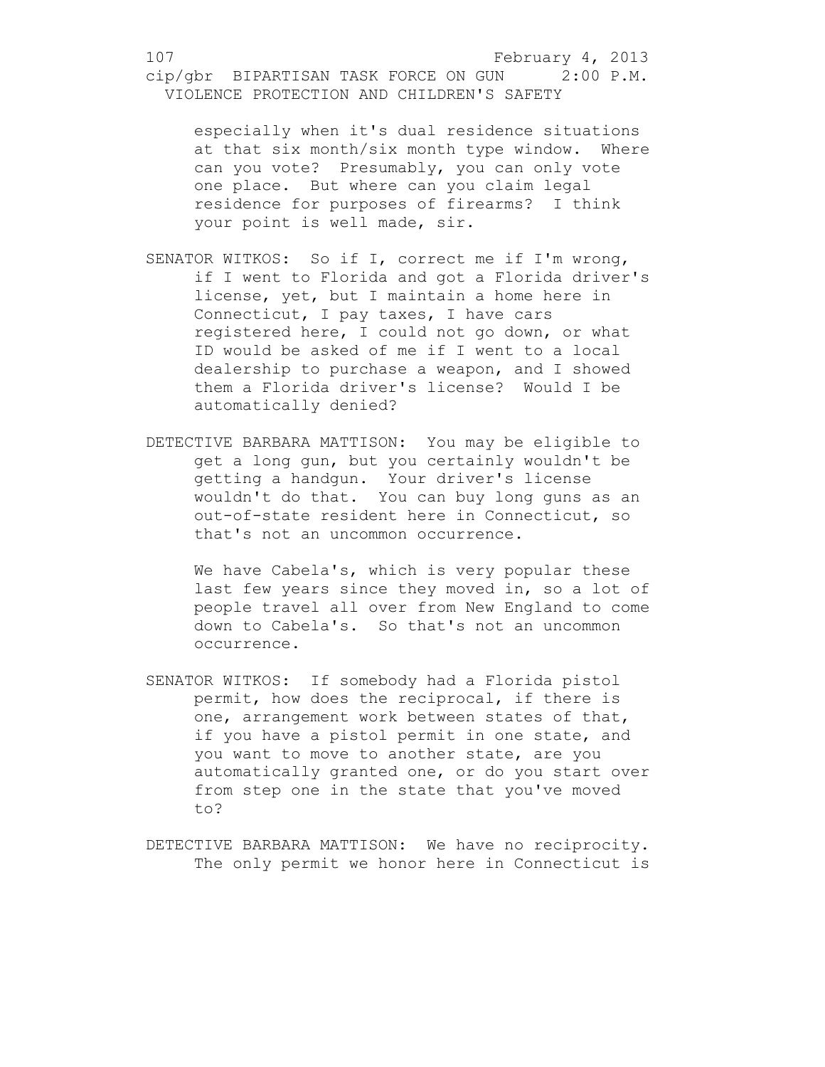especially when it's dual residence situations at that six month/six month type window. Where can you vote? Presumably, you can only vote one place. But where can you claim legal residence for purposes of firearms? I think your point is well made, sir.

SENATOR WITKOS: So if I, correct me if I'm wrong, if I went to Florida and got a Florida driver's license, yet, but I maintain a home here in Connecticut, I pay taxes, I have cars registered here, I could not go down, or what ID would be asked of me if I went to a local dealership to purchase a weapon, and I showed them a Florida driver's license? Would I be automatically denied?

DETECTIVE BARBARA MATTISON: You may be eligible to get a long gun, but you certainly wouldn't be getting a handgun. Your driver's license wouldn't do that. You can buy long guns as an out-of-state resident here in Connecticut, so that's not an uncommon occurrence.

We have Cabela's, which is very popular these last few years since they moved in, so a lot of people travel all over from New England to come down to Cabela's. So that's not an uncommon occurrence.

SENATOR WITKOS: If somebody had a Florida pistol permit, how does the reciprocal, if there is one, arrangement work between states of that, if you have a pistol permit in one state, and you want to move to another state, are you automatically granted one, or do you start over from step one in the state that you've moved to?

DETECTIVE BARBARA MATTISON: We have no reciprocity. The only permit we honor here in Connecticut is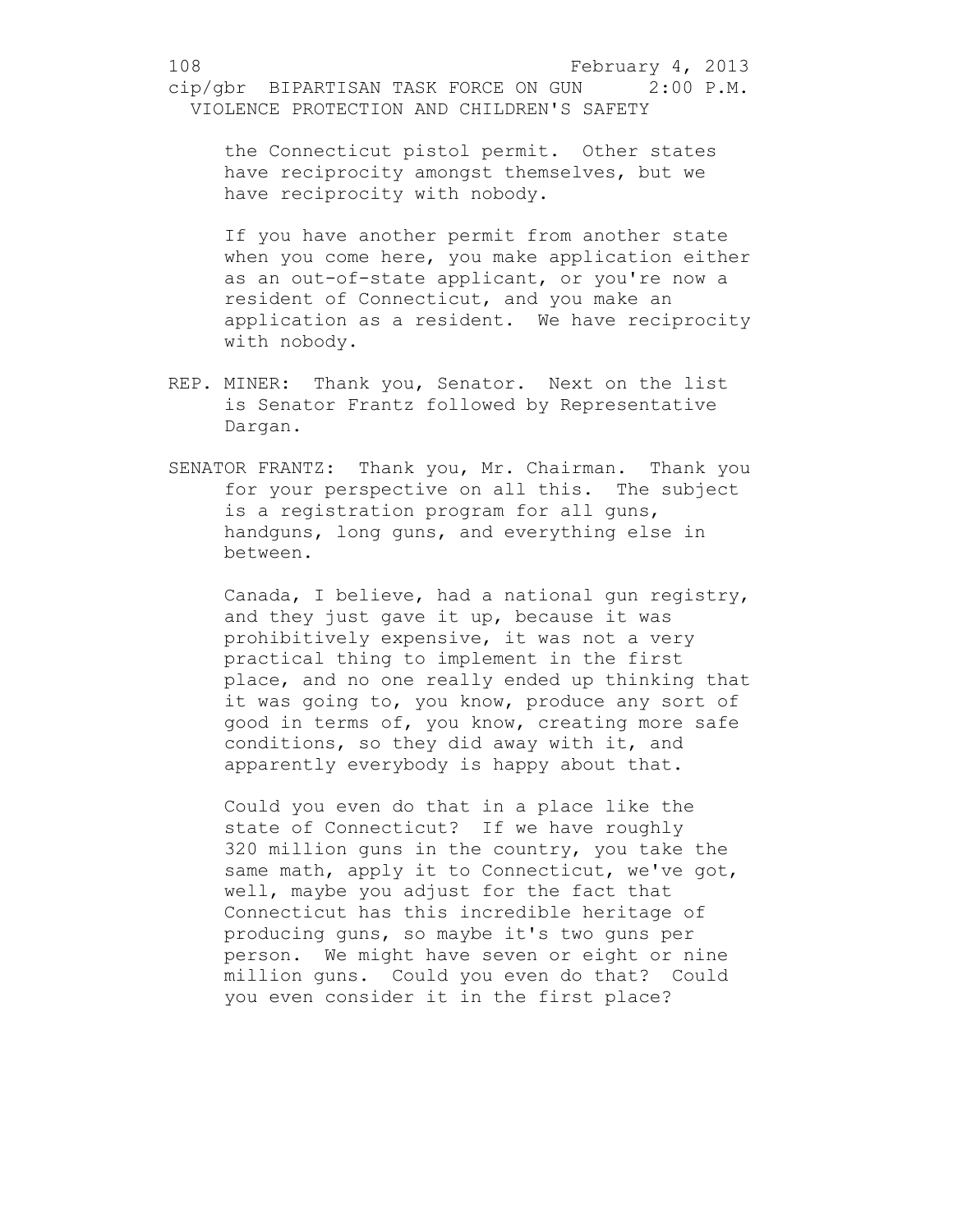the Connecticut pistol permit. Other states have reciprocity amongst themselves, but we have reciprocity with nobody.

If you have another permit from another state when you come here, you make application either as an out-of-state applicant, or you're now a resident of Connecticut, and you make an application as a resident. We have reciprocity with nobody.

REP. MINER: Thank you, Senator. Next on the list is Senator Frantz followed by Representative Dargan.

SENATOR FRANTZ: Thank you, Mr. Chairman. Thank you for your perspective on all this. The subject is a registration program for all guns, handguns, long guns, and everything else in between.

Canada, I believe, had a national gun registry, and they just gave it up, because it was prohibitively expensive, it was not a very practical thing to implement in the first place, and no one really ended up thinking that it was going to, you know, produce any sort of good in terms of, you know, creating more safe conditions, so they did away with it, and apparently everybody is happy about that.

Could you even do that in a place like the state of Connecticut? If we have roughly 320 million guns in the country, you take the same math, apply it to Connecticut, we've got, well, maybe you adjust for the fact that Connecticut has this incredible heritage of producing guns, so maybe it's two guns per person. We might have seven or eight or nine million guns. Could you even do that? Could you even consider it in the first place?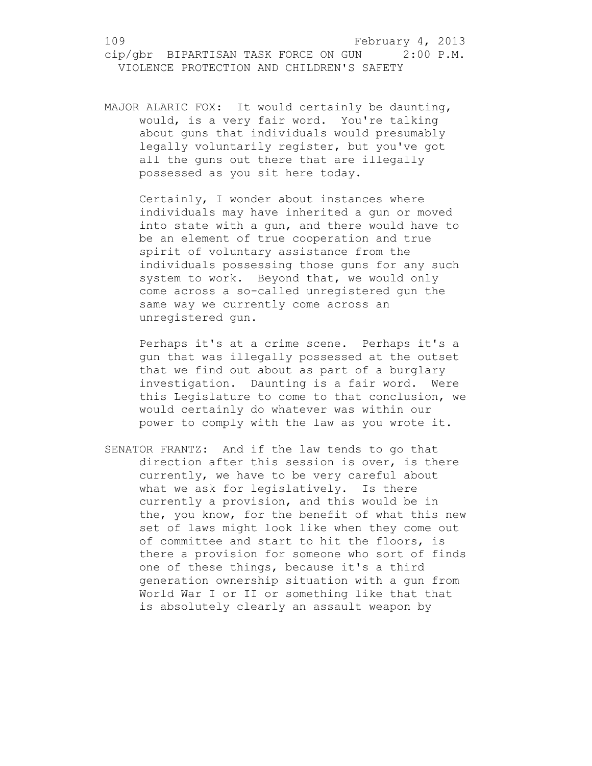MAJOR ALARIC FOX: It would certainly be daunting, would, is a very fair word. You're talking about guns that individuals would presumably legally voluntarily register, but you've got all the guns out there that are illegally possessed as you sit here today.

Certainly, I wonder about instances where individuals may have inherited a gun or moved into state with a gun, and there would have to be an element of true cooperation and true spirit of voluntary assistance from the individuals possessing those guns for any such system to work. Beyond that, we would only come across a so-called unregistered gun the same way we currently come across an unregistered gun.

Perhaps it's at a crime scene. Perhaps it's a gun that was illegally possessed at the outset that we find out about as part of a burglary investigation. Daunting is a fair word. Were this Legislature to come to that conclusion, we would certainly do whatever was within our power to comply with the law as you wrote it.

SENATOR FRANTZ: And if the law tends to go that direction after this session is over, is there currently, we have to be very careful about what we ask for legislatively. Is there currently a provision, and this would be in the, you know, for the benefit of what this new set of laws might look like when they come out of committee and start to hit the floors, is there a provision for someone who sort of finds one of these things, because it's a third generation ownership situation with a gun from World War I or II or something like that that is absolutely clearly an assault weapon by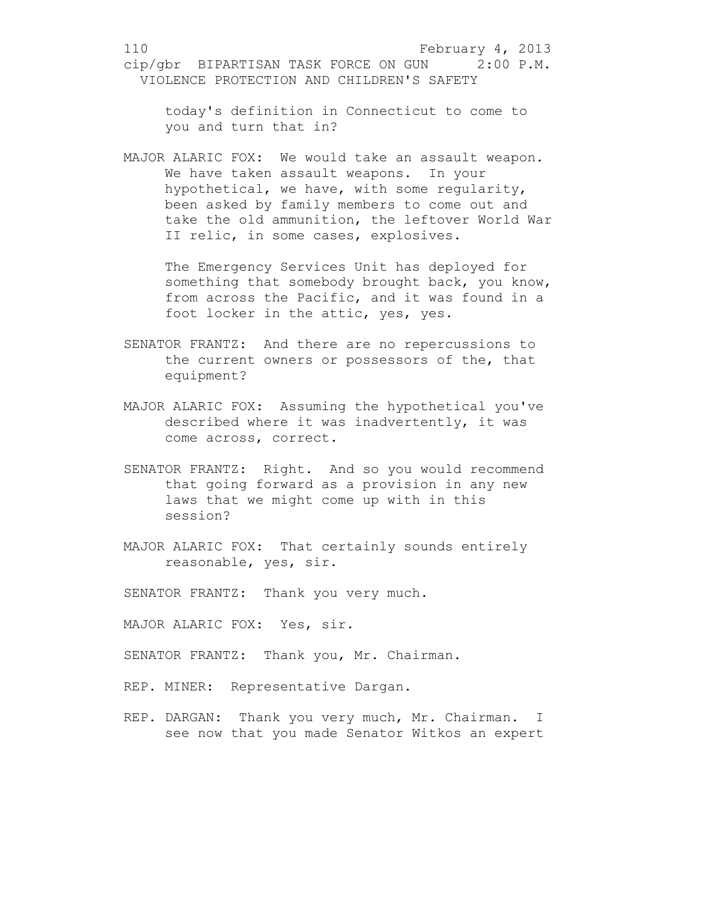today's definition in Connecticut to come to you and turn that in?

MAJOR ALARIC FOX: We would take an assault weapon. We have taken assault weapons. In your hypothetical, we have, with some regularity, been asked by family members to come out and take the old ammunition, the leftover World War II relic, in some cases, explosives.

The Emergency Services Unit has deployed for something that somebody brought back, you know, from across the Pacific, and it was found in a foot locker in the attic, yes, yes.

SENATOR FRANTZ: And there are no repercussions to the current owners or possessors of the, that equipment?

MAJOR ALARIC FOX: Assuming the hypothetical you've described where it was inadvertently, it was come across, correct.

SENATOR FRANTZ: Right. And so you would recommend that going forward as a provision in any new laws that we might come up with in this session?

MAJOR ALARIC FOX: That certainly sounds entirely reasonable, yes, sir.

SENATOR FRANTZ: Thank you very much.

MAJOR ALARIC FOX: Yes, sir.

SENATOR FRANTZ: Thank you, Mr. Chairman.

REP. MINER: Representative Dargan.

REP. DARGAN: Thank you very much, Mr. Chairman. I see now that you made Senator Witkos an expert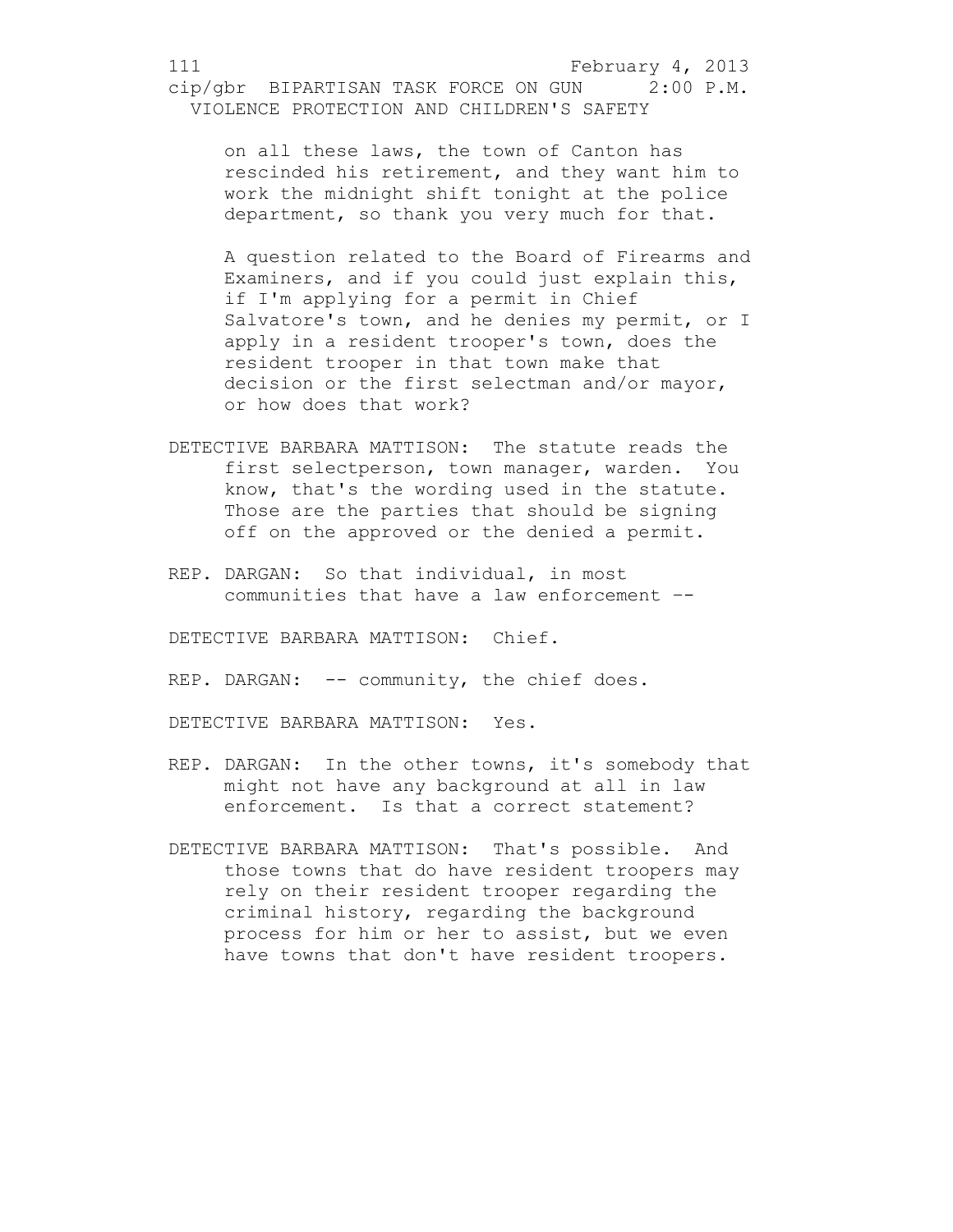on all these laws, the town of Canton has rescinded his retirement, and they want him to work the midnight shift tonight at the police department, so thank you very much for that.

A question related to the Board of Firearms and Examiners, and if you could just explain this, if I'm applying for a permit in Chief Salvatore's town, and he denies my permit, or I apply in a resident trooper's town, does the resident trooper in that town make that decision or the first selectman and/or mayor, or how does that work?

DETECTIVE BARBARA MATTISON: The statute reads the first selectperson, town manager, warden. You know, that's the wording used in the statute. Those are the parties that should be signing off on the approved or the denied a permit.

REP. DARGAN: So that individual, in most communities that have a law enforcement --

DETECTIVE BARBARA MATTISON: Chief.

REP. DARGAN: -- community, the chief does.

DETECTIVE BARBARA MATTISON: Yes.

REP. DARGAN: In the other towns, it's somebody that might not have any background at all in law enforcement. Is that a correct statement?

DETECTIVE BARBARA MATTISON: That's possible. And those towns that do have resident troopers may rely on their resident trooper regarding the criminal history, regarding the background process for him or her to assist, but we even have towns that don't have resident troopers.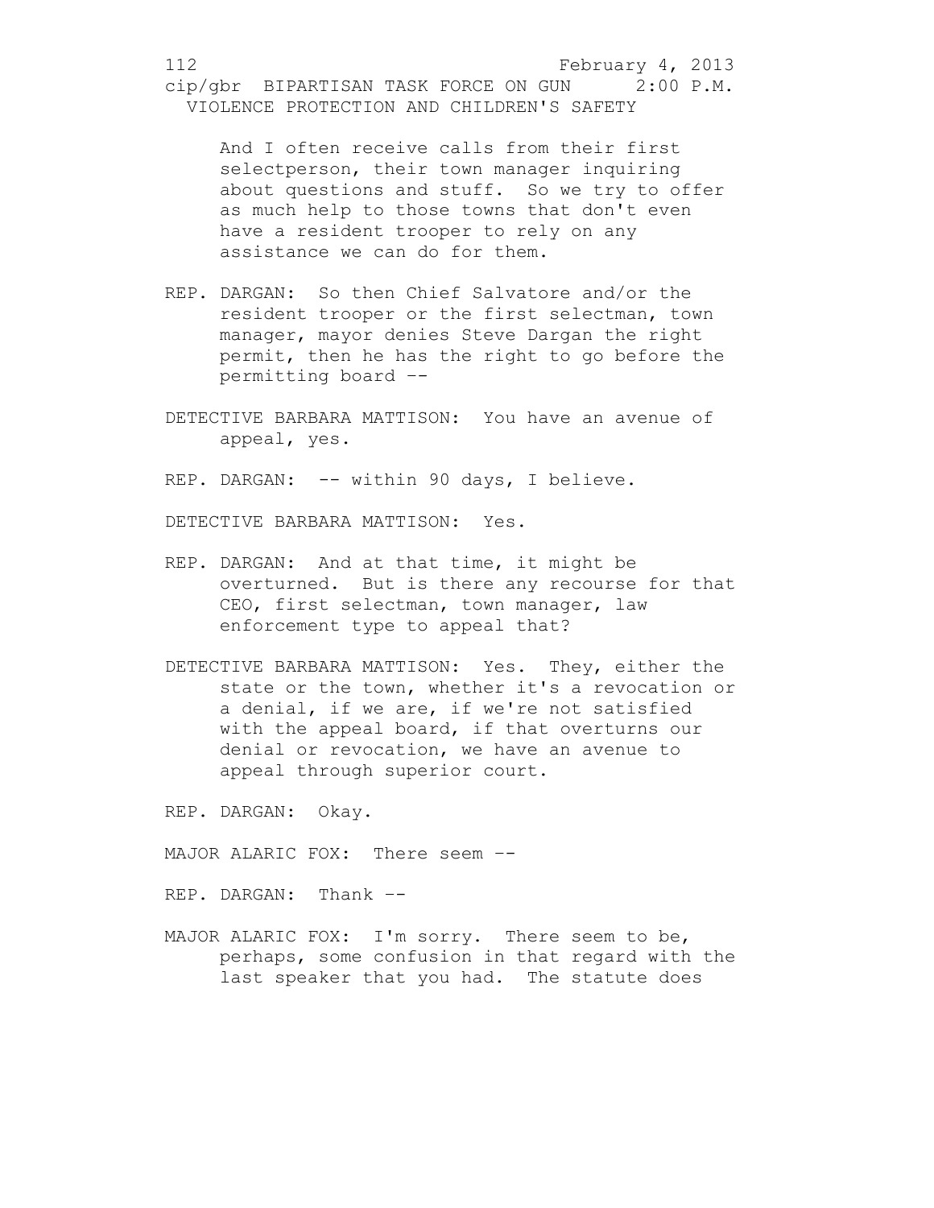And I often receive calls from their first selectperson, their town manager inquiring about questions and stuff. So we try to offer as much help to those towns that don't even have a resident trooper to rely on any assistance we can do for them.

REP. DARGAN: So then Chief Salvatore and/or the resident trooper or the first selectman, town manager, mayor denies Steve Dargan the right permit, then he has the right to go before the permitting board --

DETECTIVE BARBARA MATTISON: You have an avenue of appeal, yes.

REP. DARGAN: -- within 90 days, I believe.

DETECTIVE BARBARA MATTISON: Yes.

REP. DARGAN: And at that time, it might be overturned. But is there any recourse for that CEO, first selectman, town manager, law enforcement type to appeal that?

DETECTIVE BARBARA MATTISON: Yes. They, either the state or the town, whether it's a revocation or a denial, if we are, if we're not satisfied with the appeal board, if that overturns our denial or revocation, we have an avenue to appeal through superior court.

REP. DARGAN: Okay.

MAJOR ALARIC FOX: There seem --

REP. DARGAN: Thank --

MAJOR ALARIC FOX: I'm sorry. There seem to be, perhaps, some confusion in that regard with the last speaker that you had. The statute does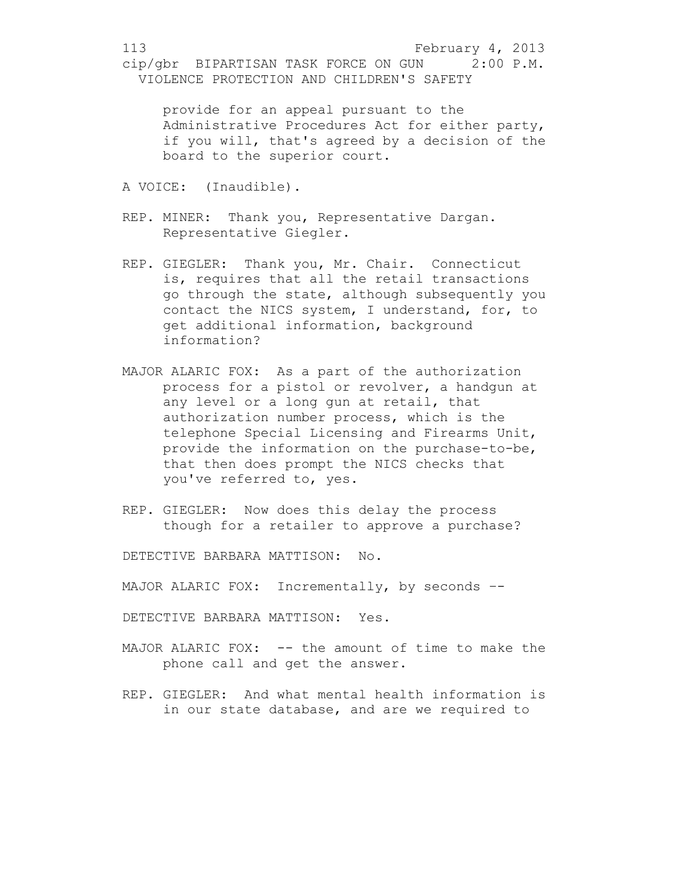provide for an appeal pursuant to the Administrative Procedures Act for either party, if you will, that's agreed by a decision of the board to the superior court.

A VOICE: (Inaudible).

REP. MINER: Thank you, Representative Dargan. Representative Giegler.

REP. GIEGLER: Thank you, Mr. Chair. Connecticut is, requires that all the retail transactions go through the state, although subsequently you contact the NICS system, I understand, for, to get additional information, background information?

MAJOR ALARIC FOX: As a part of the authorization process for a pistol or revolver, a handgun at any level or a long gun at retail, that authorization number process, which is the telephone Special Licensing and Firearms Unit, provide the information on the purchase-to-be, that then does prompt the NICS checks that you've referred to, yes.

REP. GIEGLER: Now does this delay the process though for a retailer to approve a purchase?

DETECTIVE BARBARA MATTISON: No.

MAJOR ALARIC FOX: Incrementally, by seconds --

DETECTIVE BARBARA MATTISON: Yes.

MAJOR ALARIC FOX: -- the amount of time to make the phone call and get the answer.

REP. GIEGLER: And what mental health information is in our state database, and are we required to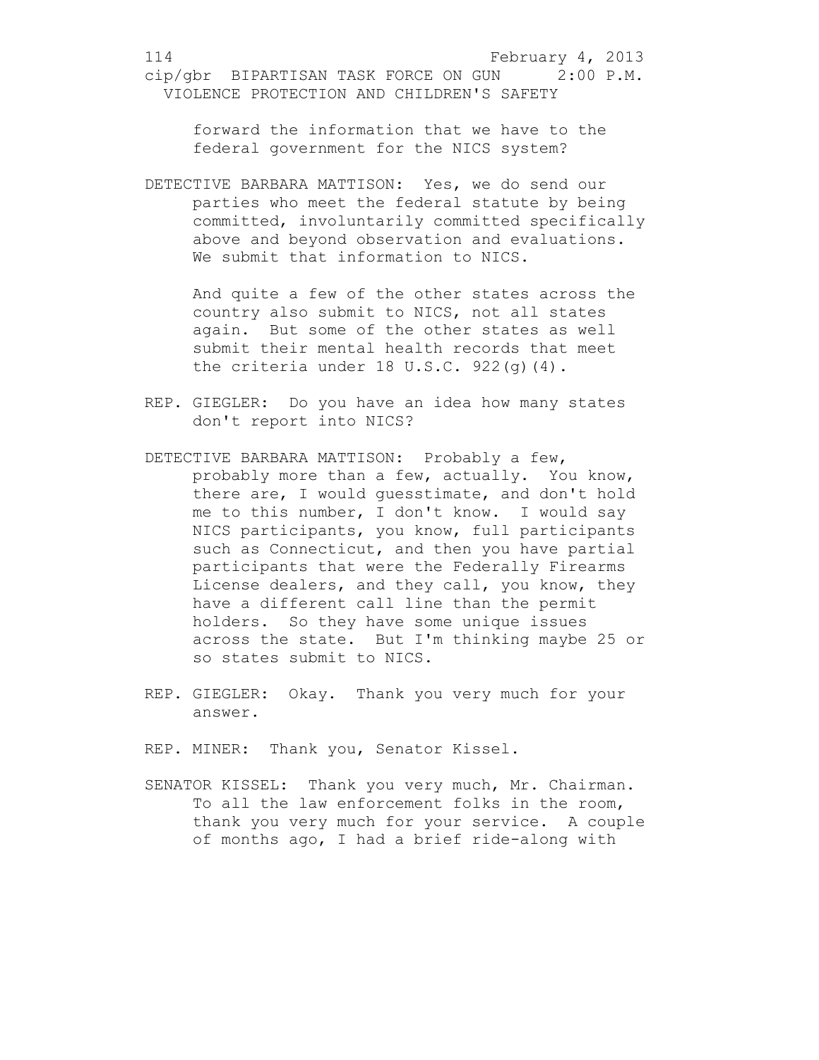forward the information that we have to the federal government for the NICS system?

DETECTIVE BARBARA MATTISON: Yes, we do send our parties who meet the federal statute by being committed, involuntarily committed specifically above and beyond observation and evaluations. We submit that information to NICS.

And quite a few of the other states across the country also submit to NICS, not all states again. But some of the other states as well submit their mental health records that meet the criteria under 18 U.S.C. 922(g)(4).

REP. GIEGLER: Do you have an idea how many states don't report into NICS?

DETECTIVE BARBARA MATTISON: Probably a few, probably more than a few, actually. You know, there are, I would guesstimate, and don't hold me to this number, I don't know. I would say NICS participants, you know, full participants such as Connecticut, and then you have partial participants that were the Federally Firearms License dealers, and they call, you know, they have a different call line than the permit holders. So they have some unique issues across the state. But I'm thinking maybe 25 or so states submit to NICS.

REP. GIEGLER: Okay. Thank you very much for your answer.

REP. MINER: Thank you, Senator Kissel.

SENATOR KISSEL: Thank you very much, Mr. Chairman. To all the law enforcement folks in the room, thank you very much for your service. A couple of months ago, I had a brief ride-along with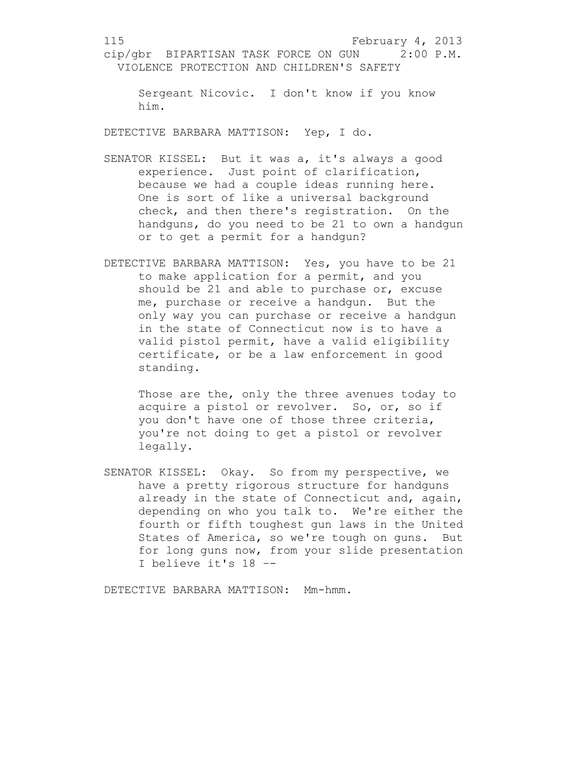Sergeant Nicovic. I don't know if you know him.

DETECTIVE BARBARA MATTISON: Yep, I do.

SENATOR KISSEL: But it was a, it's always a good experience. Just point of clarification, because we had a couple ideas running here. One is sort of like a universal background check, and then there's registration. On the handguns, do you need to be 21 to own a handgun or to get a permit for a handgun?

DETECTIVE BARBARA MATTISON: Yes, you have to be 21 to make application for a permit, and you should be 21 and able to purchase or, excuse me, purchase or receive a handgun. But the only way you can purchase or receive a handgun in the state of Connecticut now is to have a valid pistol permit, have a valid eligibility certificate, or be a law enforcement in good standing.

Those are the, only the three avenues today to acquire a pistol or revolver. So, or, so if you don't have one of those three criteria, you're not doing to get a pistol or revolver legally.

SENATOR KISSEL: Okay. So from my perspective, we have a pretty rigorous structure for handguns already in the state of Connecticut and, again, depending on who you talk to. We're either the fourth or fifth toughest gun laws in the United States of America, so we're tough on guns. But for long guns now, from your slide presentation I believe it's 18 --

DETECTIVE BARBARA MATTISON: Mm-hmm.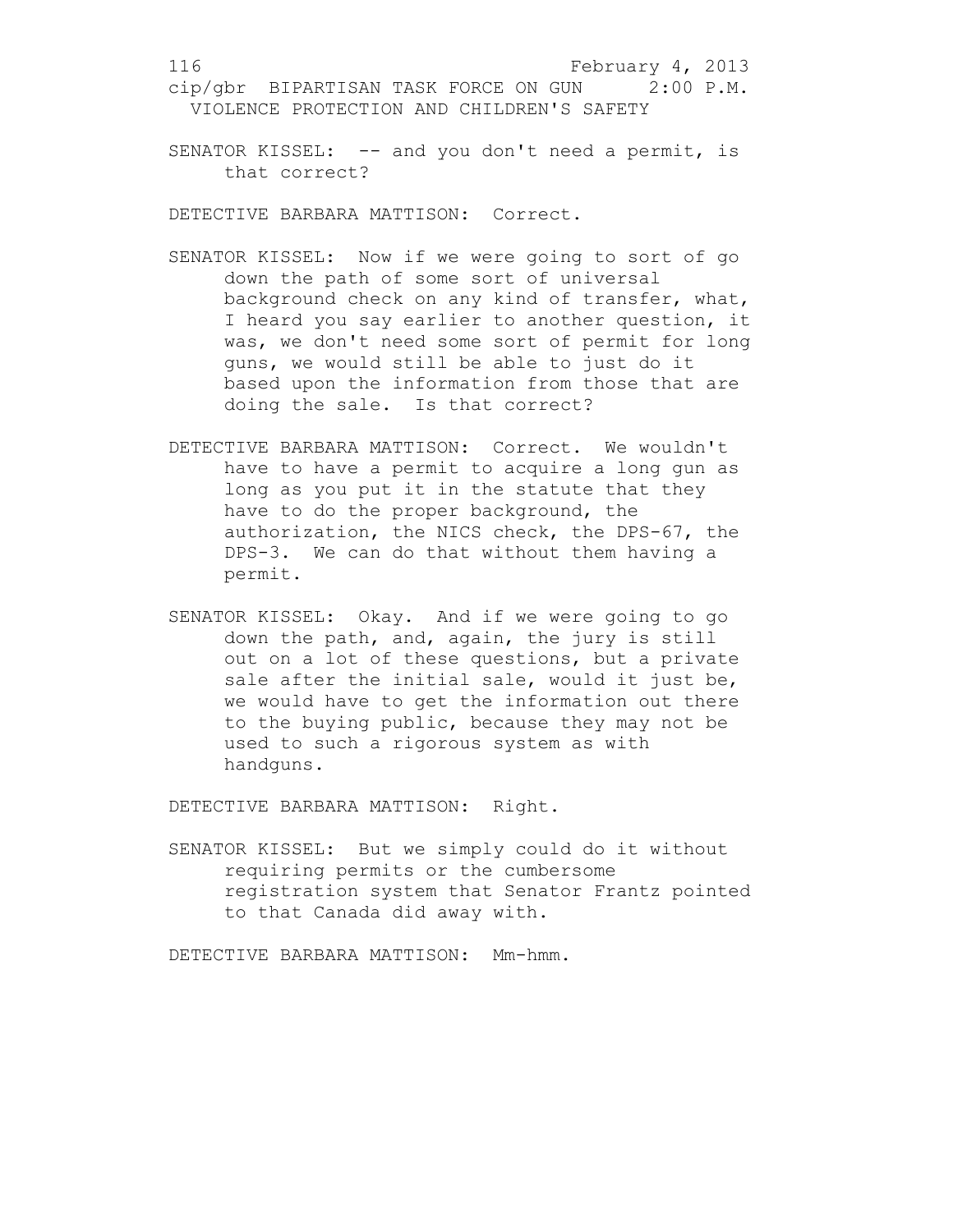SENATOR KISSEL: -- and you don't need a permit, is that correct?

DETECTIVE BARBARA MATTISON: Correct.

SENATOR KISSEL: Now if we were going to sort of go down the path of some sort of universal background check on any kind of transfer, what, I heard you say earlier to another question, it was, we don't need some sort of permit for long guns, we would still be able to just do it based upon the information from those that are doing the sale. Is that correct?

DETECTIVE BARBARA MATTISON: Correct. We wouldn't have to have a permit to acquire a long gun as long as you put it in the statute that they have to do the proper background, the authorization, the NICS check, the DPS-67, the DPS-3. We can do that without them having a permit.

SENATOR KISSEL: Okay. And if we were going to go down the path, and, again, the jury is still out on a lot of these questions, but a private sale after the initial sale, would it just be, we would have to get the information out there to the buying public, because they may not be used to such a rigorous system as with handguns.

DETECTIVE BARBARA MATTISON: Right.

SENATOR KISSEL: But we simply could do it without requiring permits or the cumbersome registration system that Senator Frantz pointed to that Canada did away with.

DETECTIVE BARBARA MATTISON: Mm-hmm.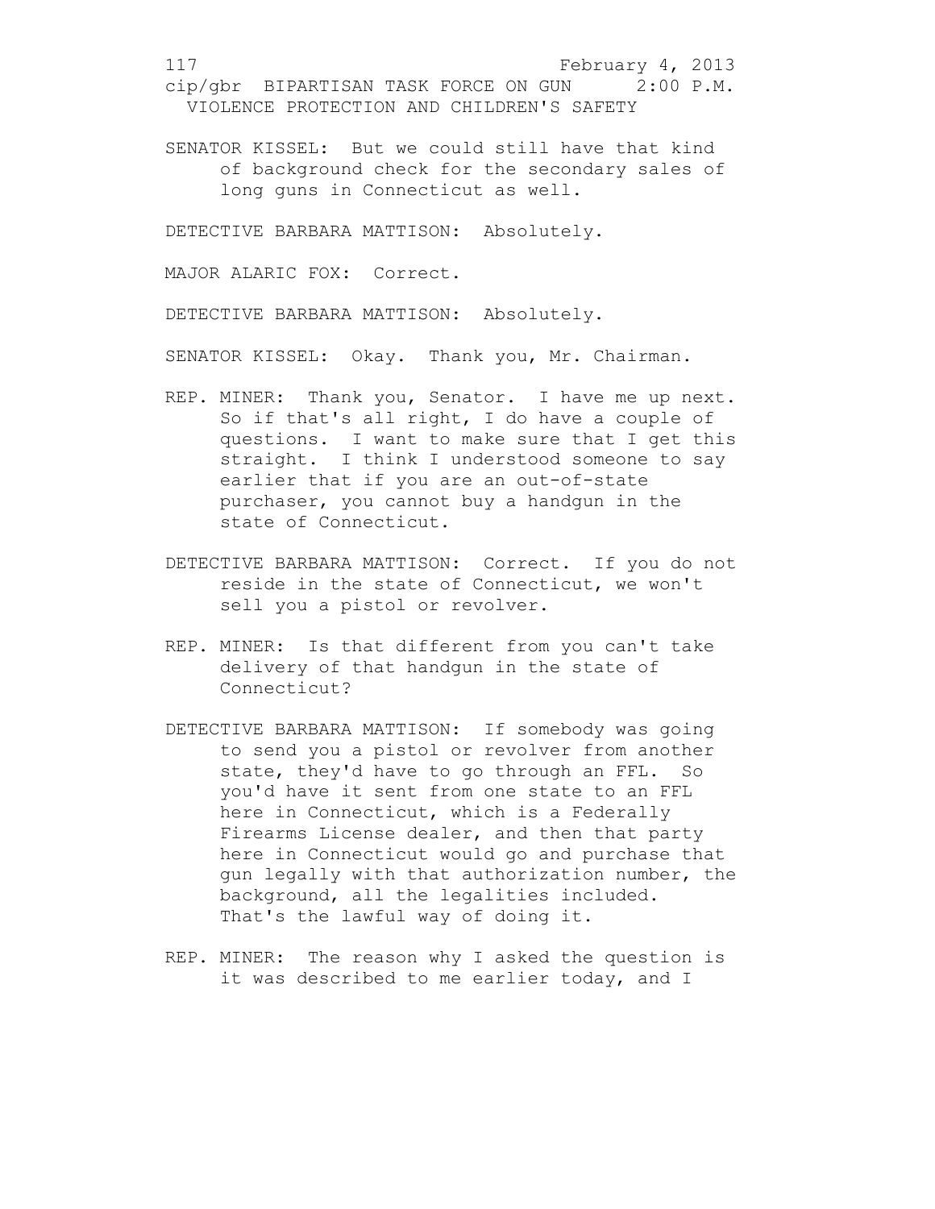SENATOR KISSEL: But we could still have that kind of background check for the secondary sales of long guns in Connecticut as well.

DETECTIVE BARBARA MATTISON: Absolutely.

MAJOR ALARIC FOX: Correct.

DETECTIVE BARBARA MATTISON: Absolutely.

SENATOR KISSEL: Okay. Thank you, Mr. Chairman.

REP. MINER: Thank you, Senator. I have me up next. So if that's all right, I do have a couple of questions. I want to make sure that I get this straight. I think I understood someone to say earlier that if you are an out-of-state purchaser, you cannot buy a handgun in the state of Connecticut.

DETECTIVE BARBARA MATTISON: Correct. If you do not reside in the state of Connecticut, we won't sell you a pistol or revolver.

REP. MINER: Is that different from you can't take delivery of that handgun in the state of Connecticut?

DETECTIVE BARBARA MATTISON: If somebody was going to send you a pistol or revolver from another state, they'd have to go through an FFL. So you'd have it sent from one state to an FFL here in Connecticut, which is a Federally Firearms License dealer, and then that party here in Connecticut would go and purchase that gun legally with that authorization number, the background, all the legalities included. That's the lawful way of doing it.

REP. MINER: The reason why I asked the question is it was described to me earlier today, and I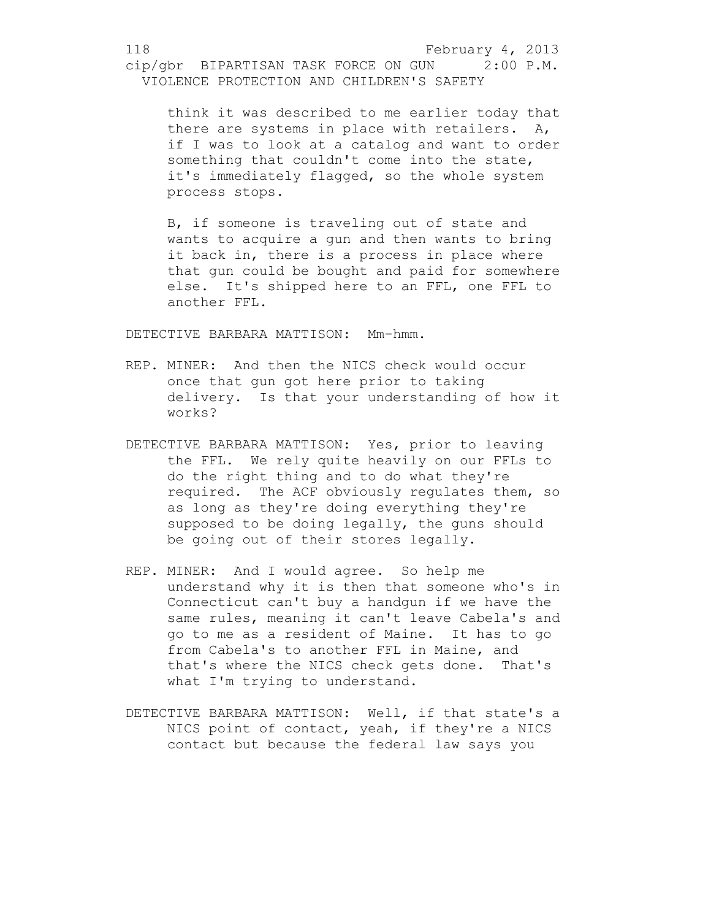think it was described to me earlier today that there are systems in place with retailers. A, if I was to look at a catalog and want to order something that couldn't come into the state, it's immediately flagged, so the whole system process stops.

B, if someone is traveling out of state and wants to acquire a gun and then wants to bring it back in, there is a process in place where that gun could be bought and paid for somewhere else. It's shipped here to an FFL, one FFL to another FFL.

DETECTIVE BARBARA MATTISON: Mm-hmm.

REP. MINER: And then the NICS check would occur once that gun got here prior to taking delivery. Is that your understanding of how it works?

DETECTIVE BARBARA MATTISON: Yes, prior to leaving the FFL. We rely quite heavily on our FFLs to do the right thing and to do what they're required. The ACF obviously regulates them, so as long as they're doing everything they're supposed to be doing legally, the guns should be going out of their stores legally.

REP. MINER: And I would agree. So help me understand why it is then that someone who's in Connecticut can't buy a handgun if we have the same rules, meaning it can't leave Cabela's and go to me as a resident of Maine. It has to go from Cabela's to another FFL in Maine, and that's where the NICS check gets done. That's what I'm trying to understand.

DETECTIVE BARBARA MATTISON: Well, if that state's a NICS point of contact, yeah, if they're a NICS contact but because the federal law says you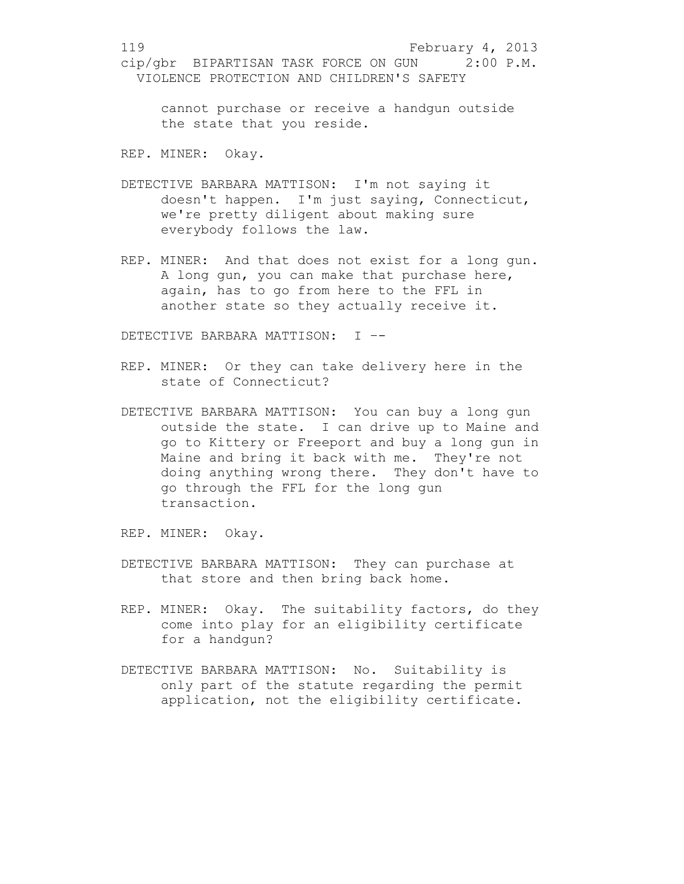cannot purchase or receive a handgun outside the state that you reside.

REP. MINER: Okay.

DETECTIVE BARBARA MATTISON: I'm not saying it doesn't happen. I'm just saying, Connecticut, we're pretty diligent about making sure everybody follows the law.

REP. MINER: And that does not exist for a long gun. A long gun, you can make that purchase here, again, has to go from here to the FFL in another state so they actually receive it.

DETECTIVE BARBARA MATTISON: I --

REP. MINER: Or they can take delivery here in the state of Connecticut?

DETECTIVE BARBARA MATTISON: You can buy a long gun outside the state. I can drive up to Maine and go to Kittery or Freeport and buy a long gun in Maine and bring it back with me. They're not doing anything wrong there. They don't have to go through the FFL for the long gun transaction.

REP. MINER: Okay.

DETECTIVE BARBARA MATTISON: They can purchase at that store and then bring back home.

REP. MINER: Okay. The suitability factors, do they come into play for an eligibility certificate for a handgun?

DETECTIVE BARBARA MATTISON: No. Suitability is only part of the statute regarding the permit application, not the eligibility certificate.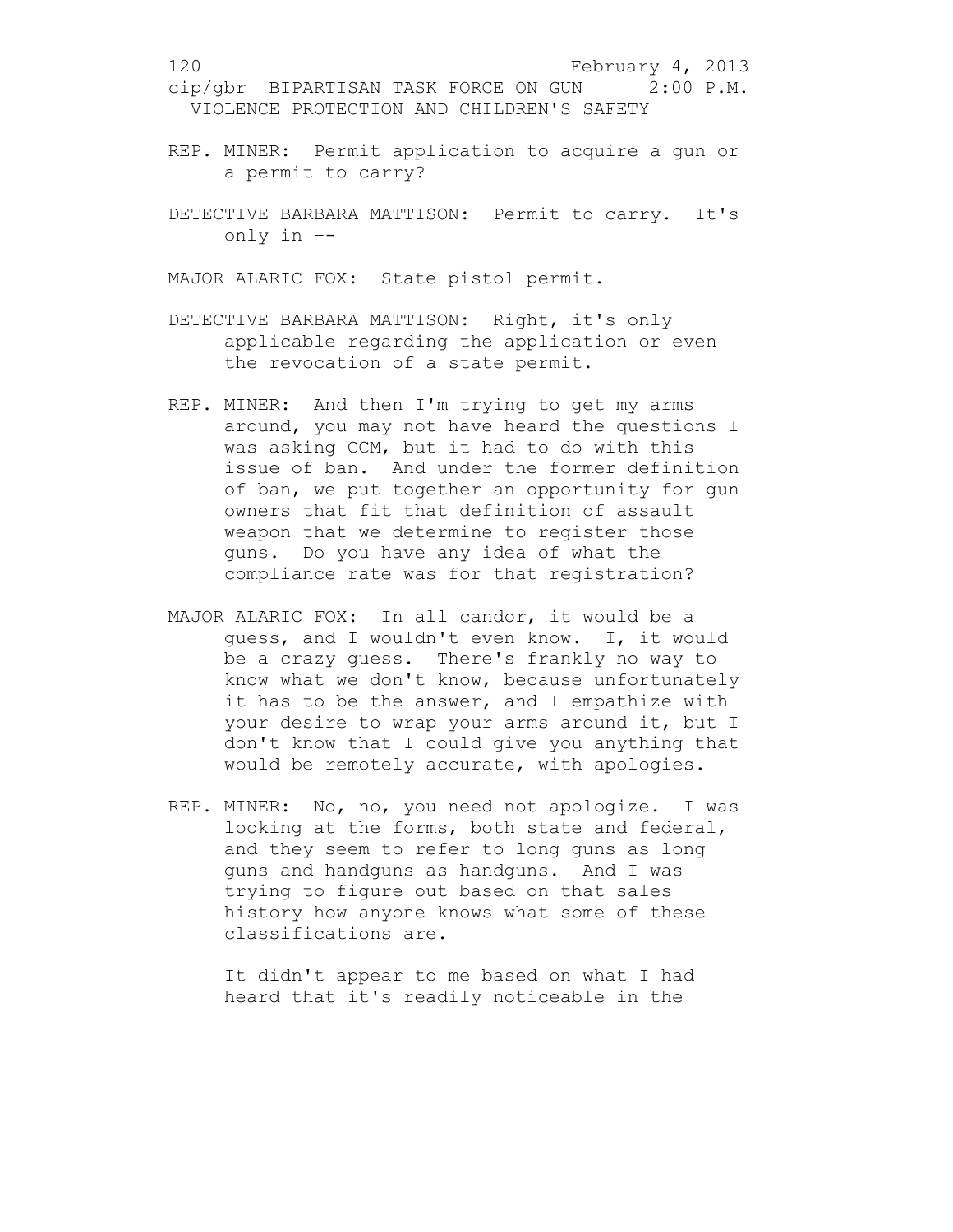REP. MINER: Permit application to acquire a gun or a permit to carry?

DETECTIVE BARBARA MATTISON: Permit to carry. It's only in --

MAJOR ALARIC FOX: State pistol permit.

DETECTIVE BARBARA MATTISON: Right, it's only applicable regarding the application or even the revocation of a state permit.

REP. MINER: And then I'm trying to get my arms around, you may not have heard the questions I was asking CCM, but it had to do with this issue of ban. And under the former definition of ban, we put together an opportunity for gun owners that fit that definition of assault weapon that we determine to register those guns. Do you have any idea of what the compliance rate was for that registration?

MAJOR ALARIC FOX: In all candor, it would be a guess, and I wouldn't even know. I, it would be a crazy guess. There's frankly no way to know what we don't know, because unfortunately it has to be the answer, and I empathize with your desire to wrap your arms around it, but I don't know that I could give you anything that would be remotely accurate, with apologies.

REP. MINER: No, no, you need not apologize. I was looking at the forms, both state and federal, and they seem to refer to long guns as long guns and handguns as handguns. And I was trying to figure out based on that sales history how anyone knows what some of these classifications are.

It didn't appear to me based on what I had heard that it's readily noticeable in the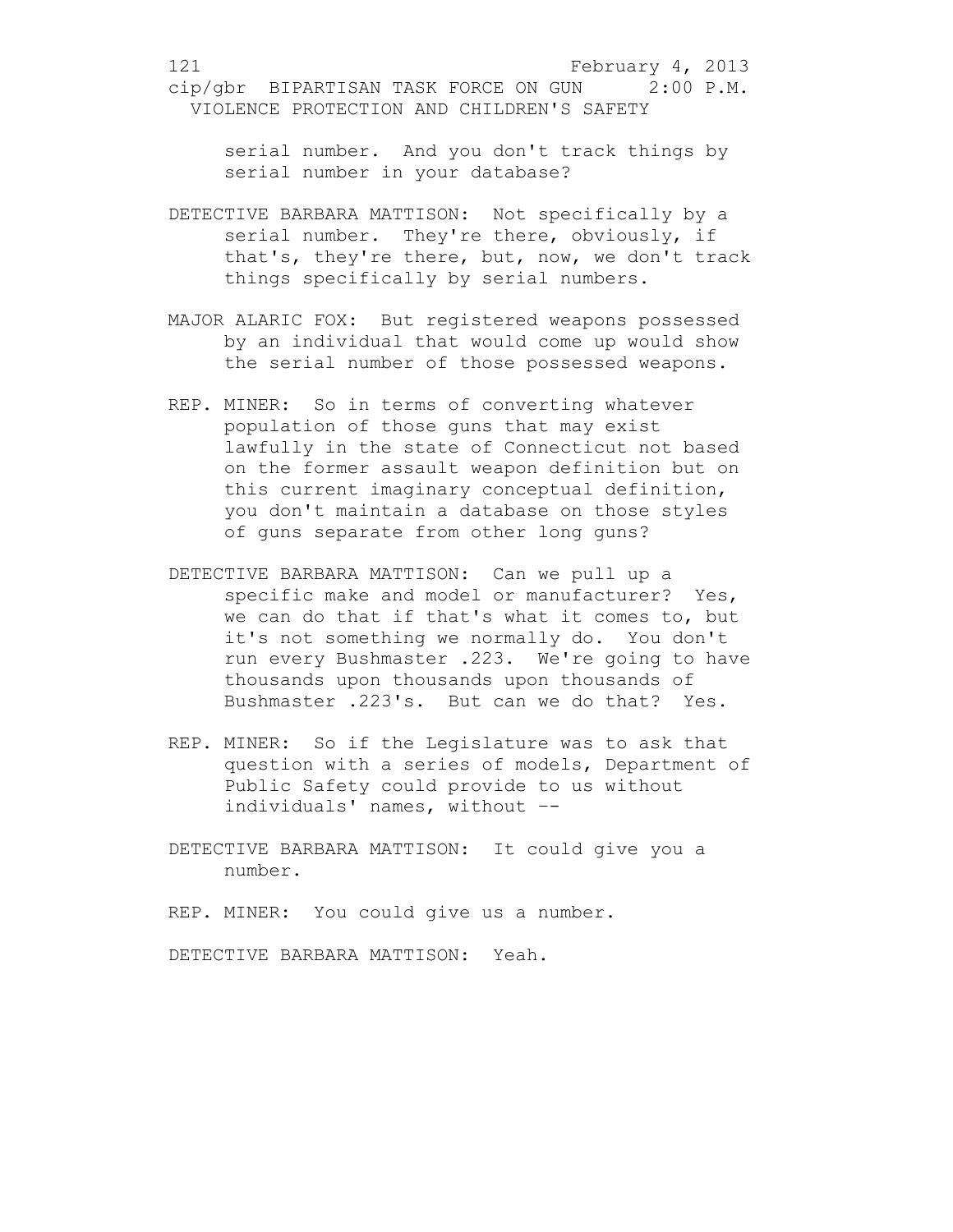serial number. And you don't track things by serial number in your database?

DETECTIVE BARBARA MATTISON: Not specifically by a serial number. They're there, obviously, if that's, they're there, but, now, we don't track things specifically by serial numbers.

MAJOR ALARIC FOX: But registered weapons possessed by an individual that would come up would show the serial number of those possessed weapons.

REP. MINER: So in terms of converting whatever population of those guns that may exist lawfully in the state of Connecticut not based on the former assault weapon definition but on this current imaginary conceptual definition, you don't maintain a database on those styles of guns separate from other long guns?

DETECTIVE BARBARA MATTISON: Can we pull up a specific make and model or manufacturer? Yes, we can do that if that's what it comes to, but it's not something we normally do. You don't run every Bushmaster .223. We're going to have thousands upon thousands upon thousands of Bushmaster .223's. But can we do that? Yes.

REP. MINER: So if the Legislature was to ask that question with a series of models, Department of Public Safety could provide to us without individuals' names, without --

DETECTIVE BARBARA MATTISON: It could give you a number.

REP. MINER: You could give us a number.

DETECTIVE BARBARA MATTISON: Yeah.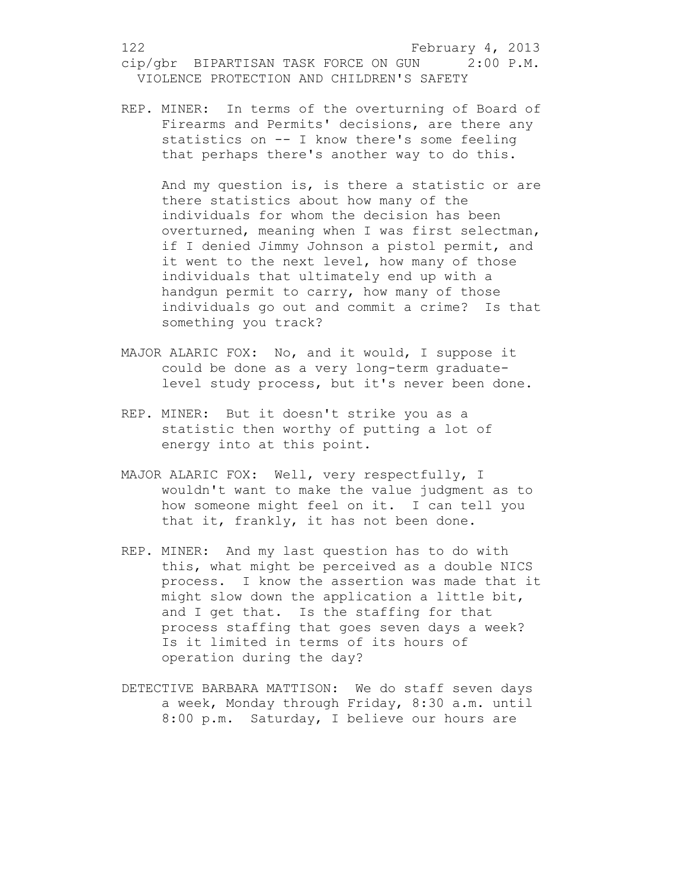REP. MINER: In terms of the overturning of Board of Firearms and Permits' decisions, are there any statistics on -- I know there's some feeling that perhaps there's another way to do this.

And my question is, is there a statistic or are there statistics about how many of the individuals for whom the decision has been overturned, meaning when I was first selectman, if I denied Jimmy Johnson a pistol permit, and it went to the next level, how many of those individuals that ultimately end up with a handgun permit to carry, how many of those individuals go out and commit a crime? Is that something you track?

MAJOR ALARIC FOX: No, and it would, I suppose it could be done as a very long-term graduate-level study process, but it's never been done.

REP. MINER: But it doesn't strike you as a statistic then worthy of putting a lot of energy into at this point.

MAJOR ALARIC FOX: Well, very respectfully, I wouldn't want to make the value judgment as to how someone might feel on it. I can tell you that it, frankly, it has not been done.

REP. MINER: And my last question has to do with this, what might be perceived as a double NICS process. I know the assertion was made that it might slow down the application a little bit, and I get that. Is the staffing for that process staffing that goes seven days a week? Is it limited in terms of its hours of operation during the day?

DETECTIVE BARBARA MATTISON: We do staff seven days a week, Monday through Friday, 8:30 a.m. until 8:00 p.m. Saturday, I believe our hours are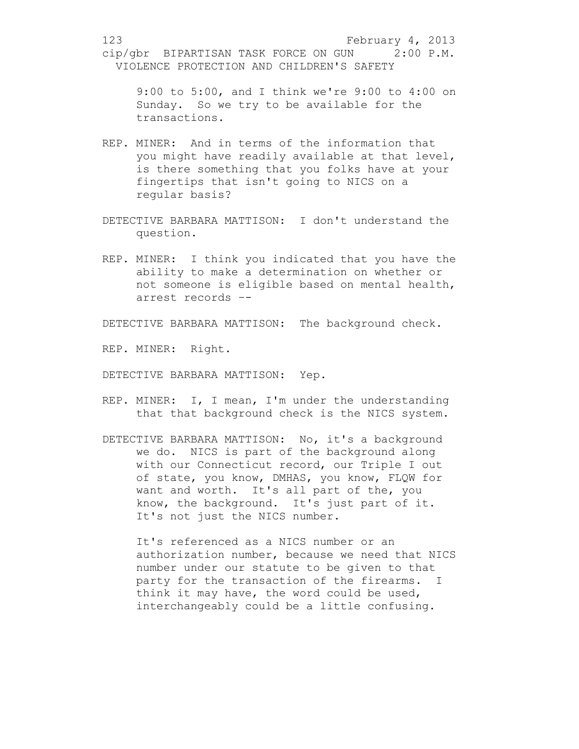9:00 to 5:00, and I think we're 9:00 to 4:00 on Sunday. So we try to be available for the transactions.

REP. MINER: And in terms of the information that you might have readily available at that level, is there something that you folks have at your fingertips that isn't going to NICS on a regular basis?

DETECTIVE BARBARA MATTISON: I don't understand the question.

REP. MINER: I think you indicated that you have the ability to make a determination on whether or not someone is eligible based on mental health, arrest records --

DETECTIVE BARBARA MATTISON: The background check.

REP. MINER: Right.

DETECTIVE BARBARA MATTISON: Yep.

REP. MINER: I, I mean, I'm under the understanding that that background check is the NICS system.

DETECTIVE BARBARA MATTISON: No, it's a background we do. NICS is part of the background along with our Connecticut record, our Triple I out of state, you know, DMHAS, you know, FLQW for want and worth. It's all part of the, you know, the background. It's just part of it. It's not just the NICS number.

It's referenced as a NICS number or an authorization number, because we need that NICS number under our statute to be given to that party for the transaction of the firearms. I think it may have, the word could be used, interchangeably could be a little confusing.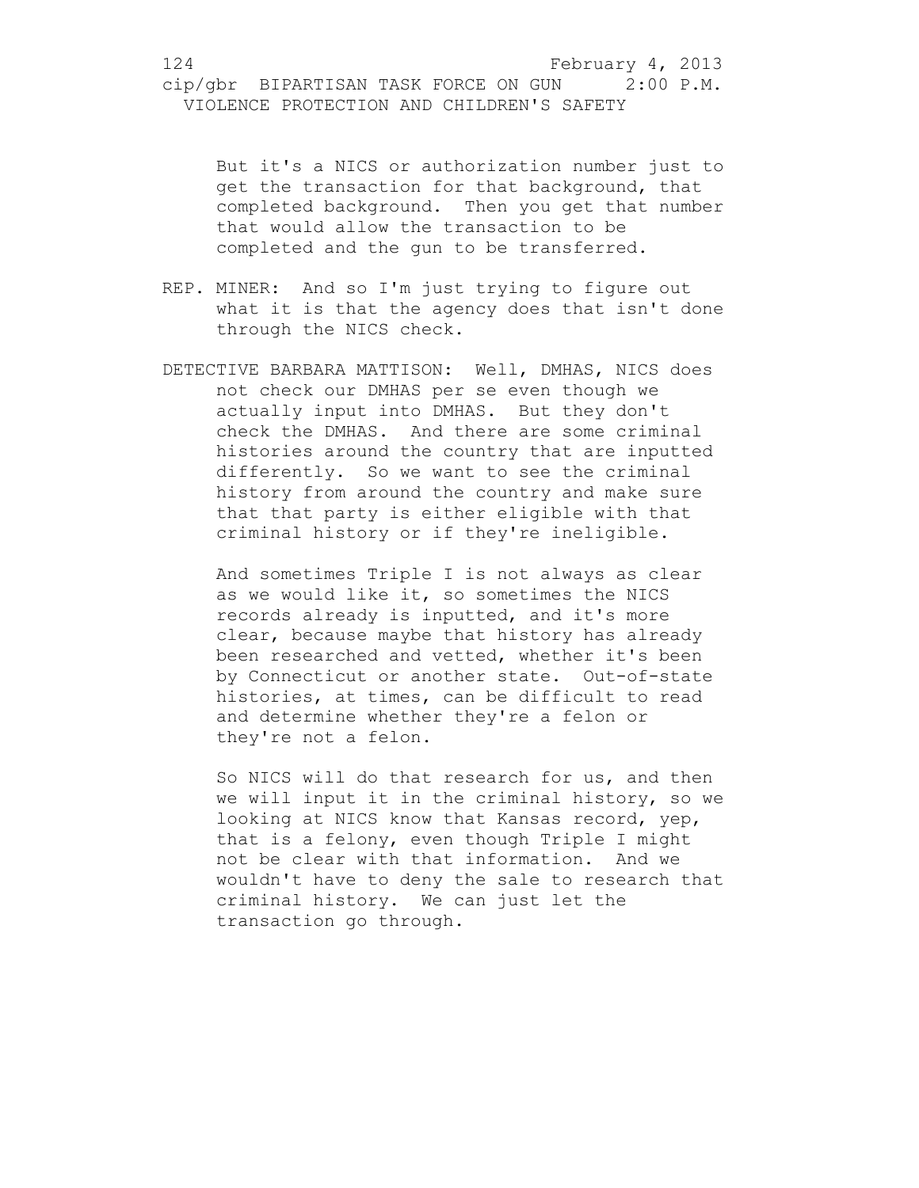But it's a NICS or authorization number just to get the transaction for that background, that completed background. Then you get that number that would allow the transaction to be completed and the gun to be transferred.

REP. MINER: And so I'm just trying to figure out what it is that the agency does that isn't done through the NICS check.

DETECTIVE BARBARA MATTISON: Well, DMHAS, NICS does not check our DMHAS per se even though we actually input into DMHAS. But they don't check the DMHAS. And there are some criminal histories around the country that are inputted differently. So we want to see the criminal history from around the country and make sure that that party is either eligible with that criminal history or if they're ineligible.

And sometimes Triple I is not always as clear as we would like it, so sometimes the NICS records already is inputted, and it's more clear, because maybe that history has already been researched and vetted, whether it's been by Connecticut or another state. Out-of-state histories, at times, can be difficult to read and determine whether they're a felon or they're not a felon.

So NICS will do that research for us, and then we will input it in the criminal history, so we looking at NICS know that Kansas record, yep, that is a felony, even though Triple I might not be clear with that information. And we wouldn't have to deny the sale to research that criminal history. We can just let the transaction go through.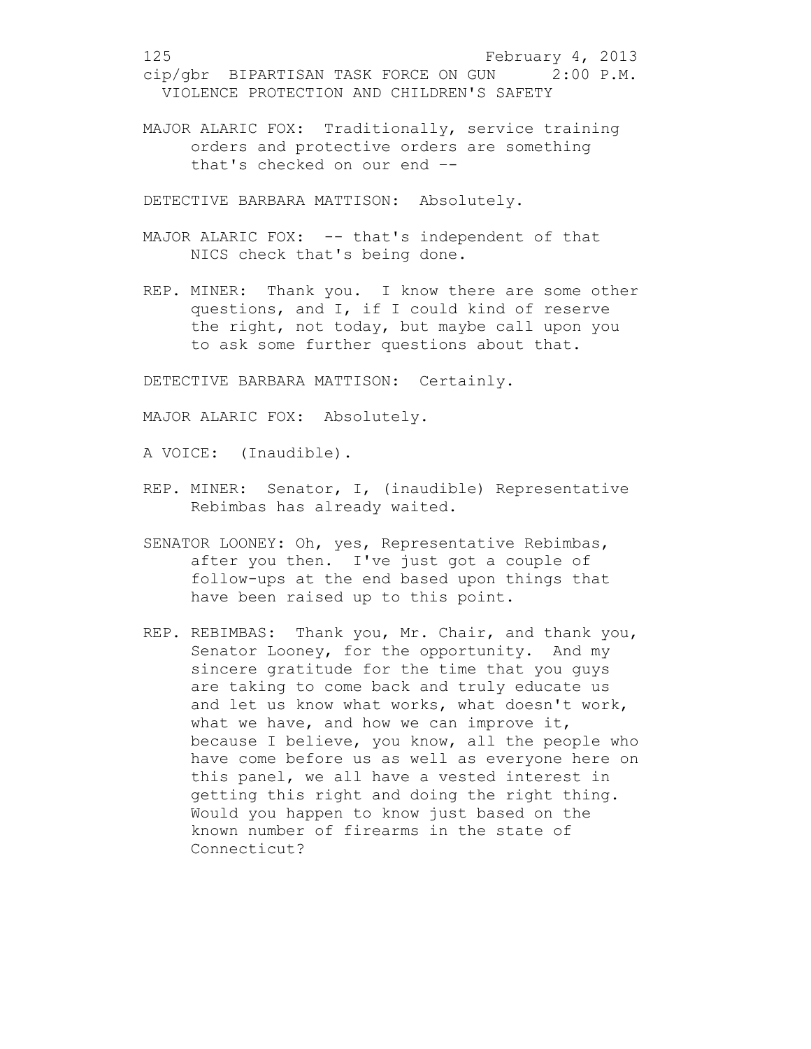MAJOR ALARIC FOX: Traditionally, service training orders and protective orders are something that's checked on our end --

DETECTIVE BARBARA MATTISON: Absolutely.

MAJOR ALARIC FOX: -- that's independent of that NICS check that's being done.

REP. MINER: Thank you. I know there are some other questions, and I, if I could kind of reserve the right, not today, but maybe call upon you to ask some further questions about that.

DETECTIVE BARBARA MATTISON: Certainly.

MAJOR ALARIC FOX: Absolutely.

A VOICE: (Inaudible).

REP. MINER: Senator, I, (inaudible) Representative Rebimbas has already waited.

SENATOR LOONEY: Oh, yes, Representative Rebimbas, after you then. I've just got a couple of follow-ups at the end based upon things that have been raised up to this point.

REP. REBIMBAS: Thank you, Mr. Chair, and thank you, Senator Looney, for the opportunity. And my sincere gratitude for the time that you guys are taking to come back and truly educate us and let us know what works, what doesn't work, what we have, and how we can improve it, because I believe, you know, all the people who have come before us as well as everyone here on this panel, we all have a vested interest in getting this right and doing the right thing. Would you happen to know just based on the known number of firearms in the state of Connecticut?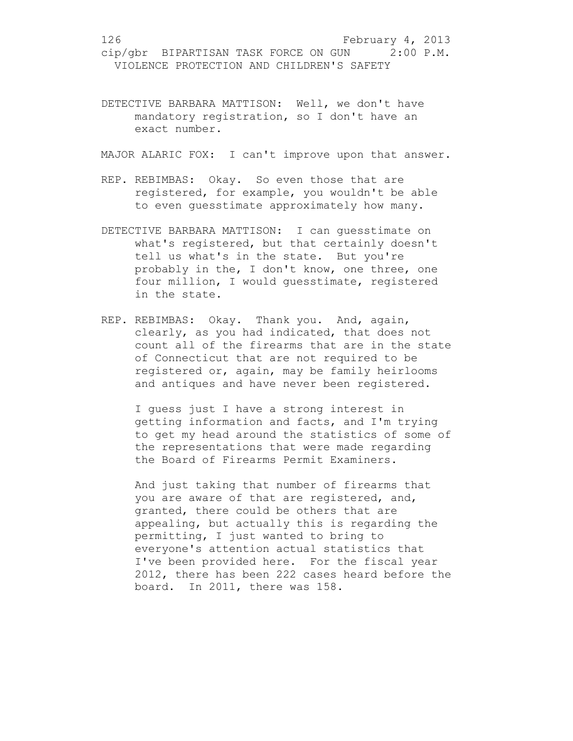DETECTIVE BARBARA MATTISON: Well, we don't have mandatory registration, so I don't have an exact number.

MAJOR ALARIC FOX: I can't improve upon that answer.

REP. REBIMBAS: Okay. So even those that are registered, for example, you wouldn't be able to even guesstimate approximately how many.

DETECTIVE BARBARA MATTISON: I can guesstimate on what's registered, but that certainly doesn't tell us what's in the state. But you're probably in the, I don't know, one three, one four million, I would guesstimate, registered in the state.

REP. REBIMBAS: Okay. Thank you. And, again, clearly, as you had indicated, that does not count all of the firearms that are in the state of Connecticut that are not required to be registered or, again, may be family heirlooms and antiques and have never been registered.

I guess just I have a strong interest in getting information and facts, and I'm trying to get my head around the statistics of some of the representations that were made regarding the Board of Firearms Permit Examiners.

And just taking that number of firearms that you are aware of that are registered, and, granted, there could be others that are appealing, but actually this is regarding the permitting, I just wanted to bring to everyone's attention actual statistics that I've been provided here. For the fiscal year 2012, there has been 222 cases heard before the board. In 2011, there was 158.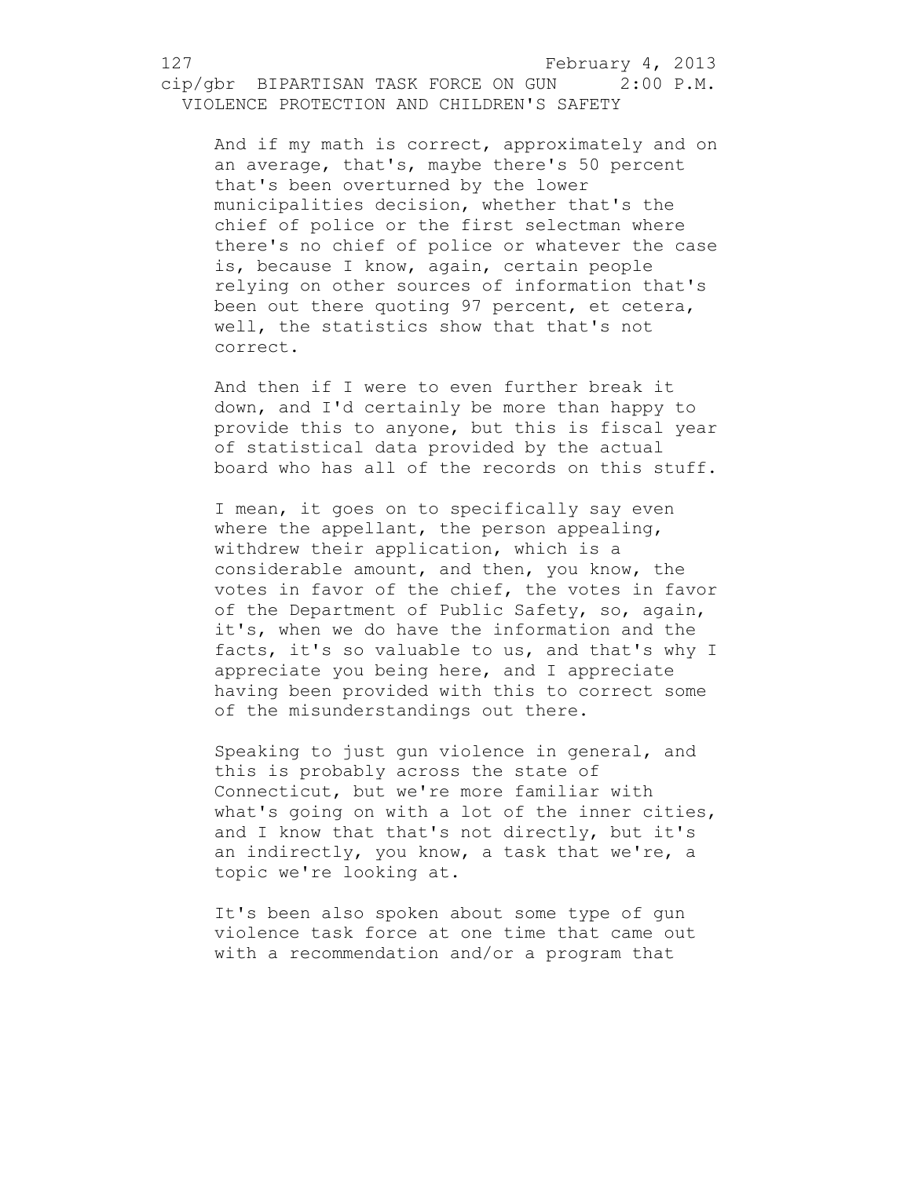And if my math is correct, approximately and on an average, that's, maybe there's 50 percent that's been overturned by the lower municipalities decision, whether that's the chief of police or the first selectman where there's no chief of police or whatever the case is, because I know, again, certain people relying on other sources of information that's been out there quoting 97 percent, et cetera, well, the statistics show that that's not correct.

And then if I were to even further break it down, and I'd certainly be more than happy to provide this to anyone, but this is fiscal year of statistical data provided by the actual board who has all of the records on this stuff.

I mean, it goes on to specifically say even where the appellant, the person appealing, withdrew their application, which is a considerable amount, and then, you know, the votes in favor of the chief, the votes in favor of the Department of Public Safety, so, again, it's, when we do have the information and the facts, it's so valuable to us, and that's why I appreciate you being here, and I appreciate having been provided with this to correct some of the misunderstandings out there.

Speaking to just gun violence in general, and this is probably across the state of Connecticut, but we're more familiar with what's going on with a lot of the inner cities, and I know that that's not directly, but it's an indirectly, you know, a task that we're, a topic we're looking at.

It's been also spoken about some type of gun violence task force at one time that came out with a recommendation and/or a program that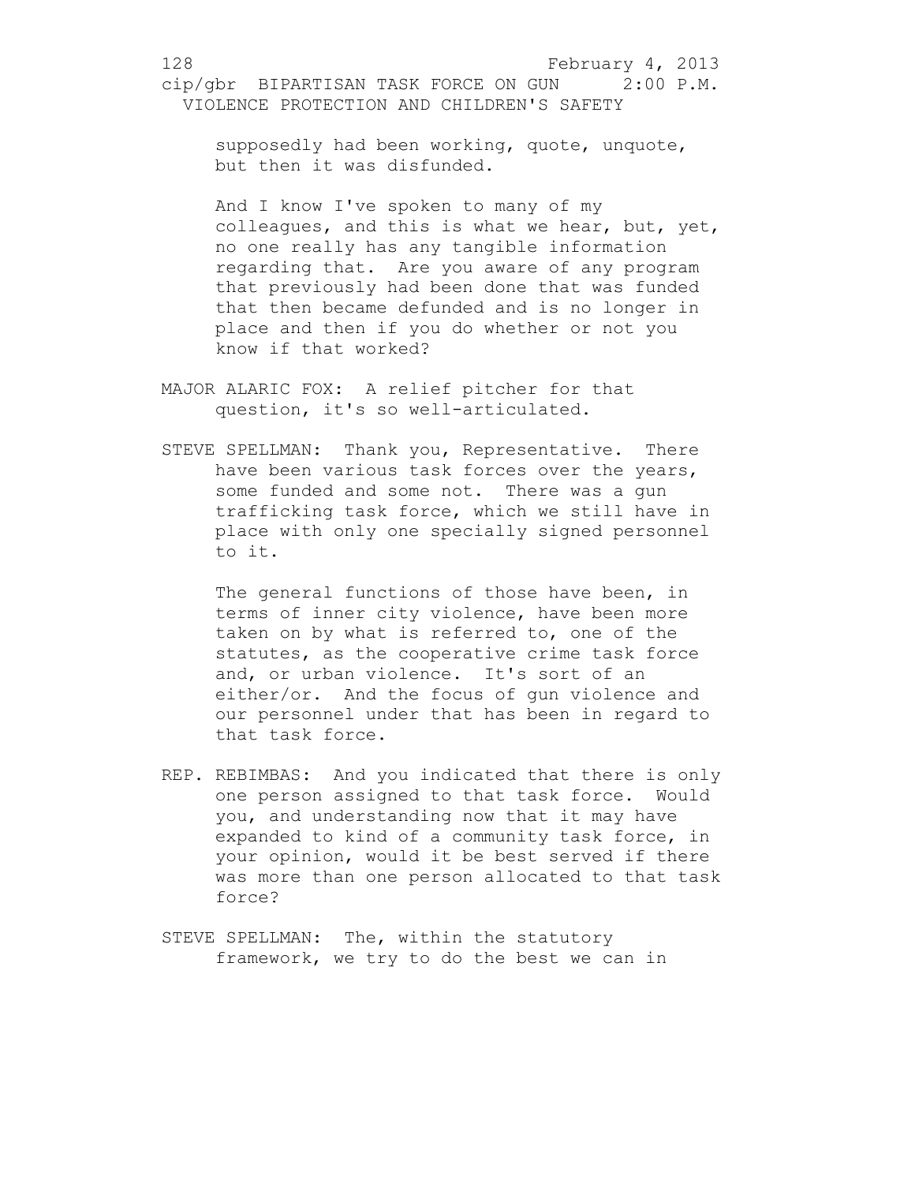supposedly had been working, quote, unquote, but then it was disfunded.

And I know I've spoken to many of my colleagues, and this is what we hear, but, yet, no one really has any tangible information regarding that. Are you aware of any program that previously had been done that was funded that then became defunded and is no longer in place and then if you do whether or not you know if that worked?

MAJOR ALARIC FOX: A relief pitcher for that question, it's so well-articulated.

STEVE SPELLMAN: Thank you, Representative. There have been various task forces over the years, some funded and some not. There was a gun trafficking task force, which we still have in place with only one specially signed personnel to it.

The general functions of those have been, in terms of inner city violence, have been more taken on by what is referred to, one of the statutes, as the cooperative crime task force and, or urban violence. It's sort of an either/or. And the focus of gun violence and our personnel under that has been in regard to that task force.

REP. REBIMBAS: And you indicated that there is only one person assigned to that task force. Would you, and understanding now that it may have expanded to kind of a community task force, in your opinion, would it be best served if there was more than one person allocated to that task force?

STEVE SPELLMAN: The, within the statutory framework, we try to do the best we can in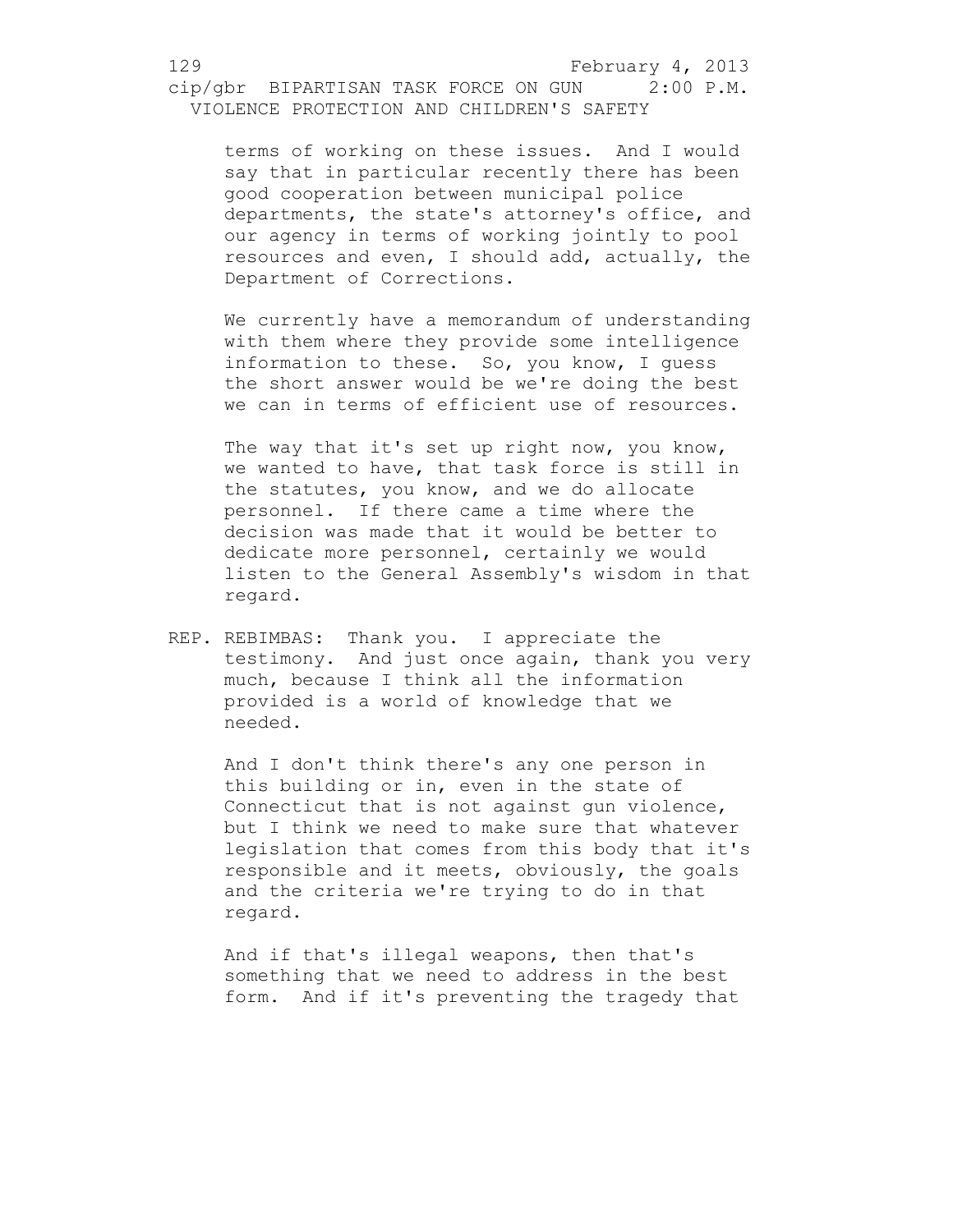terms of working on these issues. And I would say that in particular recently there has been good cooperation between municipal police departments, the state's attorney's office, and our agency in terms of working jointly to pool resources and even, I should add, actually, the Department of Corrections.

We currently have a memorandum of understanding with them where they provide some intelligence information to these. So, you know, I guess the short answer would be we're doing the best we can in terms of efficient use of resources.

The way that it's set up right now, you know, we wanted to have, that task force is still in the statutes, you know, and we do allocate personnel. If there came a time where the decision was made that it would be better to dedicate more personnel, certainly we would listen to the General Assembly's wisdom in that regard.

REP. REBIMBAS: Thank you. I appreciate the testimony. And just once again, thank you very much, because I think all the information provided is a world of knowledge that we needed.

And I don't think there's any one person in this building or in, even in the state of Connecticut that is not against gun violence, but I think we need to make sure that whatever legislation that comes from this body that it's responsible and it meets, obviously, the goals and the criteria we're trying to do in that regard.

And if that's illegal weapons, then that's something that we need to address in the best form. And if it's preventing the tragedy that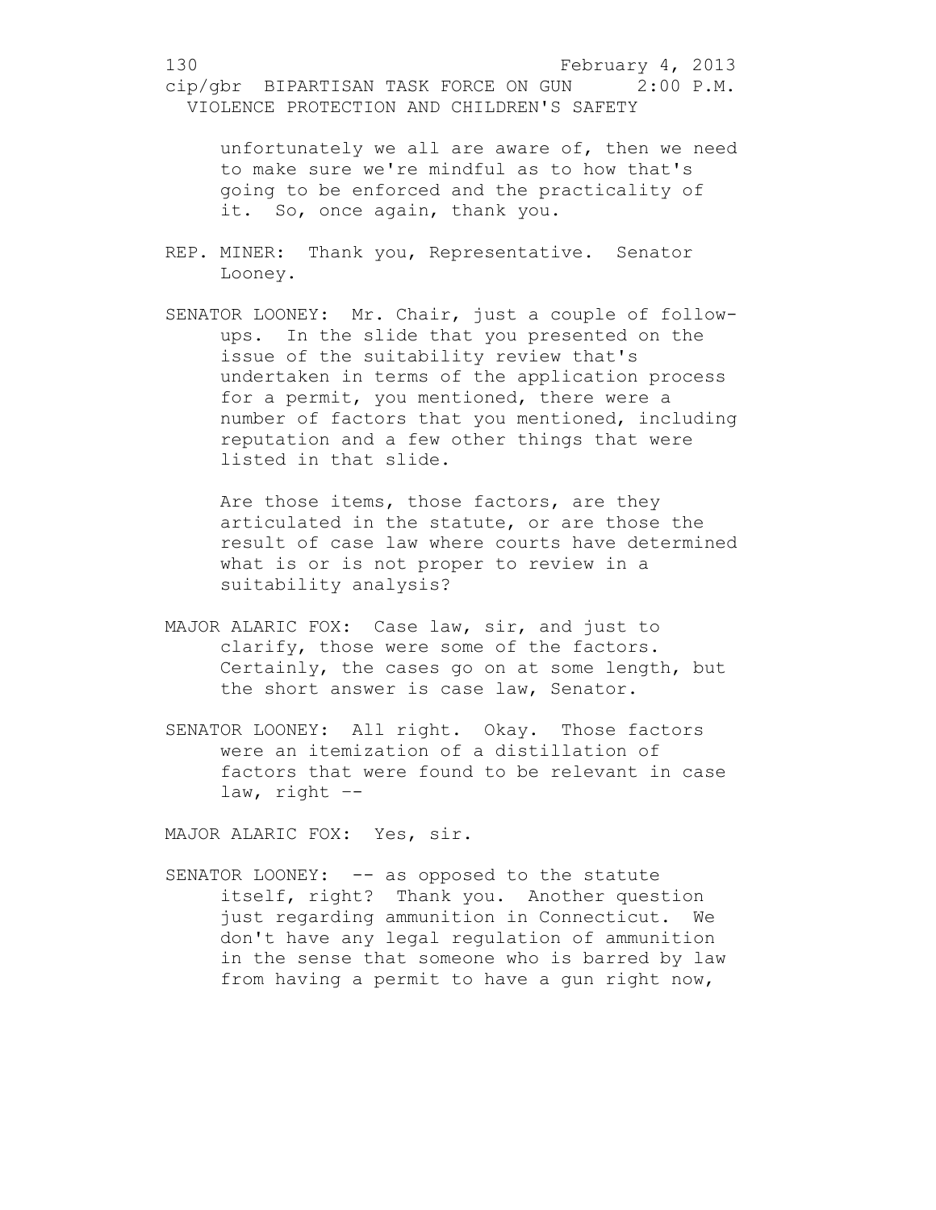unfortunately we all are aware of, then we need to make sure we're mindful as to how that's going to be enforced and the practicality of it. So, once again, thank you.

REP. MINER: Thank you, Representative. Senator Looney.

SENATOR LOONEY: Mr. Chair, just a couple of follow-ups. In the slide that you presented on the issue of the suitability review that's undertaken in terms of the application process for a permit, you mentioned, there were a number of factors that you mentioned, including reputation and a few other things that were listed in that slide.

Are those items, those factors, are they articulated in the statute, or are those the result of case law where courts have determined what is or is not proper to review in a suitability analysis?

MAJOR ALARIC FOX: Case law, sir, and just to clarify, those were some of the factors. Certainly, the cases go on at some length, but the short answer is case law, Senator.

SENATOR LOONEY: All right. Okay. Those factors were an itemization of a distillation of factors that were found to be relevant in case law, right --

MAJOR ALARIC FOX: Yes, sir.

SENATOR LOONEY: -- as opposed to the statute itself, right? Thank you. Another question just regarding ammunition in Connecticut. We don't have any legal regulation of ammunition in the sense that someone who is barred by law from having a permit to have a gun right now,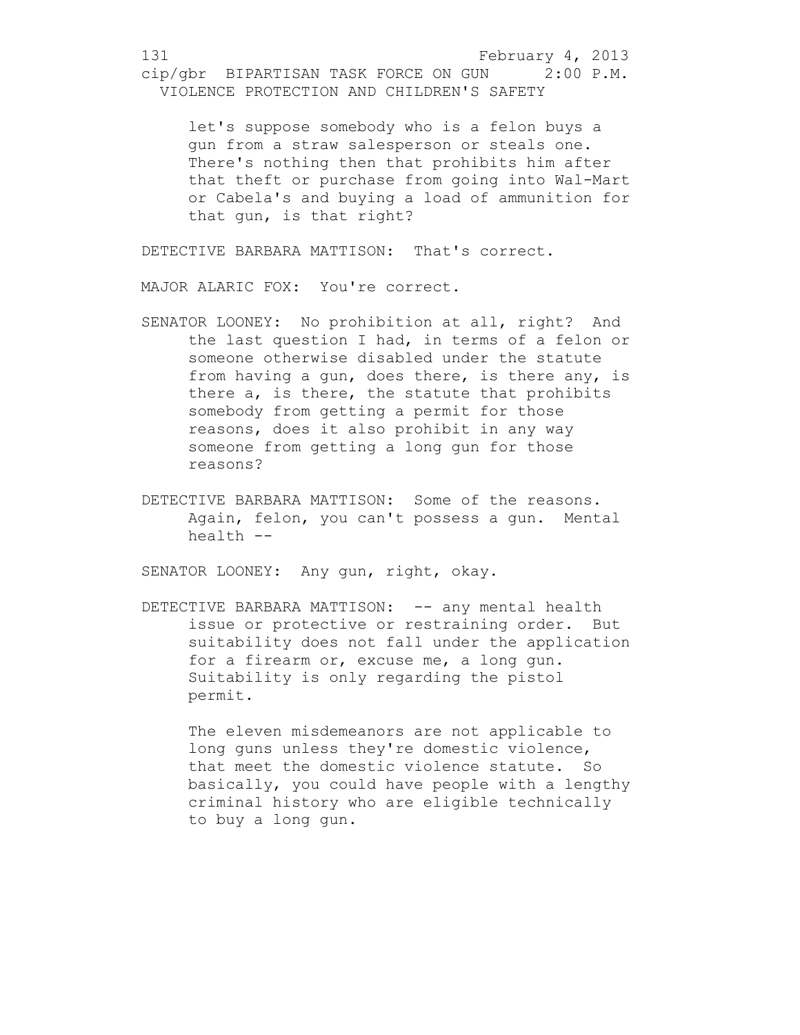let's suppose somebody who is a felon buys a gun from a straw salesperson or steals one. There's nothing then that prohibits him after that theft or purchase from going into Wal-Mart or Cabela's and buying a load of ammunition for that gun, is that right?

DETECTIVE BARBARA MATTISON: That's correct.

MAJOR ALARIC FOX: You're correct.

SENATOR LOONEY: No prohibition at all, right? And the last question I had, in terms of a felon or someone otherwise disabled under the statute from having a gun, does there, is there any, is there a, is there, the statute that prohibits somebody from getting a permit for those reasons, does it also prohibit in any way someone from getting a long gun for those reasons?

DETECTIVE BARBARA MATTISON: Some of the reasons. Again, felon, you can't possess a gun. Mental health --

SENATOR LOONEY: Any gun, right, okay.

DETECTIVE BARBARA MATTISON: -- any mental health issue or protective or restraining order. But suitability does not fall under the application for a firearm or, excuse me, a long gun. Suitability is only regarding the pistol permit.

The eleven misdemeanors are not applicable to long guns unless they're domestic violence, that meet the domestic violence statute. So basically, you could have people with a lengthy criminal history who are eligible technically to buy a long gun.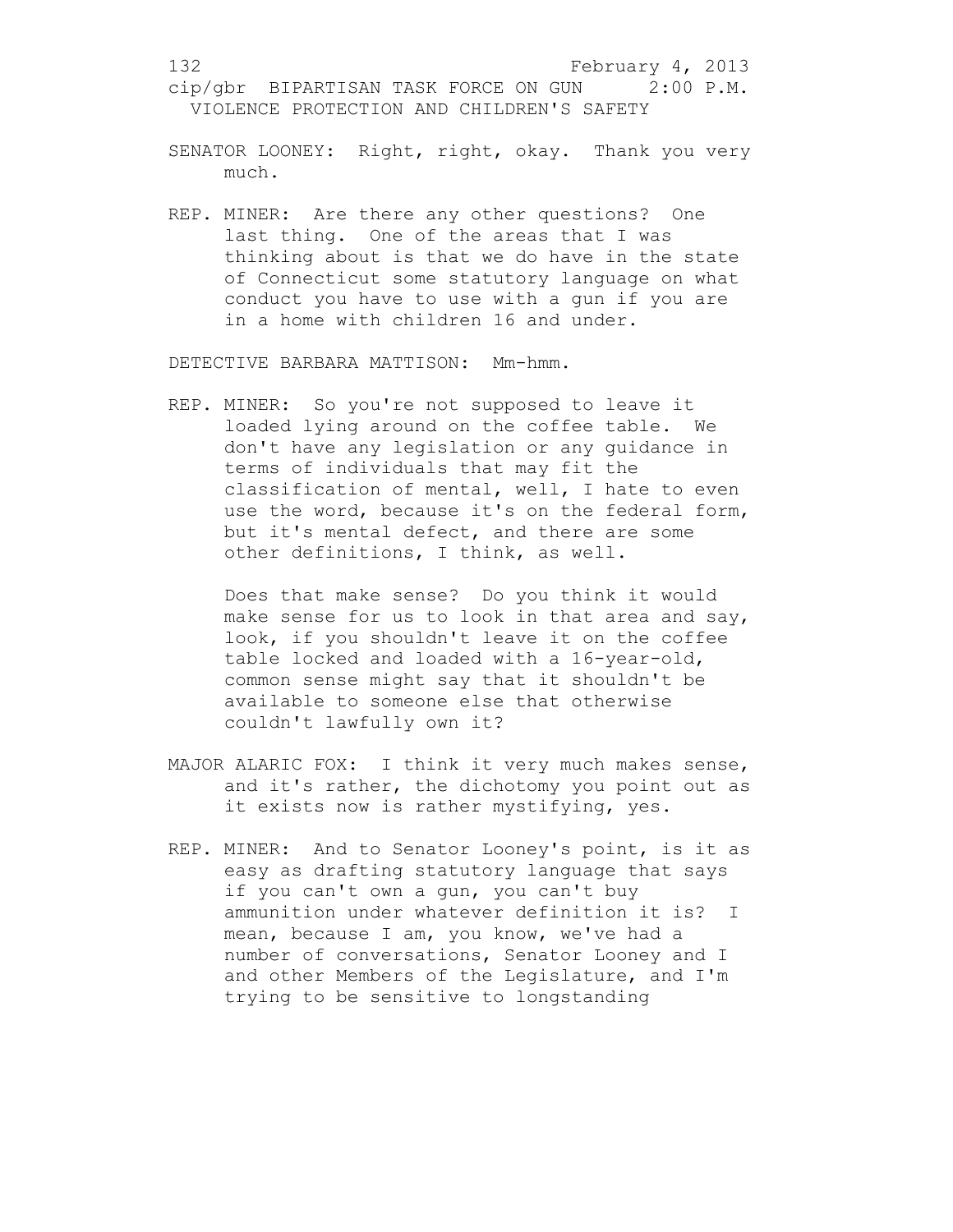SENATOR LOONEY: Right, right, okay. Thank you very much.

REP. MINER: Are there any other questions? One last thing. One of the areas that I was thinking about is that we do have in the state of Connecticut some statutory language on what conduct you have to use with a gun if you are in a home with children 16 and under.

DETECTIVE BARBARA MATTISON: Mm-hmm.

REP. MINER: So you're not supposed to leave it loaded lying around on the coffee table. We don't have any legislation or any guidance in terms of individuals that may fit the classification of mental, well, I hate to even use the word, because it's on the federal form, but it's mental defect, and there are some other definitions, I think, as well.

Does that make sense? Do you think it would make sense for us to look in that area and say, look, if you shouldn't leave it on the coffee table locked and loaded with a 16-year-old, common sense might say that it shouldn't be available to someone else that otherwise couldn't lawfully own it?

MAJOR ALARIC FOX: I think it very much makes sense, and it's rather, the dichotomy you point out as it exists now is rather mystifying, yes.

REP. MINER: And to Senator Looney's point, is it as easy as drafting statutory language that says if you can't own a gun, you can't buy ammunition under whatever definition it is? I mean, because I am, you know, we've had a number of conversations, Senator Looney and I and other Members of the Legislature, and I'm trying to be sensitive to longstanding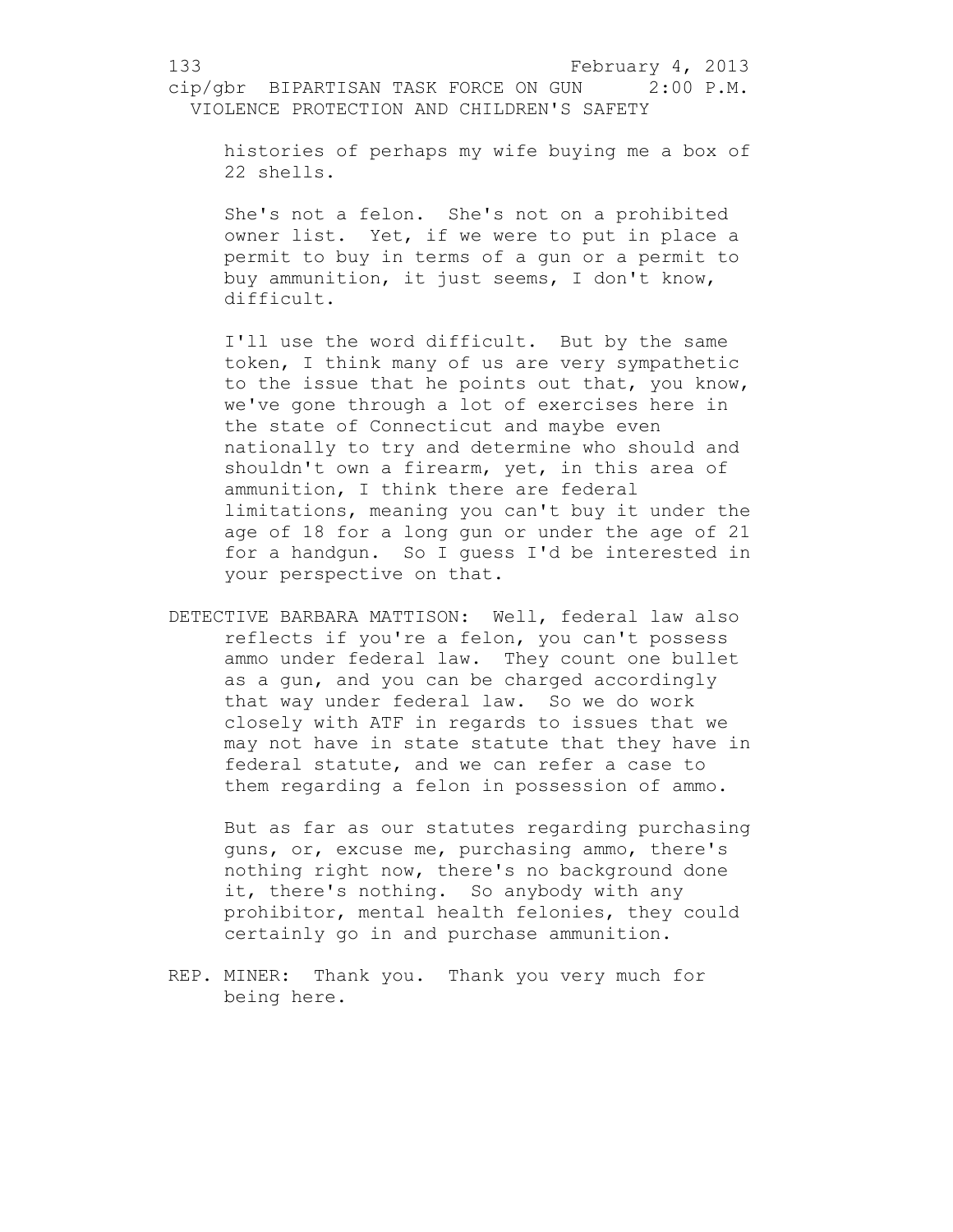histories of perhaps my wife buying me a box of 22 shells.

She's not a felon. She's not on a prohibited owner list. Yet, if we were to put in place a permit to buy in terms of a gun or a permit to buy ammunition, it just seems, I don't know, difficult.

I'll use the word difficult. But by the same token, I think many of us are very sympathetic to the issue that he points out that, you know, we've gone through a lot of exercises here in the state of Connecticut and maybe even nationally to try and determine who should and shouldn't own a firearm, yet, in this area of ammunition, I think there are federal limitations, meaning you can't buy it under the age of 18 for a long gun or under the age of 21 for a handgun. So I guess I'd be interested in your perspective on that.

DETECTIVE BARBARA MATTISON: Well, federal law also reflects if you're a felon, you can't possess ammo under federal law. They count one bullet as a gun, and you can be charged accordingly that way under federal law. So we do work closely with ATF in regards to issues that we may not have in state statute that they have in federal statute, and we can refer a case to them regarding a felon in possession of ammo.

But as far as our statutes regarding purchasing guns, or, excuse me, purchasing ammo, there's nothing right now, there's no background done it, there's nothing. So anybody with any prohibitor, mental health felonies, they could certainly go in and purchase ammunition.

REP. MINER: Thank you. Thank you very much for being here.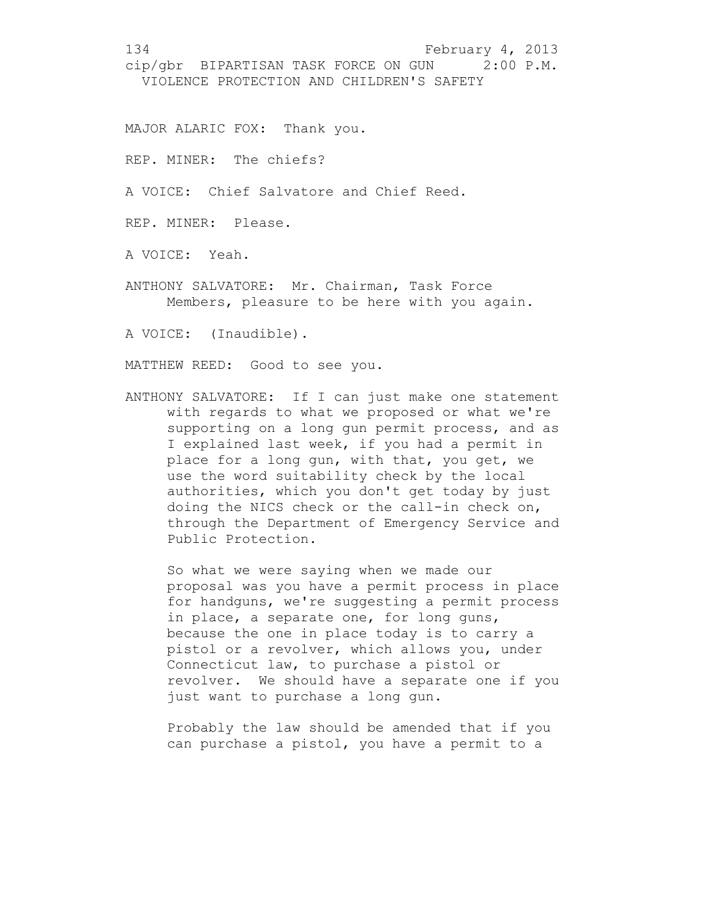MAJOR ALARIC FOX: Thank you.

REP. MINER: The chiefs?

A VOICE: Chief Salvatore and Chief Reed.

REP. MINER: Please.

A VOICE: Yeah.

ANTHONY SALVATORE: Mr. Chairman, Task Force Members, pleasure to be here with you again.

A VOICE: (Inaudible).

MATTHEW REED: Good to see you.

ANTHONY SALVATORE: If I can just make one statement with regards to what we proposed or what we're supporting on a long gun permit process, and as I explained last week, if you had a permit in place for a long gun, with that, you get, we use the word suitability check by the local authorities, which you don't get today by just doing the NICS check or the call-in check on, through the Department of Emergency Service and Public Protection.

So what we were saying when we made our proposal was you have a permit process in place for handguns, we're suggesting a permit process in place, a separate one, for long guns, because the one in place today is to carry a pistol or a revolver, which allows you, under Connecticut law, to purchase a pistol or revolver. We should have a separate one if you just want to purchase a long gun.

Probably the law should be amended that if you can purchase a pistol, you have a permit to a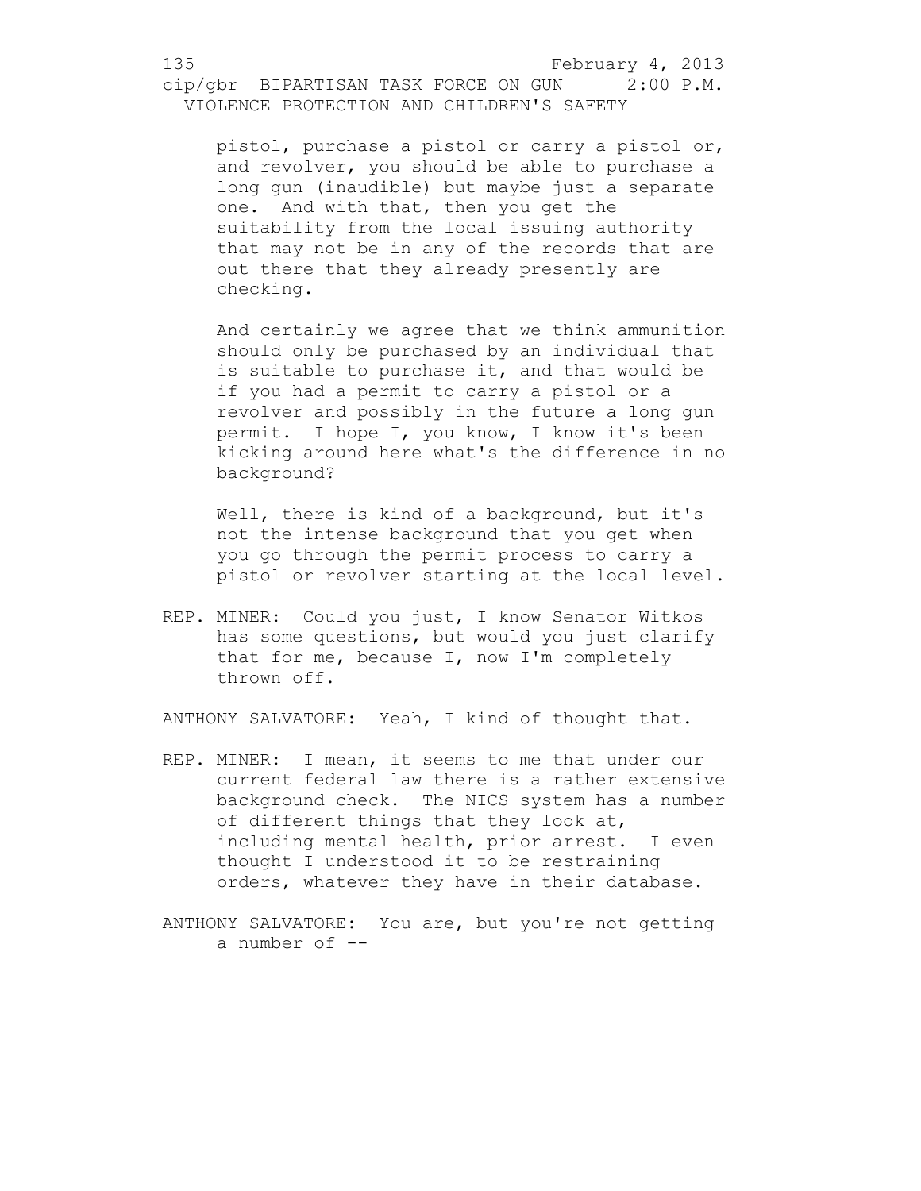pistol, purchase a pistol or carry a pistol or, and revolver, you should be able to purchase a long gun (inaudible) but maybe just a separate one. And with that, then you get the suitability from the local issuing authority that may not be in any of the records that are out there that they already presently are checking.

And certainly we agree that we think ammunition should only be purchased by an individual that is suitable to purchase it, and that would be if you had a permit to carry a pistol or a revolver and possibly in the future a long gun permit. I hope I, you know, I know it's been kicking around here what's the difference in no background?

Well, there is kind of a background, but it's not the intense background that you get when you go through the permit process to carry a pistol or revolver starting at the local level.

REP. MINER: Could you just, I know Senator Witkos has some questions, but would you just clarify that for me, because I, now I'm completely thrown off.

ANTHONY SALVATORE: Yeah, I kind of thought that.

REP. MINER: I mean, it seems to me that under our current federal law there is a rather extensive background check. The NICS system has a number of different things that they look at, including mental health, prior arrest. I even thought I understood it to be restraining orders, whatever they have in their database.

ANTHONY SALVATORE: You are, but you're not getting a number of --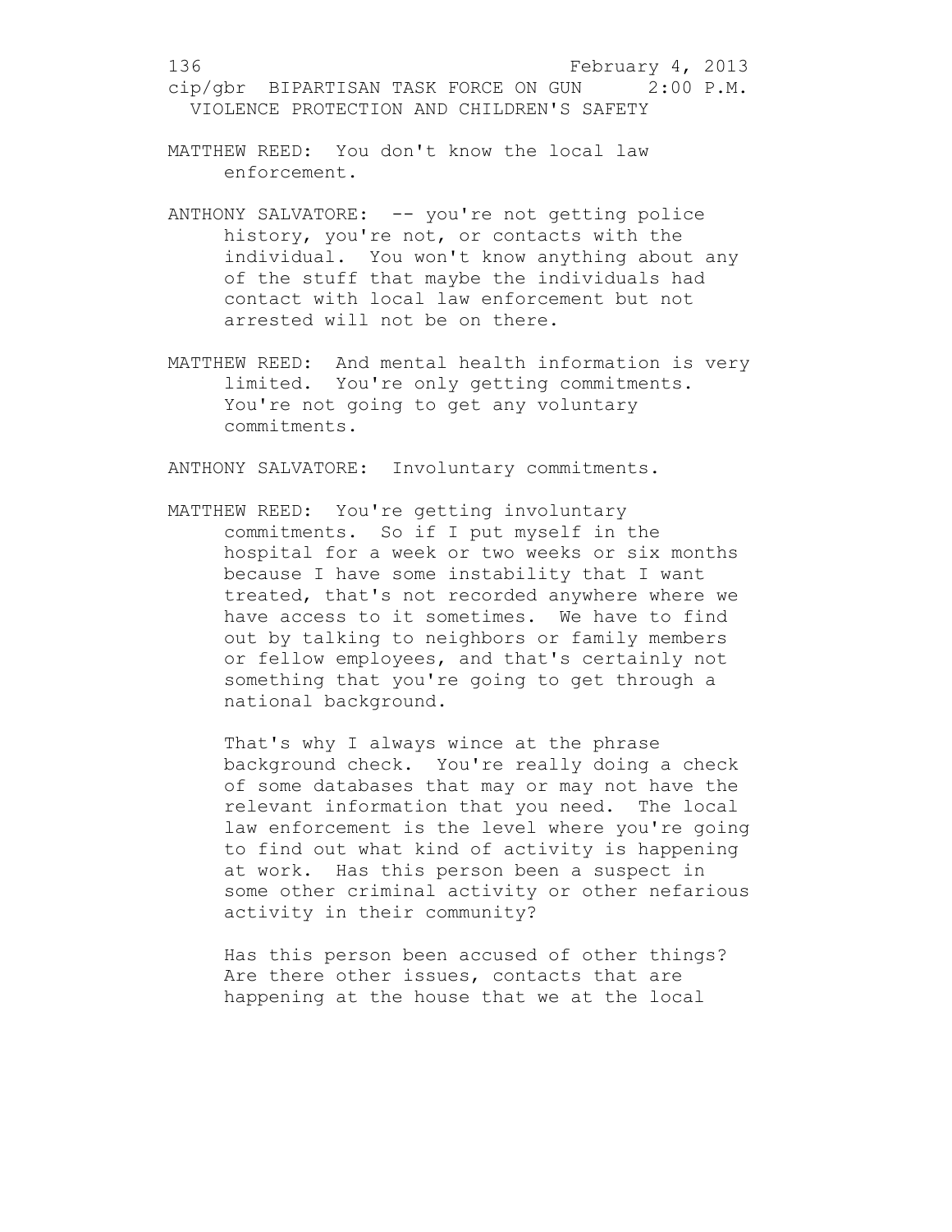MATTHEW REED: You don't know the local law enforcement.

ANTHONY SALVATORE: -- you're not getting police history, you're not, or contacts with the individual. You won't know anything about any of the stuff that maybe the individuals had contact with local law enforcement but not arrested will not be on there.

MATTHEW REED: And mental health information is very limited. You're only getting commitments. You're not going to get any voluntary commitments.

ANTHONY SALVATORE: Involuntary commitments.

MATTHEW REED: You're getting involuntary commitments. So if I put myself in the hospital for a week or two weeks or six months because I have some instability that I want treated, that's not recorded anywhere where we have access to it sometimes. We have to find out by talking to neighbors or family members or fellow employees, and that's certainly not something that you're going to get through a national background.

That's why I always wince at the phrase background check. You're really doing a check of some databases that may or may not have the relevant information that you need. The local law enforcement is the level where you're going to find out what kind of activity is happening at work. Has this person been a suspect in some other criminal activity or other nefarious activity in their community?

Has this person been accused of other things? Are there other issues, contacts that are happening at the house that we at the local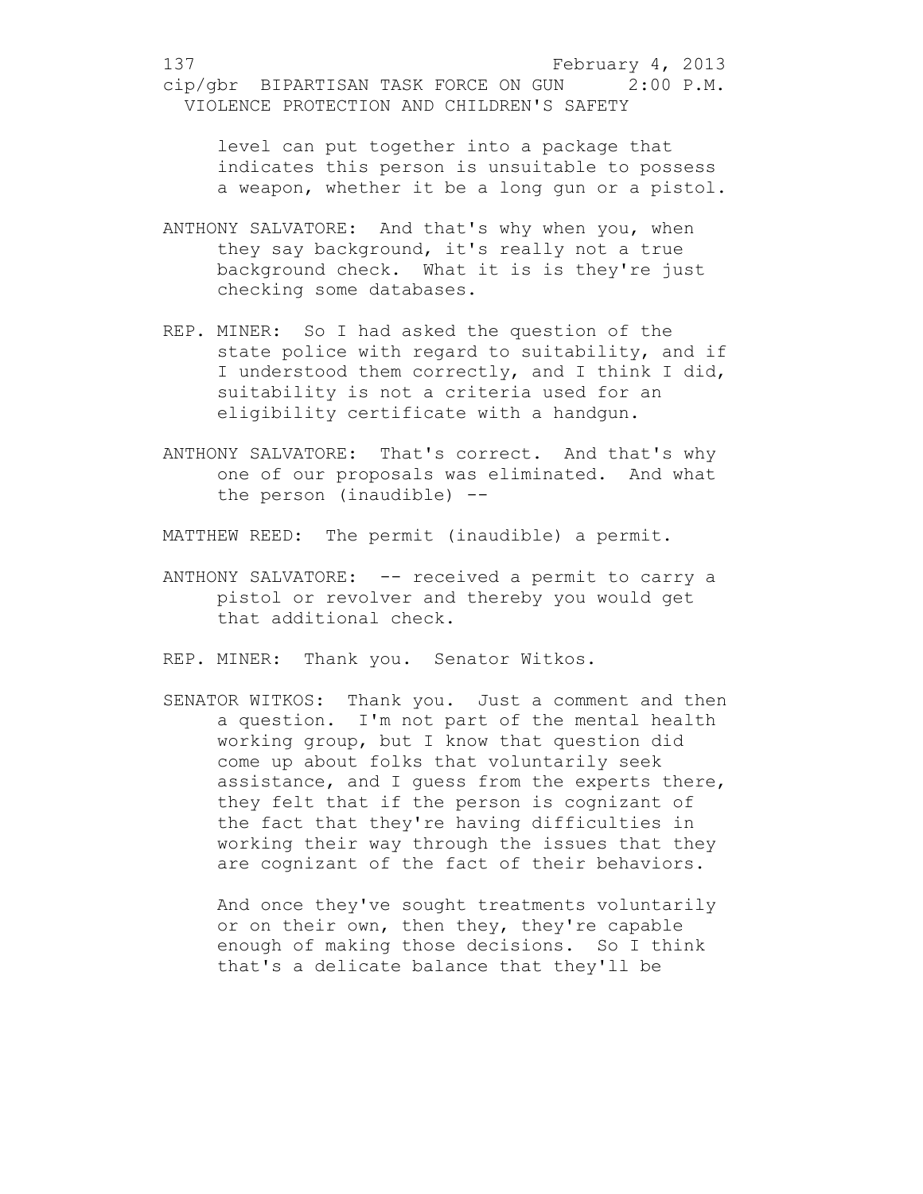level can put together into a package that indicates this person is unsuitable to possess a weapon, whether it be a long gun or a pistol.

ANTHONY SALVATORE: And that's why when you, when they say background, it's really not a true background check. What it is is they're just checking some databases.

REP. MINER: So I had asked the question of the state police with regard to suitability, and if I understood them correctly, and I think I did, suitability is not a criteria used for an eligibility certificate with a handgun.

ANTHONY SALVATORE: That's correct. And that's why one of our proposals was eliminated. And what the person (inaudible) --

MATTHEW REED: The permit (inaudible) a permit.

ANTHONY SALVATORE: -- received a permit to carry a pistol or revolver and thereby you would get that additional check.

REP. MINER: Thank you. Senator Witkos.

SENATOR WITKOS: Thank you. Just a comment and then a question. I'm not part of the mental health working group, but I know that question did come up about folks that voluntarily seek assistance, and I guess from the experts there, they felt that if the person is cognizant of the fact that they're having difficulties in working their way through the issues that they are cognizant of the fact of their behaviors.

And once they've sought treatments voluntarily or on their own, then they, they're capable enough of making those decisions. So I think that's a delicate balance that they'll be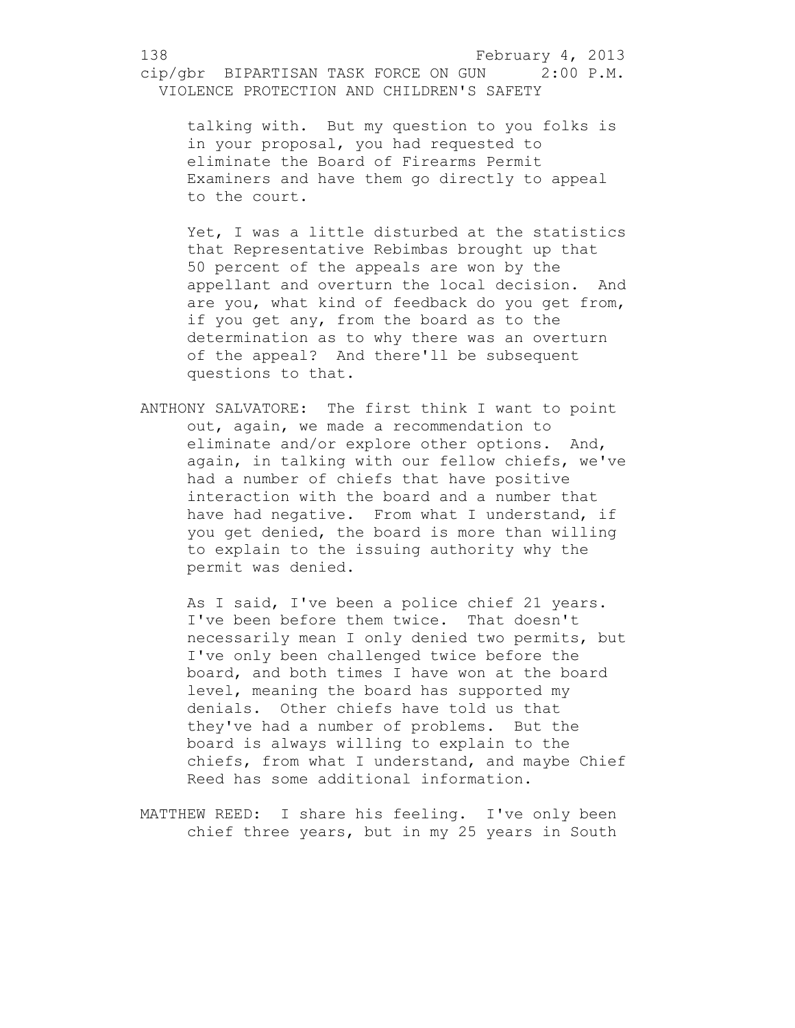talking with. But my question to you folks is in your proposal, you had requested to eliminate the Board of Firearms Permit Examiners and have them go directly to appeal to the court.

Yet, I was a little disturbed at the statistics that Representative Rebimbas brought up that 50 percent of the appeals are won by the appellant and overturn the local decision. And are you, what kind of feedback do you get from, if you get any, from the board as to the determination as to why there was an overturn of the appeal? And there'll be subsequent questions to that.

ANTHONY SALVATORE: The first think I want to point out, again, we made a recommendation to eliminate and/or explore other options. And, again, in talking with our fellow chiefs, we've had a number of chiefs that have positive interaction with the board and a number that have had negative. From what I understand, if you get denied, the board is more than willing to explain to the issuing authority why the permit was denied.

As I said, I've been a police chief 21 years. I've been before them twice. That doesn't necessarily mean I only denied two permits, but I've only been challenged twice before the board, and both times I have won at the board level, meaning the board has supported my denials. Other chiefs have told us that they've had a number of problems. But the board is always willing to explain to the chiefs, from what I understand, and maybe Chief Reed has some additional information.

MATTHEW REED: I share his feeling. I've only been chief three years, but in my 25 years in South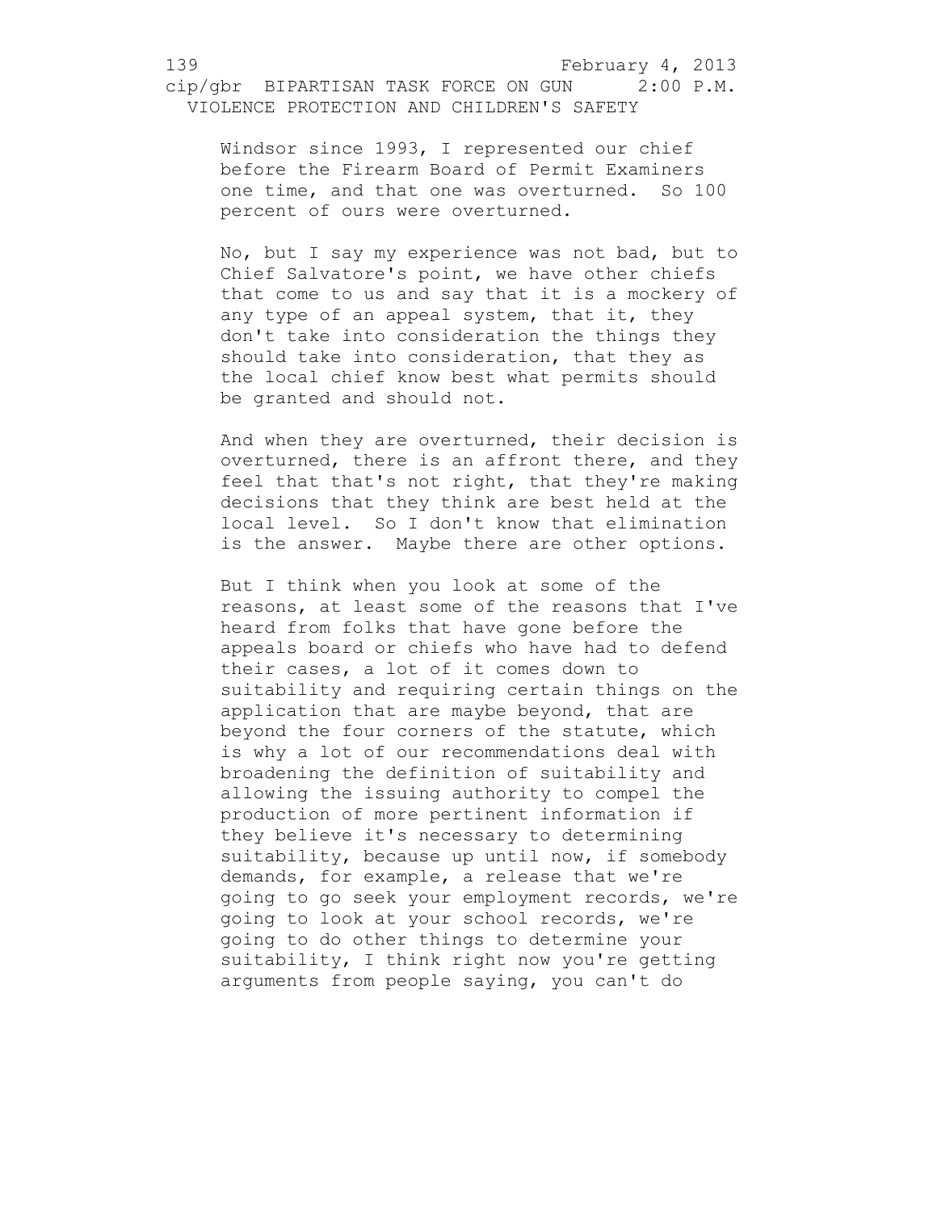Windsor since 1993, I represented our chief before the Firearm Board of Permit Examiners one time, and that one was overturned. So 100 percent of ours were overturned.

No, but I say my experience was not bad, but to Chief Salvatore's point, we have other chiefs that come to us and say that it is a mockery of any type of an appeal system, that it, they don't take into consideration the things they should take into consideration, that they as the local chief know best what permits should be granted and should not.

And when they are overturned, their decision is overturned, there is an affront there, and they feel that that's not right, that they're making decisions that they think are best held at the local level. So I don't know that elimination is the answer. Maybe there are other options.

But I think when you look at some of the reasons, at least some of the reasons that I've heard from folks that have gone before the appeals board or chiefs who have had to defend their cases, a lot of it comes down to suitability and requiring certain things on the application that are maybe beyond, that are beyond the four corners of the statute, which is why a lot of our recommendations deal with broadening the definition of suitability and allowing the issuing authority to compel the production of more pertinent information if they believe it's necessary to determining suitability, because up until now, if somebody demands, for example, a release that we're going to go seek your employment records, we're going to look at your school records, we're going to do other things to determine your suitability, I think right now you're getting arguments from people saying, you can't do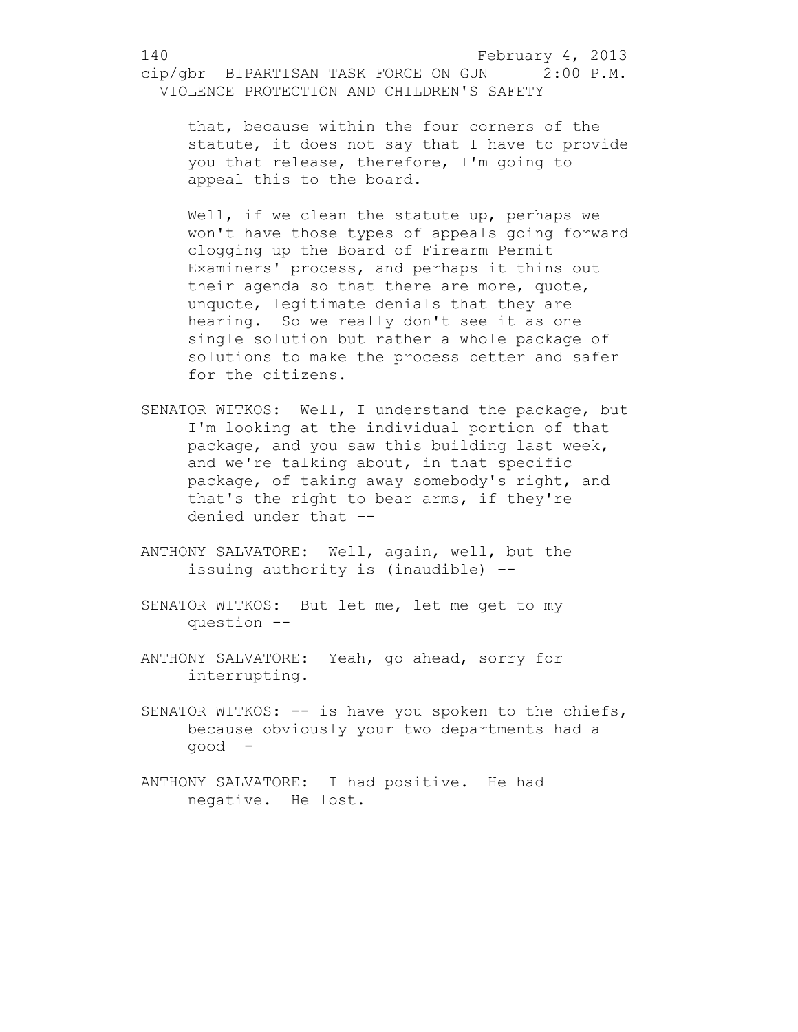that, because within the four corners of the statute, it does not say that I have to provide you that release, therefore, I'm going to appeal this to the board.

Well, if we clean the statute up, perhaps we won't have those types of appeals going forward clogging up the Board of Firearm Permit Examiners' process, and perhaps it thins out their agenda so that there are more, quote, unquote, legitimate denials that they are hearing. So we really don't see it as one single solution but rather a whole package of solutions to make the process better and safer for the citizens.

SENATOR WITKOS: Well, I understand the package, but I'm looking at the individual portion of that package, and you saw this building last week, and we're talking about, in that specific package, of taking away somebody's right, and that's the right to bear arms, if they're denied under that --

ANTHONY SALVATORE: Well, again, well, but the issuing authority is (inaudible) --

SENATOR WITKOS: But let me, let me get to my question --

ANTHONY SALVATORE: Yeah, go ahead, sorry for interrupting.

SENATOR WITKOS: -- is have you spoken to the chiefs, because obviously your two departments had a good --

ANTHONY SALVATORE: I had positive. He had negative. He lost.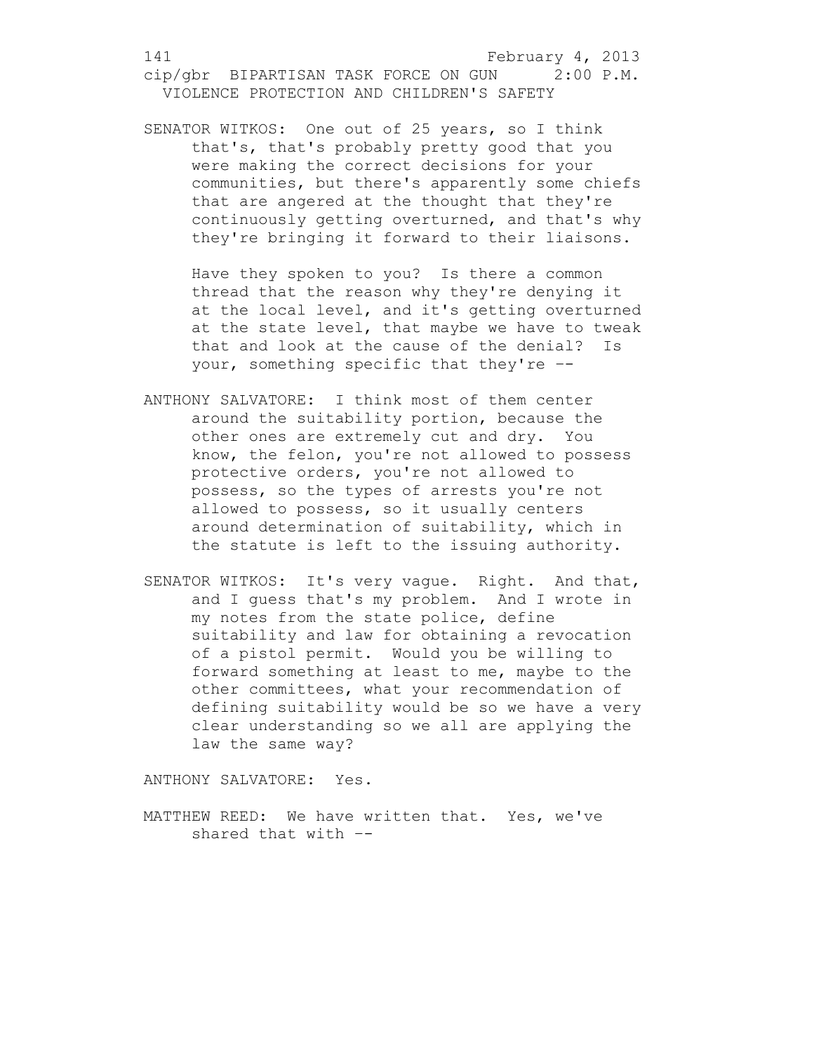SENATOR WITKOS: One out of 25 years, so I think that's, that's probably pretty good that you were making the correct decisions for your communities, but there's apparently some chiefs that are angered at the thought that they're continuously getting overturned, and that's why they're bringing it forward to their liaisons.

Have they spoken to you? Is there a common thread that the reason why they're denying it at the local level, and it's getting overturned at the state level, that maybe we have to tweak that and look at the cause of the denial? Is your, something specific that they're --

ANTHONY SALVATORE: I think most of them center around the suitability portion, because the other ones are extremely cut and dry. You know, the felon, you're not allowed to possess protective orders, you're not allowed to possess, so the types of arrests you're not allowed to possess, so it usually centers around determination of suitability, which in the statute is left to the issuing authority.

SENATOR WITKOS: It's very vague. Right. And that, and I guess that's my problem. And I wrote in my notes from the state police, define suitability and law for obtaining a revocation of a pistol permit. Would you be willing to forward something at least to me, maybe to the other committees, what your recommendation of defining suitability would be so we have a very clear understanding so we all are applying the law the same way?

ANTHONY SALVATORE: Yes.

MATTHEW REED: We have written that. Yes, we've shared that with --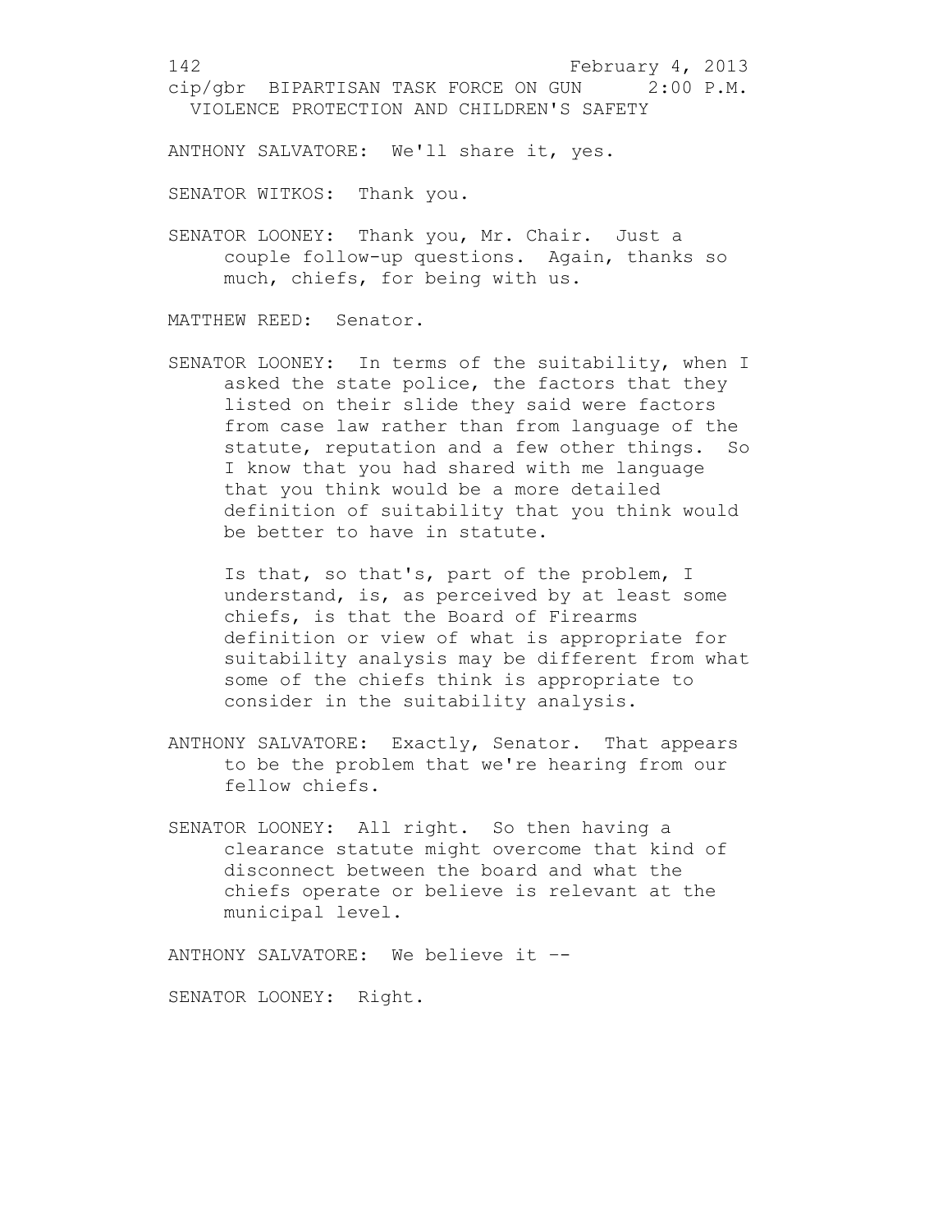ANTHONY SALVATORE: We'll share it, yes.

SENATOR WITKOS: Thank you.

SENATOR LOONEY: Thank you, Mr. Chair. Just a couple follow-up questions. Again, thanks so much, chiefs, for being with us.

MATTHEW REED: Senator.

SENATOR LOONEY: In terms of the suitability, when I asked the state police, the factors that they listed on their slide they said were factors from case law rather than from language of the statute, reputation and a few other things. So I know that you had shared with me language that you think would be a more detailed definition of suitability that you think would be better to have in statute.

Is that, so that's, part of the problem, I understand, is, as perceived by at least some chiefs, is that the Board of Firearms definition or view of what is appropriate for suitability analysis may be different from what some of the chiefs think is appropriate to consider in the suitability analysis.

ANTHONY SALVATORE: Exactly, Senator. That appears to be the problem that we're hearing from our fellow chiefs.

SENATOR LOONEY: All right. So then having a clearance statute might overcome that kind of disconnect between the board and what the chiefs operate or believe is relevant at the municipal level.

ANTHONY SALVATORE: We believe it --

SENATOR LOONEY: Right.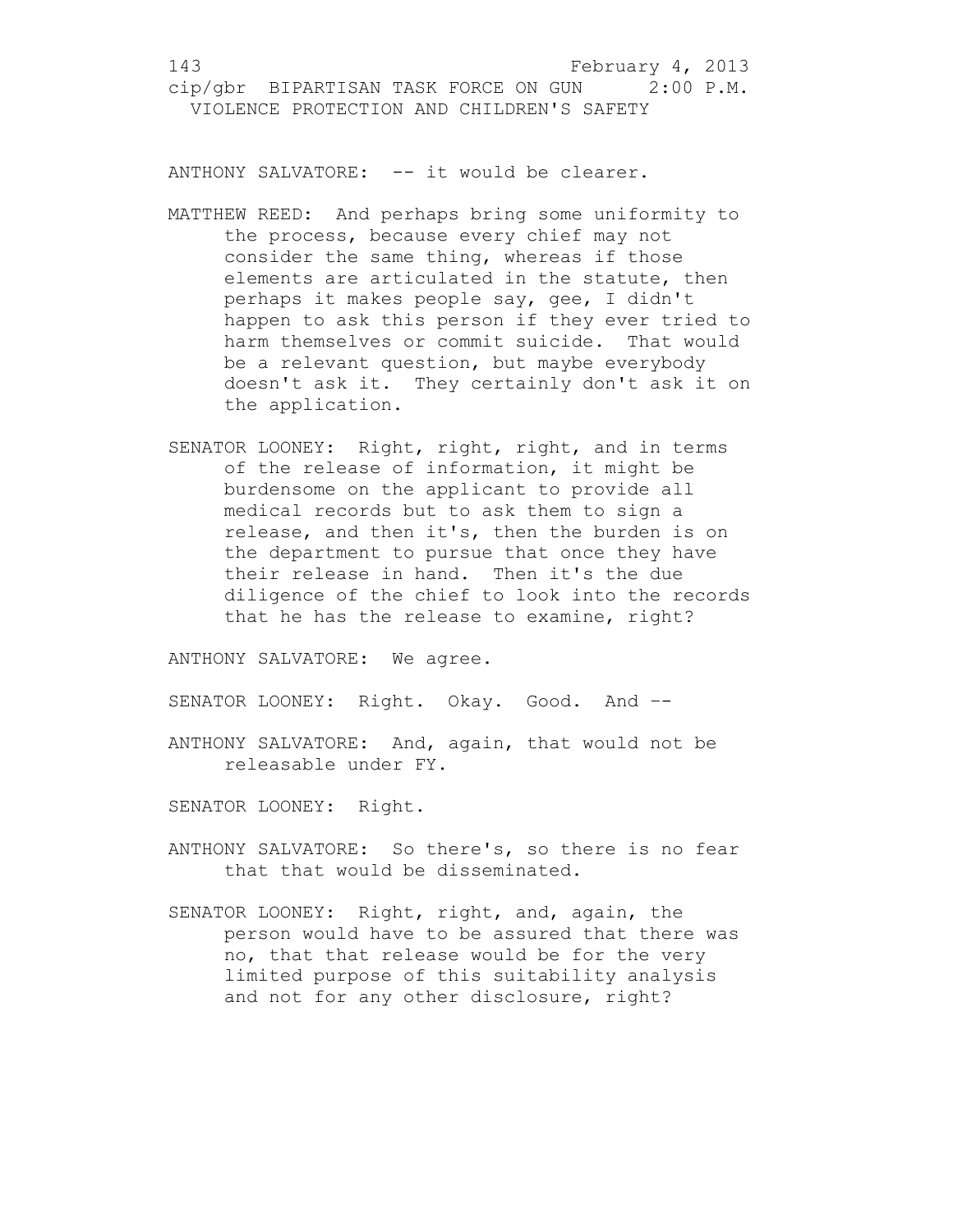ANTHONY SALVATORE: -- it would be clearer.

MATTHEW REED: And perhaps bring some uniformity to the process, because every chief may not consider the same thing, whereas if those elements are articulated in the statute, then perhaps it makes people say, gee, I didn't happen to ask this person if they ever tried to harm themselves or commit suicide. That would be a relevant question, but maybe everybody doesn't ask it. They certainly don't ask it on the application.

SENATOR LOONEY: Right, right, right, and in terms of the release of information, it might be burdensome on the applicant to provide all medical records but to ask them to sign a release, and then it's, then the burden is on the department to pursue that once they have their release in hand. Then it's the due diligence of the chief to look into the records that he has the release to examine, right?

ANTHONY SALVATORE: We agree.

SENATOR LOONEY: Right. Okay. Good. And --

ANTHONY SALVATORE: And, again, that would not be releasable under FY.

SENATOR LOONEY: Right.

ANTHONY SALVATORE: So there's, so there is no fear that that would be disseminated.

SENATOR LOONEY: Right, right, and, again, the person would have to be assured that there was no, that that release would be for the very limited purpose of this suitability analysis and not for any other disclosure, right?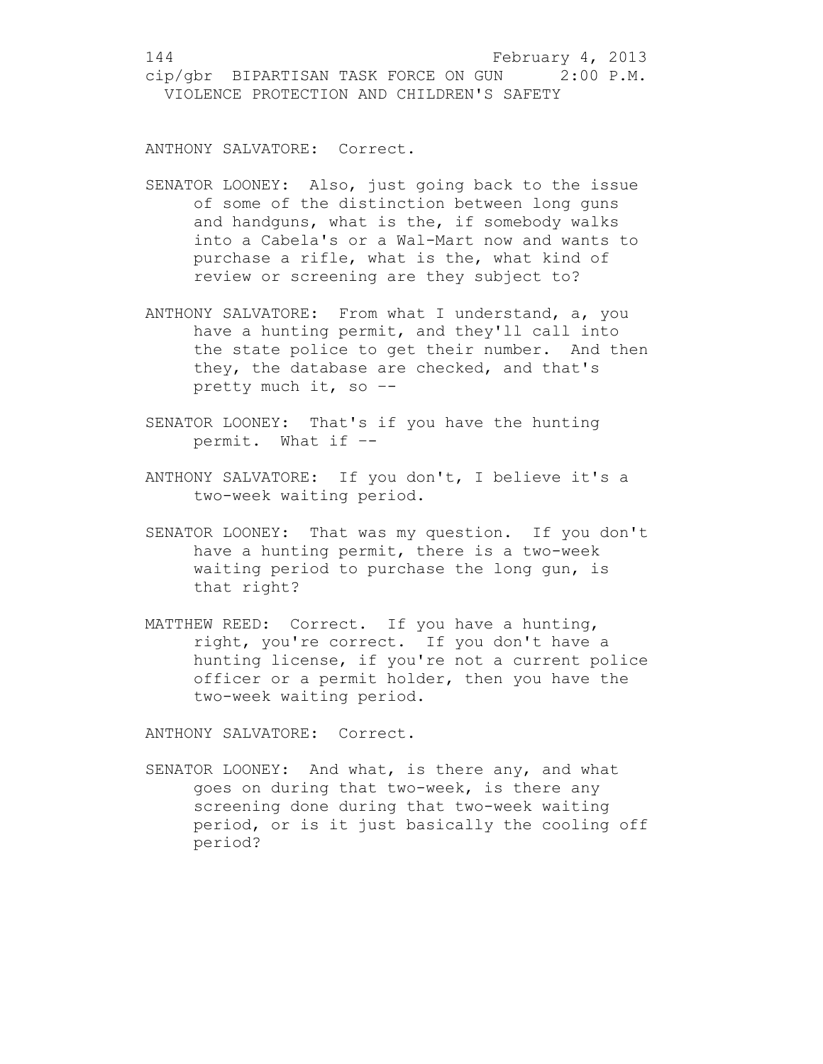ANTHONY SALVATORE: Correct.

SENATOR LOONEY: Also, just going back to the issue of some of the distinction between long guns and handguns, what is the, if somebody walks into a Cabela's or a Wal-Mart now and wants to purchase a rifle, what is the, what kind of review or screening are they subject to?

ANTHONY SALVATORE: From what I understand, a, you have a hunting permit, and they'll call into the state police to get their number. And then they, the database are checked, and that's pretty much it, so --

SENATOR LOONEY: That's if you have the hunting permit. What if --

ANTHONY SALVATORE: If you don't, I believe it's a two-week waiting period.

SENATOR LOONEY: That was my question. If you don't have a hunting permit, there is a two-week waiting period to purchase the long gun, is that right?

MATTHEW REED: Correct. If you have a hunting, right, you're correct. If you don't have a hunting license, if you're not a current police officer or a permit holder, then you have the two-week waiting period.

ANTHONY SALVATORE: Correct.

SENATOR LOONEY: And what, is there any, and what goes on during that two-week, is there any screening done during that two-week waiting period, or is it just basically the cooling off period?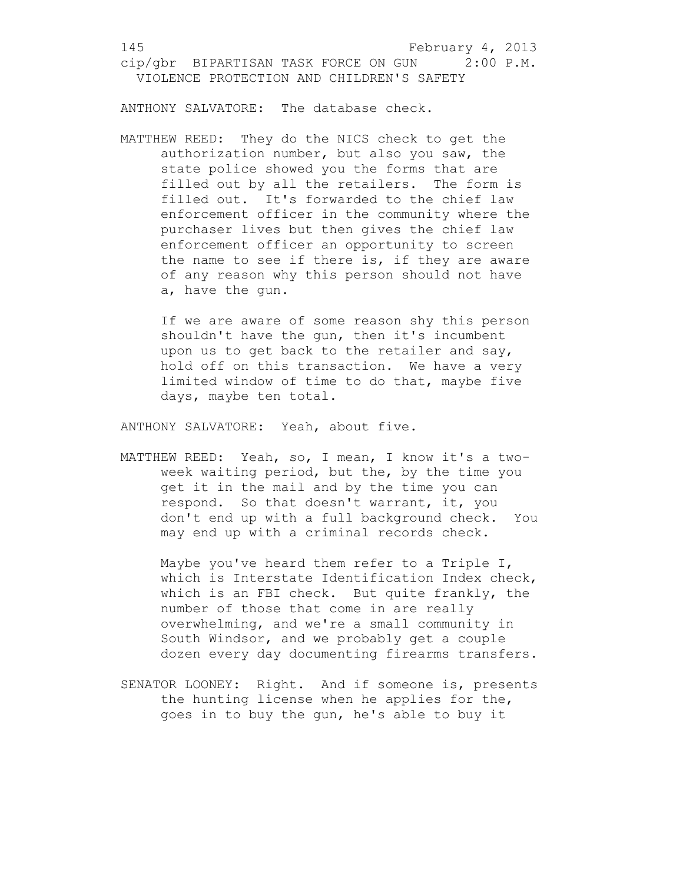ANTHONY SALVATORE: The database check.

MATTHEW REED: They do the NICS check to get the authorization number, but also you saw, the state police showed you the forms that are filled out by all the retailers. The form is filled out. It's forwarded to the chief law enforcement officer in the community where the purchaser lives but then gives the chief law enforcement officer an opportunity to screen the name to see if there is, if they are aware of any reason why this person should not have a, have the gun.

If we are aware of some reason shy this person shouldn't have the gun, then it's incumbent upon us to get back to the retailer and say, hold off on this transaction. We have a very limited window of time to do that, maybe five days, maybe ten total.

ANTHONY SALVATORE: Yeah, about five.

MATTHEW REED: Yeah, so, I mean, I know it's a two-week waiting period, but the, by the time you get it in the mail and by the time you can respond. So that doesn't warrant, it, you don't end up with a full background check. You may end up with a criminal records check.

Maybe you've heard them refer to a Triple I, which is Interstate Identification Index check, which is an FBI check. But quite frankly, the number of those that come in are really overwhelming, and we're a small community in South Windsor, and we probably get a couple dozen every day documenting firearms transfers.

SENATOR LOONEY: Right. And if someone is, presents the hunting license when he applies for the, goes in to buy the gun, he's able to buy it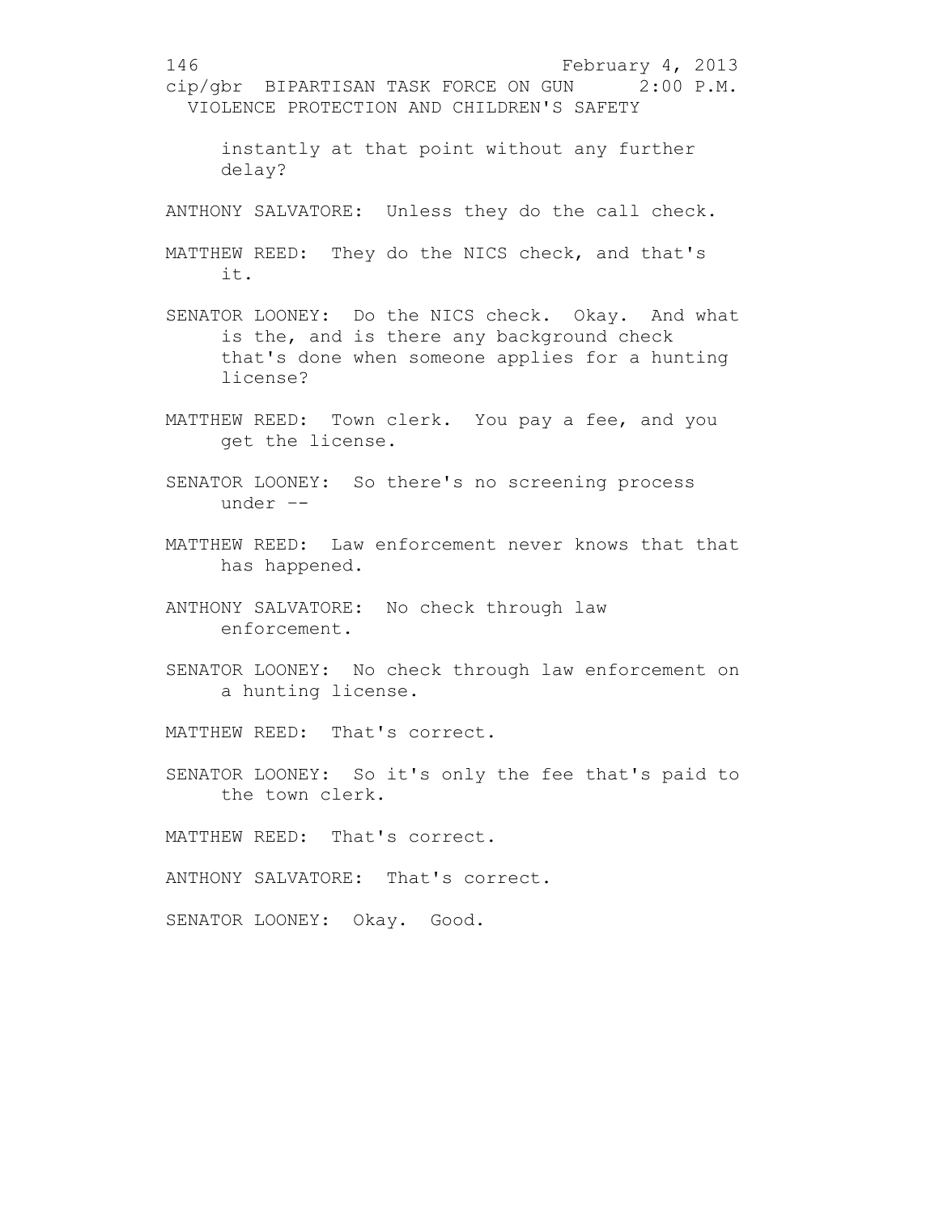instantly at that point without any further delay?

ANTHONY SALVATORE: Unless they do the call check.

MATTHEW REED: They do the NICS check, and that's it.

SENATOR LOONEY: Do the NICS check. Okay. And what is the, and is there any background check that's done when someone applies for a hunting license?

MATTHEW REED: Town clerk. You pay a fee, and you get the license.

SENATOR LOONEY: So there's no screening process under --

MATTHEW REED: Law enforcement never knows that that has happened.

ANTHONY SALVATORE: No check through law enforcement.

SENATOR LOONEY: No check through law enforcement on a hunting license.

MATTHEW REED: That's correct.

SENATOR LOONEY: So it's only the fee that's paid to the town clerk.

MATTHEW REED: That's correct.

ANTHONY SALVATORE: That's correct.

SENATOR LOONEY: Okay. Good.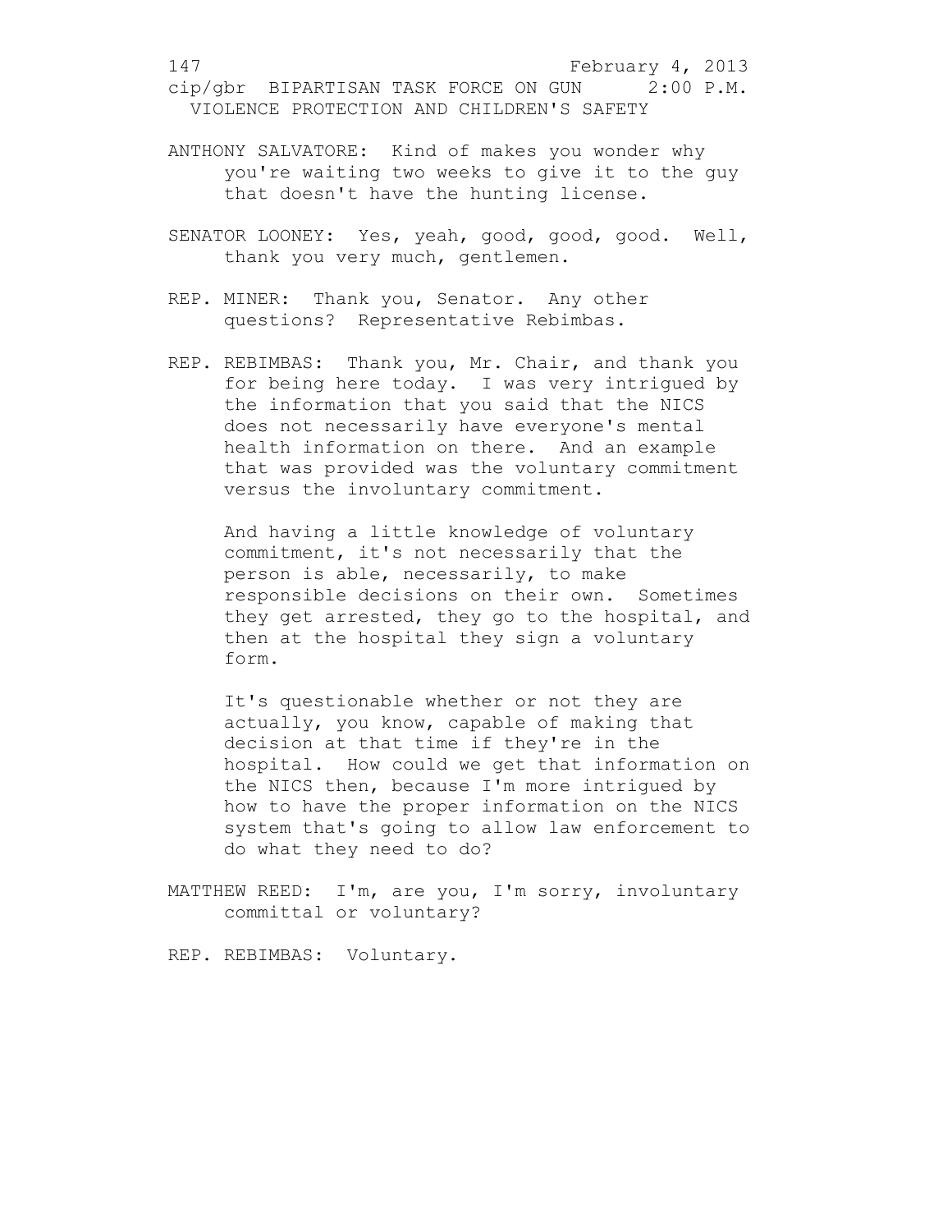ANTHONY SALVATORE: Kind of makes you wonder why you're waiting two weeks to give it to the guy that doesn't have the hunting license.

SENATOR LOONEY: Yes, yeah, good, good, good. Well, thank you very much, gentlemen.

REP. MINER: Thank you, Senator. Any other questions? Representative Rebimbas.

REP. REBIMBAS: Thank you, Mr. Chair, and thank you for being here today. I was very intrigued by the information that you said that the NICS does not necessarily have everyone's mental health information on there. And an example that was provided was the voluntary commitment versus the involuntary commitment.

And having a little knowledge of voluntary commitment, it's not necessarily that the person is able, necessarily, to make responsible decisions on their own. Sometimes they get arrested, they go to the hospital, and then at the hospital they sign a voluntary form.

It's questionable whether or not they are actually, you know, capable of making that decision at that time if they're in the hospital. How could we get that information on the NICS then, because I'm more intrigued by how to have the proper information on the NICS system that's going to allow law enforcement to do what they need to do?

MATTHEW REED: I'm, are you, I'm sorry, involuntary committal or voluntary?

REP. REBIMBAS: Voluntary.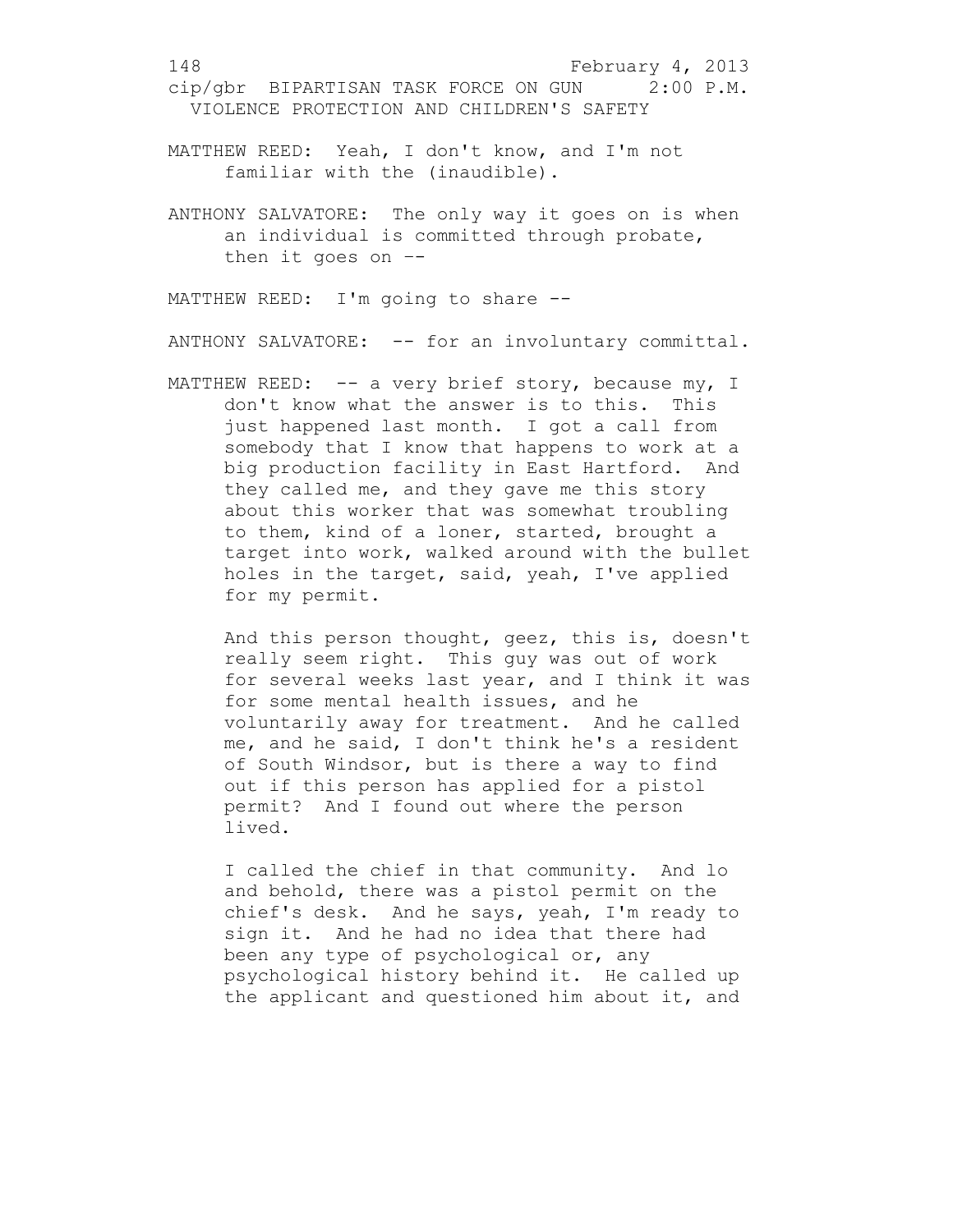MATTHEW REED: Yeah, I don't know, and I'm not familiar with the (inaudible).

ANTHONY SALVATORE: The only way it goes on is when an individual is committed through probate, then it goes on --

MATTHEW REED: I'm going to share --

ANTHONY SALVATORE: -- for an involuntary committal.

MATTHEW REED: -- a very brief story, because my, I don't know what the answer is to this. This just happened last month. I got a call from somebody that I know that happens to work at a big production facility in East Hartford. And they called me, and they gave me this story about this worker that was somewhat troubling to them, kind of a loner, started, brought a target into work, walked around with the bullet holes in the target, said, yeah, I've applied for my permit.

And this person thought, geez, this is, doesn't really seem right. This guy was out of work for several weeks last year, and I think it was for some mental health issues, and he voluntarily away for treatment. And he called me, and he said, I don't think he's a resident of South Windsor, but is there a way to find out if this person has applied for a pistol permit? And I found out where the person lived.

I called the chief in that community. And lo and behold, there was a pistol permit on the chief's desk. And he says, yeah, I'm ready to sign it. And he had no idea that there had been any type of psychological or, any psychological history behind it. He called up the applicant and questioned him about it, and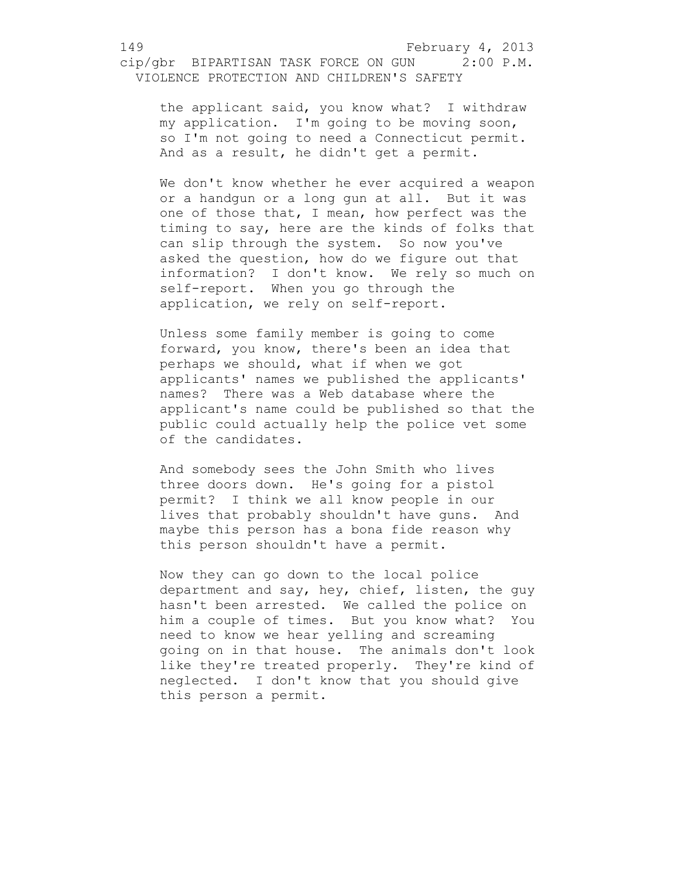the applicant said, you know what? I withdraw my application. I'm going to be moving soon, so I'm not going to need a Connecticut permit. And as a result, he didn't get a permit.

We don't know whether he ever acquired a weapon or a handgun or a long gun at all. But it was one of those that, I mean, how perfect was the timing to say, here are the kinds of folks that can slip through the system. So now you've asked the question, how do we figure out that information? I don't know. We rely so much on self-report. When you go through the application, we rely on self-report.

Unless some family member is going to come forward, you know, there's been an idea that perhaps we should, what if when we got applicants' names we published the applicants' names? There was a Web database where the applicant's name could be published so that the public could actually help the police vet some of the candidates.

And somebody sees the John Smith who lives three doors down. He's going for a pistol permit? I think we all know people in our lives that probably shouldn't have guns. And maybe this person has a bona fide reason why this person shouldn't have a permit.

Now they can go down to the local police department and say, hey, chief, listen, the guy hasn't been arrested. We called the police on him a couple of times. But you know what? You need to know we hear yelling and screaming going on in that house. The animals don't look like they're treated properly. They're kind of neglected. I don't know that you should give this person a permit.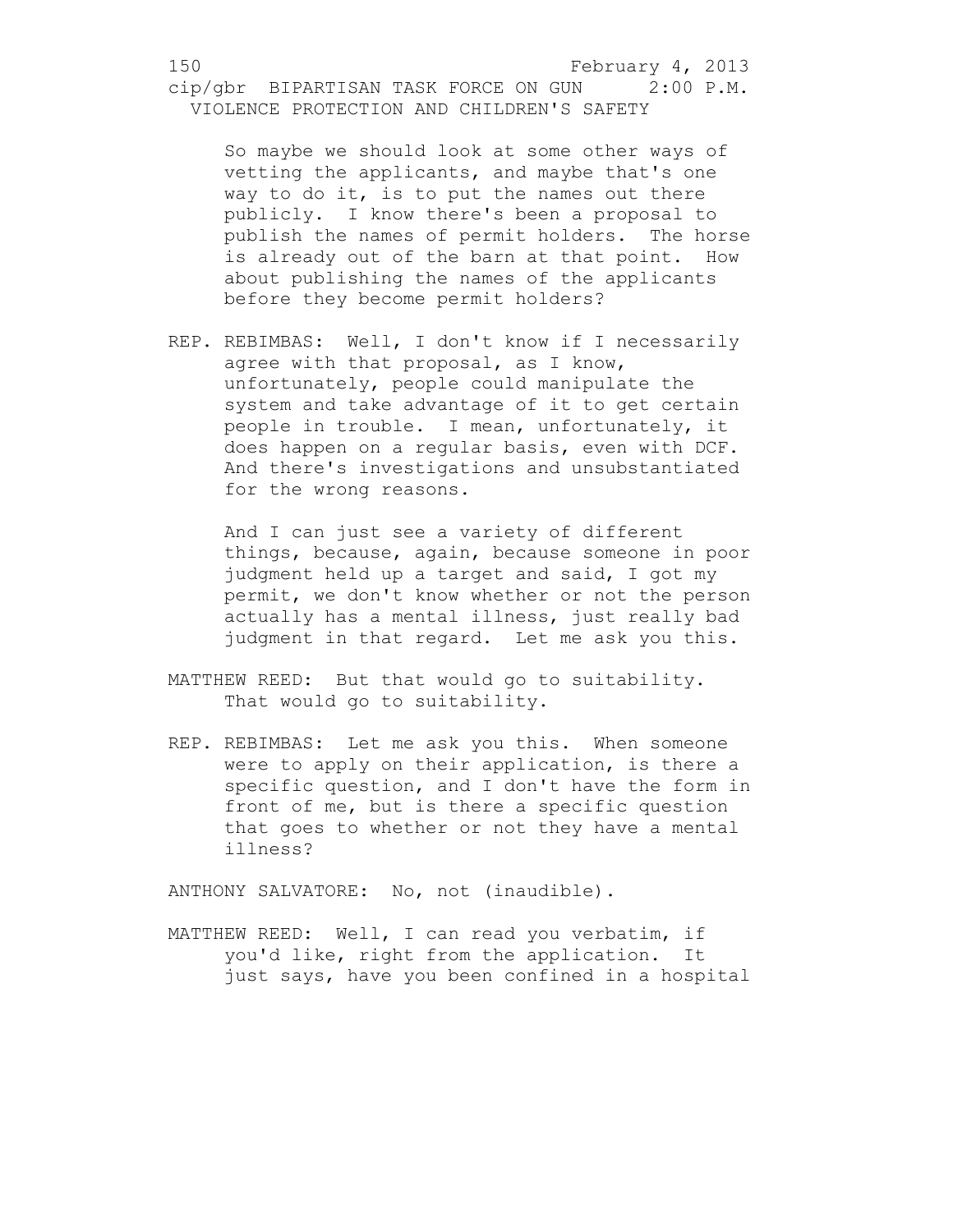So maybe we should look at some other ways of vetting the applicants, and maybe that's one way to do it, is to put the names out there publicly. I know there's been a proposal to publish the names of permit holders. The horse is already out of the barn at that point. How about publishing the names of the applicants before they become permit holders?

REP. REBIMBAS: Well, I don't know if I necessarily agree with that proposal, as I know, unfortunately, people could manipulate the system and take advantage of it to get certain people in trouble. I mean, unfortunately, it does happen on a regular basis, even with DCF. And there's investigations and unsubstantiated for the wrong reasons.

And I can just see a variety of different things, because, again, because someone in poor judgment held up a target and said, I got my permit, we don't know whether or not the person actually has a mental illness, just really bad judgment in that regard. Let me ask you this.

MATTHEW REED: But that would go to suitability. That would go to suitability.

REP. REBIMBAS: Let me ask you this. When someone were to apply on their application, is there a specific question, and I don't have the form in front of me, but is there a specific question that goes to whether or not they have a mental illness?

ANTHONY SALVATORE: No, not (inaudible).

MATTHEW REED: Well, I can read you verbatim, if you'd like, right from the application. It just says, have you been confined in a hospital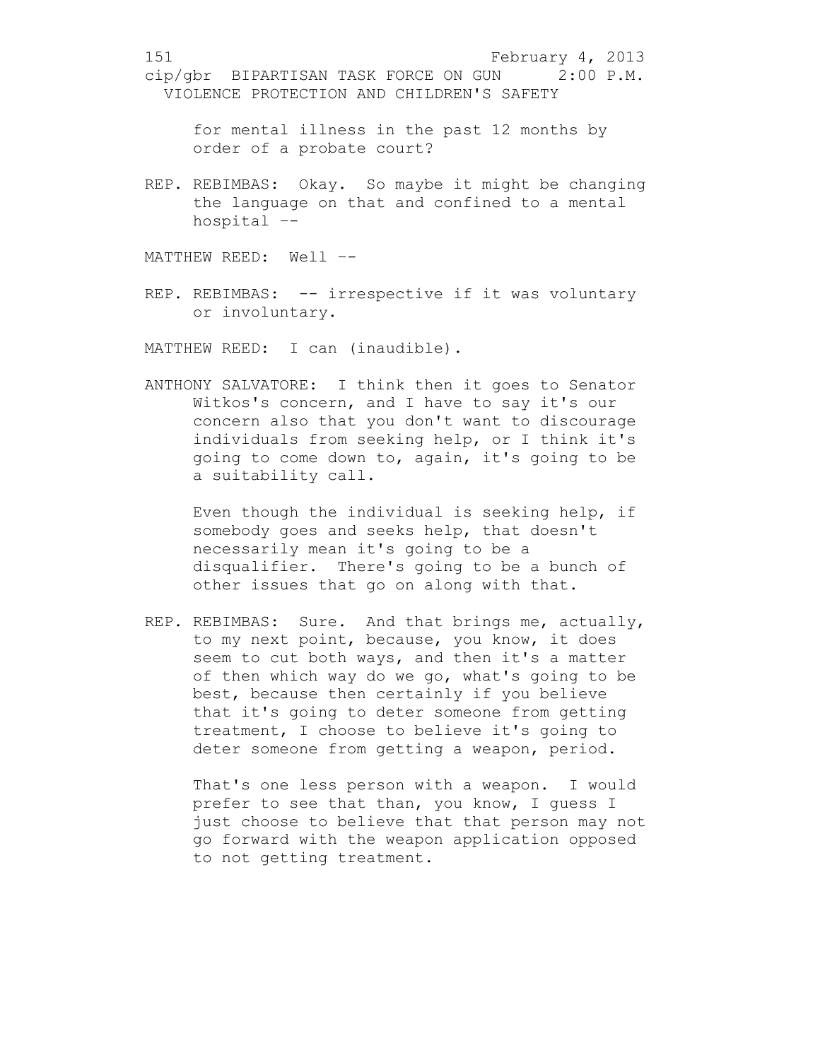for mental illness in the past 12 months by order of a probate court?

REP. REBIMBAS: Okay. So maybe it might be changing the language on that and confined to a mental hospital --

MATTHEW REED: Well --

REP. REBIMBAS: -- irrespective if it was voluntary or involuntary.

MATTHEW REED: I can (inaudible).

ANTHONY SALVATORE: I think then it goes to Senator Witkos's concern, and I have to say it's our concern also that you don't want to discourage individuals from seeking help, or I think it's going to come down to, again, it's going to be a suitability call.

Even though the individual is seeking help, if somebody goes and seeks help, that doesn't necessarily mean it's going to be a disqualifier. There's going to be a bunch of other issues that go on along with that.

REP. REBIMBAS: Sure. And that brings me, actually, to my next point, because, you know, it does seem to cut both ways, and then it's a matter of then which way do we go, what's going to be best, because then certainly if you believe that it's going to deter someone from getting treatment, I choose to believe it's going to deter someone from getting a weapon, period.

That's one less person with a weapon. I would prefer to see that than, you know, I guess I just choose to believe that that person may not go forward with the weapon application opposed to not getting treatment.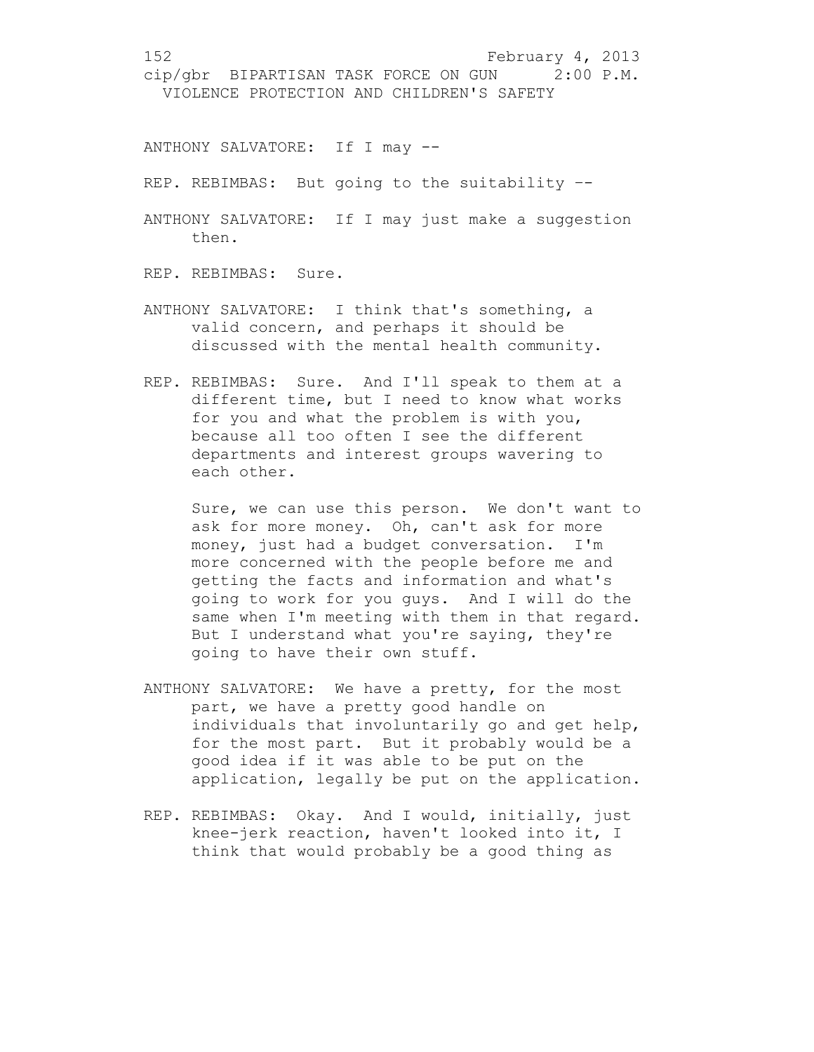ANTHONY SALVATORE: If I may --

REP. REBIMBAS: But going to the suitability --

ANTHONY SALVATORE: If I may just make a suggestion then.

REP. REBIMBAS: Sure.

ANTHONY SALVATORE: I think that's something, a valid concern, and perhaps it should be discussed with the mental health community.

REP. REBIMBAS: Sure. And I'll speak to them at a different time, but I need to know what works for you and what the problem is with you, because all too often I see the different departments and interest groups wavering to each other.

Sure, we can use this person. We don't want to ask for more money. Oh, can't ask for more money, just had a budget conversation. I'm more concerned with the people before me and getting the facts and information and what's going to work for you guys. And I will do the same when I'm meeting with them in that regard. But I understand what you're saying, they're going to have their own stuff.

ANTHONY SALVATORE: We have a pretty, for the most part, we have a pretty good handle on individuals that involuntarily go and get help, for the most part. But it probably would be a good idea if it was able to be put on the application, legally be put on the application.

REP. REBIMBAS: Okay. And I would, initially, just knee-jerk reaction, haven't looked into it, I think that would probably be a good thing as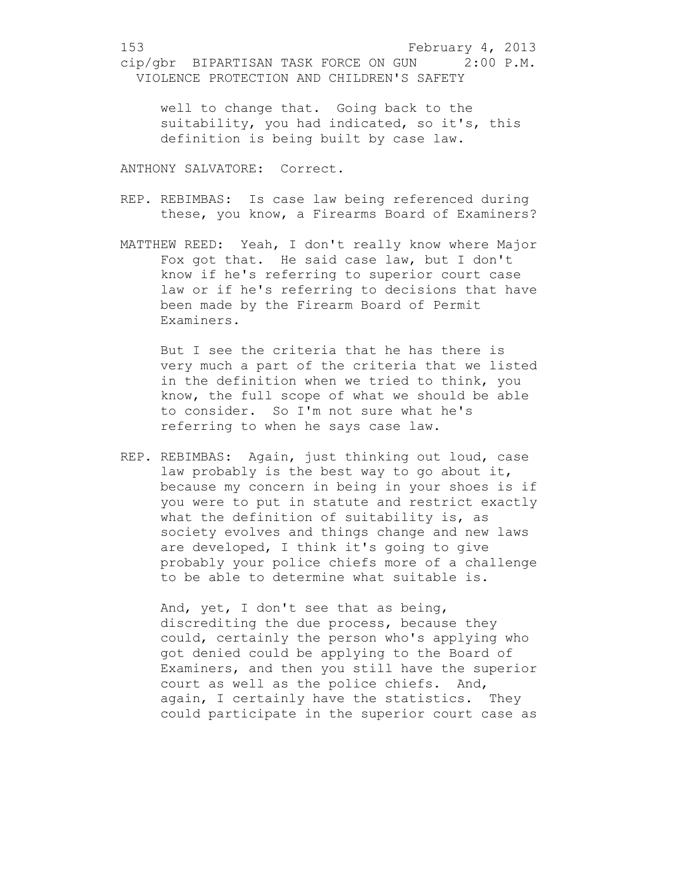well to change that. Going back to the suitability, you had indicated, so it's, this definition is being built by case law.

ANTHONY SALVATORE: Correct.

REP. REBIMBAS: Is case law being referenced during these, you know, a Firearms Board of Examiners?

MATTHEW REED: Yeah, I don't really know where Major Fox got that. He said case law, but I don't know if he's referring to superior court case law or if he's referring to decisions that have been made by the Firearm Board of Permit Examiners.

But I see the criteria that he has there is very much a part of the criteria that we listed in the definition when we tried to think, you know, the full scope of what we should be able to consider. So I'm not sure what he's referring to when he says case law.

REP. REBIMBAS: Again, just thinking out loud, case law probably is the best way to go about it, because my concern in being in your shoes is if you were to put in statute and restrict exactly what the definition of suitability is, as society evolves and things change and new laws are developed, I think it's going to give probably your police chiefs more of a challenge to be able to determine what suitable is.

And, yet, I don't see that as being, discrediting the due process, because they could, certainly the person who's applying who got denied could be applying to the Board of Examiners, and then you still have the superior court as well as the police chiefs. And, again, I certainly have the statistics. They could participate in the superior court case as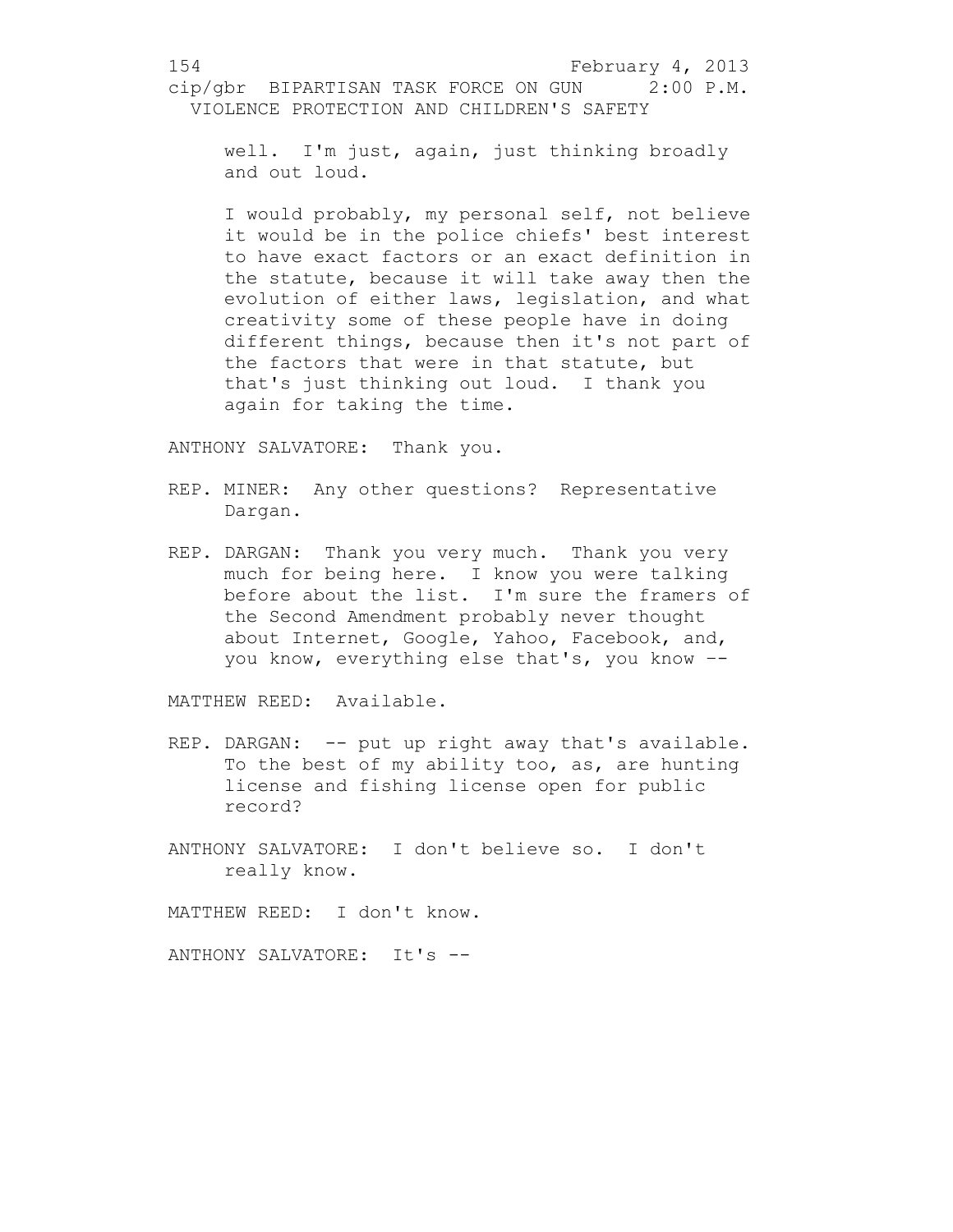well. I'm just, again, just thinking broadly and out loud.

I would probably, my personal self, not believe it would be in the police chiefs' best interest to have exact factors or an exact definition in the statute, because it will take away then the evolution of either laws, legislation, and what creativity some of these people have in doing different things, because then it's not part of the factors that were in that statute, but that's just thinking out loud. I thank you again for taking the time.

ANTHONY SALVATORE: Thank you.

REP. MINER: Any other questions? Representative Dargan.

REP. DARGAN: Thank you very much. Thank you very much for being here. I know you were talking before about the list. I'm sure the framers of the Second Amendment probably never thought about Internet, Google, Yahoo, Facebook, and, you know, everything else that's, you know --

MATTHEW REED: Available.

REP. DARGAN: -- put up right away that's available. To the best of my ability too, as, are hunting license and fishing license open for public record?

ANTHONY SALVATORE: I don't believe so. I don't really know.

MATTHEW REED: I don't know.

ANTHONY SALVATORE: It's --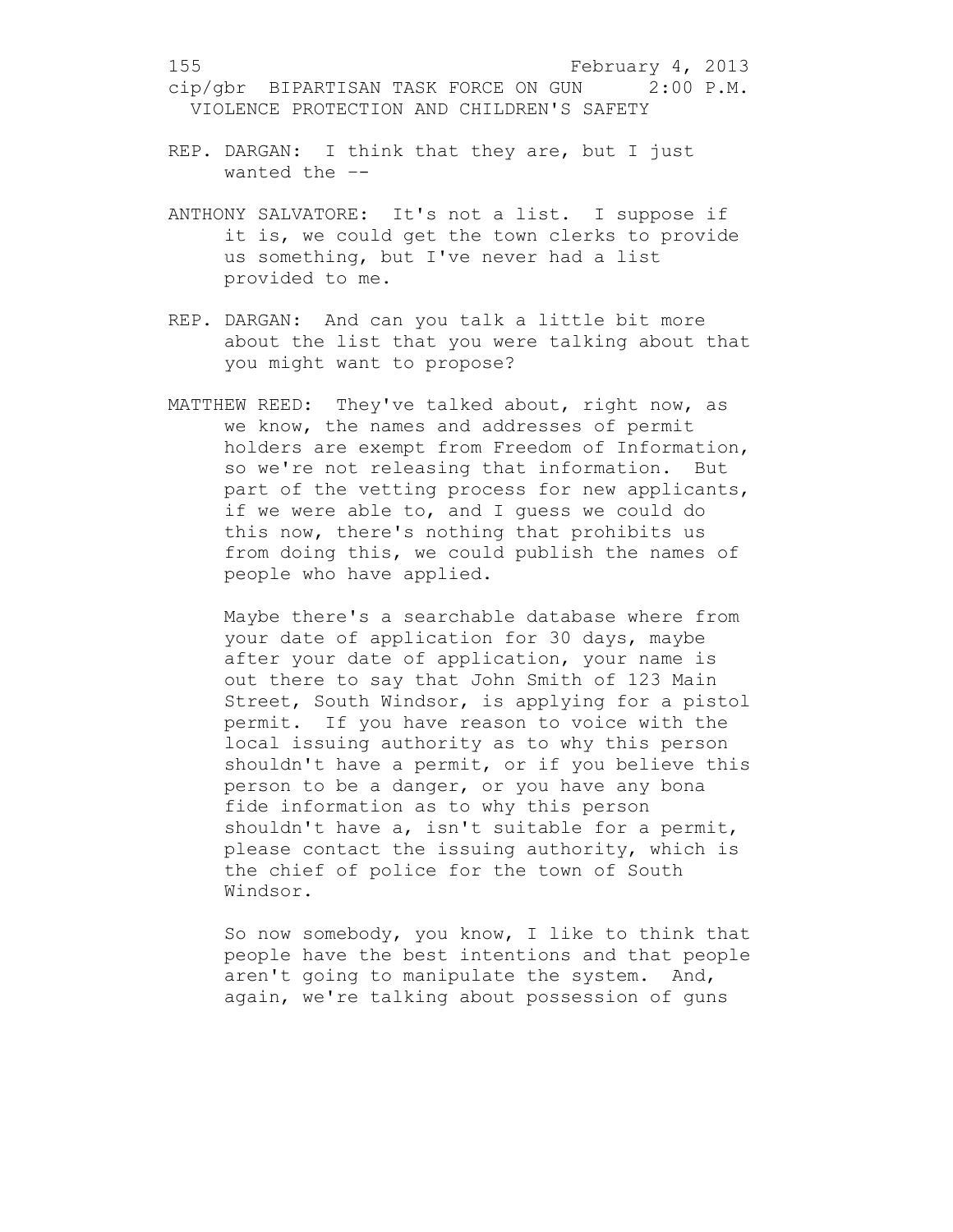REP. DARGAN: I think that they are, but I just wanted the --

ANTHONY SALVATORE: It's not a list. I suppose if it is, we could get the town clerks to provide us something, but I've never had a list provided to me.

REP. DARGAN: And can you talk a little bit more about the list that you were talking about that you might want to propose?

MATTHEW REED: They've talked about, right now, as we know, the names and addresses of permit holders are exempt from Freedom of Information, so we're not releasing that information. But part of the vetting process for new applicants, if we were able to, and I guess we could do this now, there's nothing that prohibits us from doing this, we could publish the names of people who have applied.

Maybe there's a searchable database where from your date of application for 30 days, maybe after your date of application, your name is out there to say that John Smith of 123 Main Street, South Windsor, is applying for a pistol permit. If you have reason to voice with the local issuing authority as to why this person shouldn't have a permit, or if you believe this person to be a danger, or you have any bona fide information as to why this person shouldn't have a, isn't suitable for a permit, please contact the issuing authority, which is the chief of police for the town of South Windsor.

So now somebody, you know, I like to think that people have the best intentions and that people aren't going to manipulate the system. And, again, we're talking about possession of guns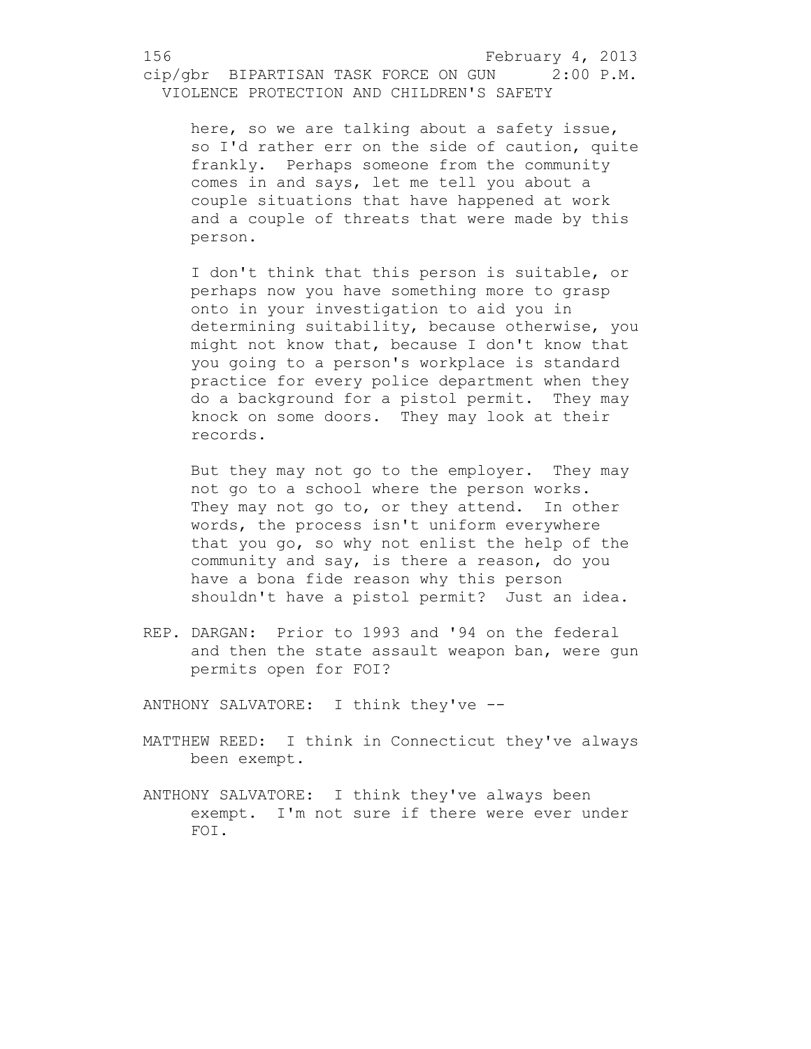here, so we are talking about a safety issue, so I'd rather err on the side of caution, quite frankly. Perhaps someone from the community comes in and says, let me tell you about a couple situations that have happened at work and a couple of threats that were made by this person.

I don't think that this person is suitable, or perhaps now you have something more to grasp onto in your investigation to aid you in determining suitability, because otherwise, you might not know that, because I don't know that you going to a person's workplace is standard practice for every police department when they do a background for a pistol permit. They may knock on some doors. They may look at their records.

But they may not go to the employer. They may not go to a school where the person works. They may not go to, or they attend. In other words, the process isn't uniform everywhere that you go, so why not enlist the help of the community and say, is there a reason, do you have a bona fide reason why this person shouldn't have a pistol permit? Just an idea.

REP. DARGAN: Prior to 1993 and '94 on the federal and then the state assault weapon ban, were gun permits open for FOI?

ANTHONY SALVATORE: I think they've --

MATTHEW REED: I think in Connecticut they've always been exempt.

ANTHONY SALVATORE: I think they've always been exempt. I'm not sure if there were ever under FOI.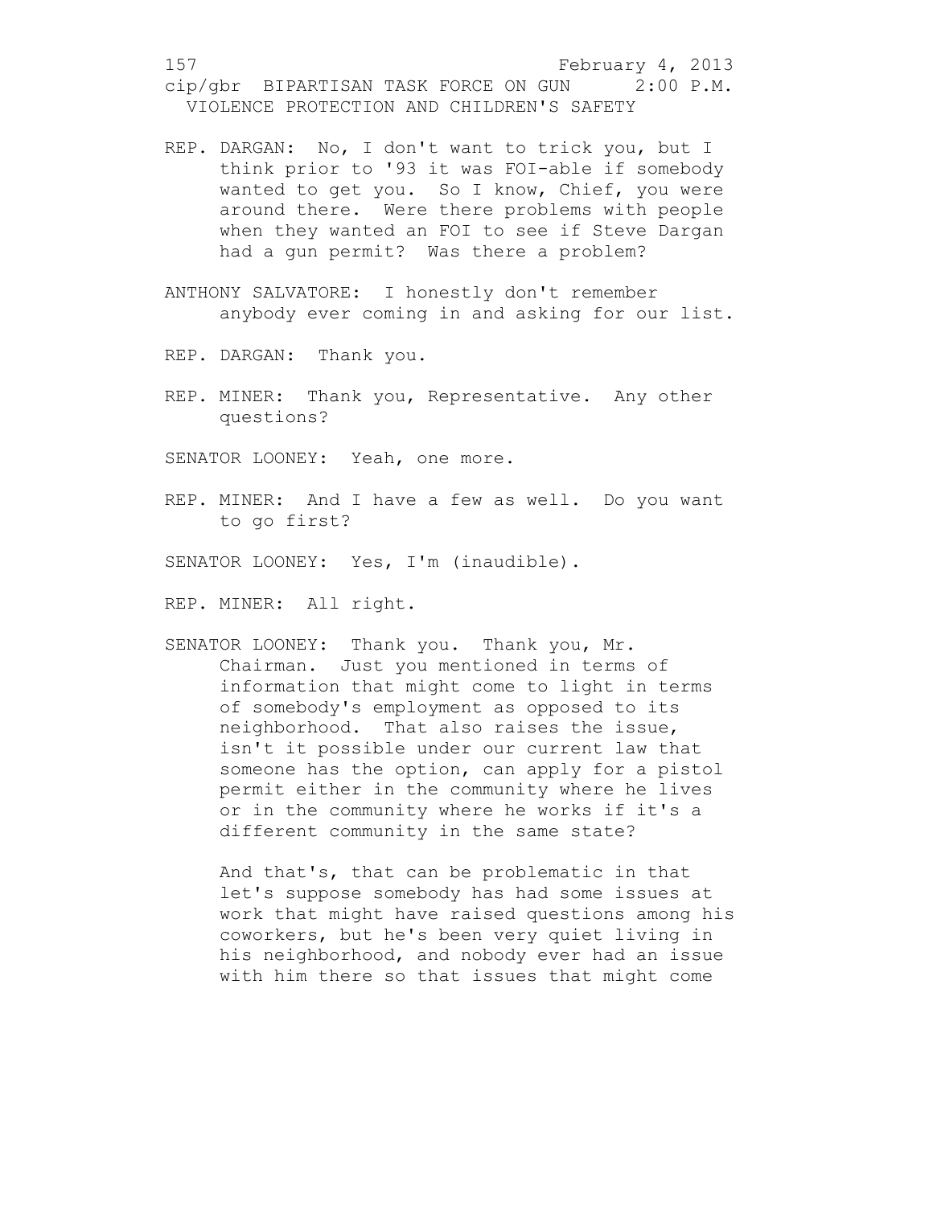REP. DARGAN: No, I don't want to trick you, but I think prior to '93 it was FOI-able if somebody wanted to get you. So I know, Chief, you were around there. Were there problems with people when they wanted an FOI to see if Steve Dargan had a gun permit? Was there a problem?

ANTHONY SALVATORE: I honestly don't remember anybody ever coming in and asking for our list.

REP. DARGAN: Thank you.

REP. MINER: Thank you, Representative. Any other questions?

SENATOR LOONEY: Yeah, one more.

REP. MINER: And I have a few as well. Do you want to go first?

SENATOR LOONEY: Yes, I'm (inaudible).

REP. MINER: All right.

SENATOR LOONEY: Thank you. Thank you, Mr. Chairman. Just you mentioned in terms of information that might come to light in terms of somebody's employment as opposed to its neighborhood. That also raises the issue, isn't it possible under our current law that someone has the option, can apply for a pistol permit either in the community where he lives or in the community where he works if it's a different community in the same state?

And that's, that can be problematic in that let's suppose somebody has had some issues at work that might have raised questions among his coworkers, but he's been very quiet living in his neighborhood, and nobody ever had an issue with him there so that issues that might come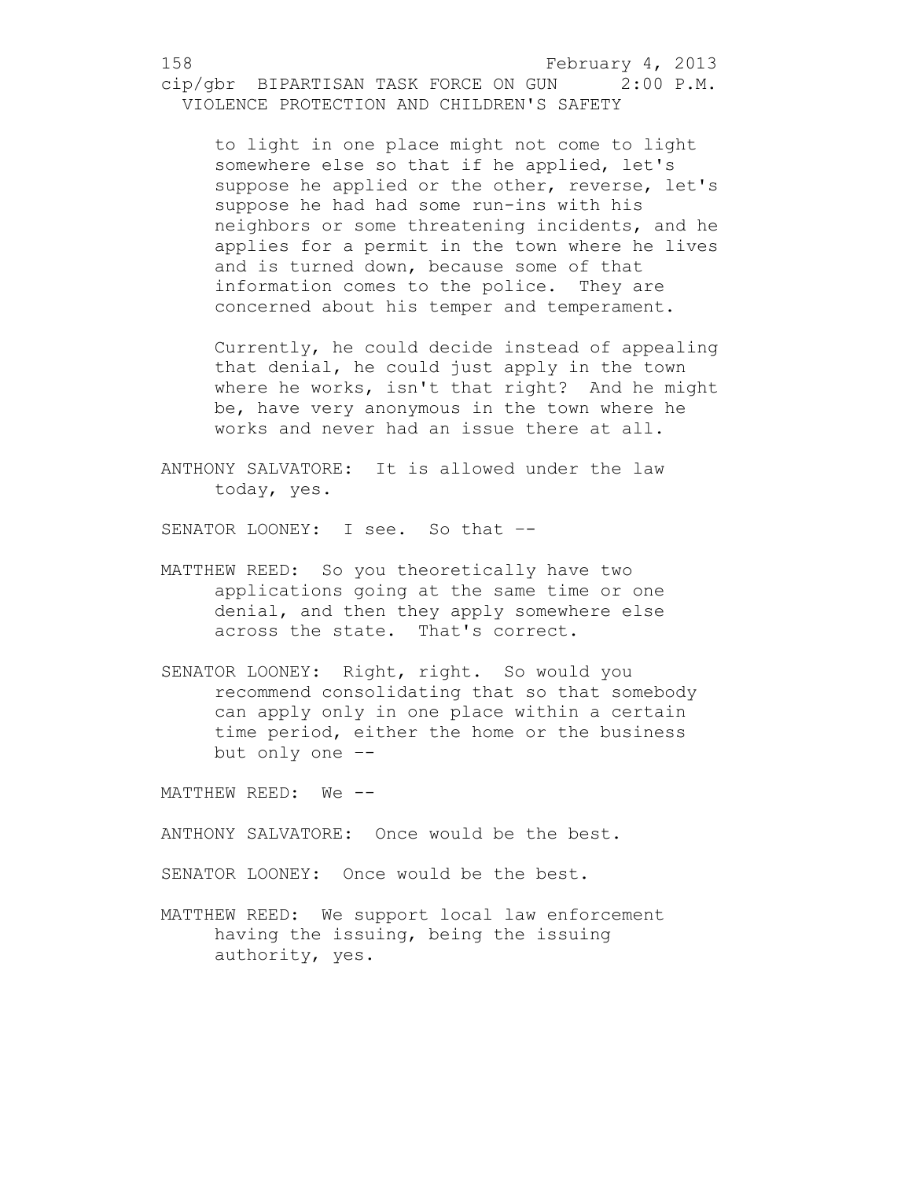to light in one place might not come to light somewhere else so that if he applied, let's suppose he applied or the other, reverse, let's suppose he had had some run-ins with his neighbors or some threatening incidents, and he applies for a permit in the town where he lives and is turned down, because some of that information comes to the police. They are concerned about his temper and temperament.

Currently, he could decide instead of appealing that denial, he could just apply in the town where he works, isn't that right? And he might be, have very anonymous in the town where he works and never had an issue there at all.

ANTHONY SALVATORE: It is allowed under the law today, yes.

SENATOR LOONEY: I see. So that --

MATTHEW REED: So you theoretically have two applications going at the same time or one denial, and then they apply somewhere else across the state. That's correct.

SENATOR LOONEY: Right, right. So would you recommend consolidating that so that somebody can apply only in one place within a certain time period, either the home or the business but only one --

MATTHEW REED: We --

ANTHONY SALVATORE: Once would be the best.

SENATOR LOONEY: Once would be the best.

MATTHEW REED: We support local law enforcement having the issuing, being the issuing authority, yes.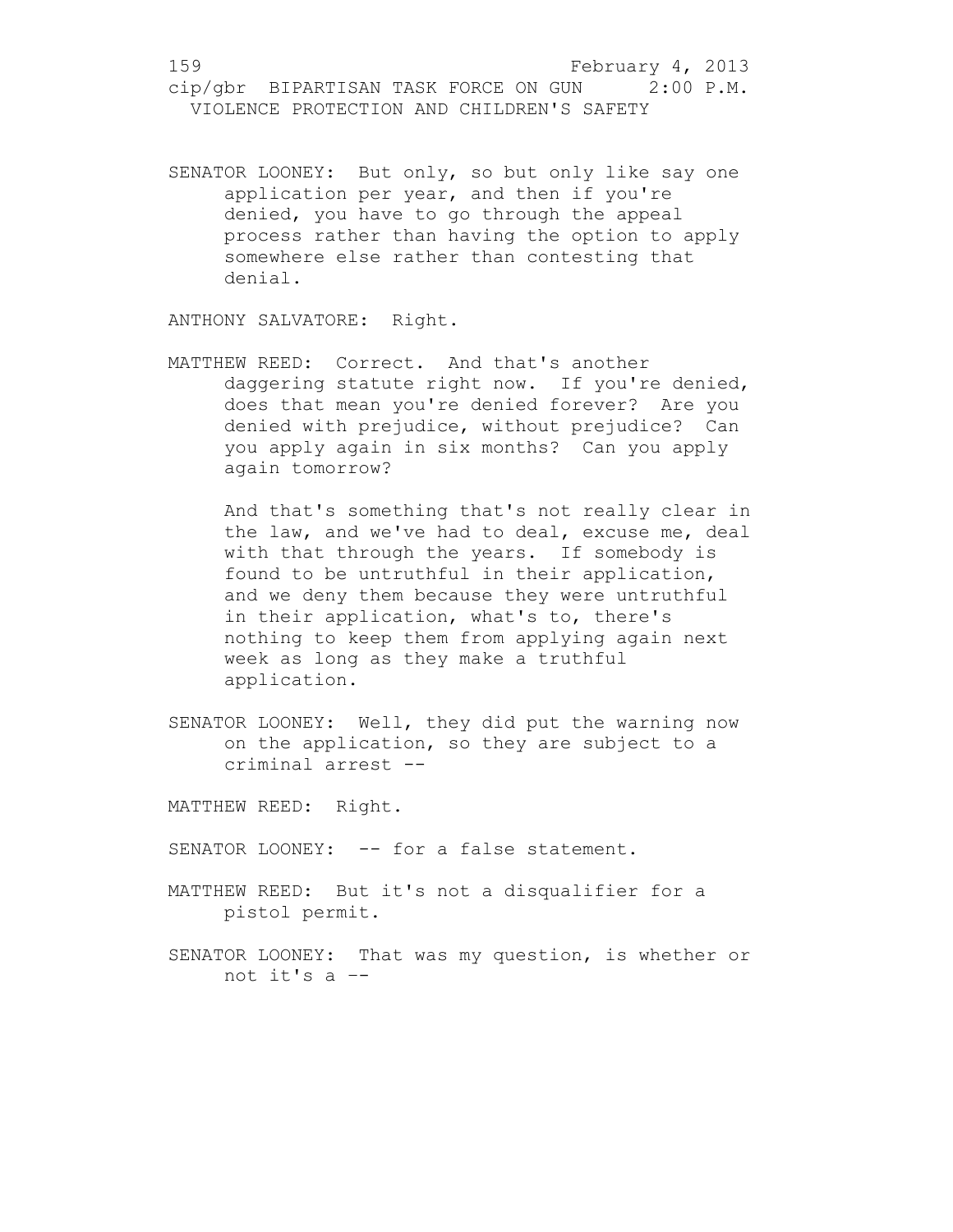SENATOR LOONEY: But only, so but only like say one application per year, and then if you're denied, you have to go through the appeal process rather than having the option to apply somewhere else rather than contesting that denial.

ANTHONY SALVATORE: Right.

MATTHEW REED: Correct. And that's another daggering statute right now. If you're denied, does that mean you're denied forever? Are you denied with prejudice, without prejudice? Can you apply again in six months? Can you apply again tomorrow?

And that's something that's not really clear in the law, and we've had to deal, excuse me, deal with that through the years. If somebody is found to be untruthful in their application, and we deny them because they were untruthful in their application, what's to, there's nothing to keep them from applying again next week as long as they make a truthful application.

SENATOR LOONEY: Well, they did put the warning now on the application, so they are subject to a criminal arrest --

MATTHEW REED: Right.

SENATOR LOONEY: -- for a false statement.

MATTHEW REED: But it's not a disqualifier for a pistol permit.

SENATOR LOONEY: That was my question, is whether or not it's a --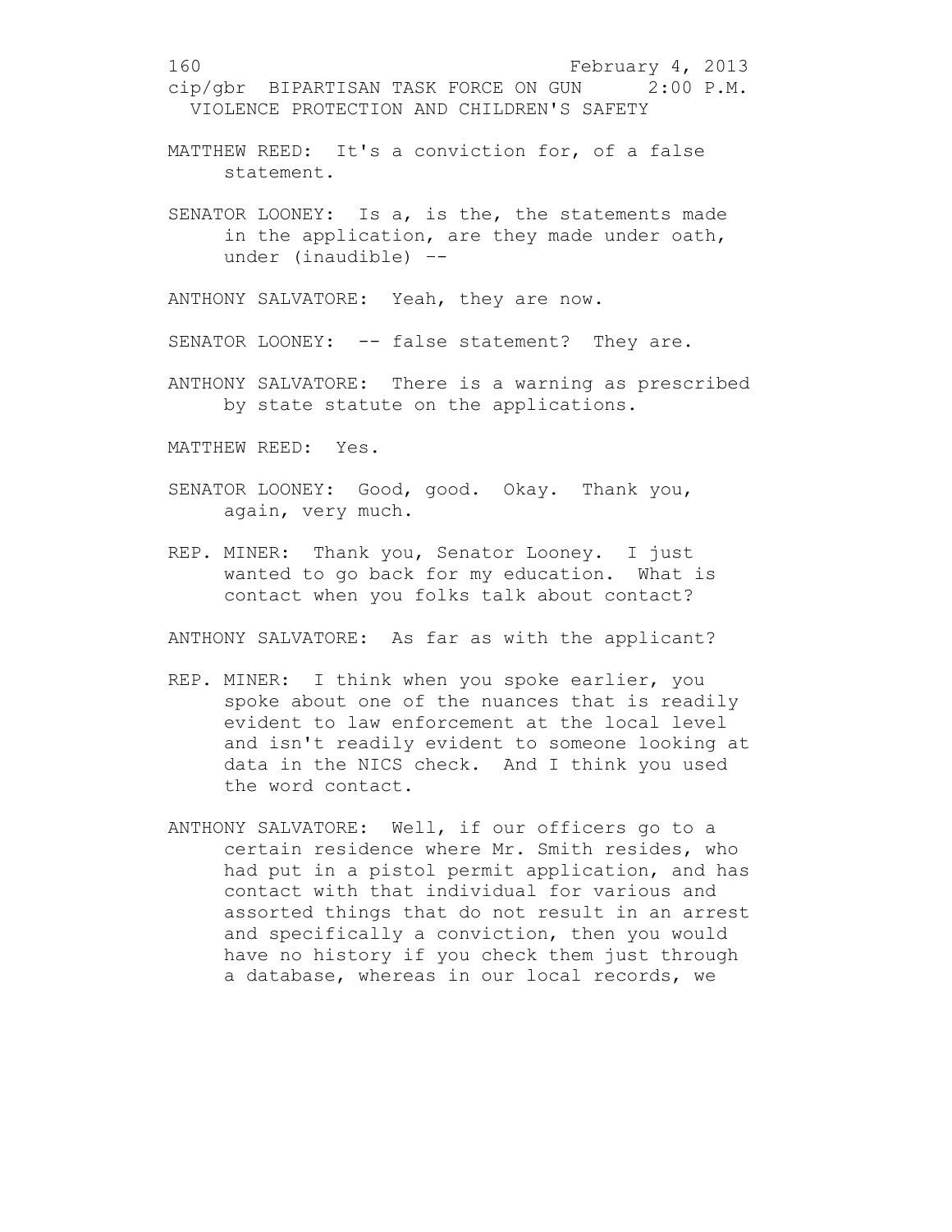MATTHEW REED: It's a conviction for, of a false statement.

SENATOR LOONEY: Is a, is the, the statements made in the application, are they made under oath, under (inaudible) --

ANTHONY SALVATORE: Yeah, they are now.

SENATOR LOONEY: -- false statement? They are.

ANTHONY SALVATORE: There is a warning as prescribed by state statute on the applications.

MATTHEW REED: Yes.

SENATOR LOONEY: Good, good. Okay. Thank you, again, very much.

REP. MINER: Thank you, Senator Looney. I just wanted to go back for my education. What is contact when you folks talk about contact?

ANTHONY SALVATORE: As far as with the applicant?

REP. MINER: I think when you spoke earlier, you spoke about one of the nuances that is readily evident to law enforcement at the local level and isn't readily evident to someone looking at data in the NICS check. And I think you used the word contact.

ANTHONY SALVATORE: Well, if our officers go to a certain residence where Mr. Smith resides, who had put in a pistol permit application, and has contact with that individual for various and assorted things that do not result in an arrest and specifically a conviction, then you would have no history if you check them just through a database, whereas in our local records, we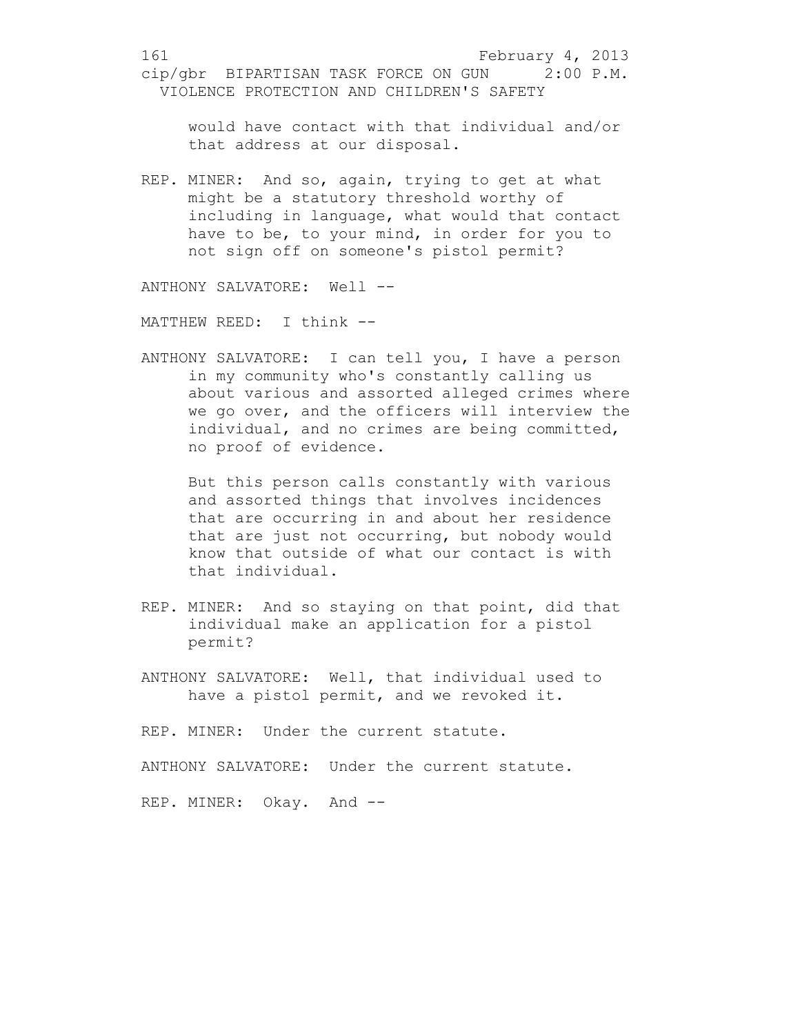would have contact with that individual and/or that address at our disposal.

REP. MINER: And so, again, trying to get at what might be a statutory threshold worthy of including in language, what would that contact have to be, to your mind, in order for you to not sign off on someone's pistol permit?

ANTHONY SALVATORE: Well --

MATTHEW REED: I think --

ANTHONY SALVATORE: I can tell you, I have a person in my community who's constantly calling us about various and assorted alleged crimes where we go over, and the officers will interview the individual, and no crimes are being committed, no proof of evidence.

But this person calls constantly with various and assorted things that involves incidences that are occurring in and about her residence that are just not occurring, but nobody would know that outside of what our contact is with that individual.

REP. MINER: And so staying on that point, did that individual make an application for a pistol permit?

ANTHONY SALVATORE: Well, that individual used to have a pistol permit, and we revoked it.

REP. MINER: Under the current statute.

ANTHONY SALVATORE: Under the current statute.

REP. MINER: Okay. And --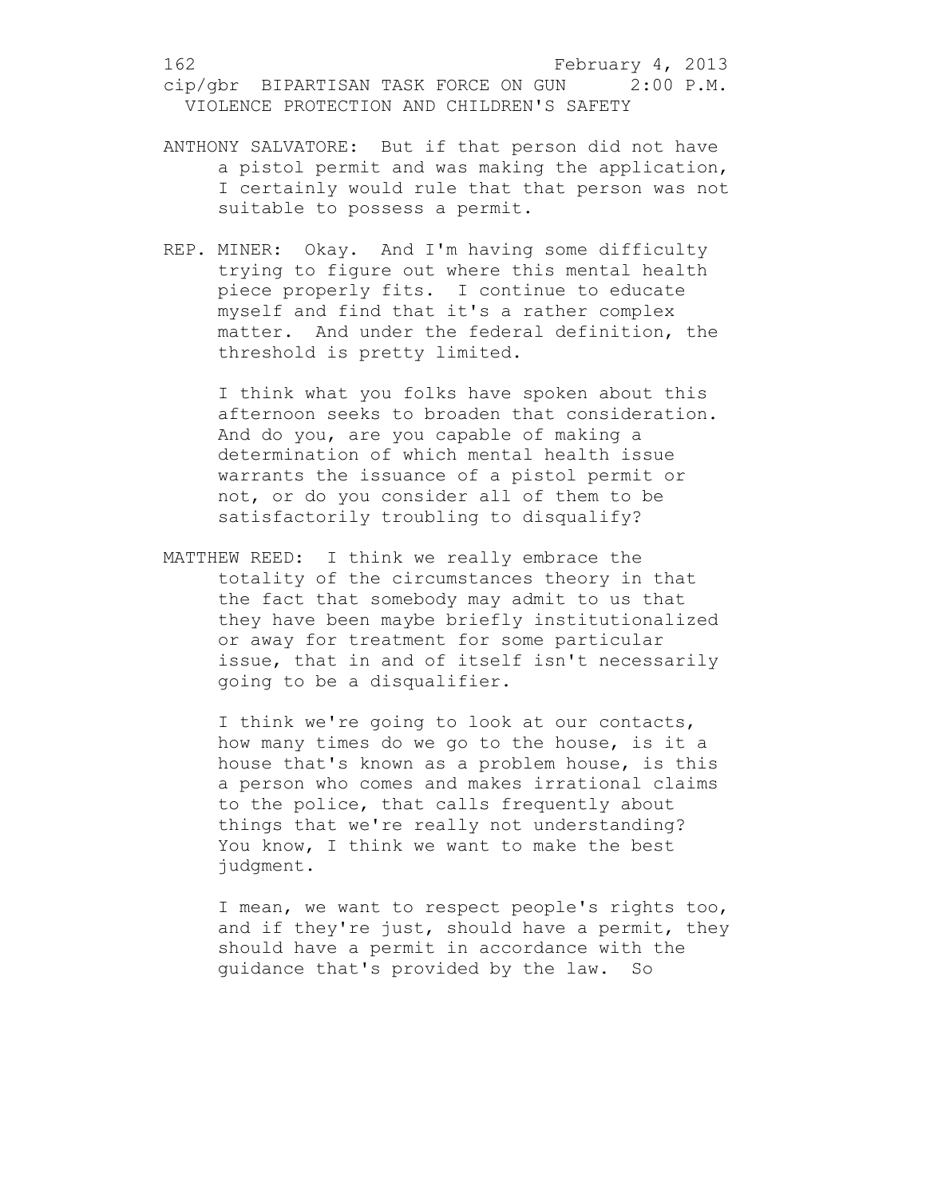ANTHONY SALVATORE: But if that person did not have a pistol permit and was making the application, I certainly would rule that that person was not suitable to possess a permit.

REP. MINER: Okay. And I'm having some difficulty trying to figure out where this mental health piece properly fits. I continue to educate myself and find that it's a rather complex matter. And under the federal definition, the threshold is pretty limited.

I think what you folks have spoken about this afternoon seeks to broaden that consideration. And do you, are you capable of making a determination of which mental health issue warrants the issuance of a pistol permit or not, or do you consider all of them to be satisfactorily troubling to disqualify?

MATTHEW REED: I think we really embrace the totality of the circumstances theory in that the fact that somebody may admit to us that they have been maybe briefly institutionalized or away for treatment for some particular issue, that in and of itself isn't necessarily going to be a disqualifier.

I think we're going to look at our contacts, how many times do we go to the house, is it a house that's known as a problem house, is this a person who comes and makes irrational claims to the police, that calls frequently about things that we're really not understanding? You know, I think we want to make the best judgment.

I mean, we want to respect people's rights too, and if they're just, should have a permit, they should have a permit in accordance with the guidance that's provided by the law. So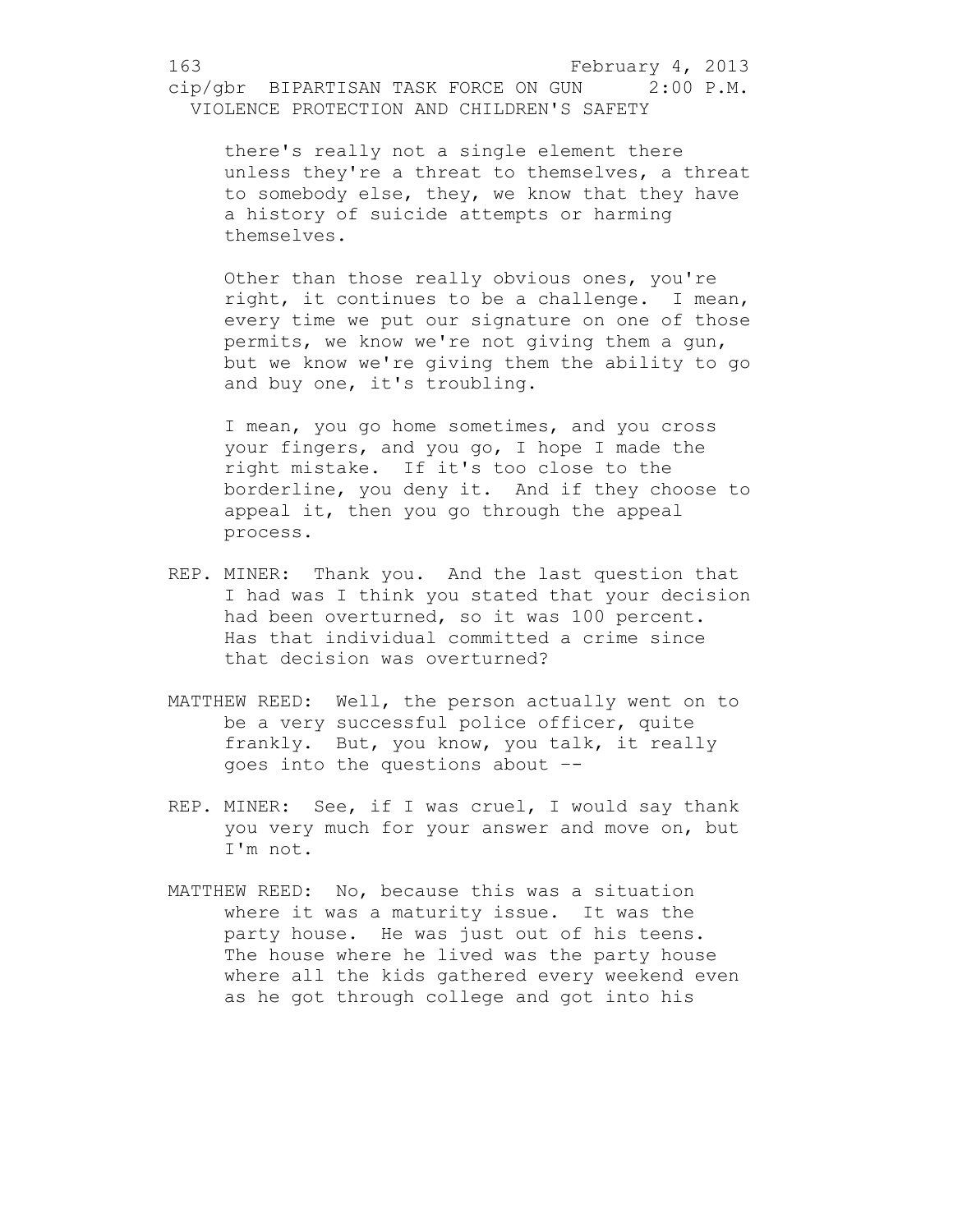there's really not a single element there unless they're a threat to themselves, a threat to somebody else, they, we know that they have a history of suicide attempts or harming themselves.

Other than those really obvious ones, you're right, it continues to be a challenge. I mean, every time we put our signature on one of those permits, we know we're not giving them a gun, but we know we're giving them the ability to go and buy one, it's troubling.

I mean, you go home sometimes, and you cross your fingers, and you go, I hope I made the right mistake. If it's too close to the borderline, you deny it. And if they choose to appeal it, then you go through the appeal process.

REP. MINER: Thank you. And the last question that I had was I think you stated that your decision had been overturned, so it was 100 percent. Has that individual committed a crime since that decision was overturned?

MATTHEW REED: Well, the person actually went on to be a very successful police officer, quite frankly. But, you know, you talk, it really goes into the questions about --

REP. MINER: See, if I was cruel, I would say thank you very much for your answer and move on, but I'm not.

MATTHEW REED: No, because this was a situation where it was a maturity issue. It was the party house. He was just out of his teens. The house where he lived was the party house where all the kids gathered every weekend even as he got through college and got into his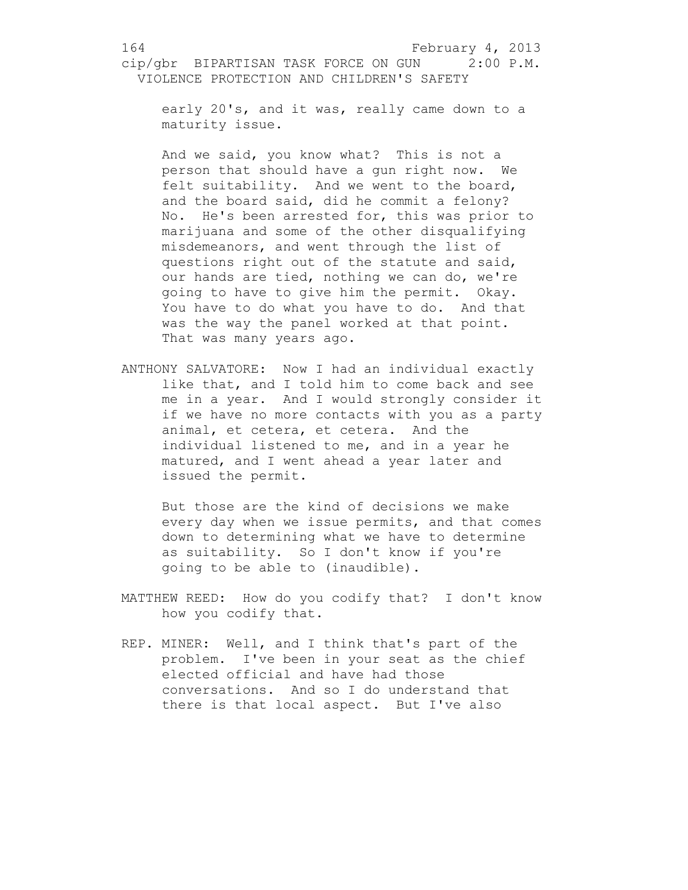early 20's, and it was, really came down to a maturity issue.

And we said, you know what? This is not a person that should have a gun right now. We felt suitability. And we went to the board, and the board said, did he commit a felony? No. He's been arrested for, this was prior to marijuana and some of the other disqualifying misdemeanors, and went through the list of questions right out of the statute and said, our hands are tied, nothing we can do, we're going to have to give him the permit. Okay. You have to do what you have to do. And that was the way the panel worked at that point. That was many years ago.

ANTHONY SALVATORE: Now I had an individual exactly like that, and I told him to come back and see me in a year. And I would strongly consider it if we have no more contacts with you as a party animal, et cetera, et cetera. And the individual listened to me, and in a year he matured, and I went ahead a year later and issued the permit.

But those are the kind of decisions we make every day when we issue permits, and that comes down to determining what we have to determine as suitability. So I don't know if you're going to be able to (inaudible).

MATTHEW REED: How do you codify that? I don't know how you codify that.

REP. MINER: Well, and I think that's part of the problem. I've been in your seat as the chief elected official and have had those conversations. And so I do understand that there is that local aspect. But I've also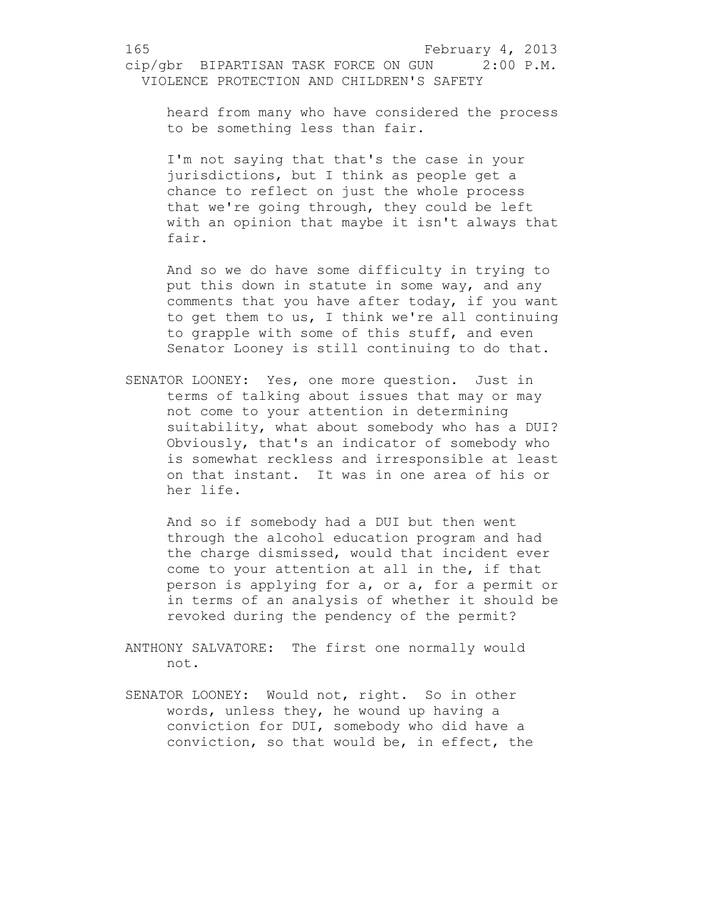heard from many who have considered the process to be something less than fair.

I'm not saying that that's the case in your jurisdictions, but I think as people get a chance to reflect on just the whole process that we're going through, they could be left with an opinion that maybe it isn't always that fair.

And so we do have some difficulty in trying to put this down in statute in some way, and any comments that you have after today, if you want to get them to us, I think we're all continuing to grapple with some of this stuff, and even Senator Looney is still continuing to do that.

SENATOR LOONEY: Yes, one more question. Just in terms of talking about issues that may or may not come to your attention in determining suitability, what about somebody who has a DUI? Obviously, that's an indicator of somebody who is somewhat reckless and irresponsible at least on that instant. It was in one area of his or her life.

And so if somebody had a DUI but then went through the alcohol education program and had the charge dismissed, would that incident ever come to your attention at all in the, if that person is applying for a, or a, for a permit or in terms of an analysis of whether it should be revoked during the pendency of the permit?

ANTHONY SALVATORE: The first one normally would not.

SENATOR LOONEY: Would not, right. So in other words, unless they, he wound up having a conviction for DUI, somebody who did have a conviction, so that would be, in effect, the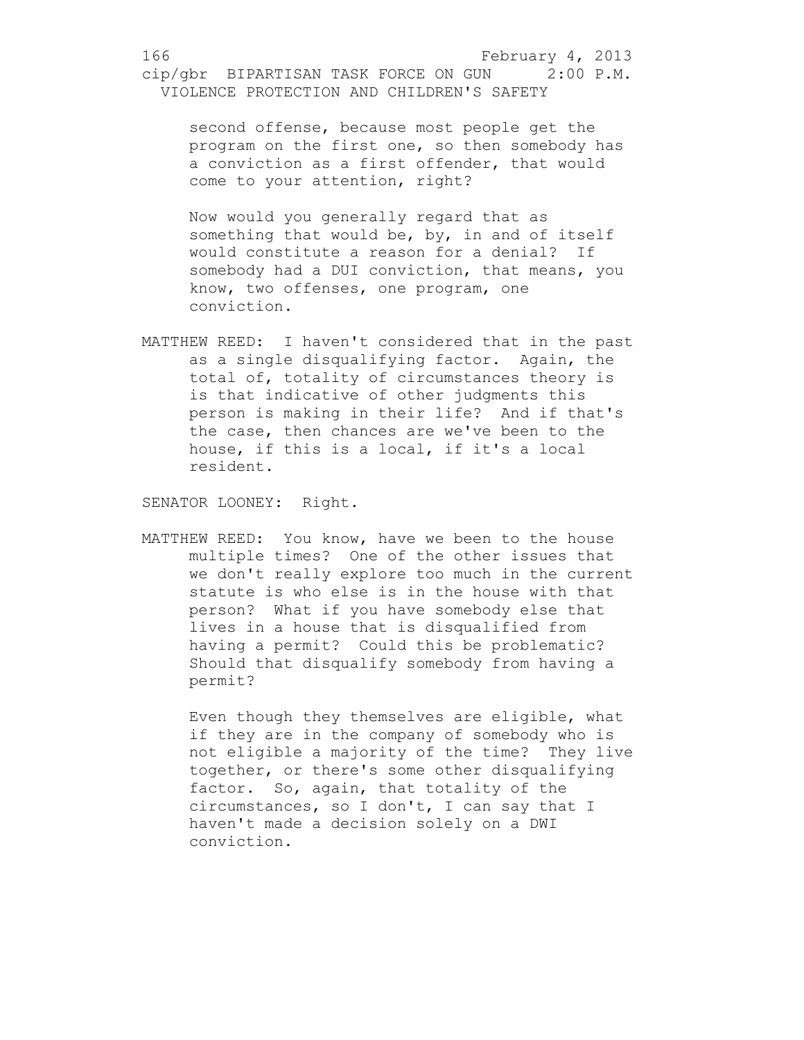second offense, because most people get the program on the first one, so then somebody has a conviction as a first offender, that would come to your attention, right?

Now would you generally regard that as something that would be, by, in and of itself would constitute a reason for a denial? If somebody had a DUI conviction, that means, you know, two offenses, one program, one conviction.

MATTHEW REED: I haven't considered that in the past as a single disqualifying factor. Again, the total of, totality of circumstances theory is is that indicative of other judgments this person is making in their life? And if that's the case, then chances are we've been to the house, if this is a local, if it's a local resident.

SENATOR LOONEY: Right.

MATTHEW REED: You know, have we been to the house multiple times? One of the other issues that we don't really explore too much in the current statute is who else is in the house with that person? What if you have somebody else that lives in a house that is disqualified from having a permit? Could this be problematic? Should that disqualify somebody from having a permit?

Even though they themselves are eligible, what if they are in the company of somebody who is not eligible a majority of the time? They live together, or there's some other disqualifying factor. So, again, that totality of the circumstances, so I don't, I can say that I haven't made a decision solely on a DWI conviction.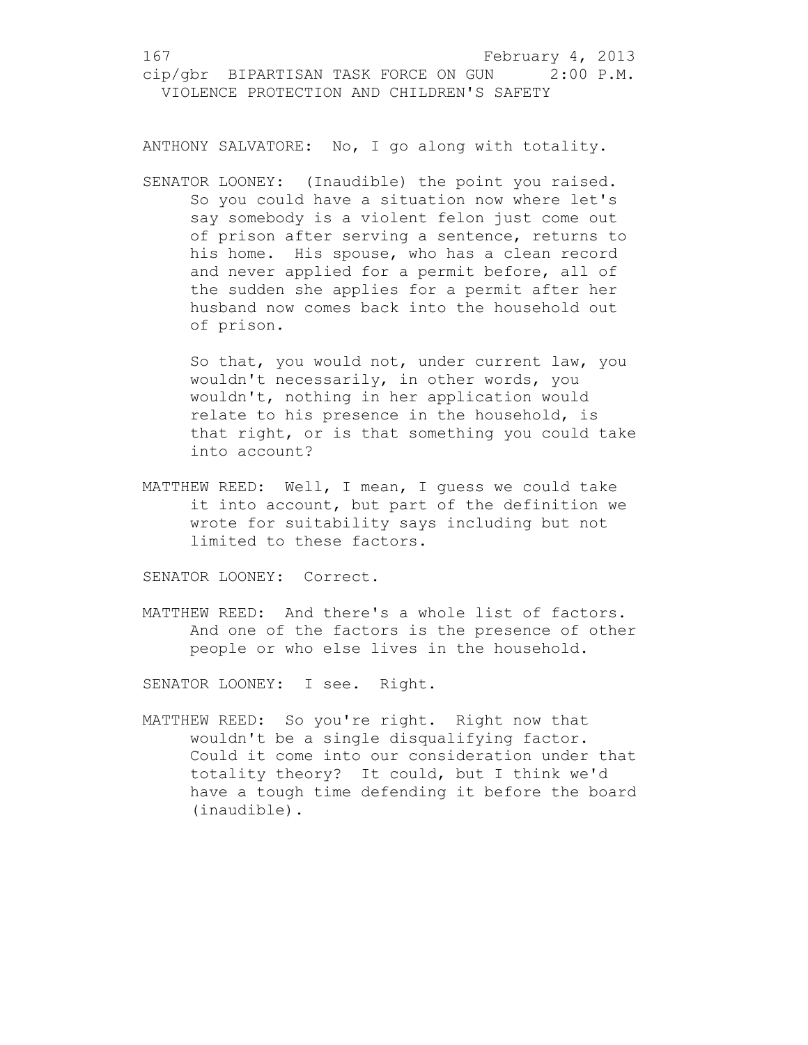ANTHONY SALVATORE: No, I go along with totality.

SENATOR LOONEY: (Inaudible) the point you raised. So you could have a situation now where let's say somebody is a violent felon just come out of prison after serving a sentence, returns to his home. His spouse, who has a clean record and never applied for a permit before, all of the sudden she applies for a permit after her husband now comes back into the household out of prison.

So that, you would not, under current law, you wouldn't necessarily, in other words, you wouldn't, nothing in her application would relate to his presence in the household, is that right, or is that something you could take into account?

MATTHEW REED: Well, I mean, I guess we could take it into account, but part of the definition we wrote for suitability says including but not limited to these factors.

SENATOR LOONEY: Correct.

MATTHEW REED: And there's a whole list of factors. And one of the factors is the presence of other people or who else lives in the household.

SENATOR LOONEY: I see. Right.

MATTHEW REED: So you're right. Right now that wouldn't be a single disqualifying factor. Could it come into our consideration under that totality theory? It could, but I think we'd have a tough time defending it before the board (inaudible).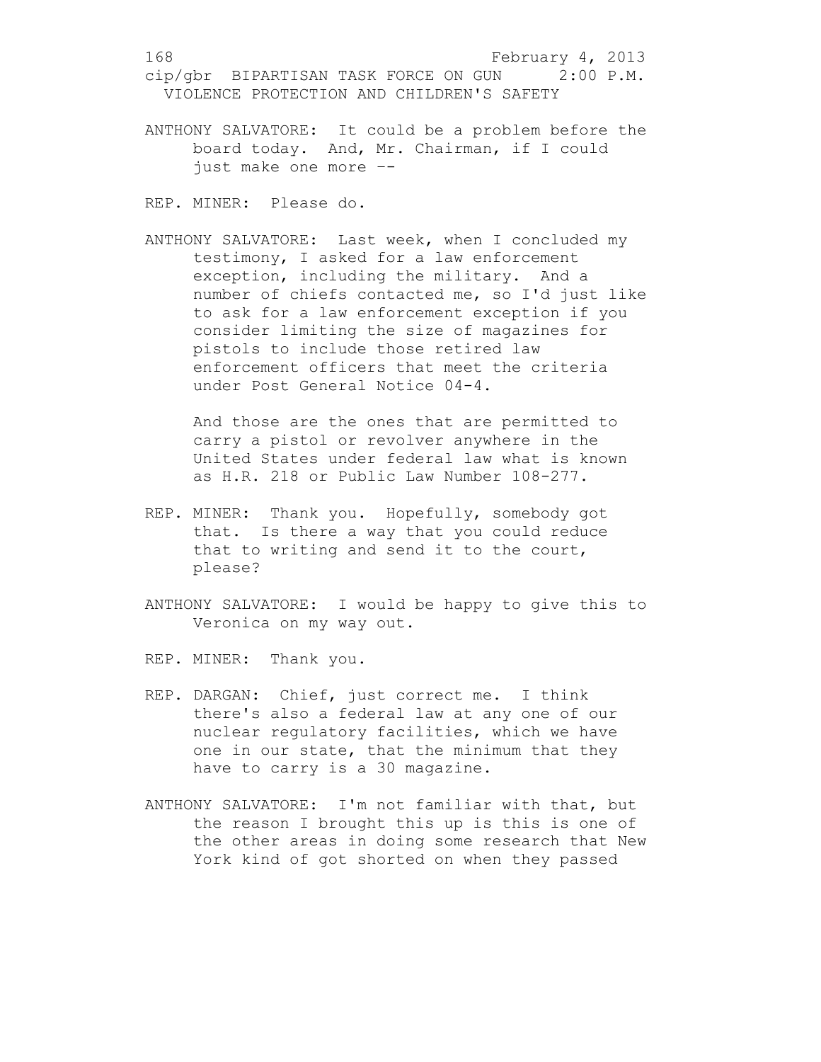ANTHONY SALVATORE: It could be a problem before the board today. And, Mr. Chairman, if I could just make one more --

REP. MINER: Please do.

ANTHONY SALVATORE: Last week, when I concluded my testimony, I asked for a law enforcement exception, including the military. And a number of chiefs contacted me, so I'd just like to ask for a law enforcement exception if you consider limiting the size of magazines for pistols to include those retired law enforcement officers that meet the criteria under Post General Notice 04-4.

And those are the ones that are permitted to carry a pistol or revolver anywhere in the United States under federal law what is known as H.R. 218 or Public Law Number 108-277.

REP. MINER: Thank you. Hopefully, somebody got that. Is there a way that you could reduce that to writing and send it to the court, please?

ANTHONY SALVATORE: I would be happy to give this to Veronica on my way out.

REP. MINER: Thank you.

REP. DARGAN: Chief, just correct me. I think there's also a federal law at any one of our nuclear regulatory facilities, which we have one in our state, that the minimum that they have to carry is a 30 magazine.

ANTHONY SALVATORE: I'm not familiar with that, but the reason I brought this up is this is one of the other areas in doing some research that New York kind of got shorted on when they passed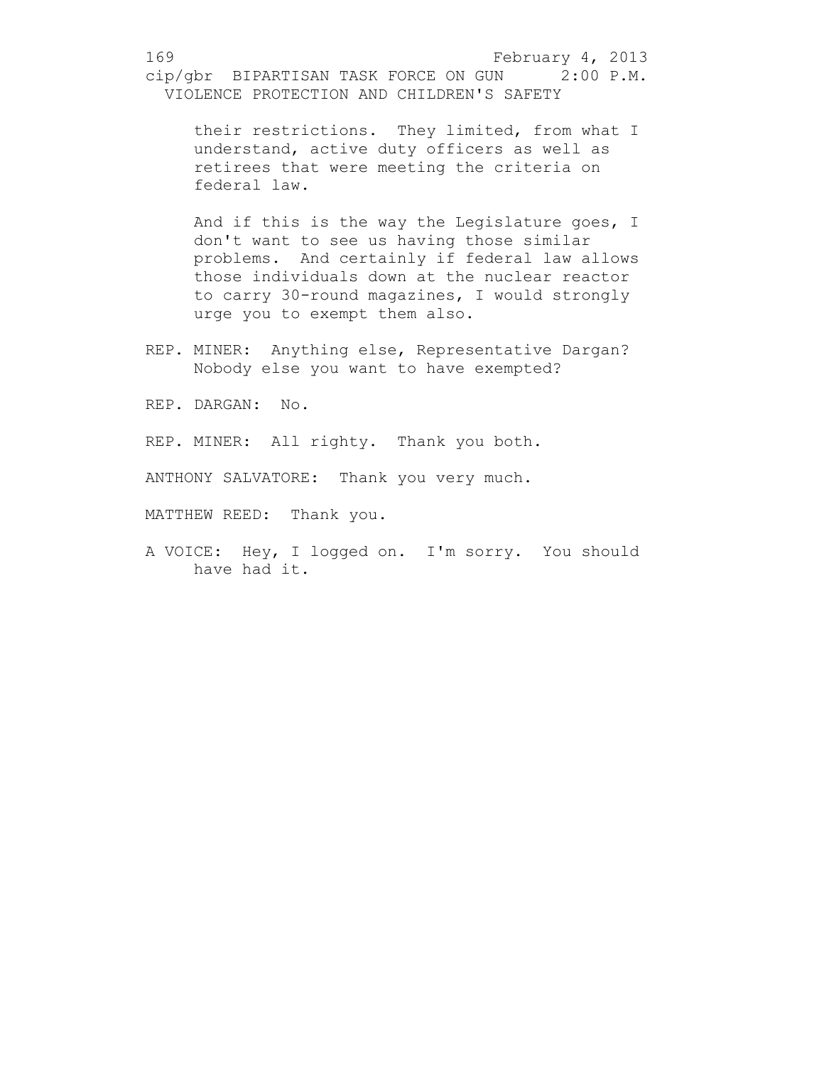their restrictions. They limited, from what I understand, active duty officers as well as retirees that were meeting the criteria on federal law.

And if this is the way the Legislature goes, I don't want to see us having those similar problems. And certainly if federal law allows those individuals down at the nuclear reactor to carry 30-round magazines, I would strongly urge you to exempt them also.

REP. MINER: Anything else, Representative Dargan? Nobody else you want to have exempted?

REP. DARGAN: No.

REP. MINER: All righty. Thank you both.

ANTHONY SALVATORE: Thank you very much.

MATTHEW REED: Thank you.

A VOICE: Hey, I logged on. I'm sorry. You should have had it.